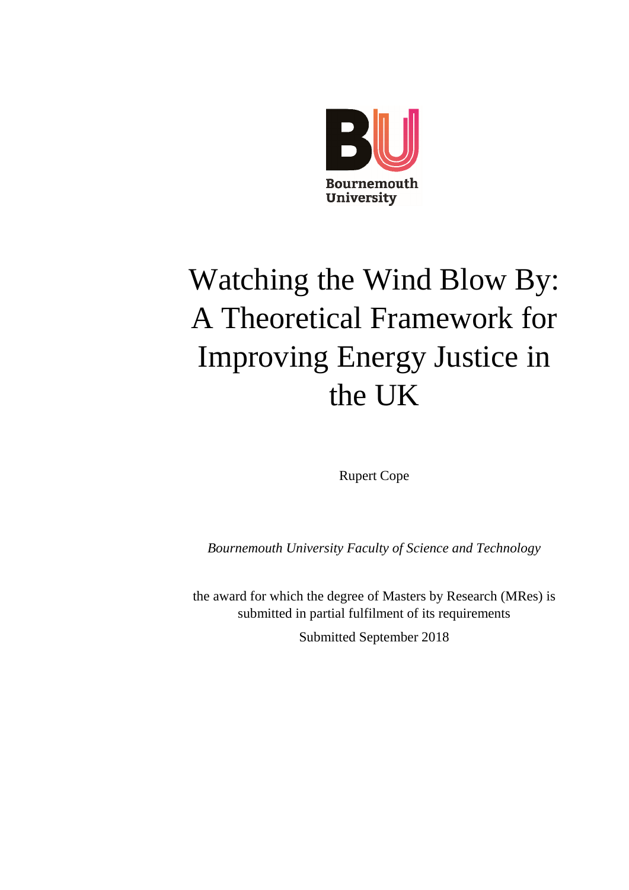Bournemouth University

# Watching the Wind Blow By: A Theoretical Framework for Improving Energy Justice in the UK

Rupert Cope

*Bournemouth University Faculty of Science and Technology*

the award for which the degree of Masters by Research (MRes) is submitted in partial fulfilment of its requirements

Submitted September 2018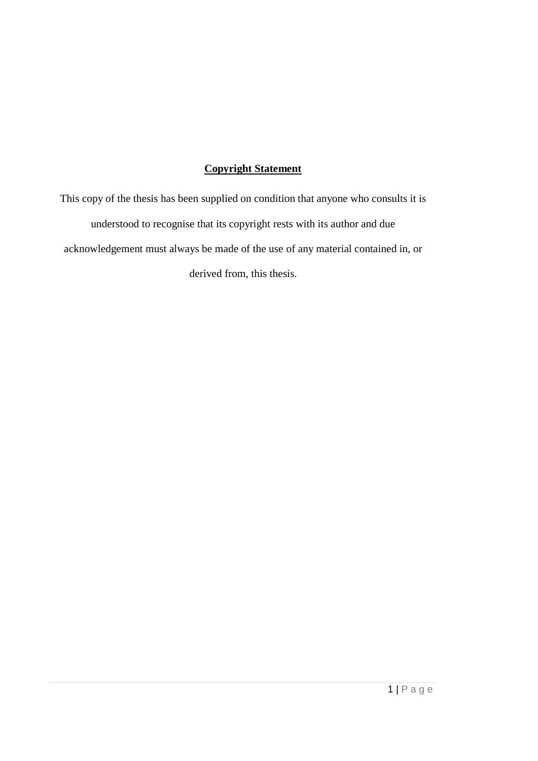## **Copyright Statement**

This copy of the thesis has been supplied on condition that anyone who consults it is understood to recognise that its copyright rests with its author and due acknowledgement must always be made of the use of any material contained in, or derived from, this thesis.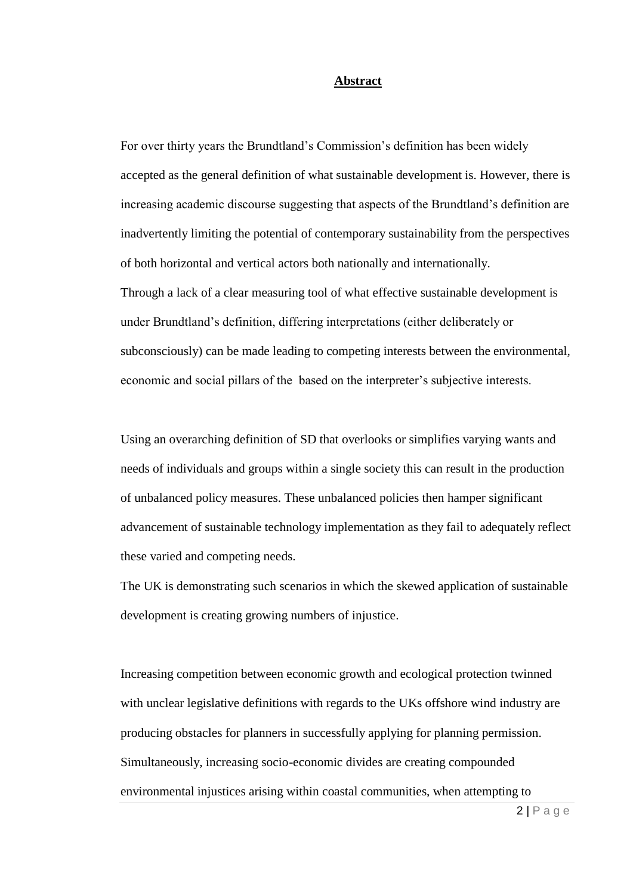**Abstract**

For over thirty years the Brundtland's Commission's definition has been widely accepted as the general definition of what sustainable development is. However, there is increasing academic discourse suggesting that aspects of the Brundtland's definition are inadvertently limiting the potential of contemporary sustainability from the perspectives of both horizontal and vertical actors both nationally and internationally.
Through a lack of a clear measuring tool of what effective sustainable development is under Brundtland's definition, differing interpretations (either deliberately or subconsciously) can be made leading to competing interests between the environmental, economic and social pillars of the  based on the interpreter's subjective interests.

Using an overarching definition of SD that overlooks or simplifies varying wants and needs of individuals and groups within a single society this can result in the production of unbalanced policy measures. These unbalanced policies then hamper significant advancement of sustainable technology implementation as they fail to adequately reflect these varied and competing needs.
The UK is demonstrating such scenarios in which the skewed application of sustainable development is creating growing numbers of injustice.

Increasing competition between economic growth and ecological protection twinned with unclear legislative definitions with regards to the UKs offshore wind industry are producing obstacles for planners in successfully applying for planning permission. Simultaneously, increasing socio-economic divides are creating compounded environmental injustices arising within coastal communities, when attempting to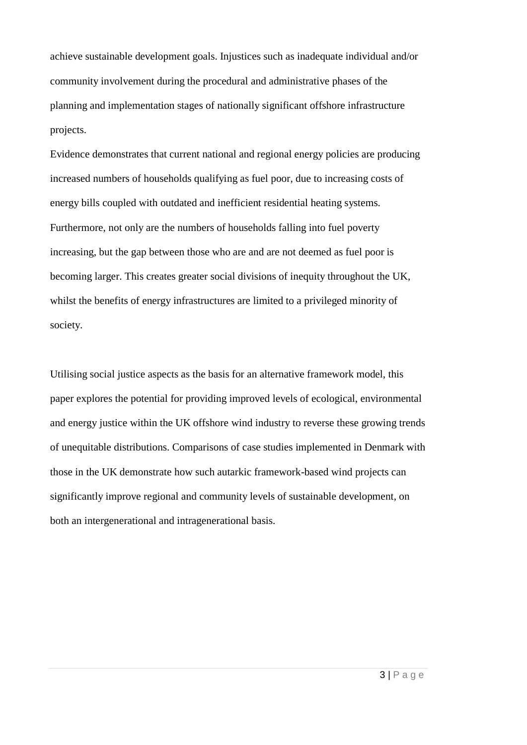achieve sustainable development goals. Injustices such as inadequate individual and/or community involvement during the procedural and administrative phases of the planning and implementation stages of nationally significant offshore infrastructure projects.

Evidence demonstrates that current national and regional energy policies are producing increased numbers of households qualifying as fuel poor, due to increasing costs of energy bills coupled with outdated and inefficient residential heating systems. Furthermore, not only are the numbers of households falling into fuel poverty increasing, but the gap between those who are and are not deemed as fuel poor is becoming larger. This creates greater social divisions of inequity throughout the UK, whilst the benefits of energy infrastructures are limited to a privileged minority of society.

Utilising social justice aspects as the basis for an alternative framework model, this paper explores the potential for providing improved levels of ecological, environmental and energy justice within the UK offshore wind industry to reverse these growing trends of unequitable distributions. Comparisons of case studies implemented in Denmark with those in the UK demonstrate how such autarkic framework-based wind projects can significantly improve regional and community levels of sustainable development, on both an intergenerational and intragenerational basis.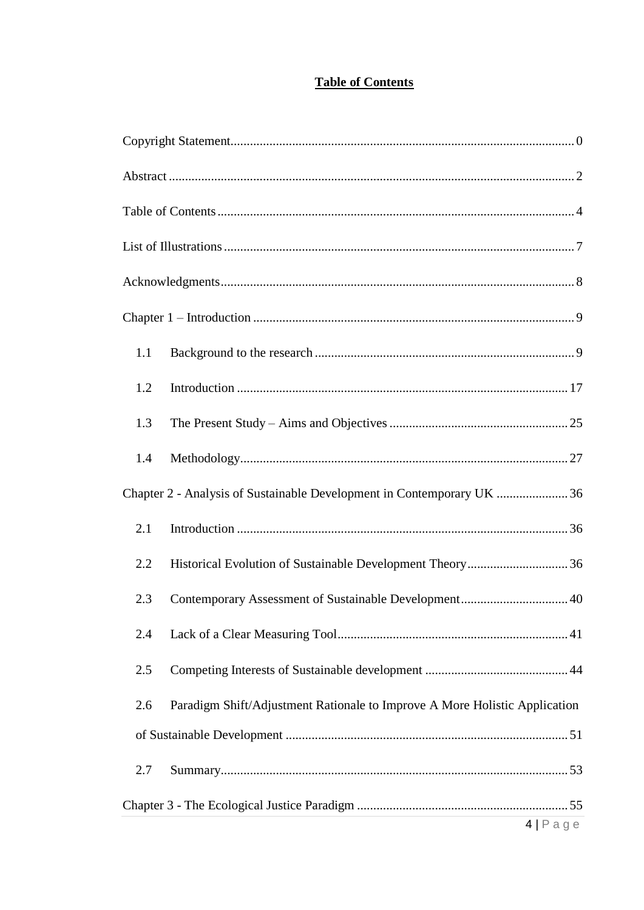**Table of Contents**

Copyright Statement........................................................................................................0

Abstract ..........................................................................................................................2

Table of Contents ............................................................................................................4

List of Illustrations ..........................................................................................................7

Acknowledgments...........................................................................................................8

Chapter 1 – Introduction .................................................................................................9

- 1.1 Background to the research ..............................................................................9
- 1.2 Introduction ....................................................................................................17
- 1.3 The Present Study – Aims and Objectives ......................................................25
- 1.4 Methodology...................................................................................................27

Chapter 2 - Analysis of Sustainable Development in Contemporary UK .....................36

- 2.1 Introduction ....................................................................................................36
- 2.2 Historical Evolution of Sustainable Development Theory..............................36
- 2.3 Contemporary Assessment of Sustainable Development................................40
- 2.4 Lack of a Clear Measuring Tool......................................................................41
- 2.5 Competing Interests of Sustainable development ...........................................44
- 2.6 Paradigm Shift/Adjustment Rationale to Improve A More Holistic Application of Sustainable Development ......................................................................................51
- 2.7 Summary..........................................................................................................53

Chapter 3 - The Ecological Justice Paradigm ...............................................................55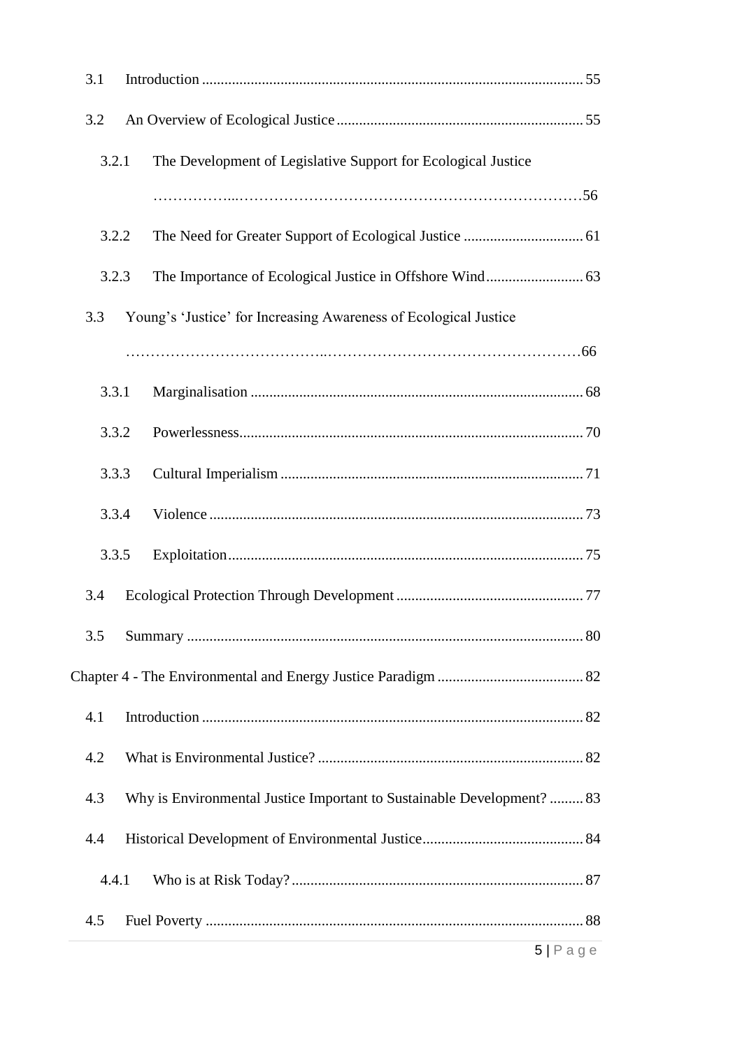3.1 Introduction ..................................................................................................... 55

3.2 An Overview of Ecological Justice ................................................................. 55

3.2.1 The Development of Legislative Support for Ecological Justice ……………...………………………………………………………………56

3.2.2 The Need for Greater Support of Ecological Justice ................................ 61

3.2.3 The Importance of Ecological Justice in Offshore Wind .......................... 63

3.3 Young's 'Justice' for Increasing Awareness of Ecological Justice …………………………………..……………………………………………66

3.3.1 Marginalisation ........................................................................................ 68

3.3.2 Powerlessness........................................................................................... 70

3.3.3 Cultural Imperialism ................................................................................ 71

3.3.4 Violence ................................................................................................... 73

3.3.5 Exploitation.............................................................................................. 75

3.4 Ecological Protection Through Development .................................................. 77

3.5 Summary ......................................................................................................... 80

Chapter 4 - The Environmental and Energy Justice Paradigm ....................................... 82

4.1 Introduction ..................................................................................................... 82

4.2 What is Environmental Justice? ....................................................................... 82

4.3 Why is Environmental Justice Important to Sustainable Development? ......... 83

4.4 Historical Development of Environmental Justice........................................... 84

4.4.1 Who is at Risk Today? ............................................................................. 87

4.5 Fuel Poverty .................................................................................................... 88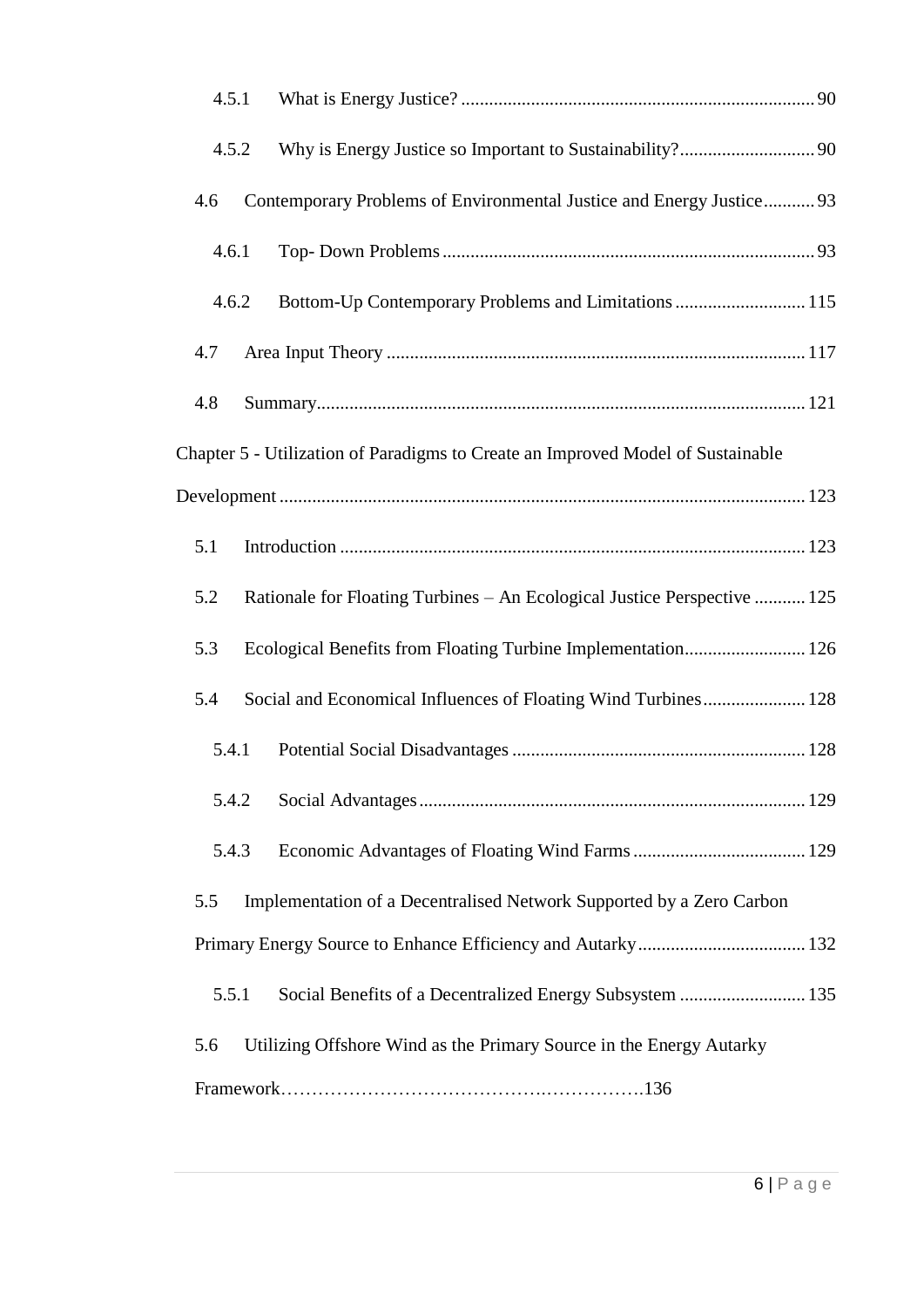4.5.1 What is Energy Justice? ........................................................................... 90

4.5.2 Why is Energy Justice so Important to Sustainability? ............................. 90

4.6 Contemporary Problems of Environmental Justice and Energy Justice ........... 93

4.6.1 Top- Down Problems ................................................................................ 93

4.6.2 Bottom-Up Contemporary Problems and Limitations ............................ 115

4.7 Area Input Theory ......................................................................................... 117

4.8 Summary ........................................................................................................ 121

Chapter 5 - Utilization of Paradigms to Create an Improved Model of Sustainable Development ................................................................................................................ 123

5.1 Introduction ................................................................................................... 123

5.2 Rationale for Floating Turbines – An Ecological Justice Perspective ........... 125

5.3 Ecological Benefits from Floating Turbine Implementation .......................... 126

5.4 Social and Economical Influences of Floating Wind Turbines ...................... 128

5.4.1 Potential Social Disadvantages .............................................................. 128

5.4.2 Social Advantages .................................................................................. 129

5.4.3 Economic Advantages of Floating Wind Farms ..................................... 129

5.5 Implementation of a Decentralised Network Supported by a Zero Carbon Primary Energy Source to Enhance Efficiency and Autarky .................................... 132

5.5.1 Social Benefits of a Decentralized Energy Subsystem ........................... 135

5.6 Utilizing Offshore Wind as the Primary Source in the Energy Autarky Framework……………………………………….……………….136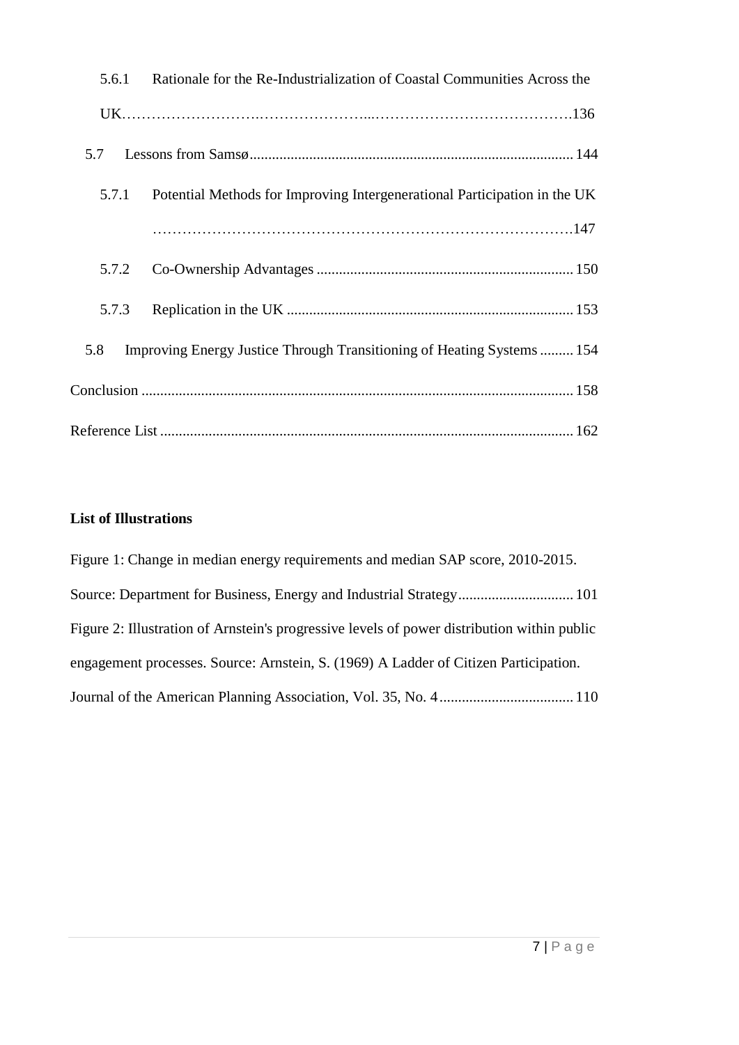5.6.1 Rationale for the Re-Industrialization of Coastal Communities Across the UK .......................................................................................... 136

5.7 Lessons from Samsø .......................................................................................... 144

5.7.1 Potential Methods for Improving Intergenerational Participation in the UK .......................................................................................... 147

5.7.2 Co-Ownership Advantages .......................................................................................... 150

5.7.3 Replication in the UK .......................................................................................... 153

5.8 Improving Energy Justice Through Transitioning of Heating Systems .......... 154

Conclusion .......................................................................................... 158

Reference List .......................................................................................... 162

**List of Illustrations**

Figure 1: Change in median energy requirements and median SAP score, 2010-2015. Source: Department for Business, Energy and Industrial Strategy .............................. 101

Figure 2: Illustration of Arnstein's progressive levels of power distribution within public engagement processes. Source: Arnstein, S. (1969) A Ladder of Citizen Participation. Journal of the American Planning Association, Vol. 35, No. 4 .............................. 110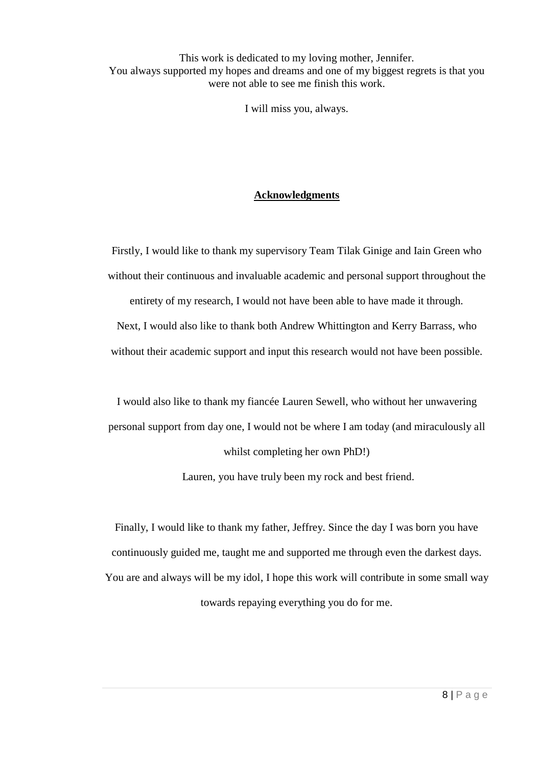This work is dedicated to my loving mother, Jennifer.
You always supported my hopes and dreams and one of my biggest regrets is that you were not able to see me finish this work.

I will miss you, always.

## Acknowledgments

Firstly, I would like to thank my supervisory Team Tilak Ginige and Iain Green who without their continuous and invaluable academic and personal support throughout the entirety of my research, I would not have been able to have made it through.
Next, I would also like to thank both Andrew Whittington and Kerry Barrass, who without their academic support and input this research would not have been possible.

I would also like to thank my fiancée Lauren Sewell, who without her unwavering personal support from day one, I would not be where I am today (and miraculously all whilst completing her own PhD!)
Lauren, you have truly been my rock and best friend.

Finally, I would like to thank my father, Jeffrey. Since the day I was born you have continuously guided me, taught me and supported me through even the darkest days. You are and always will be my idol, I hope this work will contribute in some small way towards repaying everything you do for me.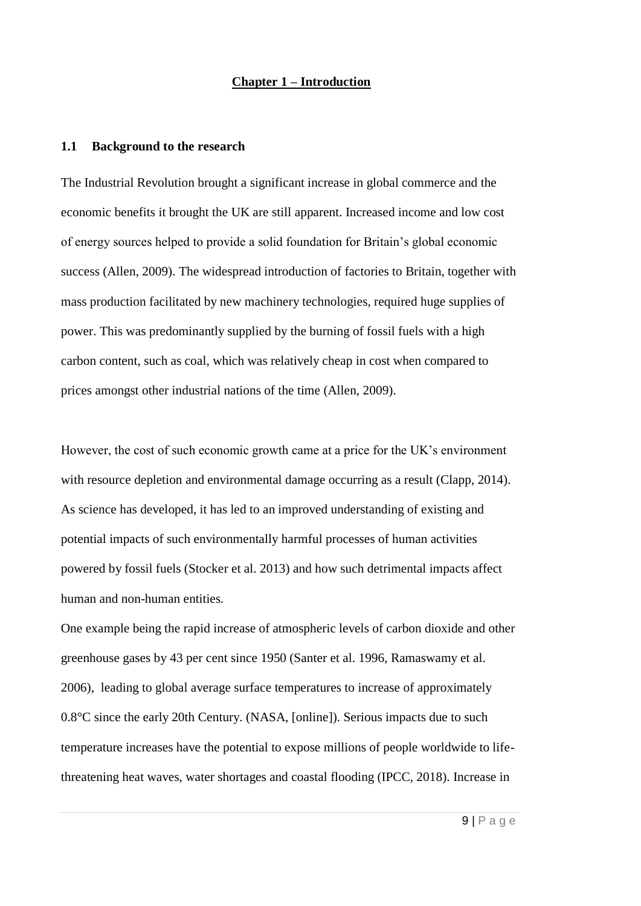# Chapter 1 – Introduction

## 1.1 Background to the research

The Industrial Revolution brought a significant increase in global commerce and the economic benefits it brought the UK are still apparent. Increased income and low cost of energy sources helped to provide a solid foundation for Britain's global economic success (Allen, 2009). The widespread introduction of factories to Britain, together with mass production facilitated by new machinery technologies, required huge supplies of power. This was predominantly supplied by the burning of fossil fuels with a high carbon content, such as coal, which was relatively cheap in cost when compared to prices amongst other industrial nations of the time (Allen, 2009).

However, the cost of such economic growth came at a price for the UK's environment with resource depletion and environmental damage occurring as a result (Clapp, 2014). As science has developed, it has led to an improved understanding of existing and potential impacts of such environmentally harmful processes of human activities powered by fossil fuels (Stocker et al. 2013) and how such detrimental impacts affect human and non-human entities.

One example being the rapid increase of atmospheric levels of carbon dioxide and other greenhouse gases by 43 per cent since 1950 (Santer et al. 1996, Ramaswamy et al. 2006), leading to global average surface temperatures to increase of approximately 0.8°C since the early 20th Century. (NASA, [online]). Serious impacts due to such temperature increases have the potential to expose millions of people worldwide to life-threatening heat waves, water shortages and coastal flooding (IPCC, 2018). Increase in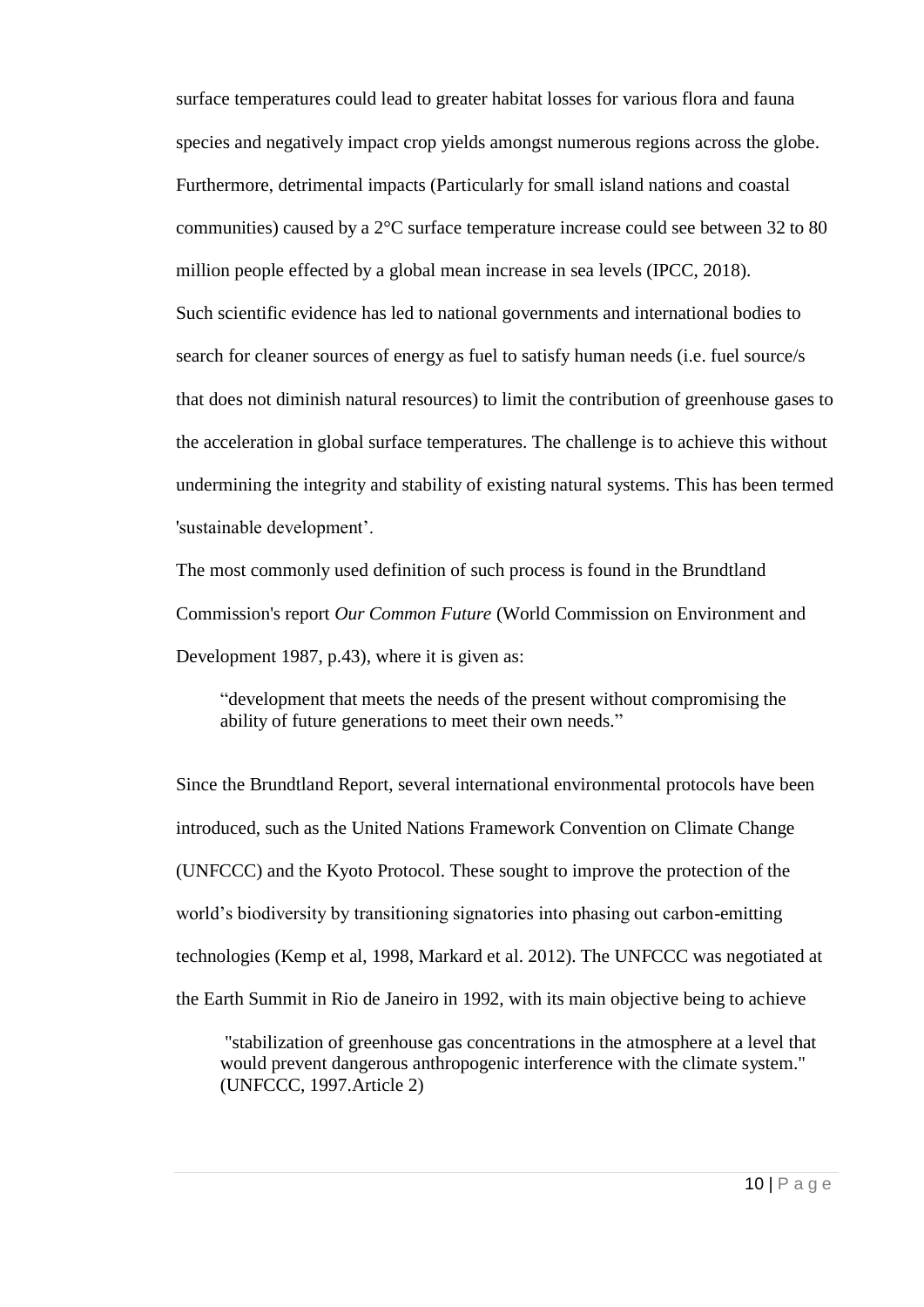surface temperatures could lead to greater habitat losses for various flora and fauna species and negatively impact crop yields amongst numerous regions across the globe. Furthermore, detrimental impacts (Particularly for small island nations and coastal communities) caused by a 2°C surface temperature increase could see between 32 to 80 million people effected by a global mean increase in sea levels (IPCC, 2018).

Such scientific evidence has led to national governments and international bodies to search for cleaner sources of energy as fuel to satisfy human needs (i.e. fuel source/s that does not diminish natural resources) to limit the contribution of greenhouse gases to the acceleration in global surface temperatures. The challenge is to achieve this without undermining the integrity and stability of existing natural systems. This has been termed 'sustainable development'.

The most commonly used definition of such process is found in the Brundtland Commission's report *Our Common Future* (World Commission on Environment and Development 1987, p.43), where it is given as:

> "development that meets the needs of the present without compromising the ability of future generations to meet their own needs."

Since the Brundtland Report, several international environmental protocols have been introduced, such as the United Nations Framework Convention on Climate Change (UNFCCC) and the Kyoto Protocol. These sought to improve the protection of the world's biodiversity by transitioning signatories into phasing out carbon-emitting technologies (Kemp et al, 1998, Markard et al. 2012). The UNFCCC was negotiated at the Earth Summit in Rio de Janeiro in 1992, with its main objective being to achieve

> "stabilization of greenhouse gas concentrations in the atmosphere at a level that would prevent dangerous anthropogenic interference with the climate system." (UNFCCC, 1997.Article 2)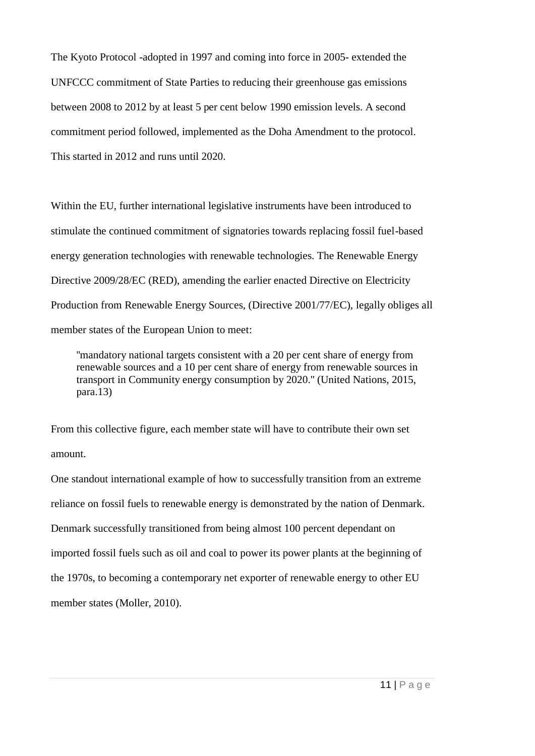The Kyoto Protocol -adopted in 1997 and coming into force in 2005- extended the UNFCCC commitment of State Parties to reducing their greenhouse gas emissions between 2008 to 2012 by at least 5 per cent below 1990 emission levels. A second commitment period followed, implemented as the Doha Amendment to the protocol. This started in 2012 and runs until 2020.

Within the EU, further international legislative instruments have been introduced to stimulate the continued commitment of signatories towards replacing fossil fuel-based energy generation technologies with renewable technologies. The Renewable Energy Directive 2009/28/EC (RED), amending the earlier enacted Directive on Electricity Production from Renewable Energy Sources, (Directive 2001/77/EC), legally obliges all member states of the European Union to meet:

> "mandatory national targets consistent with a 20 per cent share of energy from renewable sources and a 10 per cent share of energy from renewable sources in transport in Community energy consumption by 2020." (United Nations, 2015, para.13)

From this collective figure, each member state will have to contribute their own set amount.

One standout international example of how to successfully transition from an extreme reliance on fossil fuels to renewable energy is demonstrated by the nation of Denmark. Denmark successfully transitioned from being almost 100 percent dependant on imported fossil fuels such as oil and coal to power its power plants at the beginning of the 1970s, to becoming a contemporary net exporter of renewable energy to other EU member states (Moller, 2010).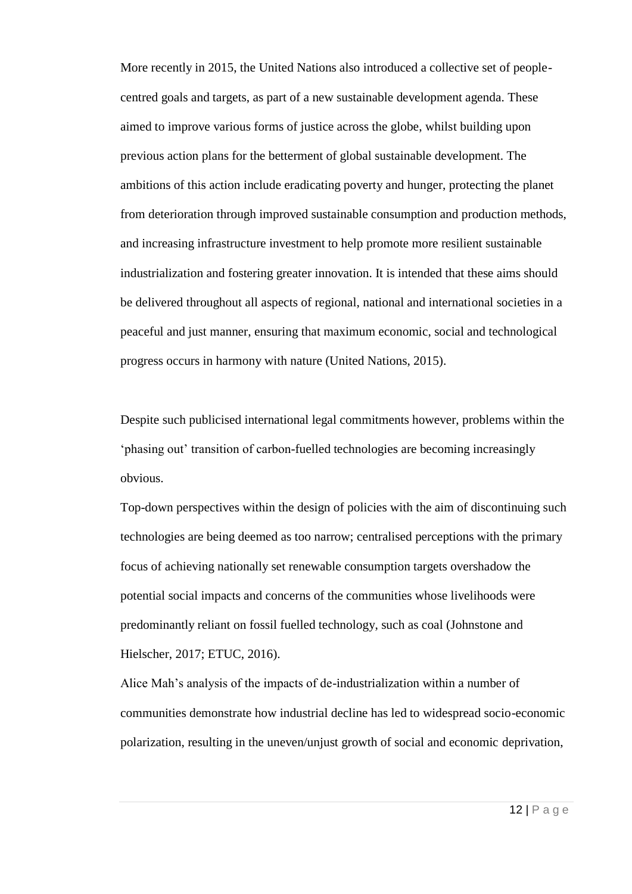More recently in 2015, the United Nations also introduced a collective set of people-centred goals and targets, as part of a new sustainable development agenda. These aimed to improve various forms of justice across the globe, whilst building upon previous action plans for the betterment of global sustainable development. The ambitions of this action include eradicating poverty and hunger, protecting the planet from deterioration through improved sustainable consumption and production methods, and increasing infrastructure investment to help promote more resilient sustainable industrialization and fostering greater innovation. It is intended that these aims should be delivered throughout all aspects of regional, national and international societies in a peaceful and just manner, ensuring that maximum economic, social and technological progress occurs in harmony with nature (United Nations, 2015).

Despite such publicised international legal commitments however, problems within the 'phasing out' transition of carbon-fuelled technologies are becoming increasingly obvious.

Top-down perspectives within the design of policies with the aim of discontinuing such technologies are being deemed as too narrow; centralised perceptions with the primary focus of achieving nationally set renewable consumption targets overshadow the potential social impacts and concerns of the communities whose livelihoods were predominantly reliant on fossil fuelled technology, such as coal (Johnstone and Hielscher, 2017; ETUC, 2016).

Alice Mah's analysis of the impacts of de-industrialization within a number of communities demonstrate how industrial decline has led to widespread socio-economic polarization, resulting in the uneven/unjust growth of social and economic deprivation,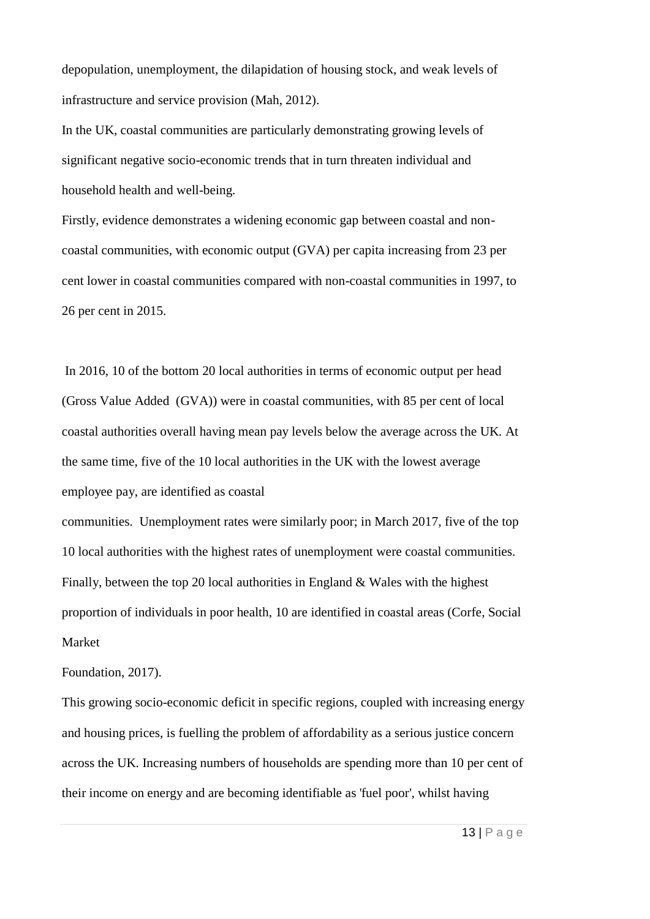depopulation, unemployment, the dilapidation of housing stock, and weak levels of infrastructure and service provision (Mah, 2012).

In the UK, coastal communities are particularly demonstrating growing levels of significant negative socio-economic trends that in turn threaten individual and household health and well-being.

Firstly, evidence demonstrates a widening economic gap between coastal and non-coastal communities, with economic output (GVA) per capita increasing from 23 per cent lower in coastal communities compared with non-coastal communities in 1997, to 26 per cent in 2015.

In 2016, 10 of the bottom 20 local authorities in terms of economic output per head (Gross Value Added (GVA)) were in coastal communities, with 85 per cent of local coastal authorities overall having mean pay levels below the average across the UK. At the same time, five of the 10 local authorities in the UK with the lowest average employee pay, are identified as coastal communities. Unemployment rates were similarly poor; in March 2017, five of the top 10 local authorities with the highest rates of unemployment were coastal communities. Finally, between the top 20 local authorities in England & Wales with the highest proportion of individuals in poor health, 10 are identified in coastal areas (Corfe, Social Market Foundation, 2017).

This growing socio-economic deficit in specific regions, coupled with increasing energy and housing prices, is fuelling the problem of affordability as a serious justice concern across the UK. Increasing numbers of households are spending more than 10 per cent of their income on energy and are becoming identifiable as 'fuel poor', whilst having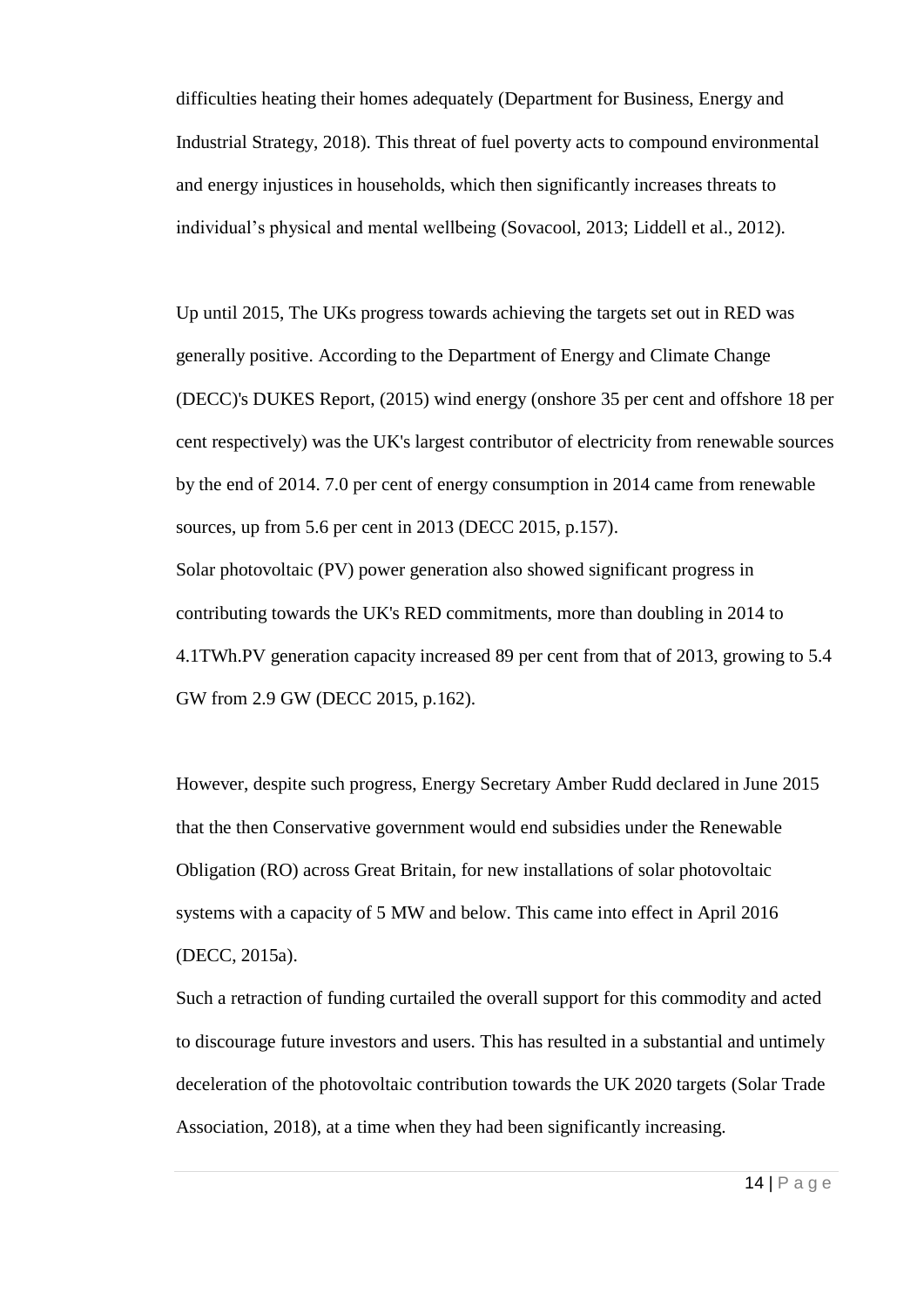difficulties heating their homes adequately (Department for Business, Energy and Industrial Strategy, 2018). This threat of fuel poverty acts to compound environmental and energy injustices in households, which then significantly increases threats to individual's physical and mental wellbeing (Sovacool, 2013; Liddell et al., 2012).

Up until 2015, The UKs progress towards achieving the targets set out in RED was generally positive. According to the Department of Energy and Climate Change (DECC)'s DUKES Report, (2015) wind energy (onshore 35 per cent and offshore 18 per cent respectively) was the UK's largest contributor of electricity from renewable sources by the end of 2014. 7.0 per cent of energy consumption in 2014 came from renewable sources, up from 5.6 per cent in 2013 (DECC 2015, p.157).

Solar photovoltaic (PV) power generation also showed significant progress in contributing towards the UK's RED commitments, more than doubling in 2014 to 4.1TWh.PV generation capacity increased 89 per cent from that of 2013, growing to 5.4 GW from 2.9 GW (DECC 2015, p.162).

However, despite such progress, Energy Secretary Amber Rudd declared in June 2015 that the then Conservative government would end subsidies under the Renewable Obligation (RO) across Great Britain, for new installations of solar photovoltaic systems with a capacity of 5 MW and below. This came into effect in April 2016 (DECC, 2015a).

Such a retraction of funding curtailed the overall support for this commodity and acted to discourage future investors and users. This has resulted in a substantial and untimely deceleration of the photovoltaic contribution towards the UK 2020 targets (Solar Trade Association, 2018), at a time when they had been significantly increasing.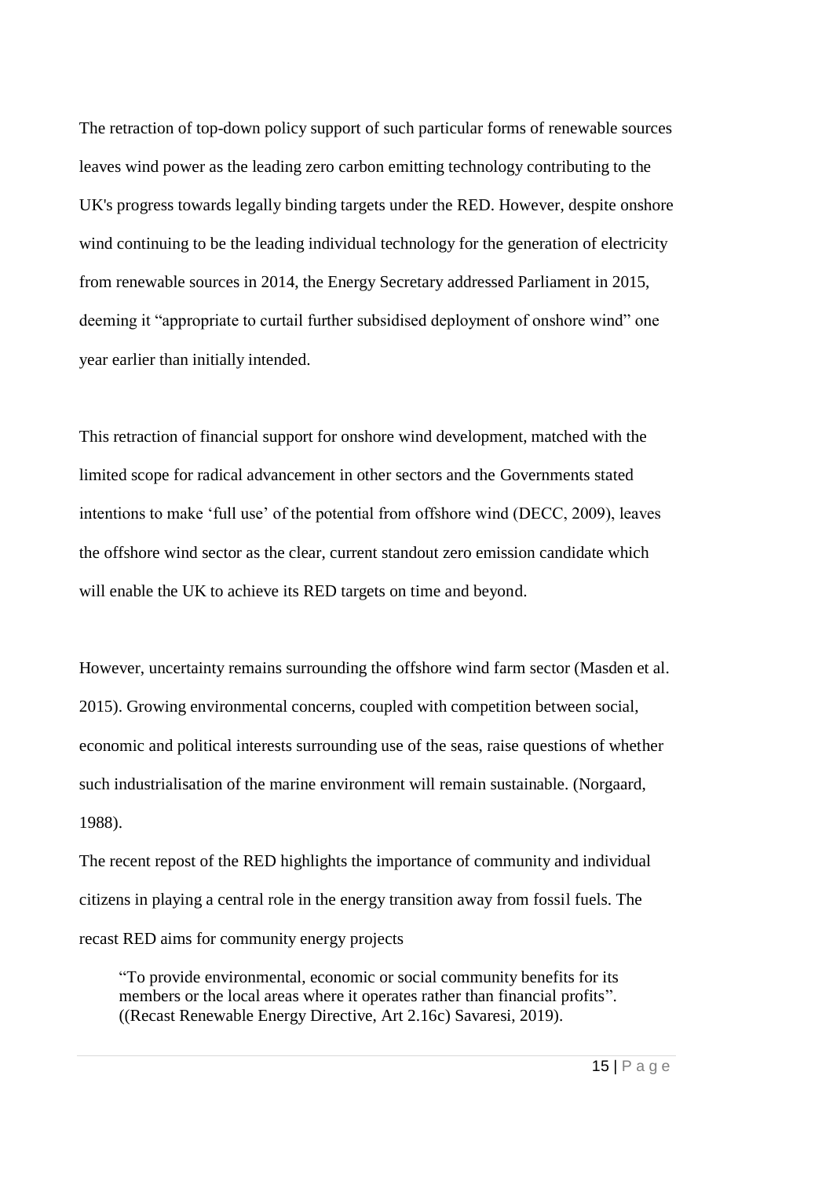The retraction of top-down policy support of such particular forms of renewable sources leaves wind power as the leading zero carbon emitting technology contributing to the UK's progress towards legally binding targets under the RED. However, despite onshore wind continuing to be the leading individual technology for the generation of electricity from renewable sources in 2014, the Energy Secretary addressed Parliament in 2015, deeming it "appropriate to curtail further subsidised deployment of onshore wind" one year earlier than initially intended.

This retraction of financial support for onshore wind development, matched with the limited scope for radical advancement in other sectors and the Governments stated intentions to make 'full use' of the potential from offshore wind (DECC, 2009), leaves the offshore wind sector as the clear, current standout zero emission candidate which will enable the UK to achieve its RED targets on time and beyond.

However, uncertainty remains surrounding the offshore wind farm sector (Masden et al. 2015). Growing environmental concerns, coupled with competition between social, economic and political interests surrounding use of the seas, raise questions of whether such industrialisation of the marine environment will remain sustainable. (Norgaard, 1988).

The recent repost of the RED highlights the importance of community and individual citizens in playing a central role in the energy transition away from fossil fuels. The recast RED aims for community energy projects

> "To provide environmental, economic or social community benefits for its members or the local areas where it operates rather than financial profits". ((Recast Renewable Energy Directive, Art 2.16c) Savaresi, 2019).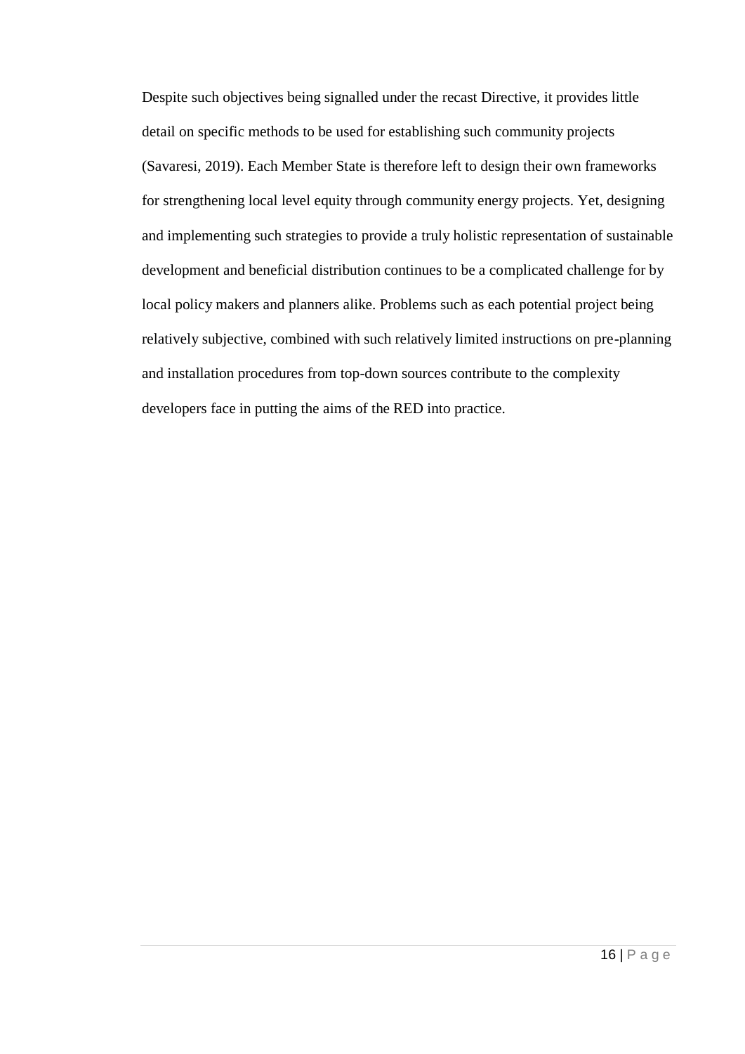Despite such objectives being signalled under the recast Directive, it provides little detail on specific methods to be used for establishing such community projects (Savaresi, 2019). Each Member State is therefore left to design their own frameworks for strengthening local level equity through community energy projects. Yet, designing and implementing such strategies to provide a truly holistic representation of sustainable development and beneficial distribution continues to be a complicated challenge for by local policy makers and planners alike. Problems such as each potential project being relatively subjective, combined with such relatively limited instructions on pre-planning and installation procedures from top-down sources contribute to the complexity developers face in putting the aims of the RED into practice.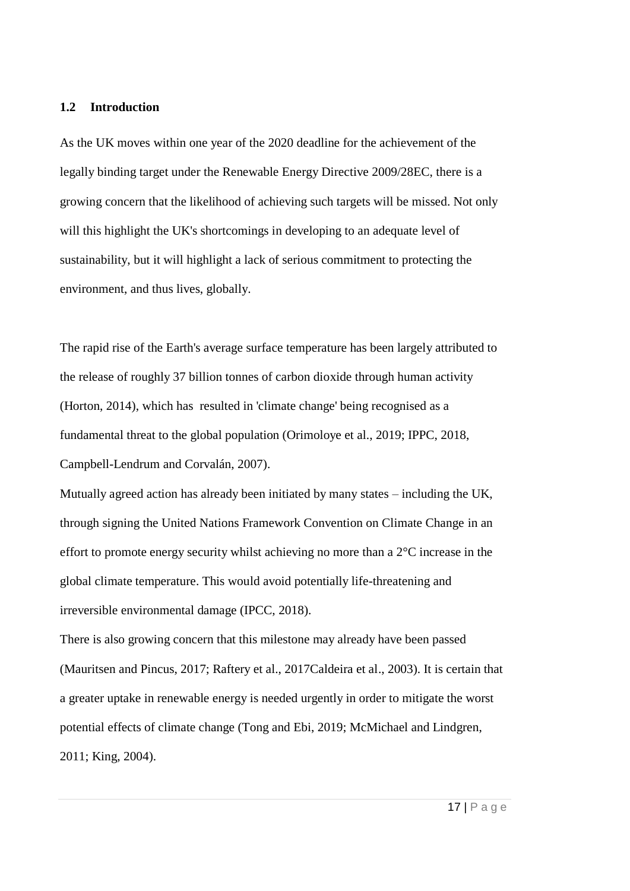## 1.2 Introduction

As the UK moves within one year of the 2020 deadline for the achievement of the legally binding target under the Renewable Energy Directive 2009/28EC, there is a growing concern that the likelihood of achieving such targets will be missed. Not only will this highlight the UK's shortcomings in developing to an adequate level of sustainability, but it will highlight a lack of serious commitment to protecting the environment, and thus lives, globally.

The rapid rise of the Earth's average surface temperature has been largely attributed to the release of roughly 37 billion tonnes of carbon dioxide through human activity (Horton, 2014), which has resulted in 'climate change' being recognised as a fundamental threat to the global population (Orimoloye et al., 2019; IPPC, 2018, Campbell-Lendrum and Corvalán, 2007).

Mutually agreed action has already been initiated by many states – including the UK, through signing the United Nations Framework Convention on Climate Change in an effort to promote energy security whilst achieving no more than a 2°C increase in the global climate temperature. This would avoid potentially life-threatening and irreversible environmental damage (IPCC, 2018).

There is also growing concern that this milestone may already have been passed (Mauritsen and Pincus, 2017; Raftery et al., 2017Caldeira et al., 2003). It is certain that a greater uptake in renewable energy is needed urgently in order to mitigate the worst potential effects of climate change (Tong and Ebi, 2019; McMichael and Lindgren, 2011; King, 2004).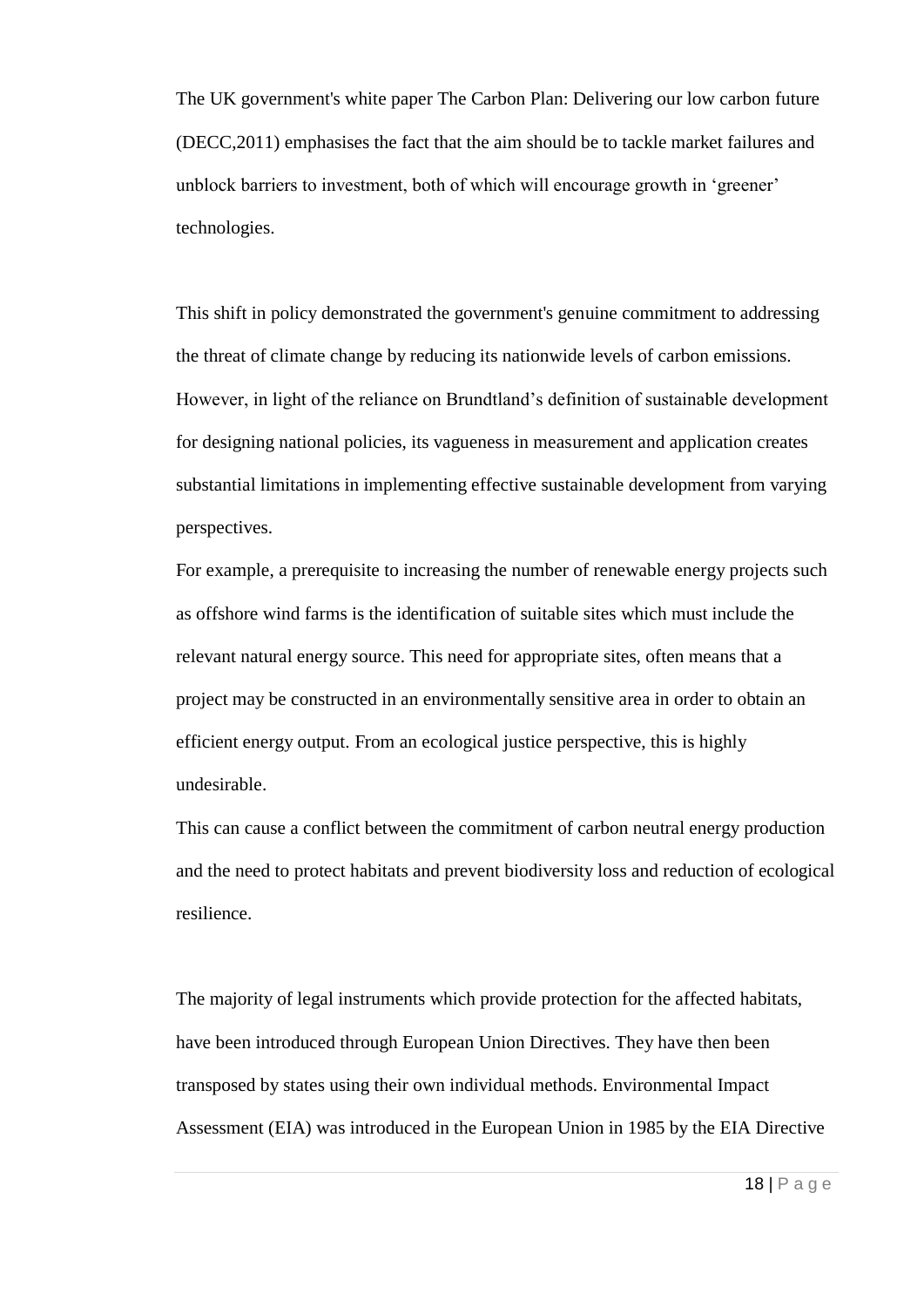The UK government's white paper The Carbon Plan: Delivering our low carbon future (DECC,2011) emphasises the fact that the aim should be to tackle market failures and unblock barriers to investment, both of which will encourage growth in 'greener' technologies.

This shift in policy demonstrated the government's genuine commitment to addressing the threat of climate change by reducing its nationwide levels of carbon emissions. However, in light of the reliance on Brundtland's definition of sustainable development for designing national policies, its vagueness in measurement and application creates substantial limitations in implementing effective sustainable development from varying perspectives.

For example, a prerequisite to increasing the number of renewable energy projects such as offshore wind farms is the identification of suitable sites which must include the relevant natural energy source. This need for appropriate sites, often means that a project may be constructed in an environmentally sensitive area in order to obtain an efficient energy output. From an ecological justice perspective, this is highly undesirable.

This can cause a conflict between the commitment of carbon neutral energy production and the need to protect habitats and prevent biodiversity loss and reduction of ecological resilience.

The majority of legal instruments which provide protection for the affected habitats, have been introduced through European Union Directives. They have then been transposed by states using their own individual methods. Environmental Impact Assessment (EIA) was introduced in the European Union in 1985 by the EIA Directive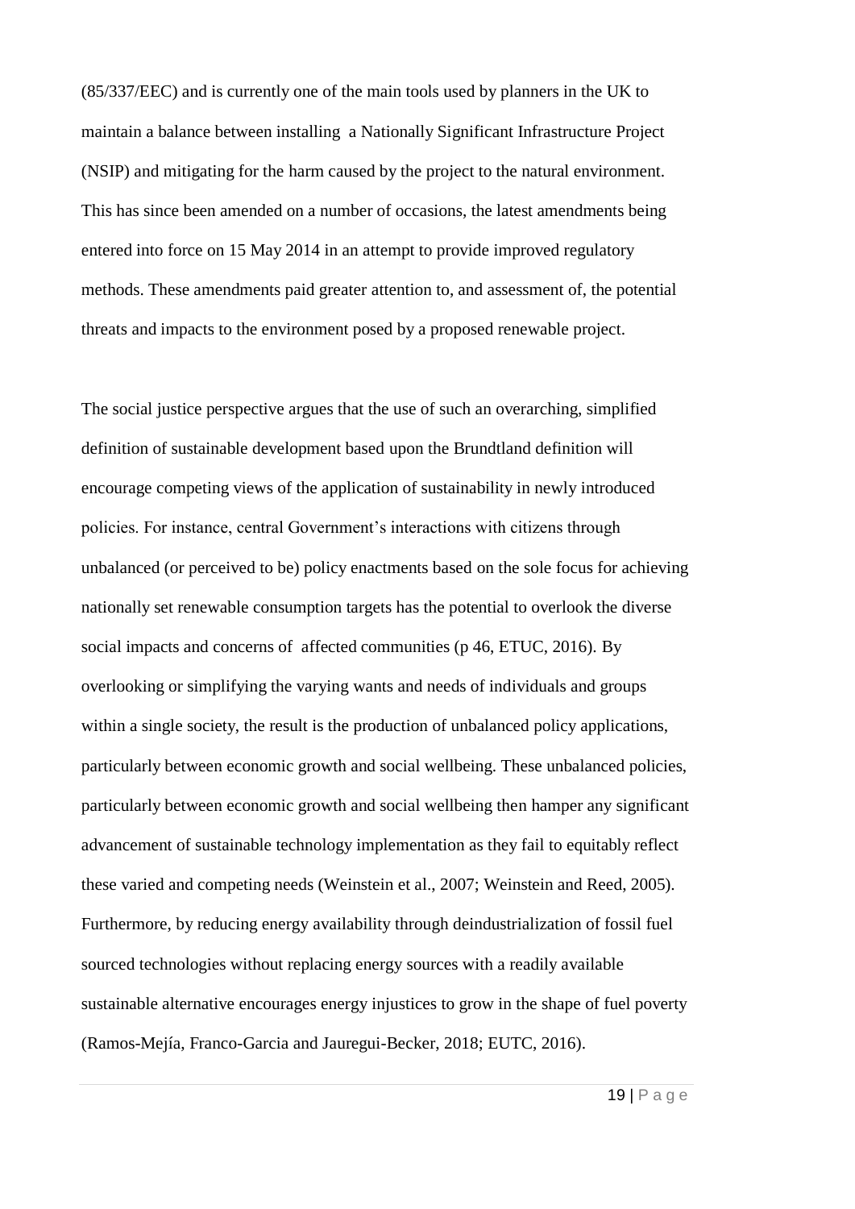(85/337/EEC) and is currently one of the main tools used by planners in the UK to maintain a balance between installing a Nationally Significant Infrastructure Project (NSIP) and mitigating for the harm caused by the project to the natural environment. This has since been amended on a number of occasions, the latest amendments being entered into force on 15 May 2014 in an attempt to provide improved regulatory methods. These amendments paid greater attention to, and assessment of, the potential threats and impacts to the environment posed by a proposed renewable project.

The social justice perspective argues that the use of such an overarching, simplified definition of sustainable development based upon the Brundtland definition will encourage competing views of the application of sustainability in newly introduced policies. For instance, central Government's interactions with citizens through unbalanced (or perceived to be) policy enactments based on the sole focus for achieving nationally set renewable consumption targets has the potential to overlook the diverse social impacts and concerns of affected communities (p 46, ETUC, 2016). By overlooking or simplifying the varying wants and needs of individuals and groups within a single society, the result is the production of unbalanced policy applications, particularly between economic growth and social wellbeing. These unbalanced policies, particularly between economic growth and social wellbeing then hamper any significant advancement of sustainable technology implementation as they fail to equitably reflect these varied and competing needs (Weinstein et al., 2007; Weinstein and Reed, 2005). Furthermore, by reducing energy availability through deindustrialization of fossil fuel sourced technologies without replacing energy sources with a readily available sustainable alternative encourages energy injustices to grow in the shape of fuel poverty (Ramos-Mejía, Franco-Garcia and Jauregui-Becker, 2018; EUTC, 2016).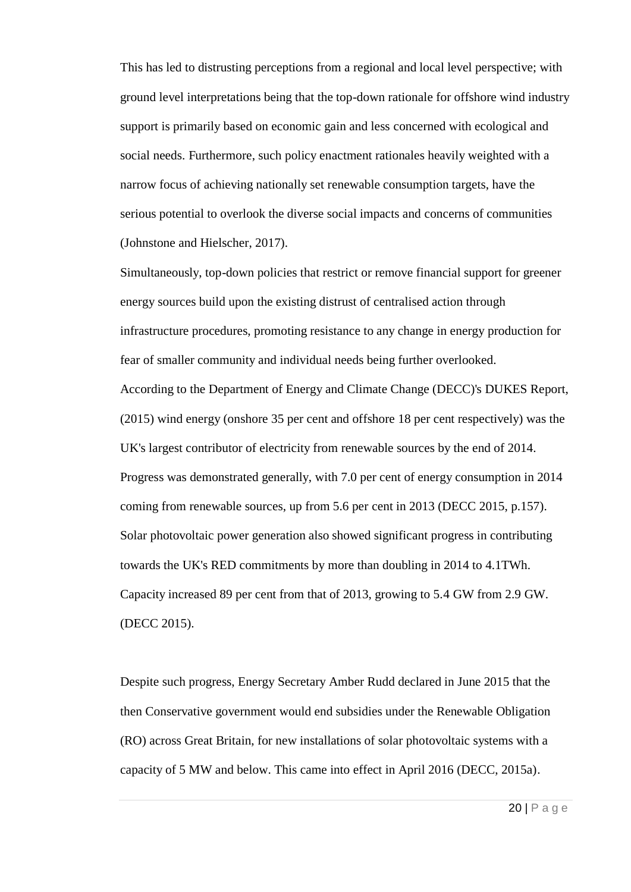This has led to distrusting perceptions from a regional and local level perspective; with ground level interpretations being that the top-down rationale for offshore wind industry support is primarily based on economic gain and less concerned with ecological and social needs. Furthermore, such policy enactment rationales heavily weighted with a narrow focus of achieving nationally set renewable consumption targets, have the serious potential to overlook the diverse social impacts and concerns of communities (Johnstone and Hielscher, 2017).

Simultaneously, top-down policies that restrict or remove financial support for greener energy sources build upon the existing distrust of centralised action through infrastructure procedures, promoting resistance to any change in energy production for fear of smaller community and individual needs being further overlooked.

According to the Department of Energy and Climate Change (DECC)'s DUKES Report, (2015) wind energy (onshore 35 per cent and offshore 18 per cent respectively) was the UK's largest contributor of electricity from renewable sources by the end of 2014. Progress was demonstrated generally, with 7.0 per cent of energy consumption in 2014 coming from renewable sources, up from 5.6 per cent in 2013 (DECC 2015, p.157). Solar photovoltaic power generation also showed significant progress in contributing towards the UK's RED commitments by more than doubling in 2014 to 4.1TWh. Capacity increased 89 per cent from that of 2013, growing to 5.4 GW from 2.9 GW. (DECC 2015).

Despite such progress, Energy Secretary Amber Rudd declared in June 2015 that the then Conservative government would end subsidies under the Renewable Obligation (RO) across Great Britain, for new installations of solar photovoltaic systems with a capacity of 5 MW and below. This came into effect in April 2016 (DECC, 2015a).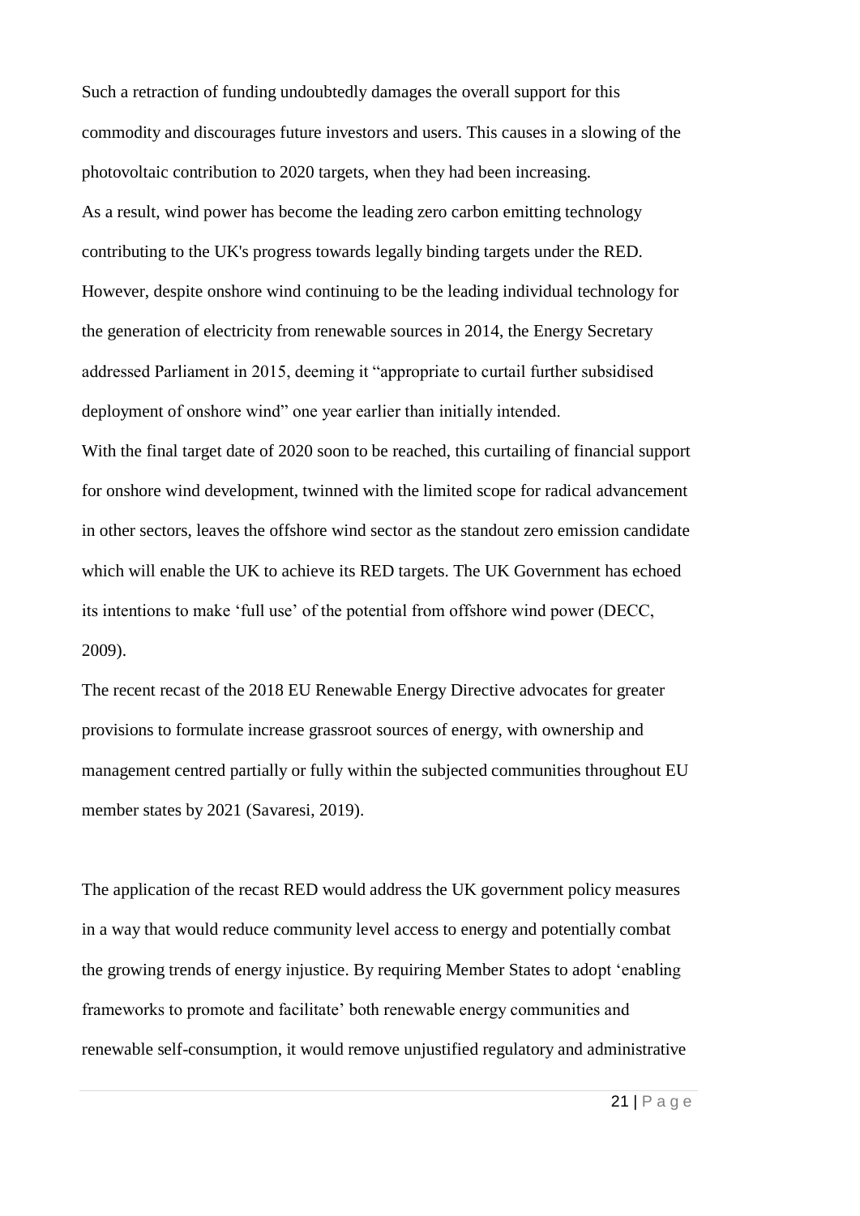Such a retraction of funding undoubtedly damages the overall support for this commodity and discourages future investors and users. This causes in a slowing of the photovoltaic contribution to 2020 targets, when they had been increasing.

As a result, wind power has become the leading zero carbon emitting technology contributing to the UK's progress towards legally binding targets under the RED. However, despite onshore wind continuing to be the leading individual technology for the generation of electricity from renewable sources in 2014, the Energy Secretary addressed Parliament in 2015, deeming it "appropriate to curtail further subsidised deployment of onshore wind" one year earlier than initially intended.

With the final target date of 2020 soon to be reached, this curtailing of financial support for onshore wind development, twinned with the limited scope for radical advancement in other sectors, leaves the offshore wind sector as the standout zero emission candidate which will enable the UK to achieve its RED targets. The UK Government has echoed its intentions to make 'full use' of the potential from offshore wind power (DECC, 2009).

The recent recast of the 2018 EU Renewable Energy Directive advocates for greater provisions to formulate increase grassroot sources of energy, with ownership and management centred partially or fully within the subjected communities throughout EU member states by 2021 (Savaresi, 2019).

The application of the recast RED would address the UK government policy measures in a way that would reduce community level access to energy and potentially combat the growing trends of energy injustice. By requiring Member States to adopt 'enabling frameworks to promote and facilitate' both renewable energy communities and renewable self-consumption, it would remove unjustified regulatory and administrative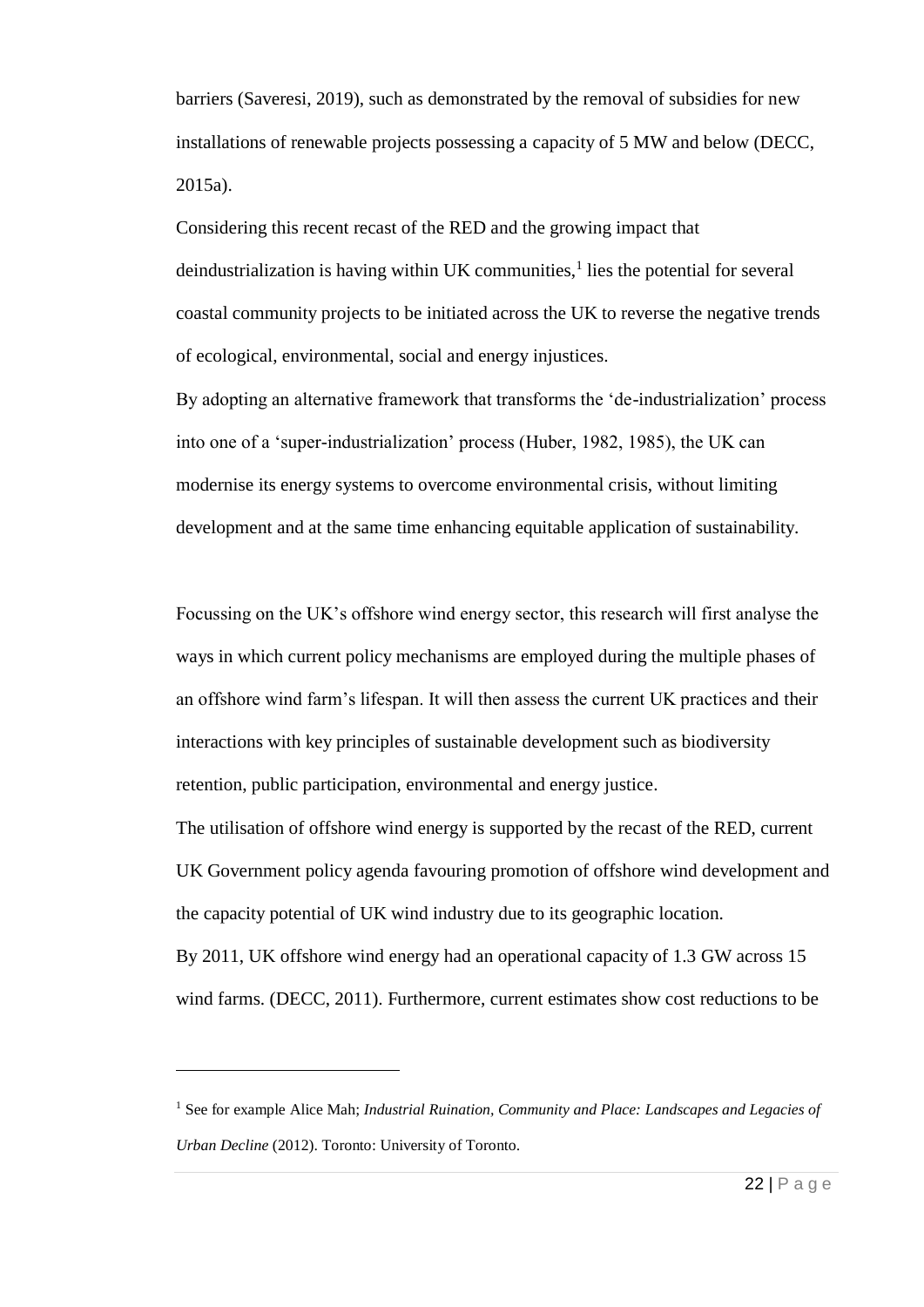barriers (Saveresi, 2019), such as demonstrated by the removal of subsidies for new installations of renewable projects possessing a capacity of 5 MW and below (DECC, 2015a).

Considering this recent recast of the RED and the growing impact that deindustrialization is having within UK communities,[1] lies the potential for several coastal community projects to be initiated across the UK to reverse the negative trends of ecological, environmental, social and energy injustices.

By adopting an alternative framework that transforms the 'de-industrialization' process into one of a 'super-industrialization' process (Huber, 1982, 1985), the UK can modernise its energy systems to overcome environmental crisis, without limiting development and at the same time enhancing equitable application of sustainability.

Focussing on the UK's offshore wind energy sector, this research will first analyse the ways in which current policy mechanisms are employed during the multiple phases of an offshore wind farm's lifespan. It will then assess the current UK practices and their interactions with key principles of sustainable development such as biodiversity retention, public participation, environmental and energy justice.

The utilisation of offshore wind energy is supported by the recast of the RED, current UK Government policy agenda favouring promotion of offshore wind development and the capacity potential of UK wind industry due to its geographic location.

By 2011, UK offshore wind energy had an operational capacity of 1.3 GW across 15 wind farms. (DECC, 2011). Furthermore, current estimates show cost reductions to be

---

[1] See for example Alice Mah; *Industrial Ruination, Community and Place: Landscapes and Legacies of Urban Decline* (2012). Toronto: University of Toronto.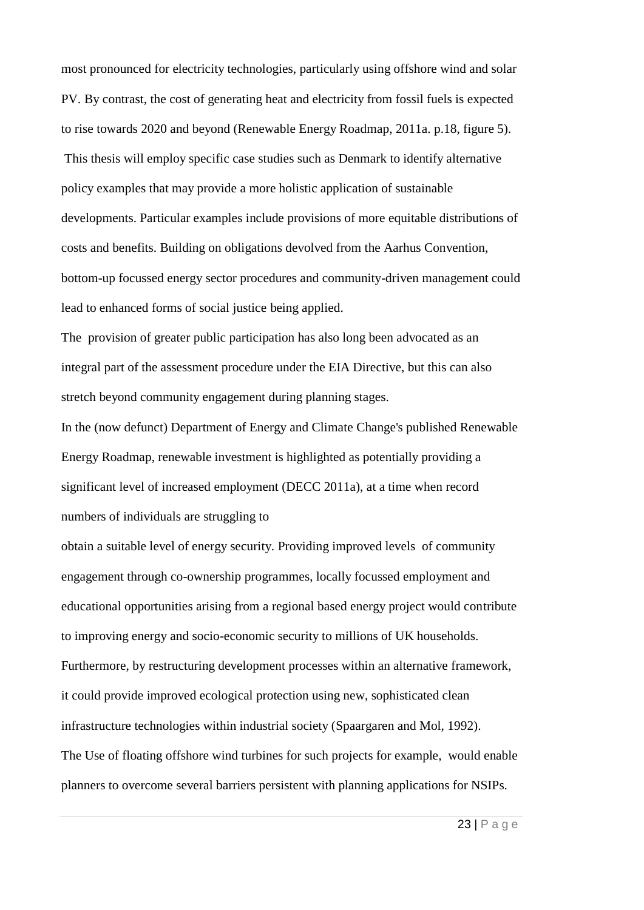most pronounced for electricity technologies, particularly using offshore wind and solar PV. By contrast, the cost of generating heat and electricity from fossil fuels is expected to rise towards 2020 and beyond (Renewable Energy Roadmap, 2011a. p.18, figure 5).

This thesis will employ specific case studies such as Denmark to identify alternative policy examples that may provide a more holistic application of sustainable developments. Particular examples include provisions of more equitable distributions of costs and benefits. Building on obligations devolved from the Aarhus Convention, bottom-up focussed energy sector procedures and community-driven management could lead to enhanced forms of social justice being applied.

The provision of greater public participation has also long been advocated as an integral part of the assessment procedure under the EIA Directive, but this can also stretch beyond community engagement during planning stages.

In the (now defunct) Department of Energy and Climate Change's published Renewable Energy Roadmap, renewable investment is highlighted as potentially providing a significant level of increased employment (DECC 2011a), at a time when record numbers of individuals are struggling to

obtain a suitable level of energy security. Providing improved levels of community engagement through co-ownership programmes, locally focussed employment and educational opportunities arising from a regional based energy project would contribute to improving energy and socio-economic security to millions of UK households. Furthermore, by restructuring development processes within an alternative framework, it could provide improved ecological protection using new, sophisticated clean infrastructure technologies within industrial society (Spaargaren and Mol, 1992).

The Use of floating offshore wind turbines for such projects for example, would enable planners to overcome several barriers persistent with planning applications for NSIPs.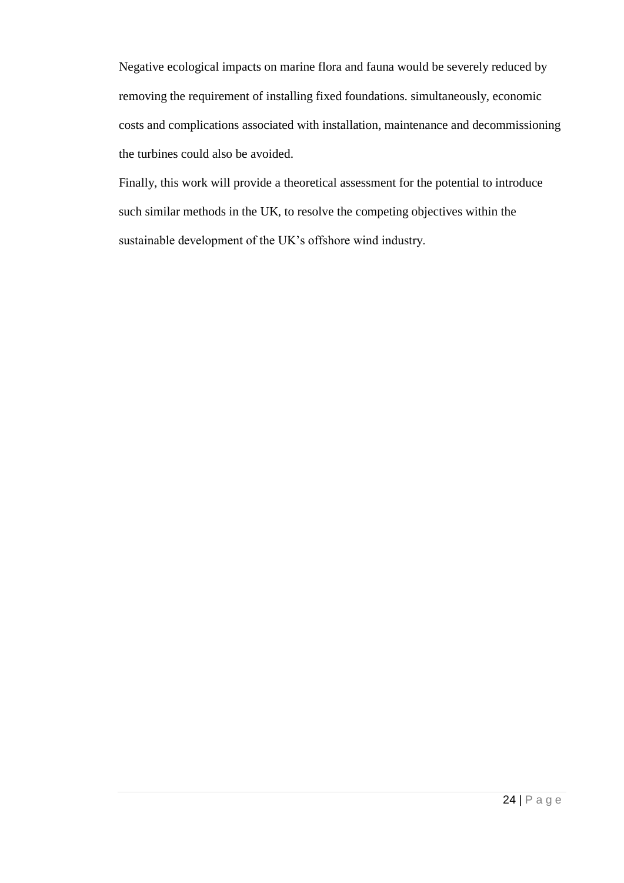Negative ecological impacts on marine flora and fauna would be severely reduced by removing the requirement of installing fixed foundations. simultaneously, economic costs and complications associated with installation, maintenance and decommissioning the turbines could also be avoided.

Finally, this work will provide a theoretical assessment for the potential to introduce such similar methods in the UK, to resolve the competing objectives within the sustainable development of the UK's offshore wind industry.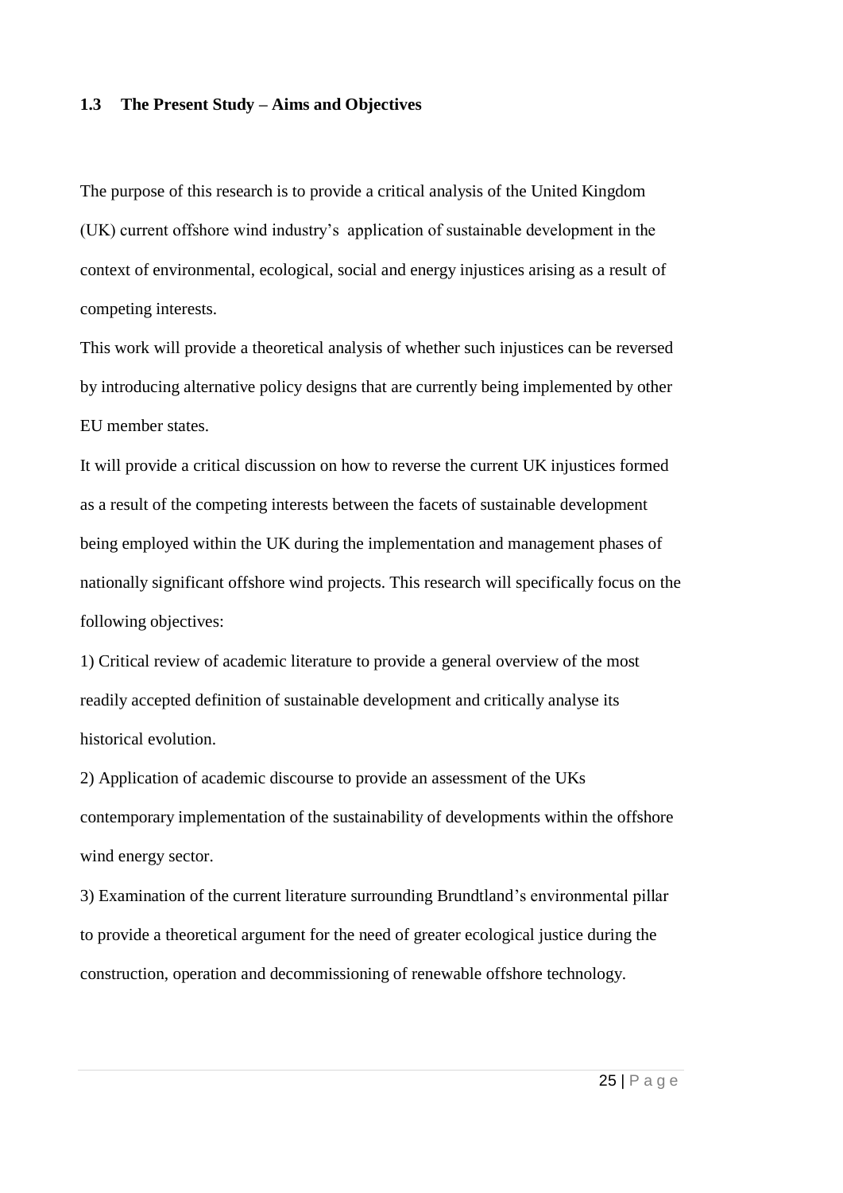### 1.3 The Present Study – Aims and Objectives

The purpose of this research is to provide a critical analysis of the United Kingdom (UK) current offshore wind industry's application of sustainable development in the context of environmental, ecological, social and energy injustices arising as a result of competing interests.

This work will provide a theoretical analysis of whether such injustices can be reversed by introducing alternative policy designs that are currently being implemented by other EU member states.

It will provide a critical discussion on how to reverse the current UK injustices formed as a result of the competing interests between the facets of sustainable development being employed within the UK during the implementation and management phases of nationally significant offshore wind projects. This research will specifically focus on the following objectives:

1) Critical review of academic literature to provide a general overview of the most readily accepted definition of sustainable development and critically analyse its historical evolution.

2) Application of academic discourse to provide an assessment of the UKs contemporary implementation of the sustainability of developments within the offshore wind energy sector.

3) Examination of the current literature surrounding Brundtland's environmental pillar to provide a theoretical argument for the need of greater ecological justice during the construction, operation and decommissioning of renewable offshore technology.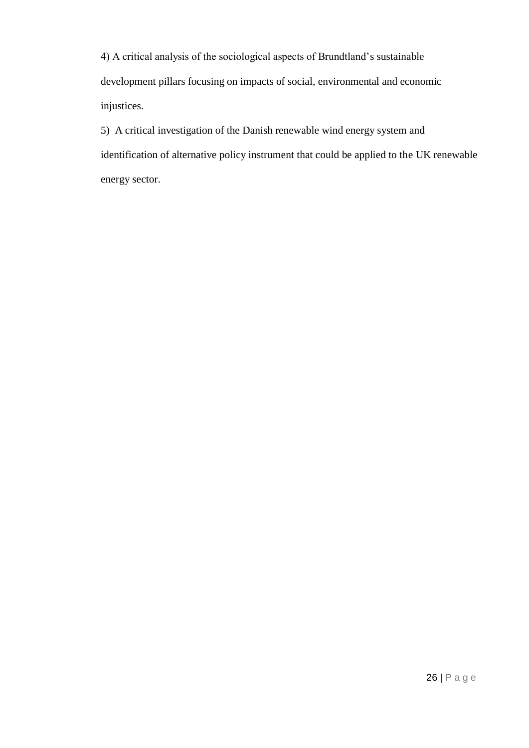4) A critical analysis of the sociological aspects of Brundtland's sustainable development pillars focusing on impacts of social, environmental and economic injustices.

5) A critical investigation of the Danish renewable wind energy system and identification of alternative policy instrument that could be applied to the UK renewable energy sector.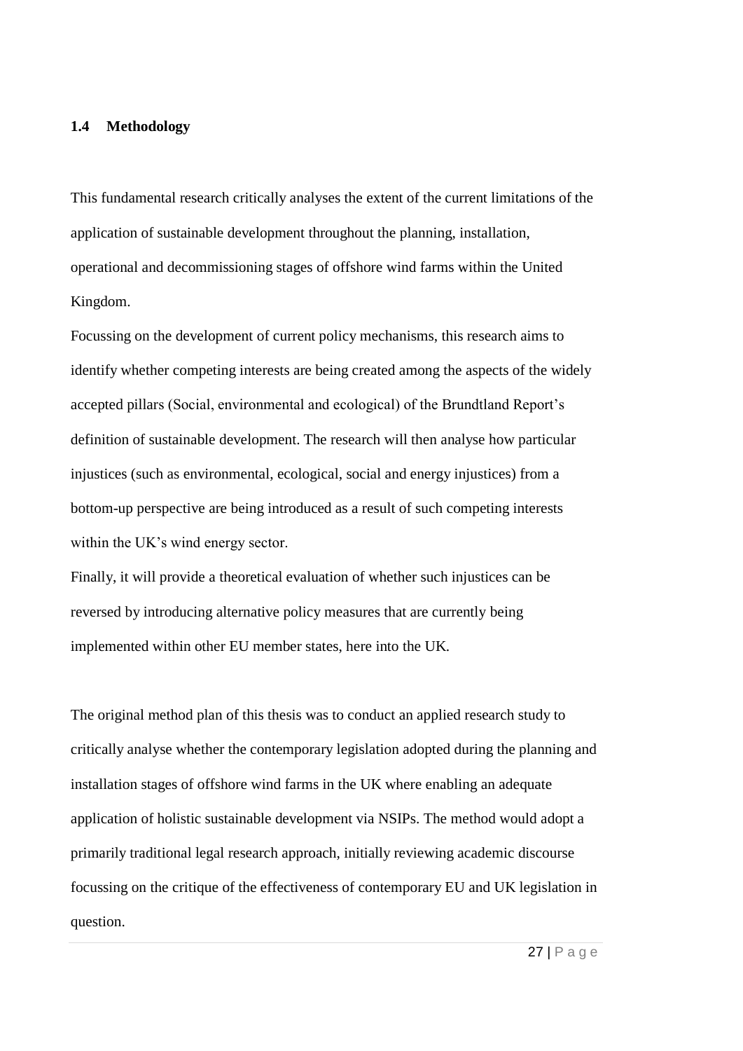### 1.4 Methodology

This fundamental research critically analyses the extent of the current limitations of the application of sustainable development throughout the planning, installation, operational and decommissioning stages of offshore wind farms within the United Kingdom.

Focussing on the development of current policy mechanisms, this research aims to identify whether competing interests are being created among the aspects of the widely accepted pillars (Social, environmental and ecological) of the Brundtland Report's definition of sustainable development. The research will then analyse how particular injustices (such as environmental, ecological, social and energy injustices) from a bottom-up perspective are being introduced as a result of such competing interests within the UK's wind energy sector.

Finally, it will provide a theoretical evaluation of whether such injustices can be reversed by introducing alternative policy measures that are currently being implemented within other EU member states, here into the UK.

The original method plan of this thesis was to conduct an applied research study to critically analyse whether the contemporary legislation adopted during the planning and installation stages of offshore wind farms in the UK where enabling an adequate application of holistic sustainable development via NSIPs. The method would adopt a primarily traditional legal research approach, initially reviewing academic discourse focussing on the critique of the effectiveness of contemporary EU and UK legislation in question.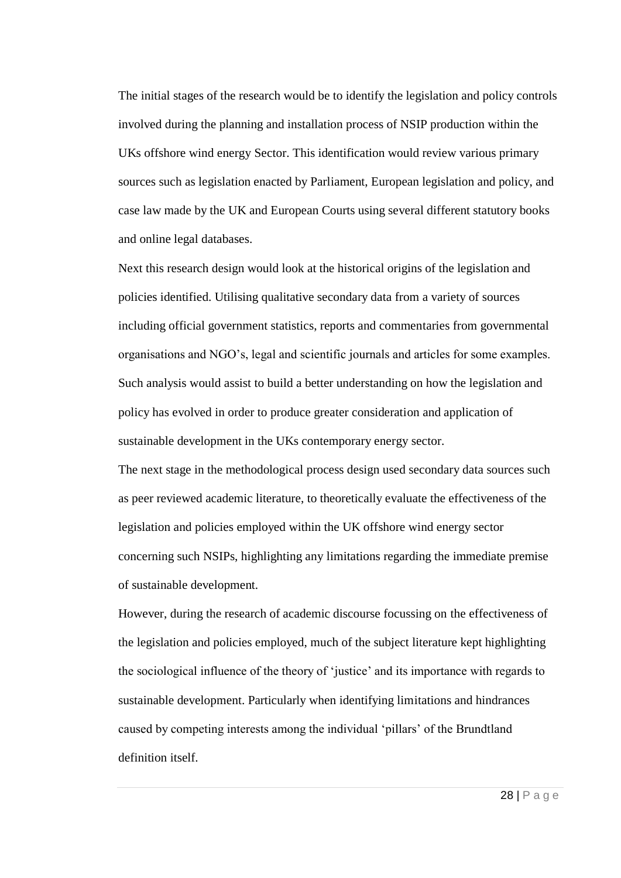The initial stages of the research would be to identify the legislation and policy controls involved during the planning and installation process of NSIP production within the UKs offshore wind energy Sector. This identification would review various primary sources such as legislation enacted by Parliament, European legislation and policy, and case law made by the UK and European Courts using several different statutory books and online legal databases.

Next this research design would look at the historical origins of the legislation and policies identified. Utilising qualitative secondary data from a variety of sources including official government statistics, reports and commentaries from governmental organisations and NGO's, legal and scientific journals and articles for some examples. Such analysis would assist to build a better understanding on how the legislation and policy has evolved in order to produce greater consideration and application of sustainable development in the UKs contemporary energy sector.

The next stage in the methodological process design used secondary data sources such as peer reviewed academic literature, to theoretically evaluate the effectiveness of the legislation and policies employed within the UK offshore wind energy sector concerning such NSIPs, highlighting any limitations regarding the immediate premise of sustainable development.

However, during the research of academic discourse focussing on the effectiveness of the legislation and policies employed, much of the subject literature kept highlighting the sociological influence of the theory of 'justice' and its importance with regards to sustainable development. Particularly when identifying limitations and hindrances caused by competing interests among the individual 'pillars' of the Brundtland definition itself.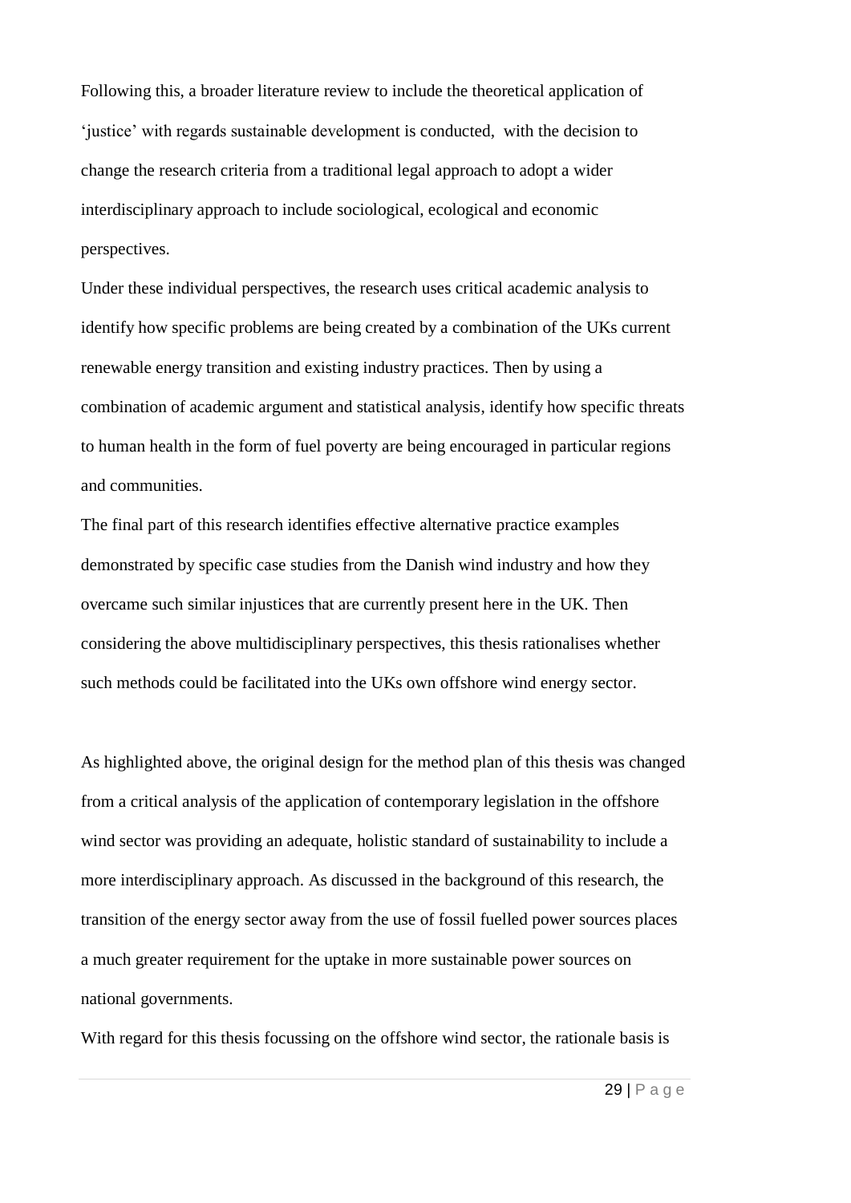Following this, a broader literature review to include the theoretical application of 'justice' with regards sustainable development is conducted, with the decision to change the research criteria from a traditional legal approach to adopt a wider interdisciplinary approach to include sociological, ecological and economic perspectives.

Under these individual perspectives, the research uses critical academic analysis to identify how specific problems are being created by a combination of the UKs current renewable energy transition and existing industry practices. Then by using a combination of academic argument and statistical analysis, identify how specific threats to human health in the form of fuel poverty are being encouraged in particular regions and communities.

The final part of this research identifies effective alternative practice examples demonstrated by specific case studies from the Danish wind industry and how they overcame such similar injustices that are currently present here in the UK. Then considering the above multidisciplinary perspectives, this thesis rationalises whether such methods could be facilitated into the UKs own offshore wind energy sector.

As highlighted above, the original design for the method plan of this thesis was changed from a critical analysis of the application of contemporary legislation in the offshore wind sector was providing an adequate, holistic standard of sustainability to include a more interdisciplinary approach. As discussed in the background of this research, the transition of the energy sector away from the use of fossil fuelled power sources places a much greater requirement for the uptake in more sustainable power sources on national governments.

With regard for this thesis focussing on the offshore wind sector, the rationale basis is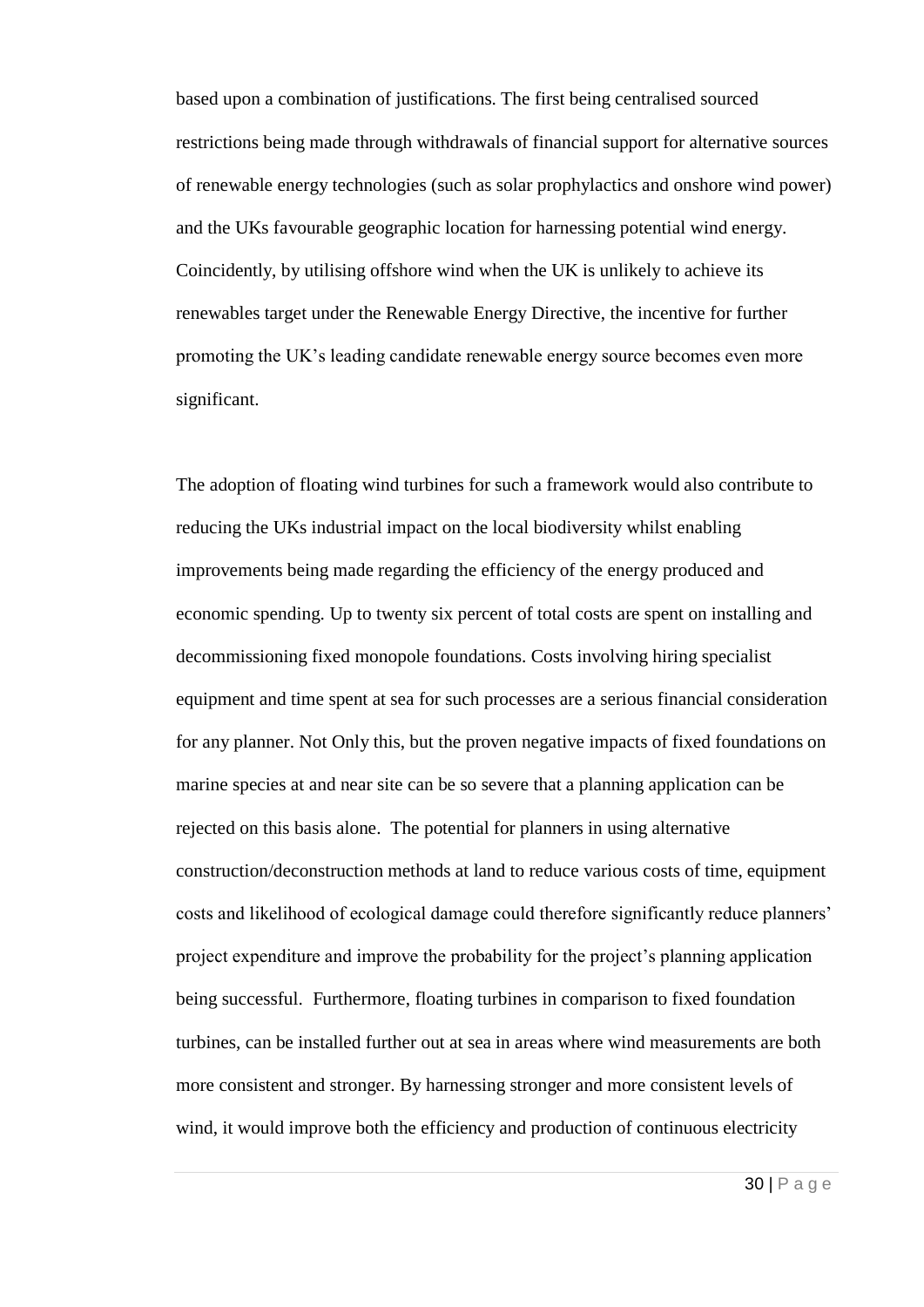based upon a combination of justifications. The first being centralised sourced restrictions being made through withdrawals of financial support for alternative sources of renewable energy technologies (such as solar prophylactics and onshore wind power) and the UKs favourable geographic location for harnessing potential wind energy. Coincidently, by utilising offshore wind when the UK is unlikely to achieve its renewables target under the Renewable Energy Directive, the incentive for further promoting the UK's leading candidate renewable energy source becomes even more significant.

The adoption of floating wind turbines for such a framework would also contribute to reducing the UKs industrial impact on the local biodiversity whilst enabling improvements being made regarding the efficiency of the energy produced and economic spending. Up to twenty six percent of total costs are spent on installing and decommissioning fixed monopole foundations. Costs involving hiring specialist equipment and time spent at sea for such processes are a serious financial consideration for any planner. Not Only this, but the proven negative impacts of fixed foundations on marine species at and near site can be so severe that a planning application can be rejected on this basis alone. The potential for planners in using alternative construction/deconstruction methods at land to reduce various costs of time, equipment costs and likelihood of ecological damage could therefore significantly reduce planners' project expenditure and improve the probability for the project's planning application being successful. Furthermore, floating turbines in comparison to fixed foundation turbines, can be installed further out at sea in areas where wind measurements are both more consistent and stronger. By harnessing stronger and more consistent levels of wind, it would improve both the efficiency and production of continuous electricity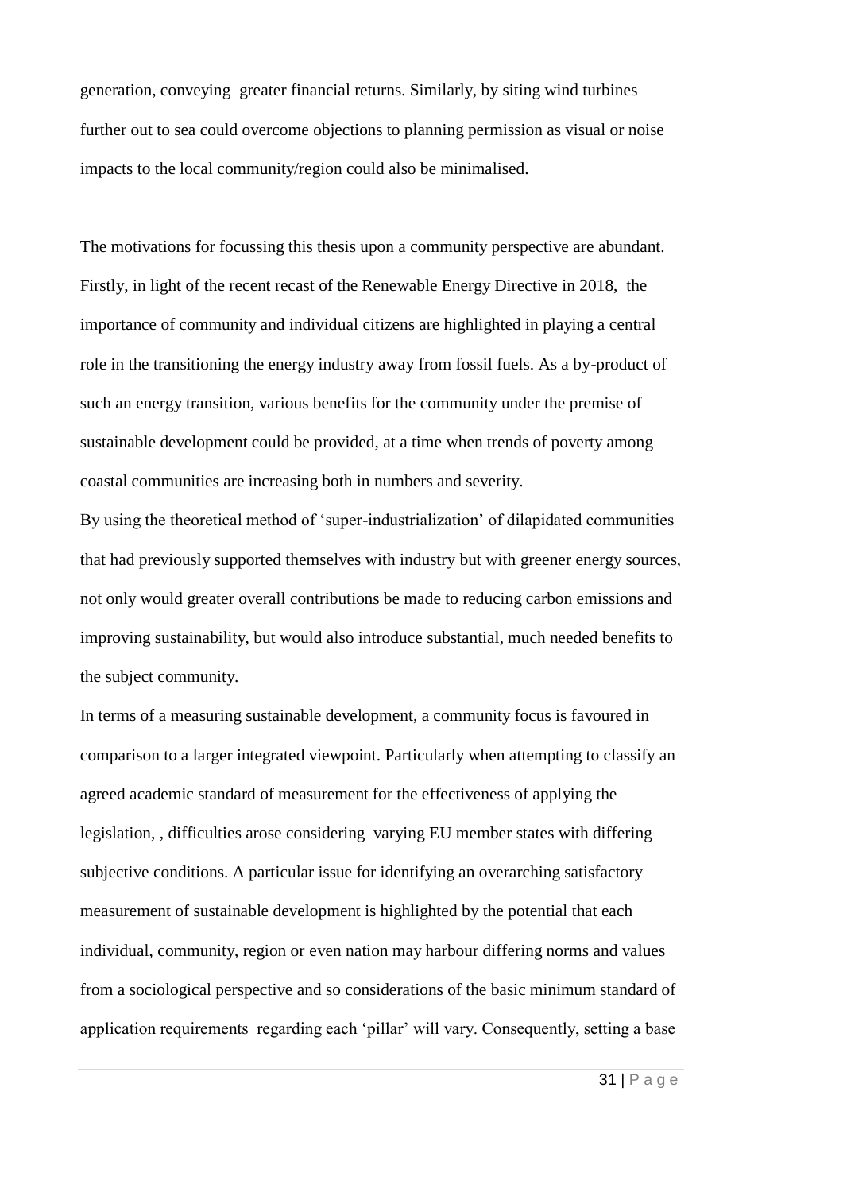generation, conveying greater financial returns. Similarly, by siting wind turbines further out to sea could overcome objections to planning permission as visual or noise impacts to the local community/region could also be minimalised.

The motivations for focussing this thesis upon a community perspective are abundant. Firstly, in light of the recent recast of the Renewable Energy Directive in 2018, the importance of community and individual citizens are highlighted in playing a central role in the transitioning the energy industry away from fossil fuels. As a by-product of such an energy transition, various benefits for the community under the premise of sustainable development could be provided, at a time when trends of poverty among coastal communities are increasing both in numbers and severity.

By using the theoretical method of 'super-industrialization' of dilapidated communities that had previously supported themselves with industry but with greener energy sources, not only would greater overall contributions be made to reducing carbon emissions and improving sustainability, but would also introduce substantial, much needed benefits to the subject community.

In terms of a measuring sustainable development, a community focus is favoured in comparison to a larger integrated viewpoint. Particularly when attempting to classify an agreed academic standard of measurement for the effectiveness of applying the legislation, , difficulties arose considering varying EU member states with differing subjective conditions. A particular issue for identifying an overarching satisfactory measurement of sustainable development is highlighted by the potential that each individual, community, region or even nation may harbour differing norms and values from a sociological perspective and so considerations of the basic minimum standard of application requirements regarding each 'pillar' will vary. Consequently, setting a base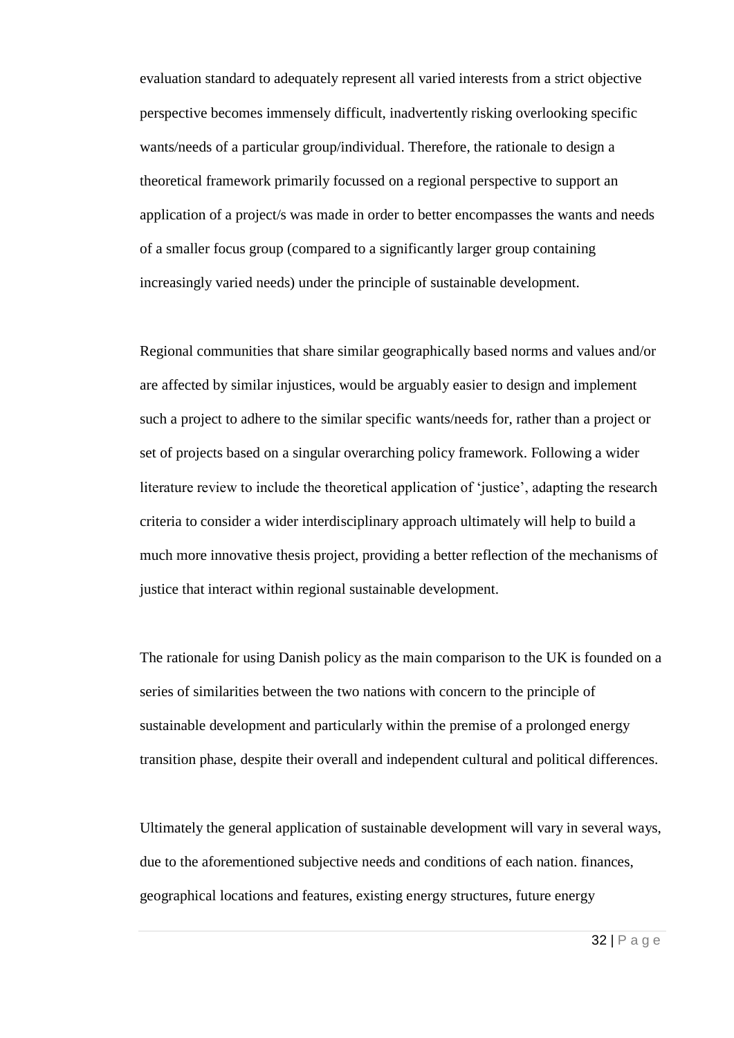evaluation standard to adequately represent all varied interests from a strict objective perspective becomes immensely difficult, inadvertently risking overlooking specific wants/needs of a particular group/individual. Therefore, the rationale to design a theoretical framework primarily focussed on a regional perspective to support an application of a project/s was made in order to better encompasses the wants and needs of a smaller focus group (compared to a significantly larger group containing increasingly varied needs) under the principle of sustainable development.

Regional communities that share similar geographically based norms and values and/or are affected by similar injustices, would be arguably easier to design and implement such a project to adhere to the similar specific wants/needs for, rather than a project or set of projects based on a singular overarching policy framework. Following a wider literature review to include the theoretical application of 'justice', adapting the research criteria to consider a wider interdisciplinary approach ultimately will help to build a much more innovative thesis project, providing a better reflection of the mechanisms of justice that interact within regional sustainable development.

The rationale for using Danish policy as the main comparison to the UK is founded on a series of similarities between the two nations with concern to the principle of sustainable development and particularly within the premise of a prolonged energy transition phase, despite their overall and independent cultural and political differences.

Ultimately the general application of sustainable development will vary in several ways, due to the aforementioned subjective needs and conditions of each nation. finances, geographical locations and features, existing energy structures, future energy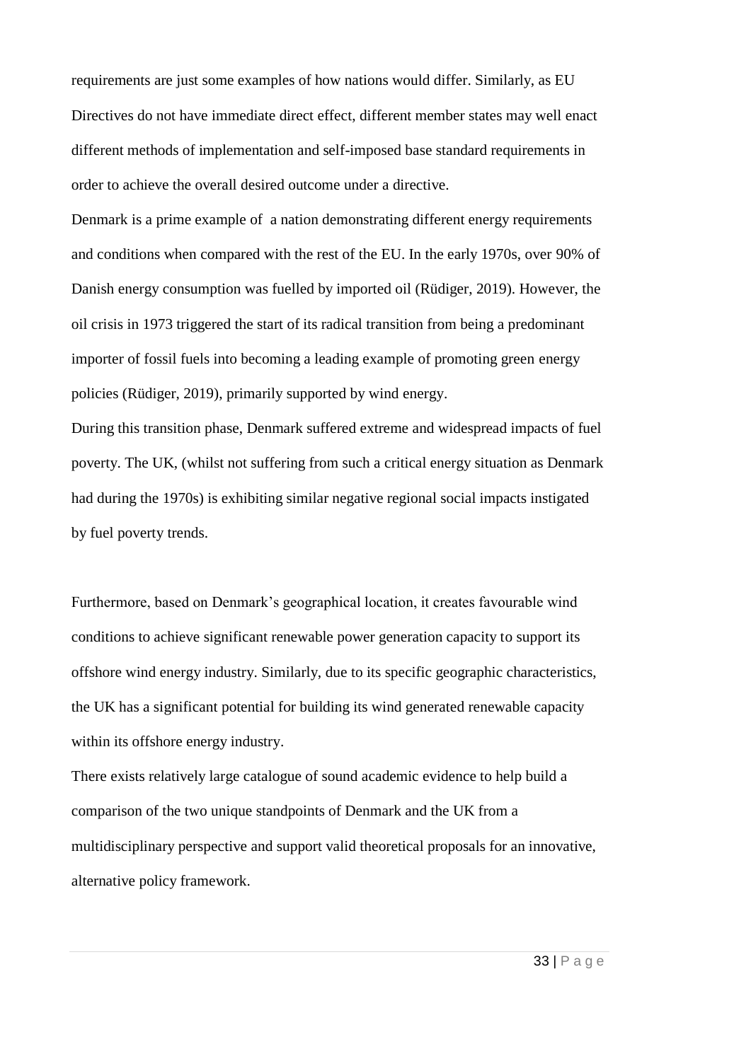requirements are just some examples of how nations would differ. Similarly, as EU Directives do not have immediate direct effect, different member states may well enact different methods of implementation and self-imposed base standard requirements in order to achieve the overall desired outcome under a directive.

Denmark is a prime example of a nation demonstrating different energy requirements and conditions when compared with the rest of the EU. In the early 1970s, over 90% of Danish energy consumption was fuelled by imported oil (Rüdiger, 2019). However, the oil crisis in 1973 triggered the start of its radical transition from being a predominant importer of fossil fuels into becoming a leading example of promoting green energy policies (Rüdiger, 2019), primarily supported by wind energy.

During this transition phase, Denmark suffered extreme and widespread impacts of fuel poverty. The UK, (whilst not suffering from such a critical energy situation as Denmark had during the 1970s) is exhibiting similar negative regional social impacts instigated by fuel poverty trends.

Furthermore, based on Denmark's geographical location, it creates favourable wind conditions to achieve significant renewable power generation capacity to support its offshore wind energy industry. Similarly, due to its specific geographic characteristics, the UK has a significant potential for building its wind generated renewable capacity within its offshore energy industry.

There exists relatively large catalogue of sound academic evidence to help build a comparison of the two unique standpoints of Denmark and the UK from a multidisciplinary perspective and support valid theoretical proposals for an innovative, alternative policy framework.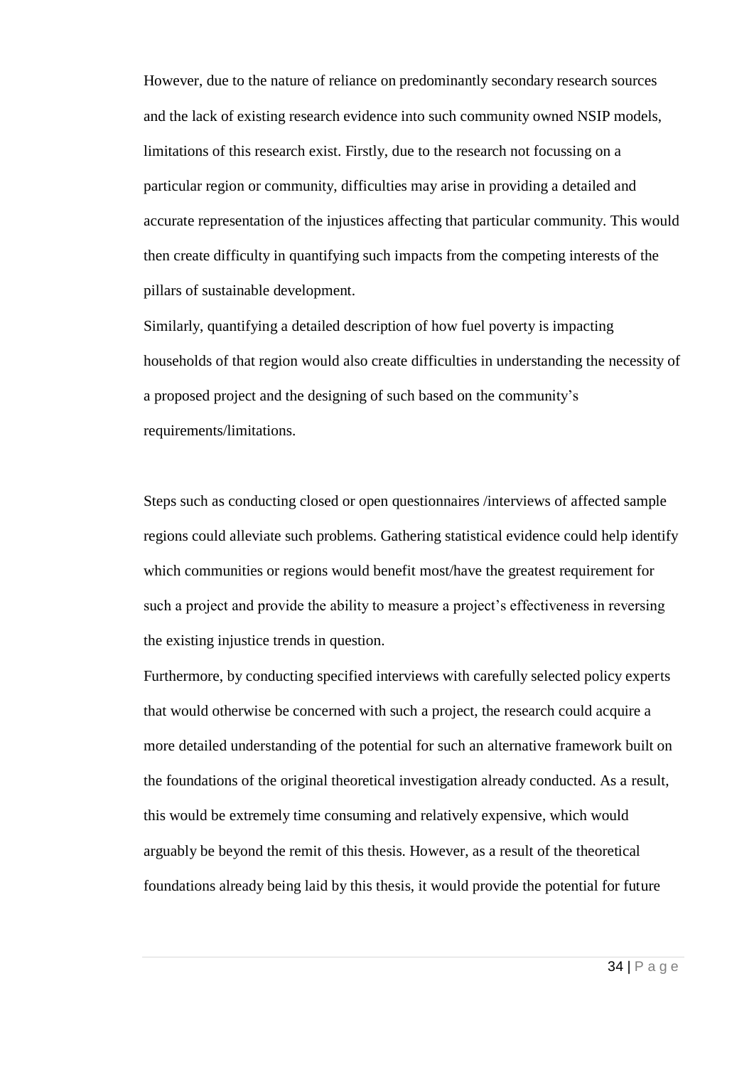However, due to the nature of reliance on predominantly secondary research sources and the lack of existing research evidence into such community owned NSIP models, limitations of this research exist. Firstly, due to the research not focussing on a particular region or community, difficulties may arise in providing a detailed and accurate representation of the injustices affecting that particular community. This would then create difficulty in quantifying such impacts from the competing interests of the pillars of sustainable development.

Similarly, quantifying a detailed description of how fuel poverty is impacting households of that region would also create difficulties in understanding the necessity of a proposed project and the designing of such based on the community's requirements/limitations.

Steps such as conducting closed or open questionnaires /interviews of affected sample regions could alleviate such problems. Gathering statistical evidence could help identify which communities or regions would benefit most/have the greatest requirement for such a project and provide the ability to measure a project's effectiveness in reversing the existing injustice trends in question.

Furthermore, by conducting specified interviews with carefully selected policy experts that would otherwise be concerned with such a project, the research could acquire a more detailed understanding of the potential for such an alternative framework built on the foundations of the original theoretical investigation already conducted. As a result, this would be extremely time consuming and relatively expensive, which would arguably be beyond the remit of this thesis. However, as a result of the theoretical foundations already being laid by this thesis, it would provide the potential for future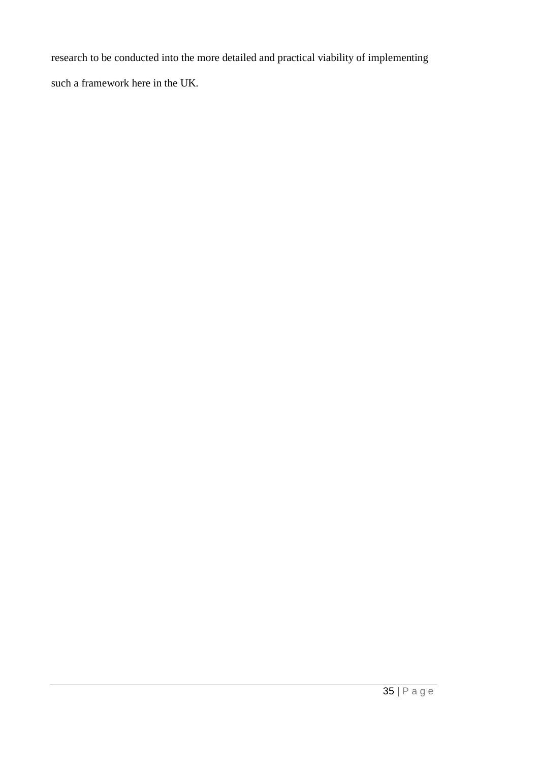research to be conducted into the more detailed and practical viability of implementing such a framework here in the UK.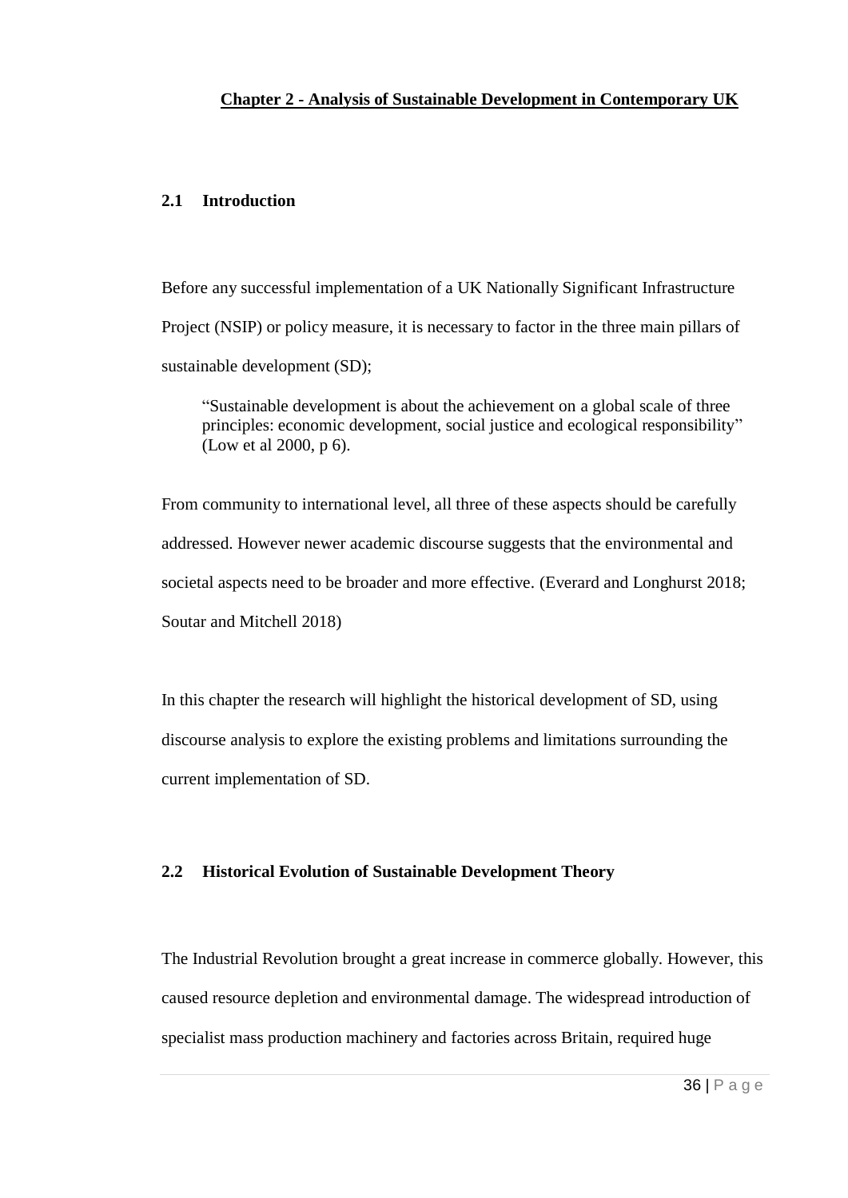## Chapter 2 - Analysis of Sustainable Development in Contemporary UK

### 2.1 Introduction

Before any successful implementation of a UK Nationally Significant Infrastructure Project (NSIP) or policy measure, it is necessary to factor in the three main pillars of sustainable development (SD);

> "Sustainable development is about the achievement on a global scale of three principles: economic development, social justice and ecological responsibility" (Low et al 2000, p 6).

From community to international level, all three of these aspects should be carefully addressed. However newer academic discourse suggests that the environmental and societal aspects need to be broader and more effective. (Everard and Longhurst 2018; Soutar and Mitchell 2018)

In this chapter the research will highlight the historical development of SD, using discourse analysis to explore the existing problems and limitations surrounding the current implementation of SD.

### 2.2 Historical Evolution of Sustainable Development Theory

The Industrial Revolution brought a great increase in commerce globally. However, this caused resource depletion and environmental damage. The widespread introduction of specialist mass production machinery and factories across Britain, required huge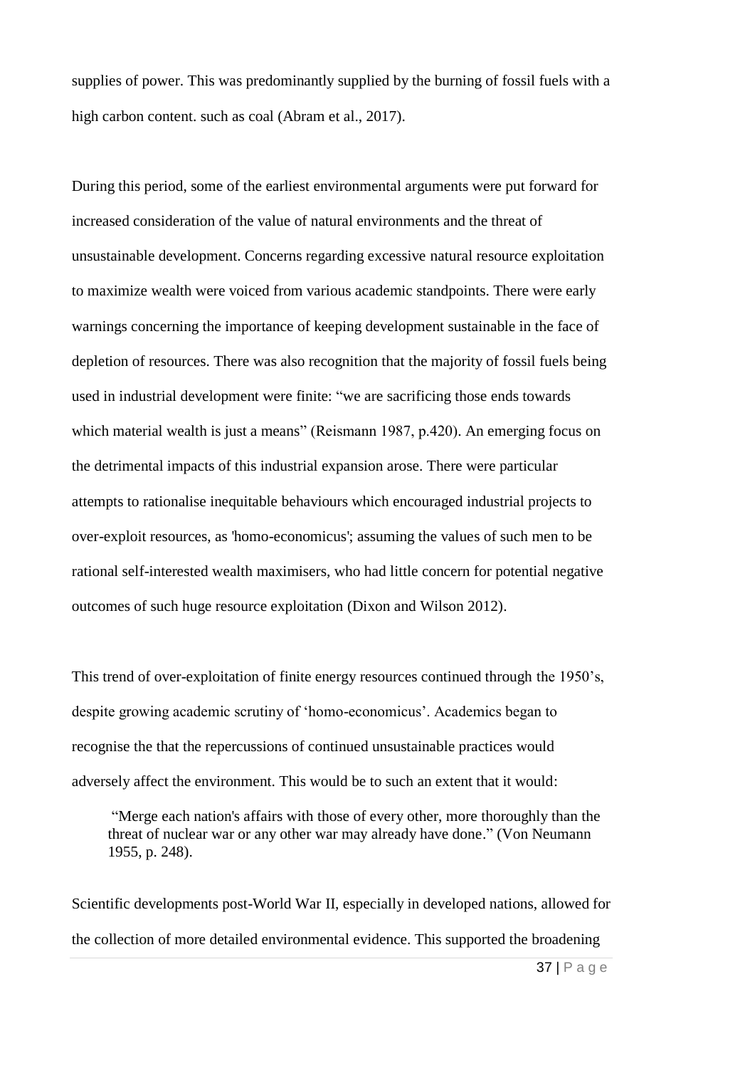supplies of power. This was predominantly supplied by the burning of fossil fuels with a high carbon content. such as coal (Abram et al., 2017).

During this period, some of the earliest environmental arguments were put forward for increased consideration of the value of natural environments and the threat of unsustainable development. Concerns regarding excessive natural resource exploitation to maximize wealth were voiced from various academic standpoints. There were early warnings concerning the importance of keeping development sustainable in the face of depletion of resources. There was also recognition that the majority of fossil fuels being used in industrial development were finite: “we are sacrificing those ends towards which material wealth is just a means” (Reismann 1987, p.420). An emerging focus on the detrimental impacts of this industrial expansion arose. There were particular attempts to rationalise inequitable behaviours which encouraged industrial projects to over-exploit resources, as 'homo-economicus'; assuming the values of such men to be rational self-interested wealth maximisers, who had little concern for potential negative outcomes of such huge resource exploitation (Dixon and Wilson 2012).

This trend of over-exploitation of finite energy resources continued through the 1950’s, despite growing academic scrutiny of ‘homo-economicus’. Academics began to recognise the that the repercussions of continued unsustainable practices would adversely affect the environment. This would be to such an extent that it would:

> “Merge each nation's affairs with those of every other, more thoroughly than the threat of nuclear war or any other war may already have done.” (Von Neumann 1955, p. 248).

Scientific developments post-World War II, especially in developed nations, allowed for the collection of more detailed environmental evidence. This supported the broadening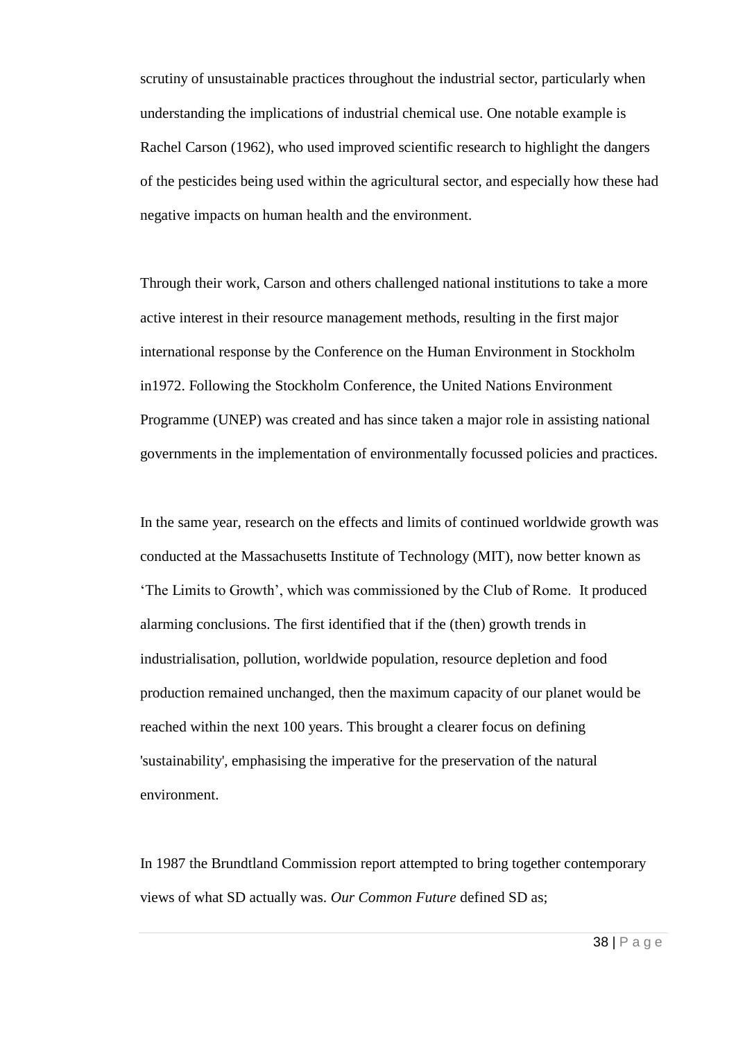scrutiny of unsustainable practices throughout the industrial sector, particularly when understanding the implications of industrial chemical use. One notable example is Rachel Carson (1962), who used improved scientific research to highlight the dangers of the pesticides being used within the agricultural sector, and especially how these had negative impacts on human health and the environment.

Through their work, Carson and others challenged national institutions to take a more active interest in their resource management methods, resulting in the first major international response by the Conference on the Human Environment in Stockholm in1972. Following the Stockholm Conference, the United Nations Environment Programme (UNEP) was created and has since taken a major role in assisting national governments in the implementation of environmentally focussed policies and practices.

In the same year, research on the effects and limits of continued worldwide growth was conducted at the Massachusetts Institute of Technology (MIT), now better known as 'The Limits to Growth', which was commissioned by the Club of Rome. It produced alarming conclusions. The first identified that if the (then) growth trends in industrialisation, pollution, worldwide population, resource depletion and food production remained unchanged, then the maximum capacity of our planet would be reached within the next 100 years. This brought a clearer focus on defining 'sustainability', emphasising the imperative for the preservation of the natural environment.

In 1987 the Brundtland Commission report attempted to bring together contemporary views of what SD actually was. *Our Common Future* defined SD as;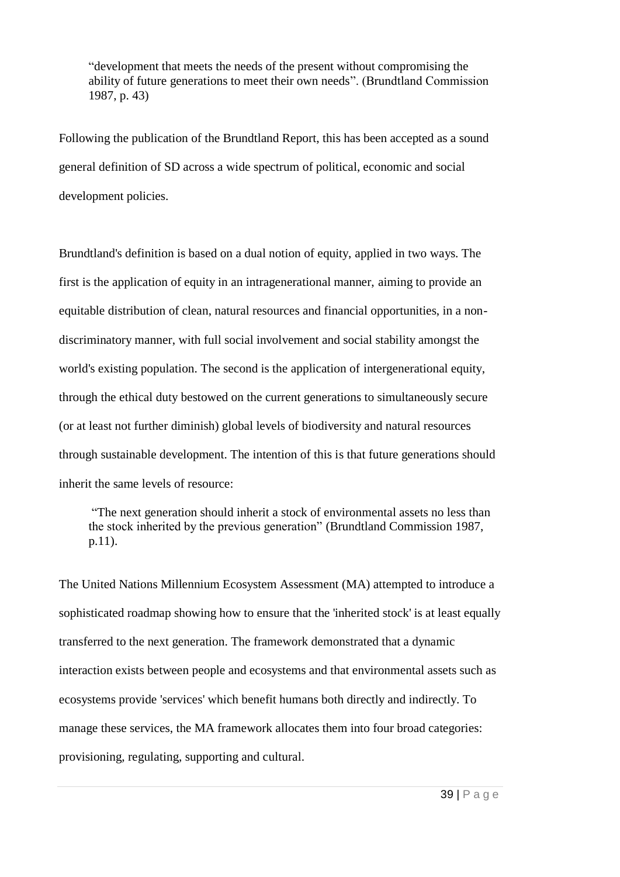> "development that meets the needs of the present without compromising the ability of future generations to meet their own needs". (Brundtland Commission 1987, p. 43)

Following the publication of the Brundtland Report, this has been accepted as a sound general definition of SD across a wide spectrum of political, economic and social development policies.

Brundtland's definition is based on a dual notion of equity, applied in two ways. The first is the application of equity in an intragenerational manner, aiming to provide an equitable distribution of clean, natural resources and financial opportunities, in a non-discriminatory manner, with full social involvement and social stability amongst the world's existing population. The second is the application of intergenerational equity, through the ethical duty bestowed on the current generations to simultaneously secure (or at least not further diminish) global levels of biodiversity and natural resources through sustainable development. The intention of this is that future generations should inherit the same levels of resource:

> "The next generation should inherit a stock of environmental assets no less than the stock inherited by the previous generation" (Brundtland Commission 1987, p.11).

The United Nations Millennium Ecosystem Assessment (MA) attempted to introduce a sophisticated roadmap showing how to ensure that the 'inherited stock' is at least equally transferred to the next generation. The framework demonstrated that a dynamic interaction exists between people and ecosystems and that environmental assets such as ecosystems provide 'services' which benefit humans both directly and indirectly. To manage these services, the MA framework allocates them into four broad categories: provisioning, regulating, supporting and cultural.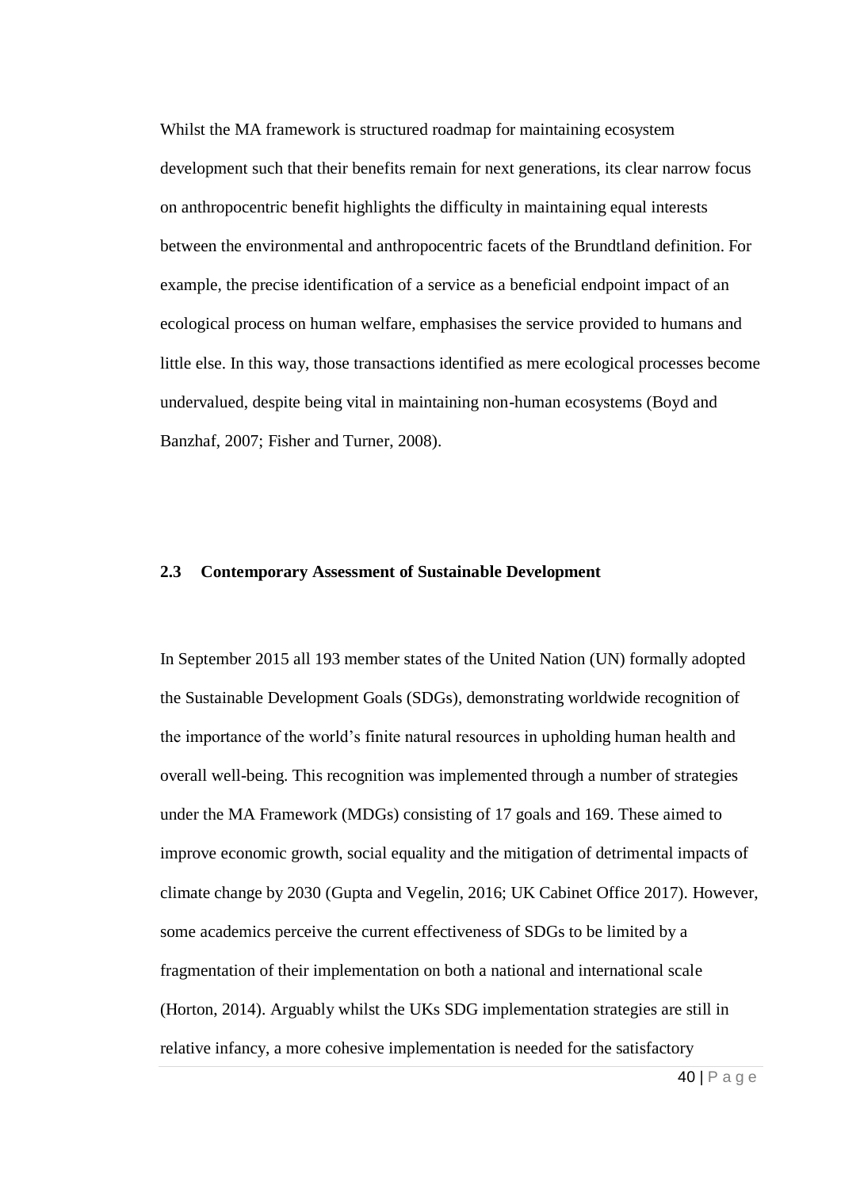Whilst the MA framework is structured roadmap for maintaining ecosystem development such that their benefits remain for next generations, its clear narrow focus on anthropocentric benefit highlights the difficulty in maintaining equal interests between the environmental and anthropocentric facets of the Brundtland definition. For example, the precise identification of a service as a beneficial endpoint impact of an ecological process on human welfare, emphasises the service provided to humans and little else. In this way, those transactions identified as mere ecological processes become undervalued, despite being vital in maintaining non-human ecosystems (Boyd and Banzhaf, 2007; Fisher and Turner, 2008).

## 2.3 Contemporary Assessment of Sustainable Development

In September 2015 all 193 member states of the United Nation (UN) formally adopted the Sustainable Development Goals (SDGs), demonstrating worldwide recognition of the importance of the world's finite natural resources in upholding human health and overall well-being. This recognition was implemented through a number of strategies under the MA Framework (MDGs) consisting of 17 goals and 169. These aimed to improve economic growth, social equality and the mitigation of detrimental impacts of climate change by 2030 (Gupta and Vegelin, 2016; UK Cabinet Office 2017). However, some academics perceive the current effectiveness of SDGs to be limited by a fragmentation of their implementation on both a national and international scale (Horton, 2014). Arguably whilst the UKs SDG implementation strategies are still in relative infancy, a more cohesive implementation is needed for the satisfactory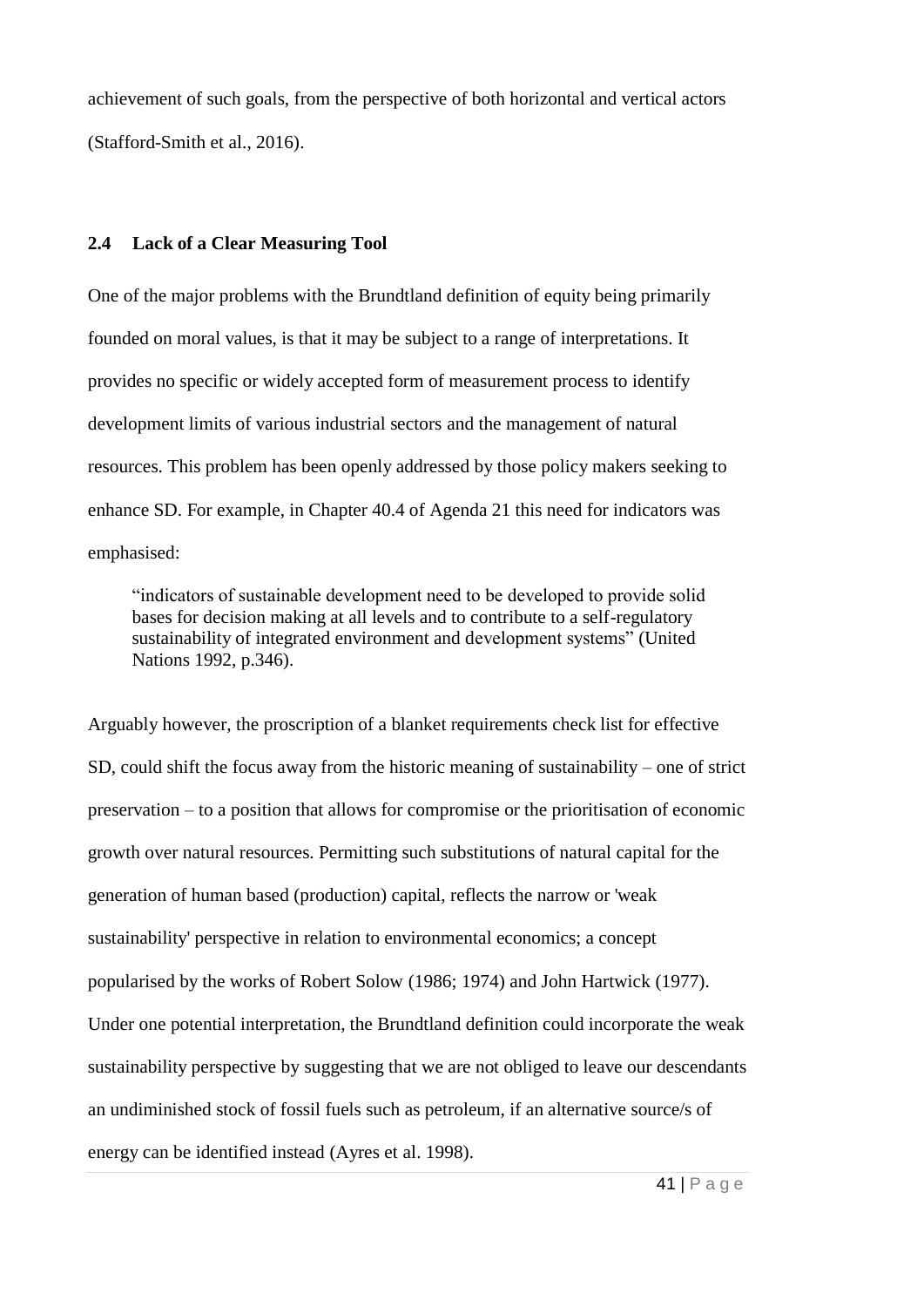achievement of such goals, from the perspective of both horizontal and vertical actors (Stafford-Smith et al., 2016).

## 2.4 Lack of a Clear Measuring Tool

One of the major problems with the Brundtland definition of equity being primarily founded on moral values, is that it may be subject to a range of interpretations. It provides no specific or widely accepted form of measurement process to identify development limits of various industrial sectors and the management of natural resources. This problem has been openly addressed by those policy makers seeking to enhance SD. For example, in Chapter 40.4 of Agenda 21 this need for indicators was emphasised:

> "indicators of sustainable development need to be developed to provide solid bases for decision making at all levels and to contribute to a self-regulatory sustainability of integrated environment and development systems" (United Nations 1992, p.346).

Arguably however, the proscription of a blanket requirements check list for effective SD, could shift the focus away from the historic meaning of sustainability – one of strict preservation – to a position that allows for compromise or the prioritisation of economic growth over natural resources. Permitting such substitutions of natural capital for the generation of human based (production) capital, reflects the narrow or 'weak sustainability' perspective in relation to environmental economics; a concept popularised by the works of Robert Solow (1986; 1974) and John Hartwick (1977). Under one potential interpretation, the Brundtland definition could incorporate the weak sustainability perspective by suggesting that we are not obliged to leave our descendants an undiminished stock of fossil fuels such as petroleum, if an alternative source/s of energy can be identified instead (Ayres et al. 1998).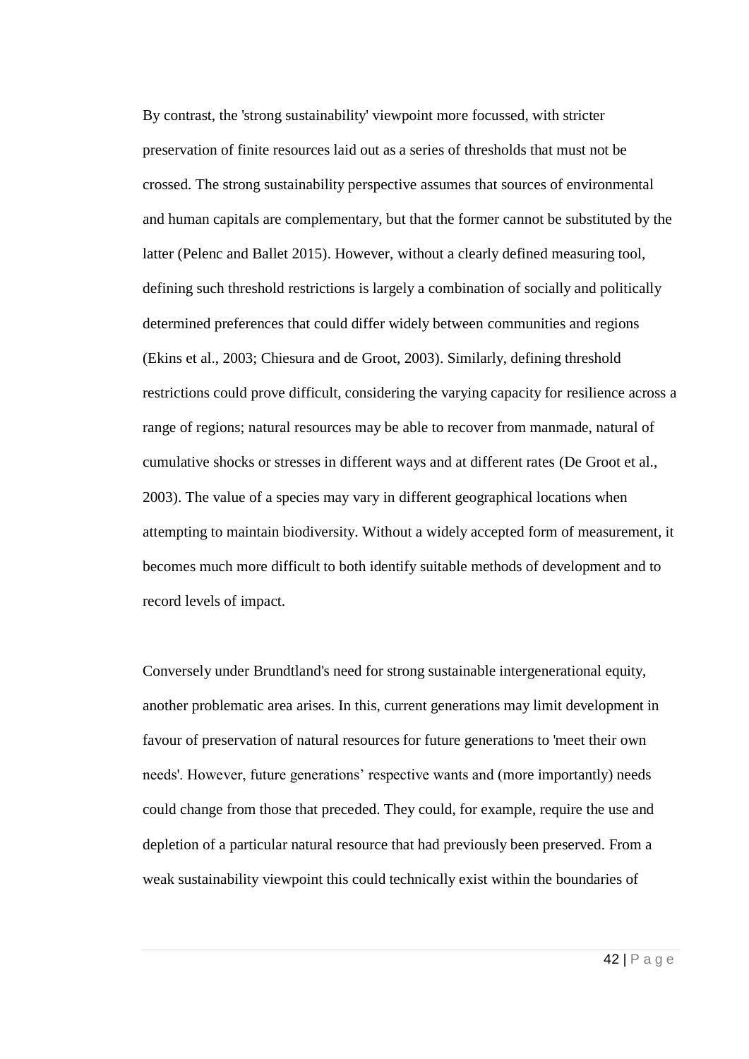By contrast, the 'strong sustainability' viewpoint more focussed, with stricter preservation of finite resources laid out as a series of thresholds that must not be crossed. The strong sustainability perspective assumes that sources of environmental and human capitals are complementary, but that the former cannot be substituted by the latter (Pelenc and Ballet 2015). However, without a clearly defined measuring tool, defining such threshold restrictions is largely a combination of socially and politically determined preferences that could differ widely between communities and regions (Ekins et al., 2003; Chiesura and de Groot, 2003). Similarly, defining threshold restrictions could prove difficult, considering the varying capacity for resilience across a range of regions; natural resources may be able to recover from manmade, natural of cumulative shocks or stresses in different ways and at different rates (De Groot et al., 2003). The value of a species may vary in different geographical locations when attempting to maintain biodiversity. Without a widely accepted form of measurement, it becomes much more difficult to both identify suitable methods of development and to record levels of impact.

Conversely under Brundtland's need for strong sustainable intergenerational equity, another problematic area arises. In this, current generations may limit development in favour of preservation of natural resources for future generations to 'meet their own needs'. However, future generations' respective wants and (more importantly) needs could change from those that preceded. They could, for example, require the use and depletion of a particular natural resource that had previously been preserved. From a weak sustainability viewpoint this could technically exist within the boundaries of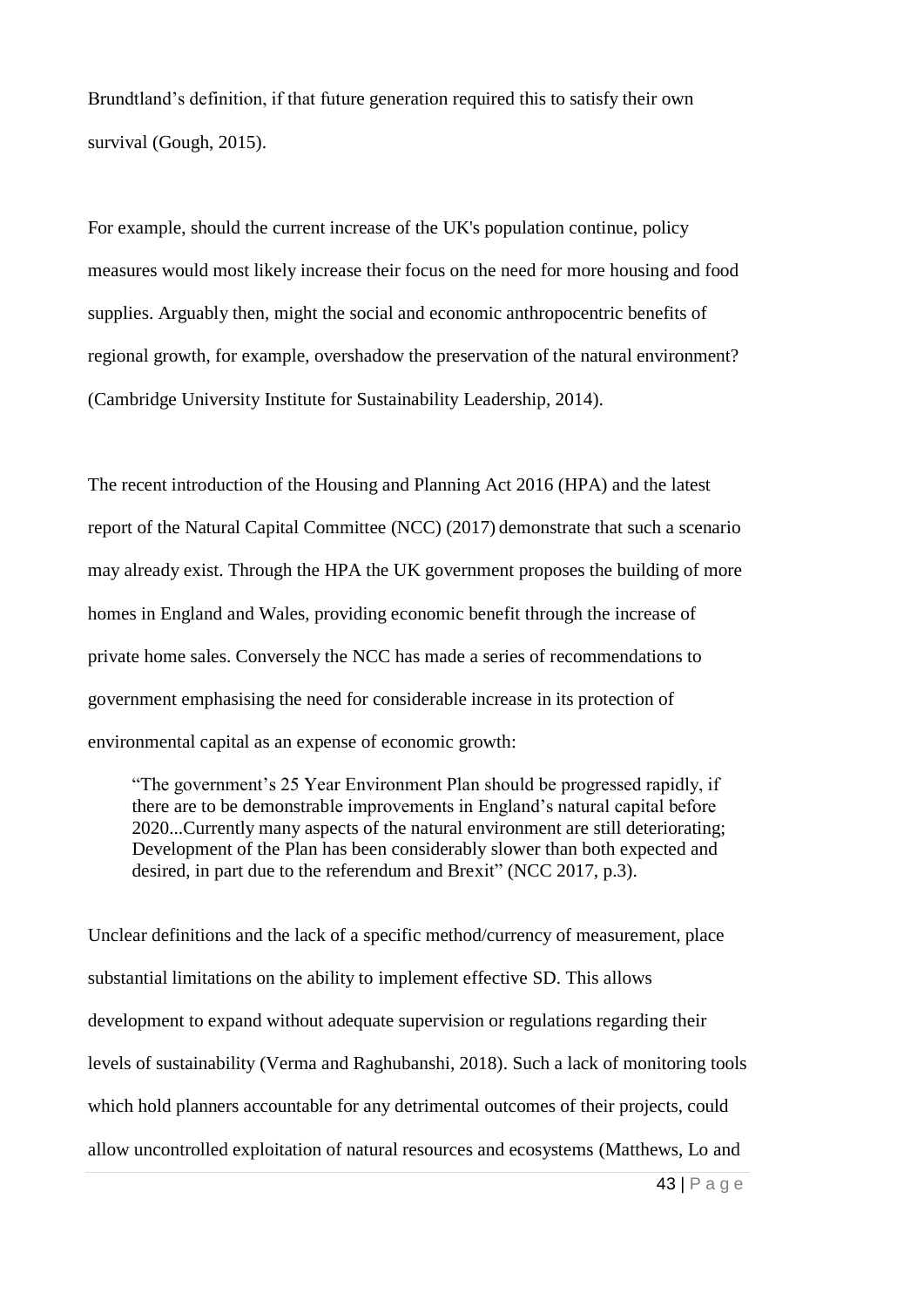Brundtland's definition, if that future generation required this to satisfy their own survival (Gough, 2015).

For example, should the current increase of the UK's population continue, policy measures would most likely increase their focus on the need for more housing and food supplies. Arguably then, might the social and economic anthropocentric benefits of regional growth, for example, overshadow the preservation of the natural environment? (Cambridge University Institute for Sustainability Leadership, 2014).

The recent introduction of the Housing and Planning Act 2016 (HPA) and the latest report of the Natural Capital Committee (NCC) (2017) demonstrate that such a scenario may already exist. Through the HPA the UK government proposes the building of more homes in England and Wales, providing economic benefit through the increase of private home sales. Conversely the NCC has made a series of recommendations to government emphasising the need for considerable increase in its protection of environmental capital as an expense of economic growth:

> "The government's 25 Year Environment Plan should be progressed rapidly, if there are to be demonstrable improvements in England's natural capital before 2020...Currently many aspects of the natural environment are still deteriorating; Development of the Plan has been considerably slower than both expected and desired, in part due to the referendum and Brexit" (NCC 2017, p.3).

Unclear definitions and the lack of a specific method/currency of measurement, place substantial limitations on the ability to implement effective SD. This allows development to expand without adequate supervision or regulations regarding their levels of sustainability (Verma and Raghubanshi, 2018). Such a lack of monitoring tools which hold planners accountable for any detrimental outcomes of their projects, could allow uncontrolled exploitation of natural resources and ecosystems (Matthews, Lo and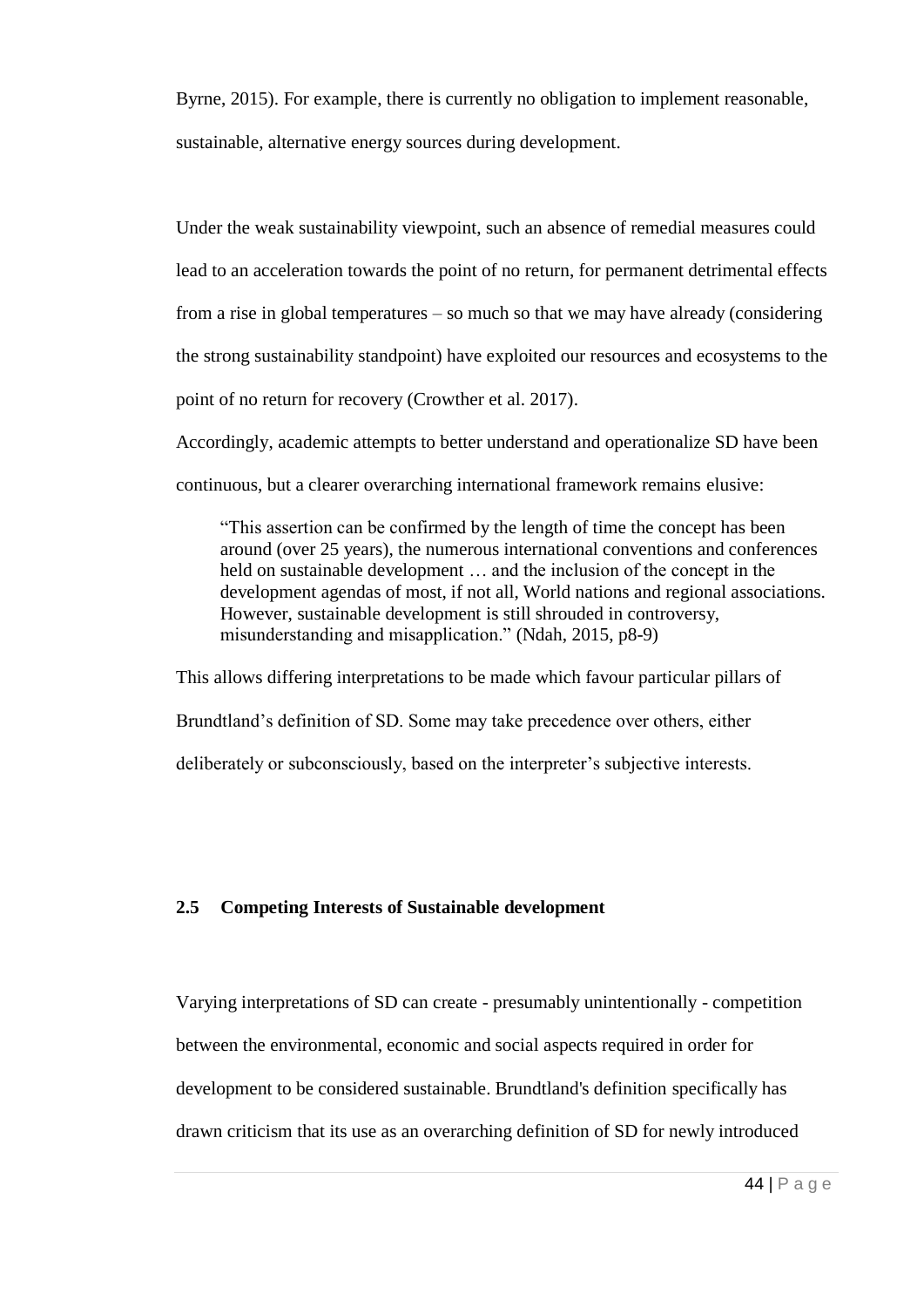Byrne, 2015). For example, there is currently no obligation to implement reasonable, sustainable, alternative energy sources during development.

Under the weak sustainability viewpoint, such an absence of remedial measures could lead to an acceleration towards the point of no return, for permanent detrimental effects from a rise in global temperatures – so much so that we may have already (considering the strong sustainability standpoint) have exploited our resources and ecosystems to the point of no return for recovery (Crowther et al. 2017).

Accordingly, academic attempts to better understand and operationalize SD have been continuous, but a clearer overarching international framework remains elusive:

> "This assertion can be confirmed by the length of time the concept has been around (over 25 years), the numerous international conventions and conferences held on sustainable development … and the inclusion of the concept in the development agendas of most, if not all, World nations and regional associations. However, sustainable development is still shrouded in controversy, misunderstanding and misapplication." (Ndah, 2015, p8-9)

This allows differing interpretations to be made which favour particular pillars of Brundtland's definition of SD. Some may take precedence over others, either deliberately or subconsciously, based on the interpreter's subjective interests.

## 2.5 Competing Interests of Sustainable development

Varying interpretations of SD can create - presumably unintentionally - competition between the environmental, economic and social aspects required in order for development to be considered sustainable. Brundtland's definition specifically has drawn criticism that its use as an overarching definition of SD for newly introduced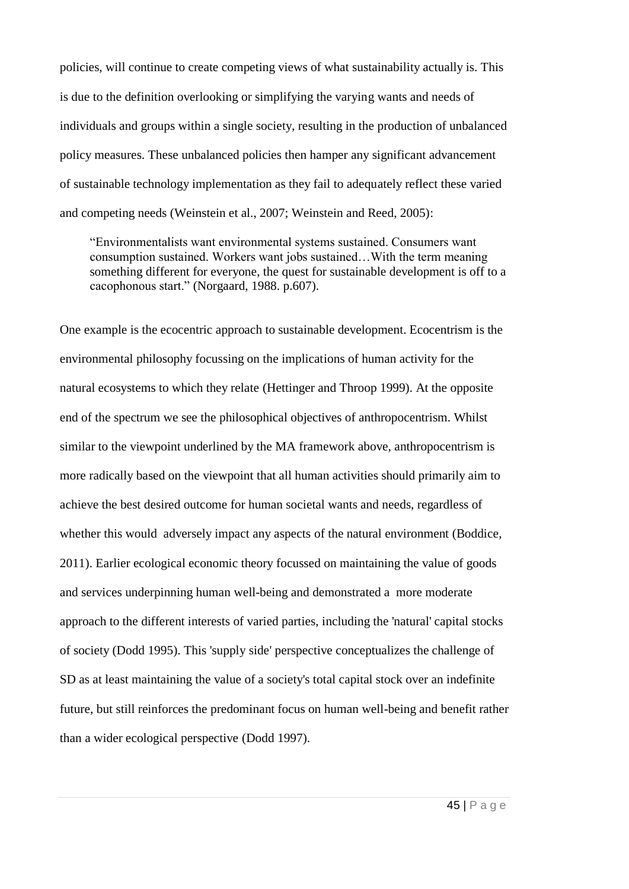policies, will continue to create competing views of what sustainability actually is. This is due to the definition overlooking or simplifying the varying wants and needs of individuals and groups within a single society, resulting in the production of unbalanced policy measures. These unbalanced policies then hamper any significant advancement of sustainable technology implementation as they fail to adequately reflect these varied and competing needs (Weinstein et al., 2007; Weinstein and Reed, 2005):

> "Environmentalists want environmental systems sustained. Consumers want consumption sustained. Workers want jobs sustained…With the term meaning something different for everyone, the quest for sustainable development is off to a cacophonous start." (Norgaard, 1988. p.607).

One example is the ecocentric approach to sustainable development. Ecocentrism is the environmental philosophy focussing on the implications of human activity for the natural ecosystems to which they relate (Hettinger and Throop 1999). At the opposite end of the spectrum we see the philosophical objectives of anthropocentrism. Whilst similar to the viewpoint underlined by the MA framework above, anthropocentrism is more radically based on the viewpoint that all human activities should primarily aim to achieve the best desired outcome for human societal wants and needs, regardless of whether this would adversely impact any aspects of the natural environment (Boddice, 2011). Earlier ecological economic theory focussed on maintaining the value of goods and services underpinning human well-being and demonstrated a more moderate approach to the different interests of varied parties, including the 'natural' capital stocks of society (Dodd 1995). This 'supply side' perspective conceptualizes the challenge of SD as at least maintaining the value of a society's total capital stock over an indefinite future, but still reinforces the predominant focus on human well-being and benefit rather than a wider ecological perspective (Dodd 1997).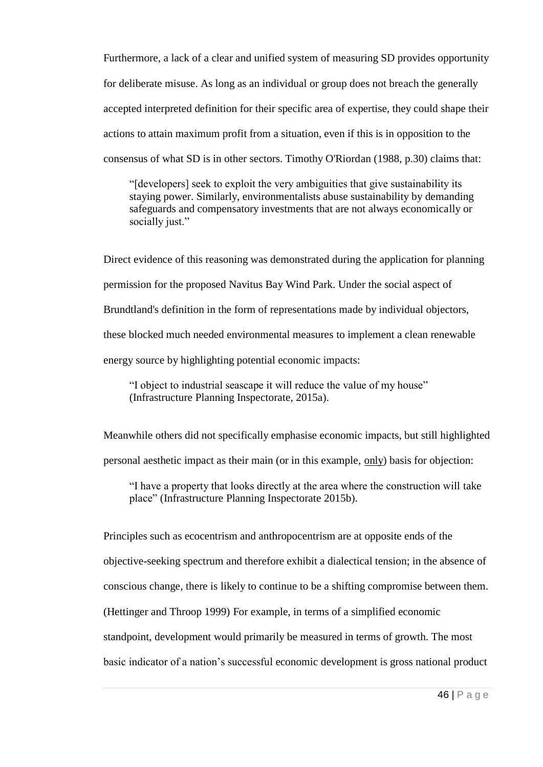Furthermore, a lack of a clear and unified system of measuring SD provides opportunity for deliberate misuse. As long as an individual or group does not breach the generally accepted interpreted definition for their specific area of expertise, they could shape their actions to attain maximum profit from a situation, even if this is in opposition to the consensus of what SD is in other sectors. Timothy O'Riordan (1988, p.30) claims that:

> "[developers] seek to exploit the very ambiguities that give sustainability its staying power. Similarly, environmentalists abuse sustainability by demanding safeguards and compensatory investments that are not always economically or socially just."

Direct evidence of this reasoning was demonstrated during the application for planning permission for the proposed Navitus Bay Wind Park. Under the social aspect of Brundtland's definition in the form of representations made by individual objectors, these blocked much needed environmental measures to implement a clean renewable energy source by highlighting potential economic impacts:

> "I object to industrial seascape it will reduce the value of my house" (Infrastructure Planning Inspectorate, 2015a).

Meanwhile others did not specifically emphasise economic impacts, but still highlighted personal aesthetic impact as their main (or in this example, <u>only</u>) basis for objection:

> "I have a property that looks directly at the area where the construction will take place" (Infrastructure Planning Inspectorate 2015b).

Principles such as ecocentrism and anthropocentrism are at opposite ends of the objective-seeking spectrum and therefore exhibit a dialectical tension; in the absence of conscious change, there is likely to continue to be a shifting compromise between them. (Hettinger and Throop 1999) For example, in terms of a simplified economic standpoint, development would primarily be measured in terms of growth. The most basic indicator of a nation's successful economic development is gross national product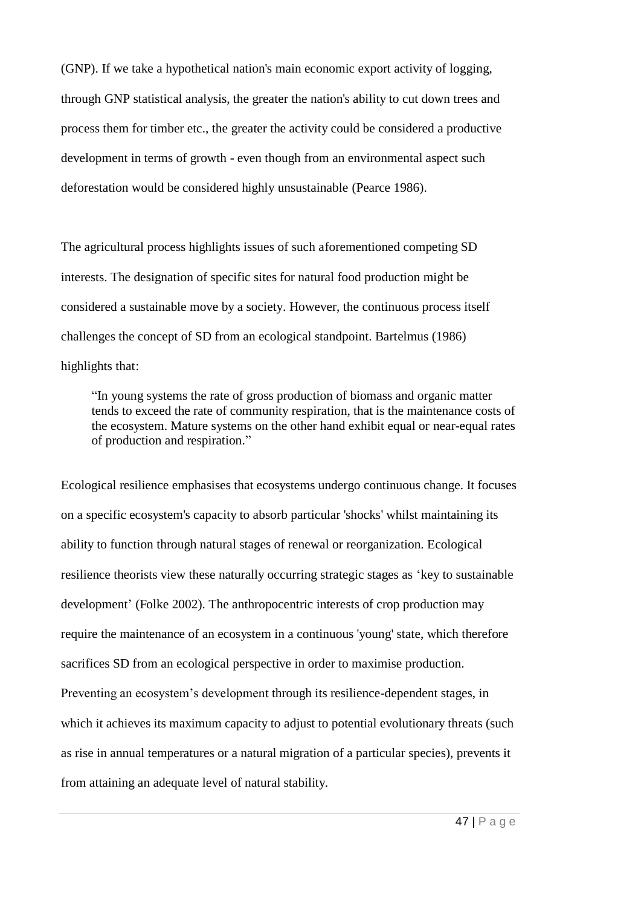(GNP). If we take a hypothetical nation's main economic export activity of logging, through GNP statistical analysis, the greater the nation's ability to cut down trees and process them for timber etc., the greater the activity could be considered a productive development in terms of growth - even though from an environmental aspect such deforestation would be considered highly unsustainable (Pearce 1986).

The agricultural process highlights issues of such aforementioned competing SD interests. The designation of specific sites for natural food production might be considered a sustainable move by a society. However, the continuous process itself challenges the concept of SD from an ecological standpoint. Bartelmus (1986) highlights that:

> "In young systems the rate of gross production of biomass and organic matter tends to exceed the rate of community respiration, that is the maintenance costs of the ecosystem. Mature systems on the other hand exhibit equal or near-equal rates of production and respiration."

Ecological resilience emphasises that ecosystems undergo continuous change. It focuses on a specific ecosystem's capacity to absorb particular 'shocks' whilst maintaining its ability to function through natural stages of renewal or reorganization. Ecological resilience theorists view these naturally occurring strategic stages as 'key to sustainable development' (Folke 2002). The anthropocentric interests of crop production may require the maintenance of an ecosystem in a continuous 'young' state, which therefore sacrifices SD from an ecological perspective in order to maximise production. Preventing an ecosystem's development through its resilience-dependent stages, in which it achieves its maximum capacity to adjust to potential evolutionary threats (such as rise in annual temperatures or a natural migration of a particular species), prevents it from attaining an adequate level of natural stability.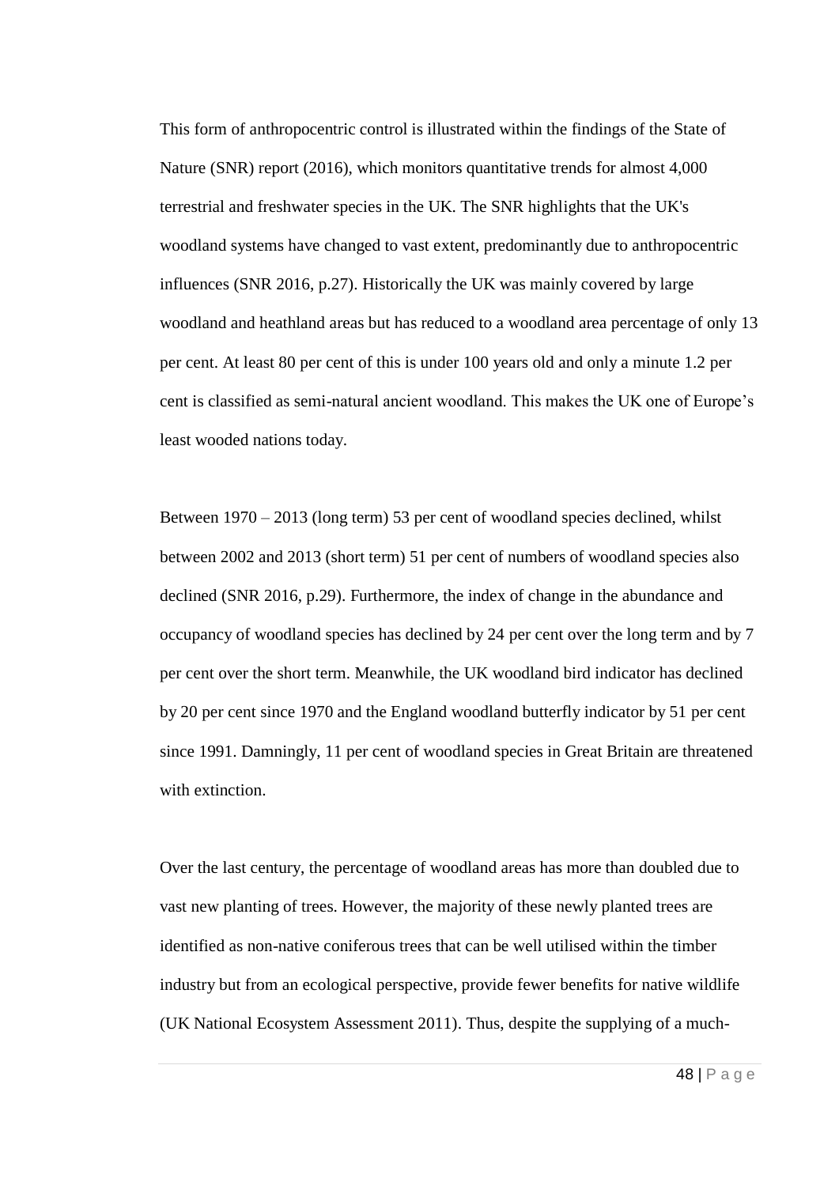This form of anthropocentric control is illustrated within the findings of the State of Nature (SNR) report (2016), which monitors quantitative trends for almost 4,000 terrestrial and freshwater species in the UK. The SNR highlights that the UK's woodland systems have changed to vast extent, predominantly due to anthropocentric influences (SNR 2016, p.27). Historically the UK was mainly covered by large woodland and heathland areas but has reduced to a woodland area percentage of only 13 per cent. At least 80 per cent of this is under 100 years old and only a minute 1.2 per cent is classified as semi-natural ancient woodland. This makes the UK one of Europe's least wooded nations today.

Between 1970 – 2013 (long term) 53 per cent of woodland species declined, whilst between 2002 and 2013 (short term) 51 per cent of numbers of woodland species also declined (SNR 2016, p.29). Furthermore, the index of change in the abundance and occupancy of woodland species has declined by 24 per cent over the long term and by 7 per cent over the short term. Meanwhile, the UK woodland bird indicator has declined by 20 per cent since 1970 and the England woodland butterfly indicator by 51 per cent since 1991. Damningly, 11 per cent of woodland species in Great Britain are threatened with extinction.

Over the last century, the percentage of woodland areas has more than doubled due to vast new planting of trees. However, the majority of these newly planted trees are identified as non-native coniferous trees that can be well utilised within the timber industry but from an ecological perspective, provide fewer benefits for native wildlife (UK National Ecosystem Assessment 2011). Thus, despite the supplying of a much-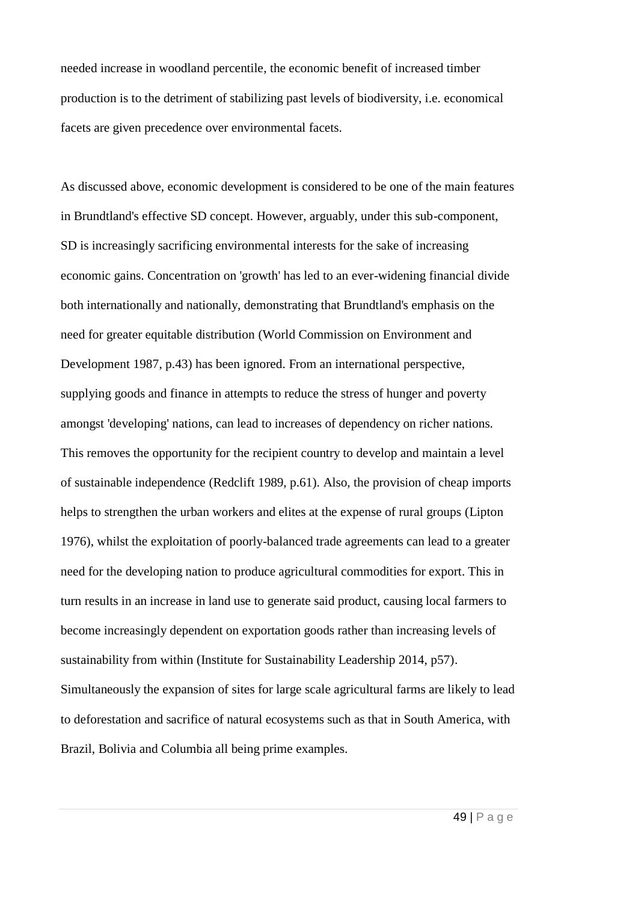needed increase in woodland percentile, the economic benefit of increased timber production is to the detriment of stabilizing past levels of biodiversity, i.e. economical facets are given precedence over environmental facets.

As discussed above, economic development is considered to be one of the main features in Brundtland's effective SD concept. However, arguably, under this sub-component, SD is increasingly sacrificing environmental interests for the sake of increasing economic gains. Concentration on 'growth' has led to an ever-widening financial divide both internationally and nationally, demonstrating that Brundtland's emphasis on the need for greater equitable distribution (World Commission on Environment and Development 1987, p.43) has been ignored. From an international perspective, supplying goods and finance in attempts to reduce the stress of hunger and poverty amongst 'developing' nations, can lead to increases of dependency on richer nations. This removes the opportunity for the recipient country to develop and maintain a level of sustainable independence (Redclift 1989, p.61). Also, the provision of cheap imports helps to strengthen the urban workers and elites at the expense of rural groups (Lipton 1976), whilst the exploitation of poorly-balanced trade agreements can lead to a greater need for the developing nation to produce agricultural commodities for export. This in turn results in an increase in land use to generate said product, causing local farmers to become increasingly dependent on exportation goods rather than increasing levels of sustainability from within (Institute for Sustainability Leadership 2014, p57). Simultaneously the expansion of sites for large scale agricultural farms are likely to lead to deforestation and sacrifice of natural ecosystems such as that in South America, with Brazil, Bolivia and Columbia all being prime examples.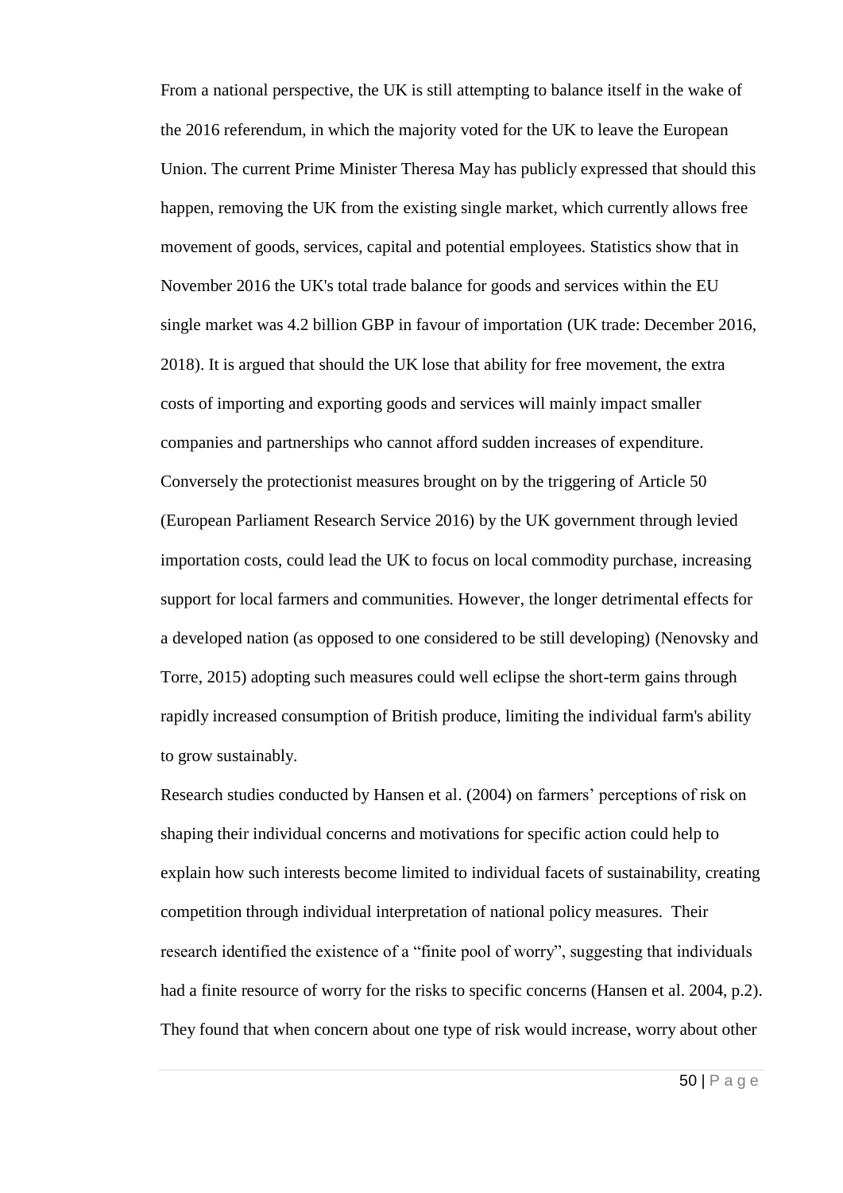From a national perspective, the UK is still attempting to balance itself in the wake of the 2016 referendum, in which the majority voted for the UK to leave the European Union. The current Prime Minister Theresa May has publicly expressed that should this happen, removing the UK from the existing single market, which currently allows free movement of goods, services, capital and potential employees. Statistics show that in November 2016 the UK's total trade balance for goods and services within the EU single market was 4.2 billion GBP in favour of importation (UK trade: December 2016, 2018). It is argued that should the UK lose that ability for free movement, the extra costs of importing and exporting goods and services will mainly impact smaller companies and partnerships who cannot afford sudden increases of expenditure. Conversely the protectionist measures brought on by the triggering of Article 50 (European Parliament Research Service 2016) by the UK government through levied importation costs, could lead the UK to focus on local commodity purchase, increasing support for local farmers and communities. However, the longer detrimental effects for a developed nation (as opposed to one considered to be still developing) (Nenovsky and Torre, 2015) adopting such measures could well eclipse the short-term gains through rapidly increased consumption of British produce, limiting the individual farm's ability to grow sustainably.

Research studies conducted by Hansen et al. (2004) on farmers' perceptions of risk on shaping their individual concerns and motivations for specific action could help to explain how such interests become limited to individual facets of sustainability, creating competition through individual interpretation of national policy measures. Their research identified the existence of a "finite pool of worry", suggesting that individuals had a finite resource of worry for the risks to specific concerns (Hansen et al. 2004, p.2). They found that when concern about one type of risk would increase, worry about other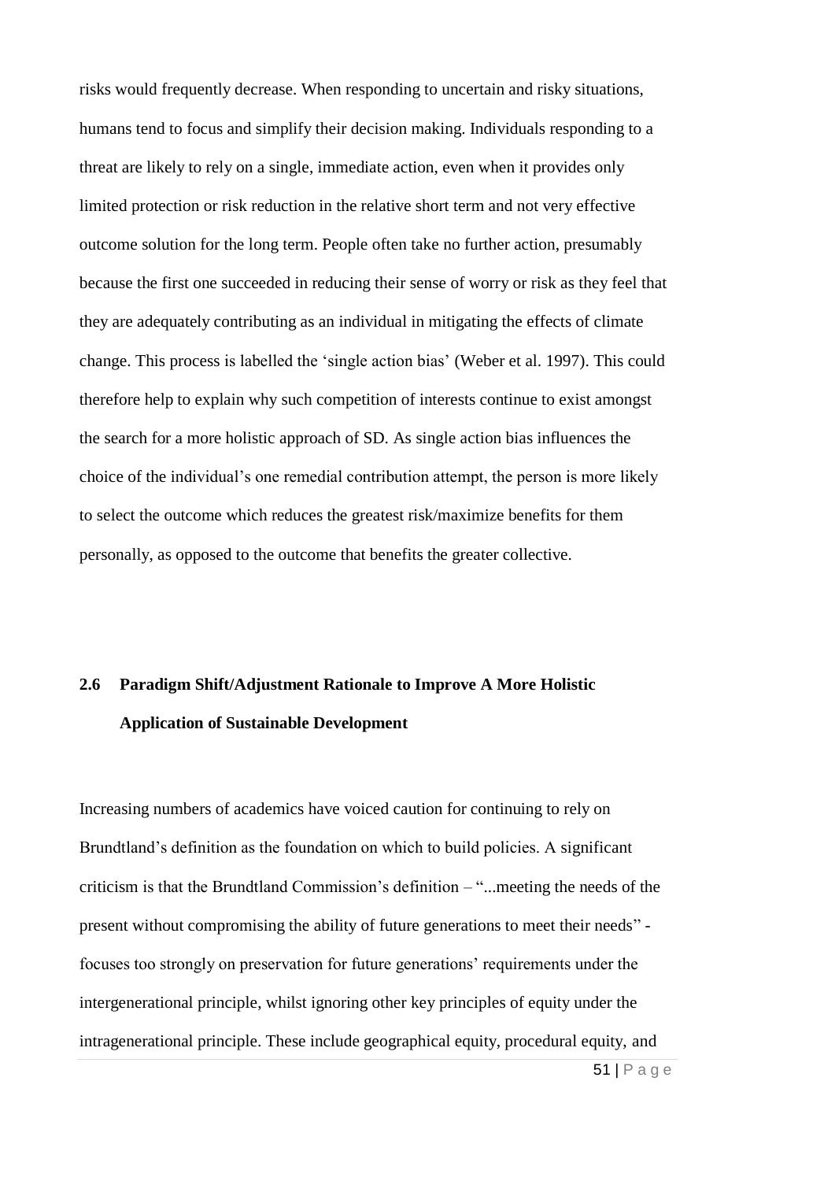risks would frequently decrease. When responding to uncertain and risky situations, humans tend to focus and simplify their decision making. Individuals responding to a threat are likely to rely on a single, immediate action, even when it provides only limited protection or risk reduction in the relative short term and not very effective outcome solution for the long term. People often take no further action, presumably because the first one succeeded in reducing their sense of worry or risk as they feel that they are adequately contributing as an individual in mitigating the effects of climate change. This process is labelled the 'single action bias' (Weber et al. 1997). This could therefore help to explain why such competition of interests continue to exist amongst the search for a more holistic approach of SD. As single action bias influences the choice of the individual's one remedial contribution attempt, the person is more likely to select the outcome which reduces the greatest risk/maximize benefits for them personally, as opposed to the outcome that benefits the greater collective.

## 2.6 Paradigm Shift/Adjustment Rationale to Improve A More Holistic Application of Sustainable Development

Increasing numbers of academics have voiced caution for continuing to rely on Brundtland's definition as the foundation on which to build policies. A significant criticism is that the Brundtland Commission's definition – "...meeting the needs of the present without compromising the ability of future generations to meet their needs" - focuses too strongly on preservation for future generations' requirements under the intergenerational principle, whilst ignoring other key principles of equity under the intragenerational principle. These include geographical equity, procedural equity, and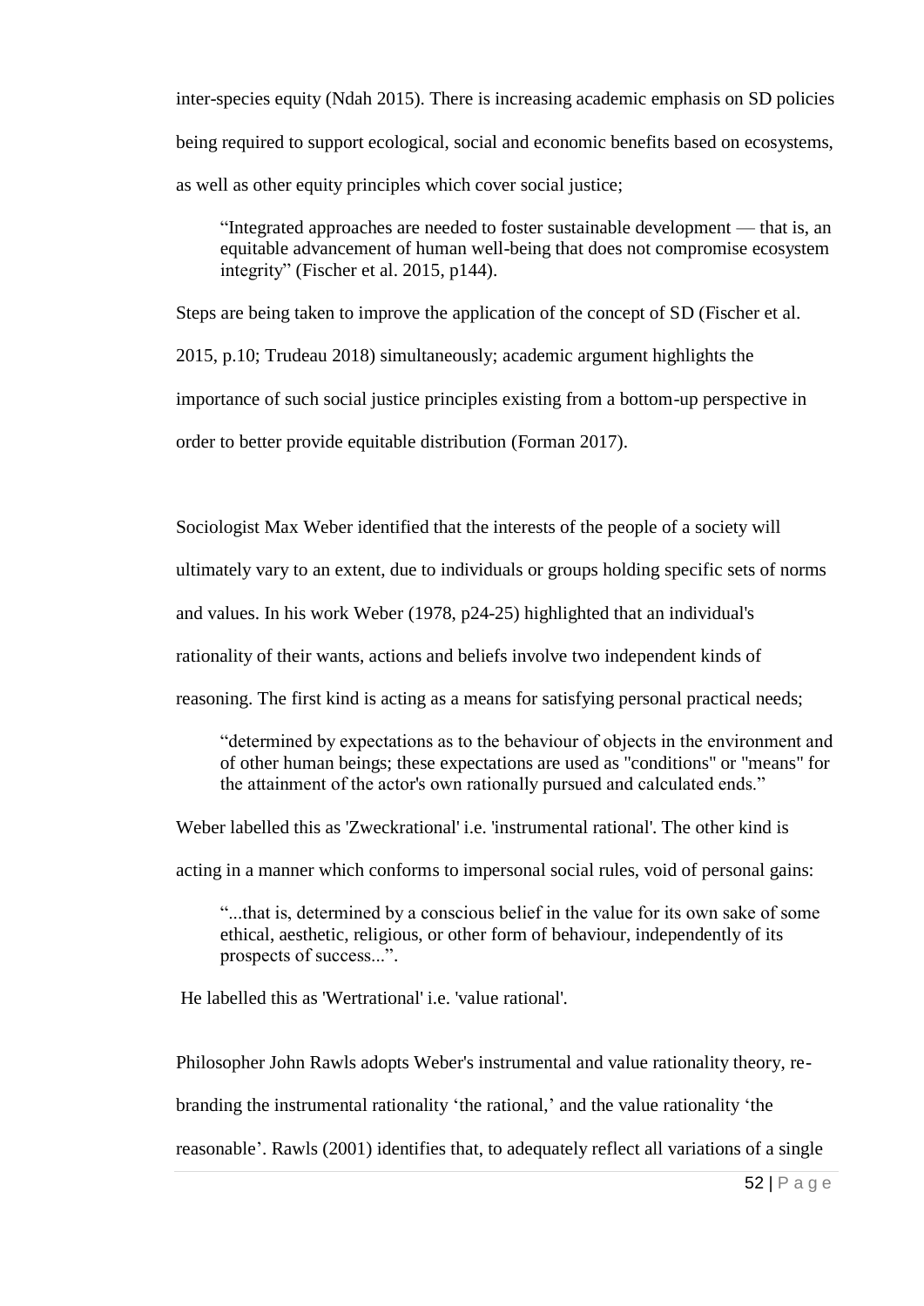inter-species equity (Ndah 2015). There is increasing academic emphasis on SD policies being required to support ecological, social and economic benefits based on ecosystems, as well as other equity principles which cover social justice;

> "Integrated approaches are needed to foster sustainable development — that is, an equitable advancement of human well-being that does not compromise ecosystem integrity" (Fischer et al. 2015, p144).

Steps are being taken to improve the application of the concept of SD (Fischer et al. 2015, p.10; Trudeau 2018) simultaneously; academic argument highlights the importance of such social justice principles existing from a bottom-up perspective in order to better provide equitable distribution (Forman 2017).

Sociologist Max Weber identified that the interests of the people of a society will ultimately vary to an extent, due to individuals or groups holding specific sets of norms and values. In his work Weber (1978, p24-25) highlighted that an individual's rationality of their wants, actions and beliefs involve two independent kinds of reasoning. The first kind is acting as a means for satisfying personal practical needs;

> "determined by expectations as to the behaviour of objects in the environment and of other human beings; these expectations are used as "conditions" or "means" for the attainment of the actor's own rationally pursued and calculated ends."

Weber labelled this as 'Zweckrational' i.e. 'instrumental rational'. The other kind is acting in a manner which conforms to impersonal social rules, void of personal gains:

> "...that is, determined by a conscious belief in the value for its own sake of some ethical, aesthetic, religious, or other form of behaviour, independently of its prospects of success...".

He labelled this as 'Wertrational' i.e. 'value rational'.

Philosopher John Rawls adopts Weber's instrumental and value rationality theory, re-branding the instrumental rationality 'the rational,' and the value rationality 'the reasonable'. Rawls (2001) identifies that, to adequately reflect all variations of a single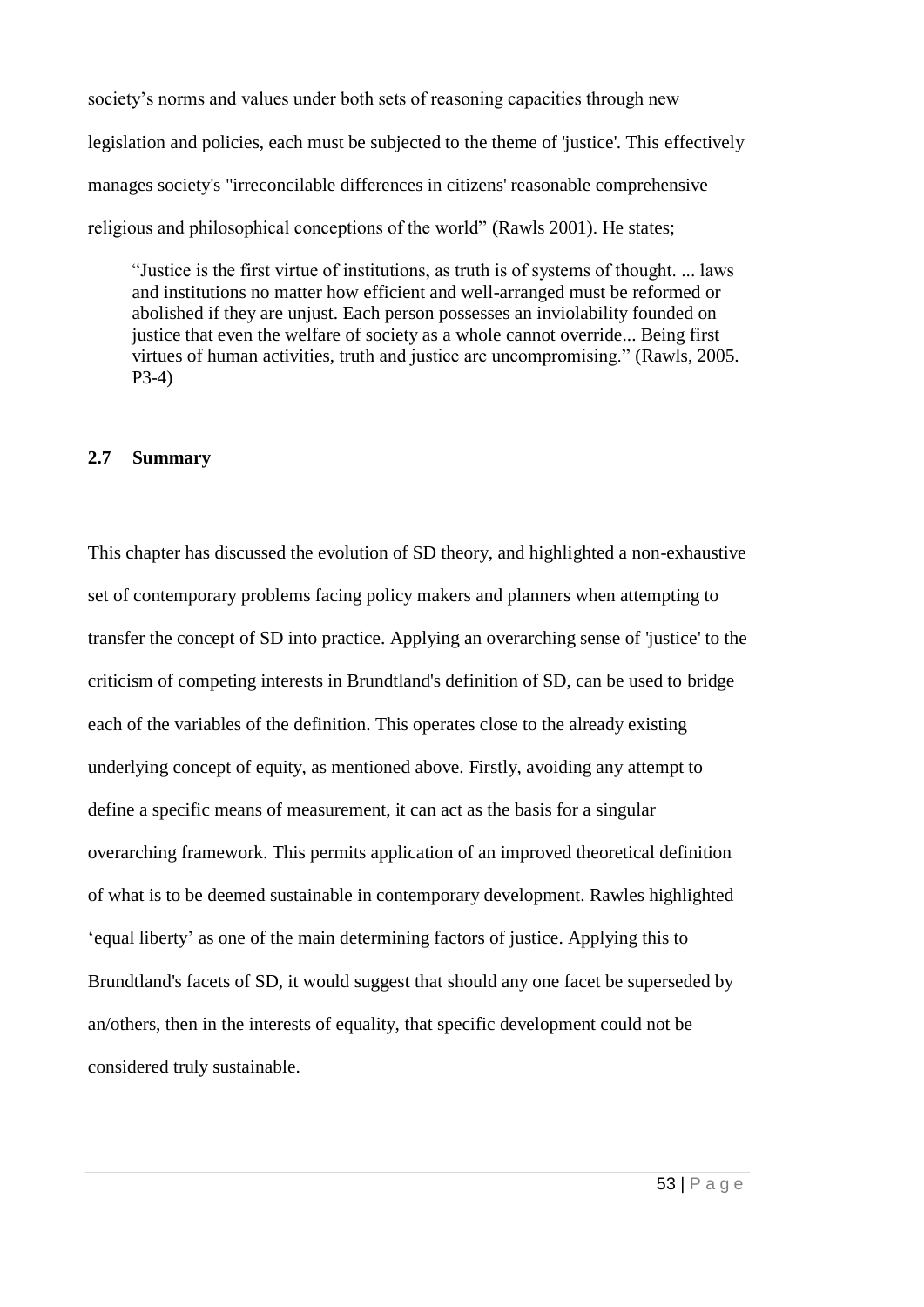society's norms and values under both sets of reasoning capacities through new legislation and policies, each must be subjected to the theme of 'justice'. This effectively manages society's "irreconcilable differences in citizens' reasonable comprehensive religious and philosophical conceptions of the world" (Rawls 2001). He states;

> "Justice is the first virtue of institutions, as truth is of systems of thought. ... laws and institutions no matter how efficient and well-arranged must be reformed or abolished if they are unjust. Each person possesses an inviolability founded on justice that even the welfare of society as a whole cannot override... Being first virtues of human activities, truth and justice are uncompromising." (Rawls, 2005. P3-4)

## 2.7 Summary

This chapter has discussed the evolution of SD theory, and highlighted a non-exhaustive set of contemporary problems facing policy makers and planners when attempting to transfer the concept of SD into practice. Applying an overarching sense of 'justice' to the criticism of competing interests in Brundtland's definition of SD, can be used to bridge each of the variables of the definition. This operates close to the already existing underlying concept of equity, as mentioned above. Firstly, avoiding any attempt to define a specific means of measurement, it can act as the basis for a singular overarching framework. This permits application of an improved theoretical definition of what is to be deemed sustainable in contemporary development. Rawles highlighted 'equal liberty' as one of the main determining factors of justice. Applying this to Brundtland's facets of SD, it would suggest that should any one facet be superseded by an/others, then in the interests of equality, that specific development could not be considered truly sustainable.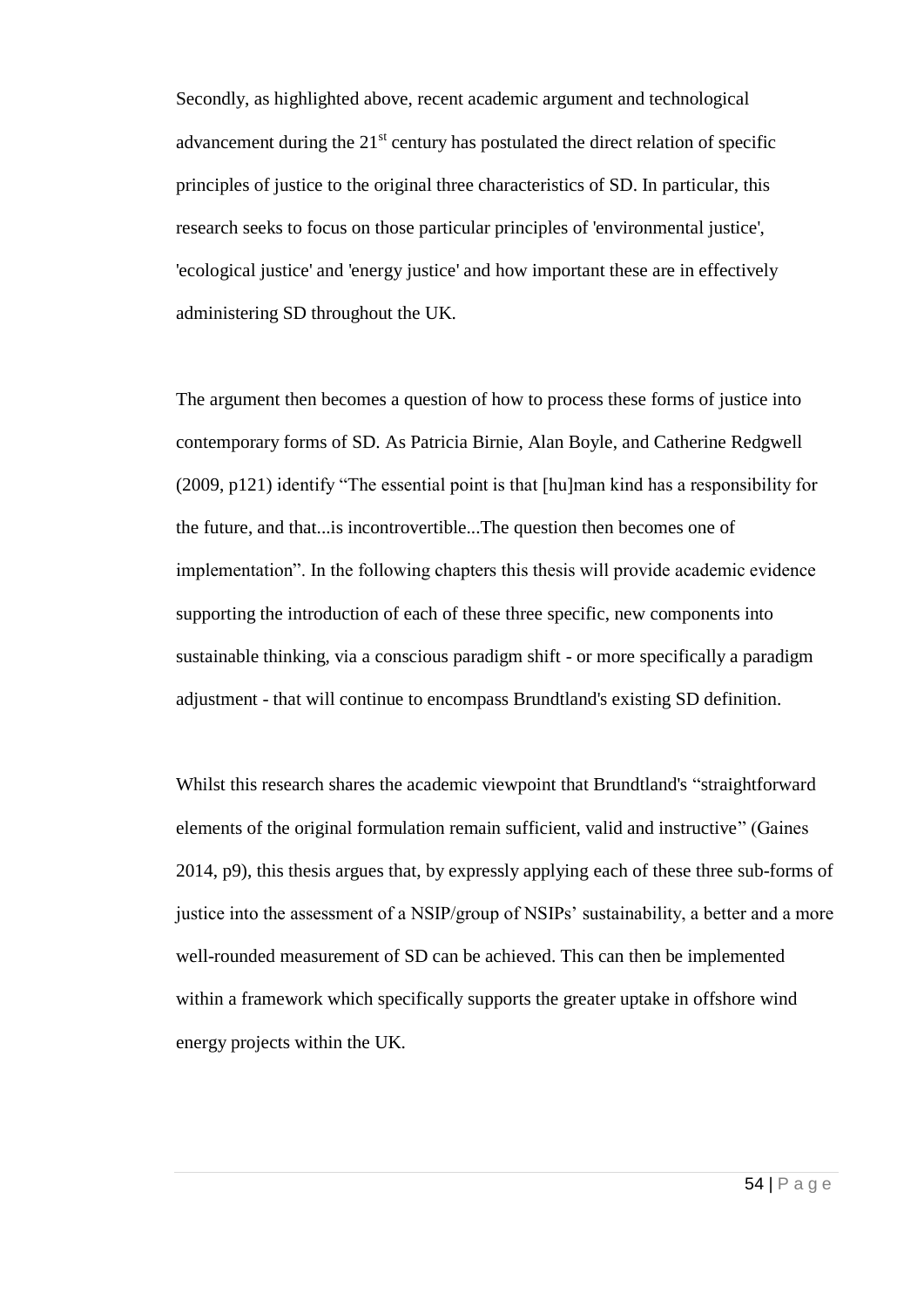Secondly, as highlighted above, recent academic argument and technological advancement during the 21st century has postulated the direct relation of specific principles of justice to the original three characteristics of SD. In particular, this research seeks to focus on those particular principles of 'environmental justice', 'ecological justice' and 'energy justice' and how important these are in effectively administering SD throughout the UK.

The argument then becomes a question of how to process these forms of justice into contemporary forms of SD. As Patricia Birnie, Alan Boyle, and Catherine Redgwell (2009, p121) identify "The essential point is that [hu]man kind has a responsibility for the future, and that...is incontrovertible...The question then becomes one of implementation". In the following chapters this thesis will provide academic evidence supporting the introduction of each of these three specific, new components into sustainable thinking, via a conscious paradigm shift - or more specifically a paradigm adjustment - that will continue to encompass Brundtland's existing SD definition.

Whilst this research shares the academic viewpoint that Brundtland's "straightforward elements of the original formulation remain sufficient, valid and instructive" (Gaines 2014, p9), this thesis argues that, by expressly applying each of these three sub-forms of justice into the assessment of a NSIP/group of NSIPs' sustainability, a better and a more well-rounded measurement of SD can be achieved. This can then be implemented within a framework which specifically supports the greater uptake in offshore wind energy projects within the UK.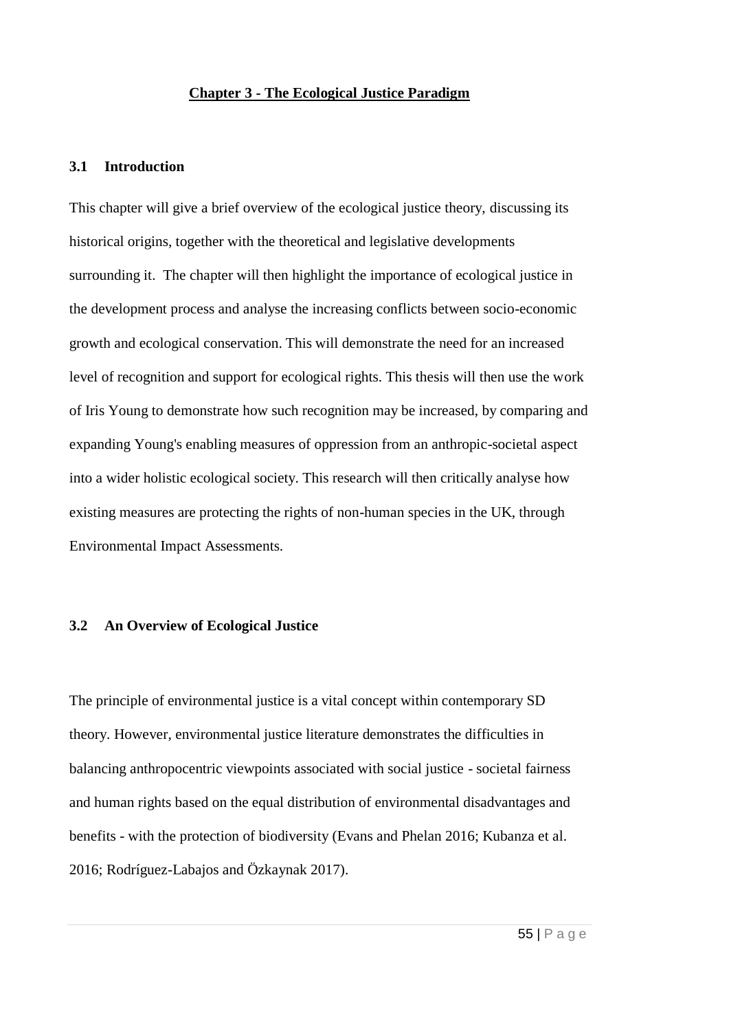## Chapter 3 - The Ecological Justice Paradigm

### 3.1 Introduction

This chapter will give a brief overview of the ecological justice theory, discussing its historical origins, together with the theoretical and legislative developments surrounding it. The chapter will then highlight the importance of ecological justice in the development process and analyse the increasing conflicts between socio-economic growth and ecological conservation. This will demonstrate the need for an increased level of recognition and support for ecological rights. This thesis will then use the work of Iris Young to demonstrate how such recognition may be increased, by comparing and expanding Young's enabling measures of oppression from an anthropic-societal aspect into a wider holistic ecological society. This research will then critically analyse how existing measures are protecting the rights of non-human species in the UK, through Environmental Impact Assessments.

### 3.2 An Overview of Ecological Justice

The principle of environmental justice is a vital concept within contemporary SD theory. However, environmental justice literature demonstrates the difficulties in balancing anthropocentric viewpoints associated with social justice - societal fairness and human rights based on the equal distribution of environmental disadvantages and benefits - with the protection of biodiversity (Evans and Phelan 2016; Kubanza et al. 2016; Rodríguez-Labajos and Özkaynak 2017).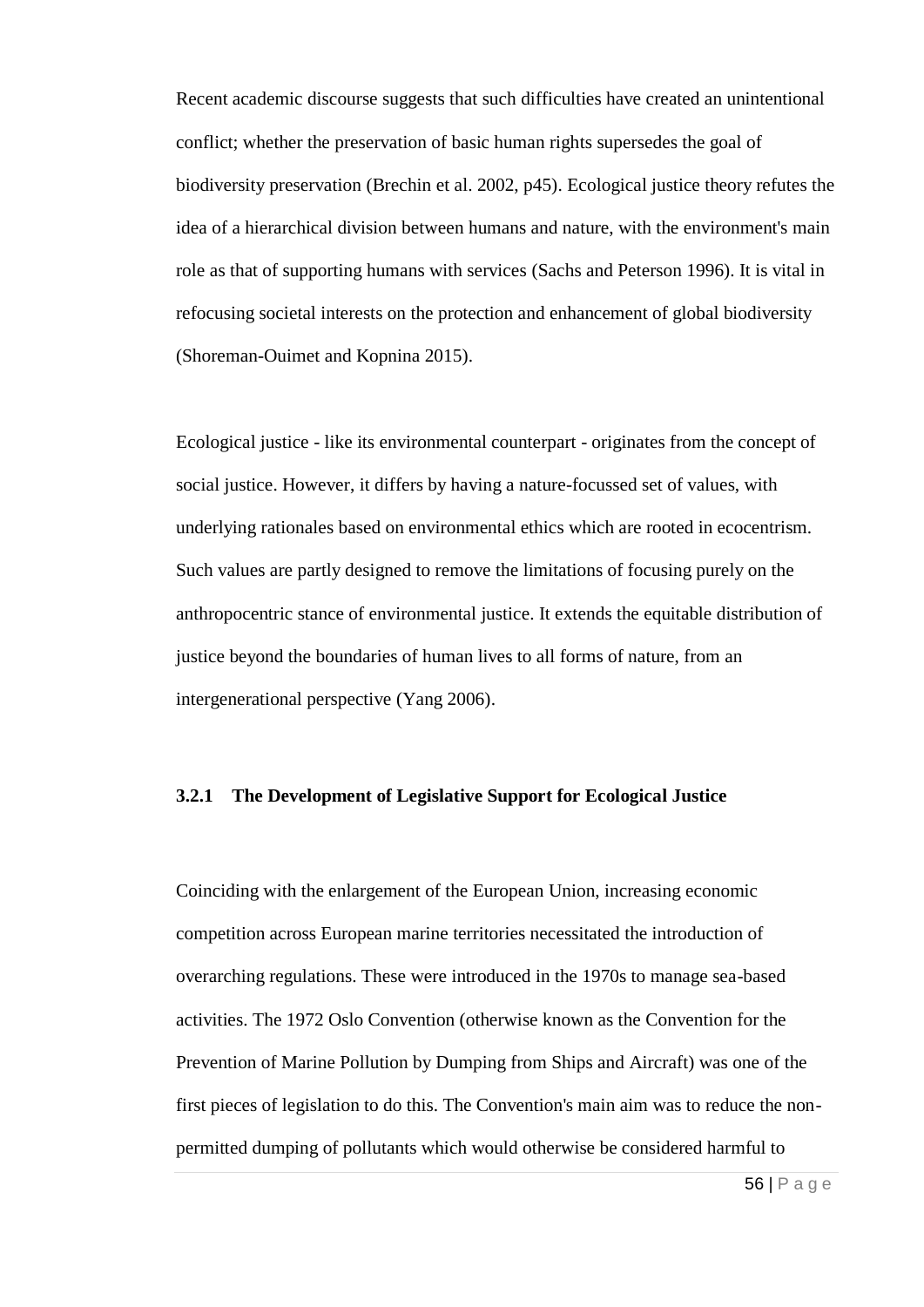Recent academic discourse suggests that such difficulties have created an unintentional conflict; whether the preservation of basic human rights supersedes the goal of biodiversity preservation (Brechin et al. 2002, p45). Ecological justice theory refutes the idea of a hierarchical division between humans and nature, with the environment's main role as that of supporting humans with services (Sachs and Peterson 1996). It is vital in refocusing societal interests on the protection and enhancement of global biodiversity (Shoreman-Ouimet and Kopnina 2015).

Ecological justice - like its environmental counterpart - originates from the concept of social justice. However, it differs by having a nature-focussed set of values, with underlying rationales based on environmental ethics which are rooted in ecocentrism. Such values are partly designed to remove the limitations of focusing purely on the anthropocentric stance of environmental justice. It extends the equitable distribution of justice beyond the boundaries of human lives to all forms of nature, from an intergenerational perspective (Yang 2006).

### 3.2.1 The Development of Legislative Support for Ecological Justice

Coinciding with the enlargement of the European Union, increasing economic competition across European marine territories necessitated the introduction of overarching regulations. These were introduced in the 1970s to manage sea-based activities. The 1972 Oslo Convention (otherwise known as the Convention for the Prevention of Marine Pollution by Dumping from Ships and Aircraft) was one of the first pieces of legislation to do this. The Convention's main aim was to reduce the non-permitted dumping of pollutants which would otherwise be considered harmful to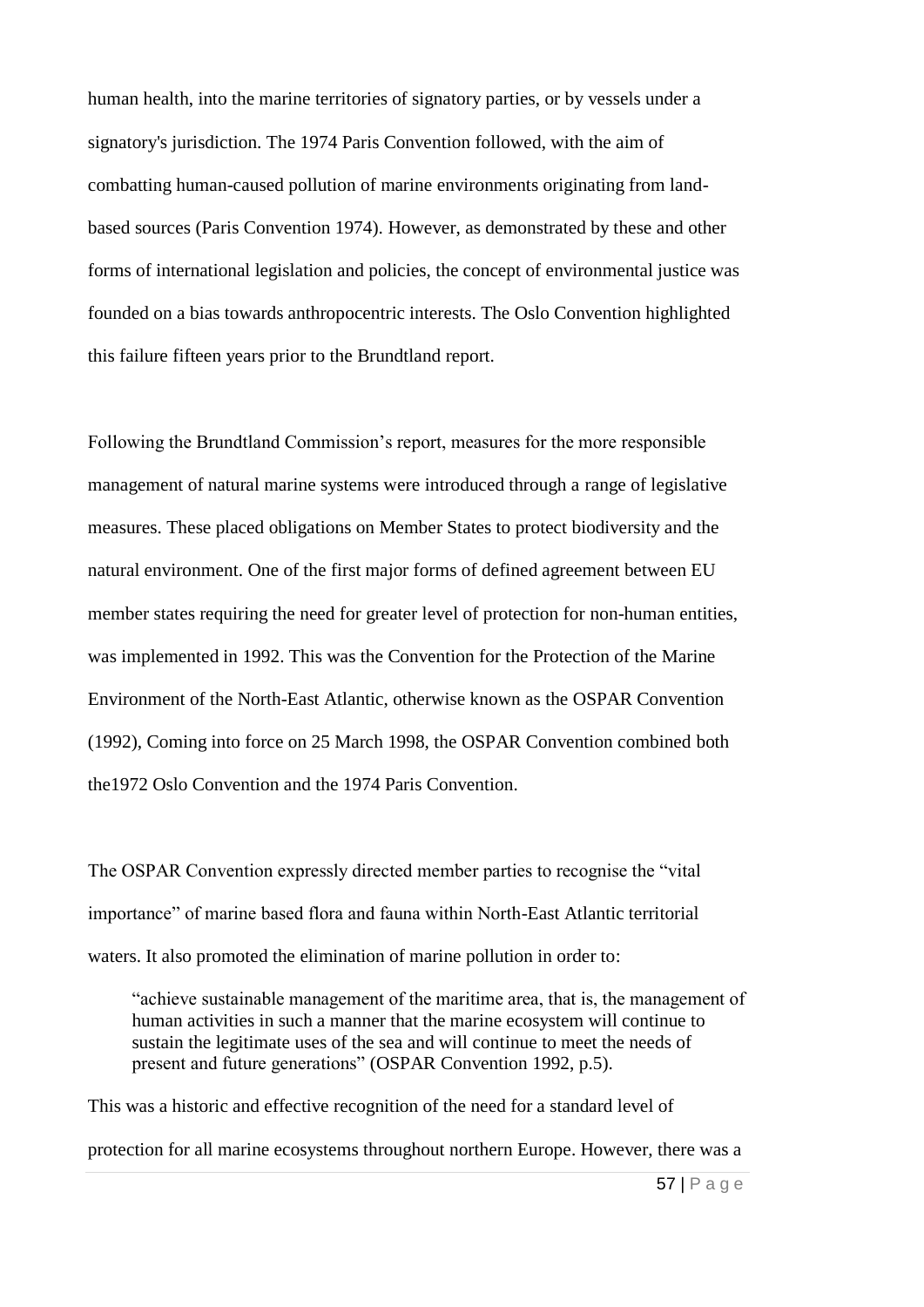human health, into the marine territories of signatory parties, or by vessels under a signatory's jurisdiction. The 1974 Paris Convention followed, with the aim of combatting human-caused pollution of marine environments originating from land-based sources (Paris Convention 1974). However, as demonstrated by these and other forms of international legislation and policies, the concept of environmental justice was founded on a bias towards anthropocentric interests. The Oslo Convention highlighted this failure fifteen years prior to the Brundtland report.

Following the Brundtland Commission's report, measures for the more responsible management of natural marine systems were introduced through a range of legislative measures. These placed obligations on Member States to protect biodiversity and the natural environment. One of the first major forms of defined agreement between EU member states requiring the need for greater level of protection for non-human entities, was implemented in 1992. This was the Convention for the Protection of the Marine Environment of the North-East Atlantic, otherwise known as the OSPAR Convention (1992), Coming into force on 25 March 1998, the OSPAR Convention combined both the1972 Oslo Convention and the 1974 Paris Convention.

The OSPAR Convention expressly directed member parties to recognise the "vital importance" of marine based flora and fauna within North-East Atlantic territorial waters. It also promoted the elimination of marine pollution in order to:

> "achieve sustainable management of the maritime area, that is, the management of human activities in such a manner that the marine ecosystem will continue to sustain the legitimate uses of the sea and will continue to meet the needs of present and future generations" (OSPAR Convention 1992, p.5).

This was a historic and effective recognition of the need for a standard level of protection for all marine ecosystems throughout northern Europe. However, there was a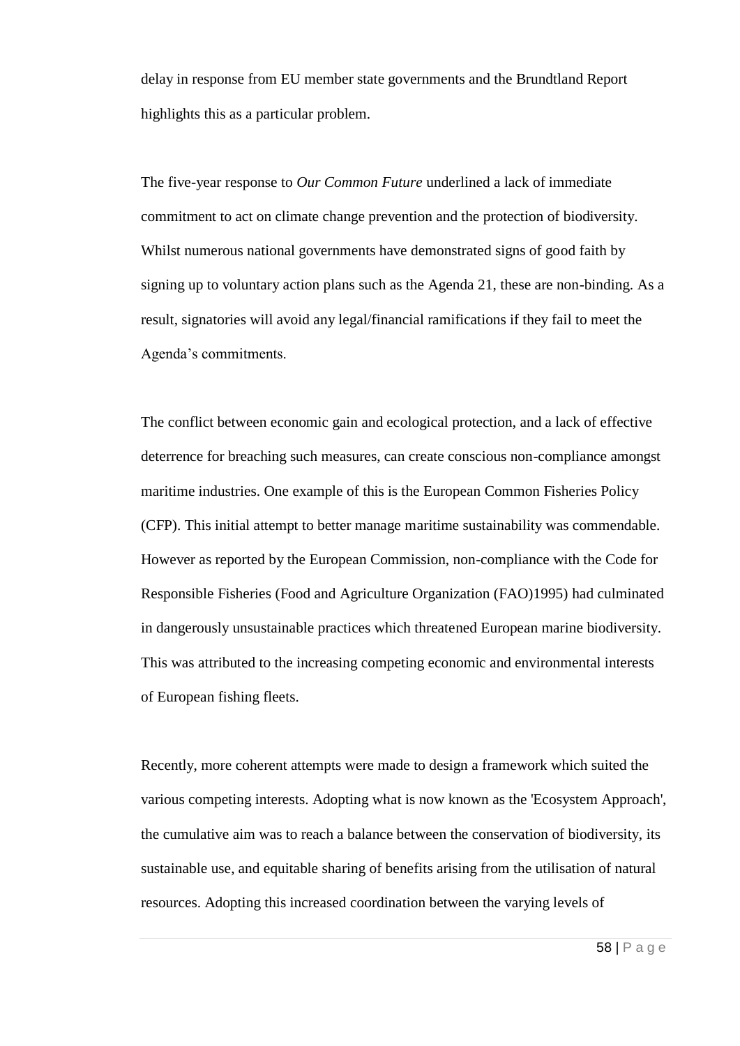delay in response from EU member state governments and the Brundtland Report highlights this as a particular problem.

The five-year response to *Our Common Future* underlined a lack of immediate commitment to act on climate change prevention and the protection of biodiversity. Whilst numerous national governments have demonstrated signs of good faith by signing up to voluntary action plans such as the Agenda 21, these are non-binding. As a result, signatories will avoid any legal/financial ramifications if they fail to meet the Agenda's commitments.

The conflict between economic gain and ecological protection, and a lack of effective deterrence for breaching such measures, can create conscious non-compliance amongst maritime industries. One example of this is the European Common Fisheries Policy (CFP). This initial attempt to better manage maritime sustainability was commendable. However as reported by the European Commission, non-compliance with the Code for Responsible Fisheries (Food and Agriculture Organization (FAO)1995) had culminated in dangerously unsustainable practices which threatened European marine biodiversity. This was attributed to the increasing competing economic and environmental interests of European fishing fleets.

Recently, more coherent attempts were made to design a framework which suited the various competing interests. Adopting what is now known as the 'Ecosystem Approach', the cumulative aim was to reach a balance between the conservation of biodiversity, its sustainable use, and equitable sharing of benefits arising from the utilisation of natural resources. Adopting this increased coordination between the varying levels of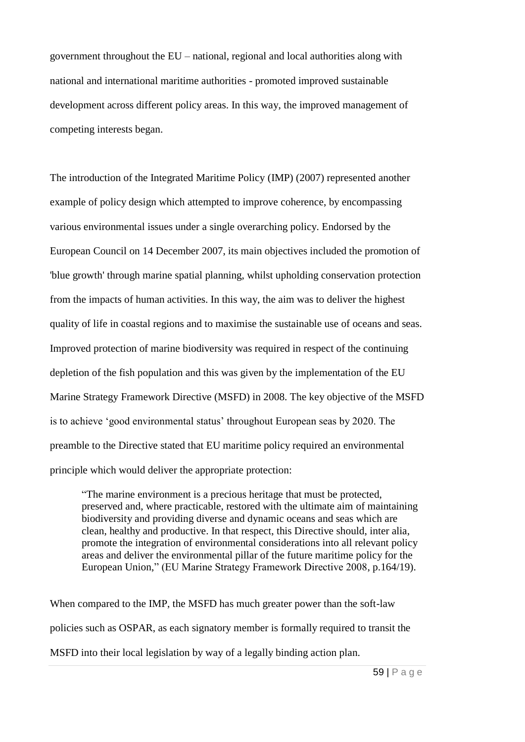government throughout the EU – national, regional and local authorities along with national and international maritime authorities - promoted improved sustainable development across different policy areas. In this way, the improved management of competing interests began.

The introduction of the Integrated Maritime Policy (IMP) (2007) represented another example of policy design which attempted to improve coherence, by encompassing various environmental issues under a single overarching policy. Endorsed by the European Council on 14 December 2007, its main objectives included the promotion of 'blue growth' through marine spatial planning, whilst upholding conservation protection from the impacts of human activities. In this way, the aim was to deliver the highest quality of life in coastal regions and to maximise the sustainable use of oceans and seas. Improved protection of marine biodiversity was required in respect of the continuing depletion of the fish population and this was given by the implementation of the EU Marine Strategy Framework Directive (MSFD) in 2008. The key objective of the MSFD is to achieve 'good environmental status' throughout European seas by 2020. The preamble to the Directive stated that EU maritime policy required an environmental principle which would deliver the appropriate protection:

> "The marine environment is a precious heritage that must be protected, preserved and, where practicable, restored with the ultimate aim of maintaining biodiversity and providing diverse and dynamic oceans and seas which are clean, healthy and productive. In that respect, this Directive should, inter alia, promote the integration of environmental considerations into all relevant policy areas and deliver the environmental pillar of the future maritime policy for the European Union," (EU Marine Strategy Framework Directive 2008, p.164/19).

When compared to the IMP, the MSFD has much greater power than the soft-law policies such as OSPAR, as each signatory member is formally required to transit the MSFD into their local legislation by way of a legally binding action plan.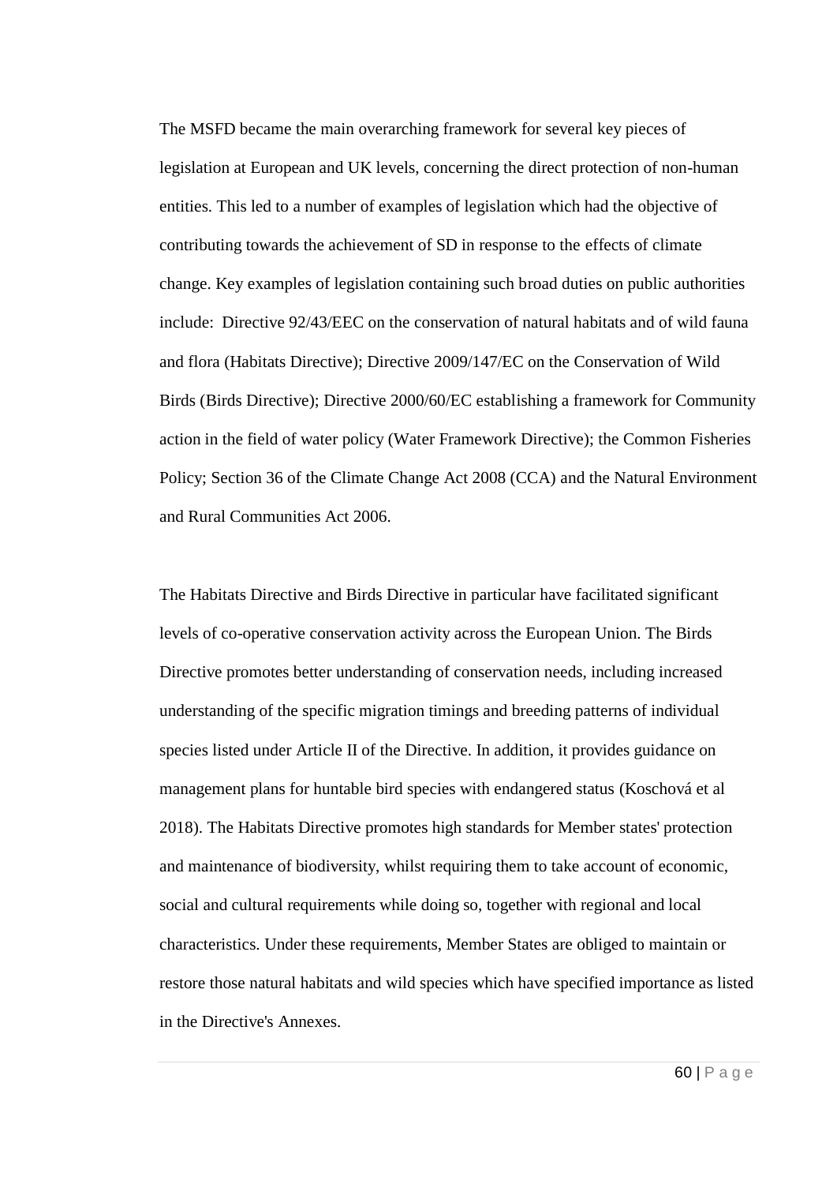The MSFD became the main overarching framework for several key pieces of legislation at European and UK levels, concerning the direct protection of non-human entities. This led to a number of examples of legislation which had the objective of contributing towards the achievement of SD in response to the effects of climate change. Key examples of legislation containing such broad duties on public authorities include: Directive 92/43/EEC on the conservation of natural habitats and of wild fauna and flora (Habitats Directive); Directive 2009/147/EC on the Conservation of Wild Birds (Birds Directive); Directive 2000/60/EC establishing a framework for Community action in the field of water policy (Water Framework Directive); the Common Fisheries Policy; Section 36 of the Climate Change Act 2008 (CCA) and the Natural Environment and Rural Communities Act 2006.

The Habitats Directive and Birds Directive in particular have facilitated significant levels of co-operative conservation activity across the European Union. The Birds Directive promotes better understanding of conservation needs, including increased understanding of the specific migration timings and breeding patterns of individual species listed under Article II of the Directive. In addition, it provides guidance on management plans for huntable bird species with endangered status (Koschová et al 2018). The Habitats Directive promotes high standards for Member states' protection and maintenance of biodiversity, whilst requiring them to take account of economic, social and cultural requirements while doing so, together with regional and local characteristics. Under these requirements, Member States are obliged to maintain or restore those natural habitats and wild species which have specified importance as listed in the Directive's Annexes.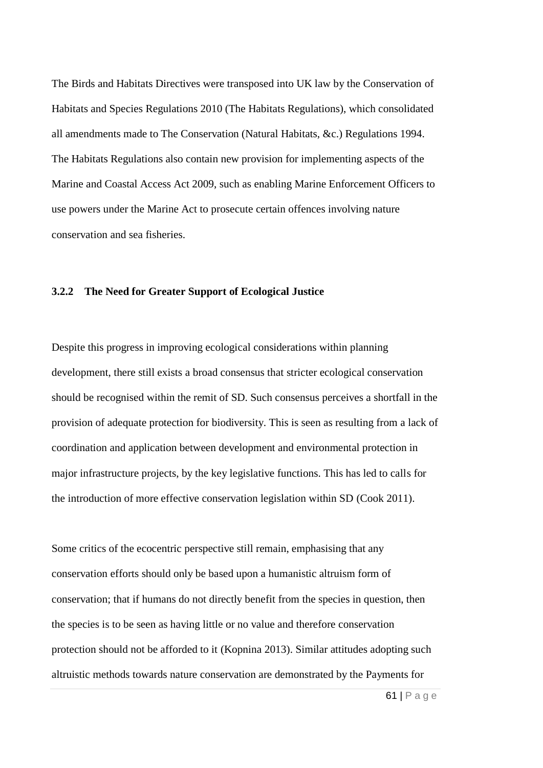The Birds and Habitats Directives were transposed into UK law by the Conservation of Habitats and Species Regulations 2010 (The Habitats Regulations), which consolidated all amendments made to The Conservation (Natural Habitats, &c.) Regulations 1994. The Habitats Regulations also contain new provision for implementing aspects of the Marine and Coastal Access Act 2009, such as enabling Marine Enforcement Officers to use powers under the Marine Act to prosecute certain offences involving nature conservation and sea fisheries.

### 3.2.2 The Need for Greater Support of Ecological Justice

Despite this progress in improving ecological considerations within planning development, there still exists a broad consensus that stricter ecological conservation should be recognised within the remit of SD. Such consensus perceives a shortfall in the provision of adequate protection for biodiversity. This is seen as resulting from a lack of coordination and application between development and environmental protection in major infrastructure projects, by the key legislative functions. This has led to calls for the introduction of more effective conservation legislation within SD (Cook 2011).

Some critics of the ecocentric perspective still remain, emphasising that any conservation efforts should only be based upon a humanistic altruism form of conservation; that if humans do not directly benefit from the species in question, then the species is to be seen as having little or no value and therefore conservation protection should not be afforded to it (Kopnina 2013). Similar attitudes adopting such altruistic methods towards nature conservation are demonstrated by the Payments for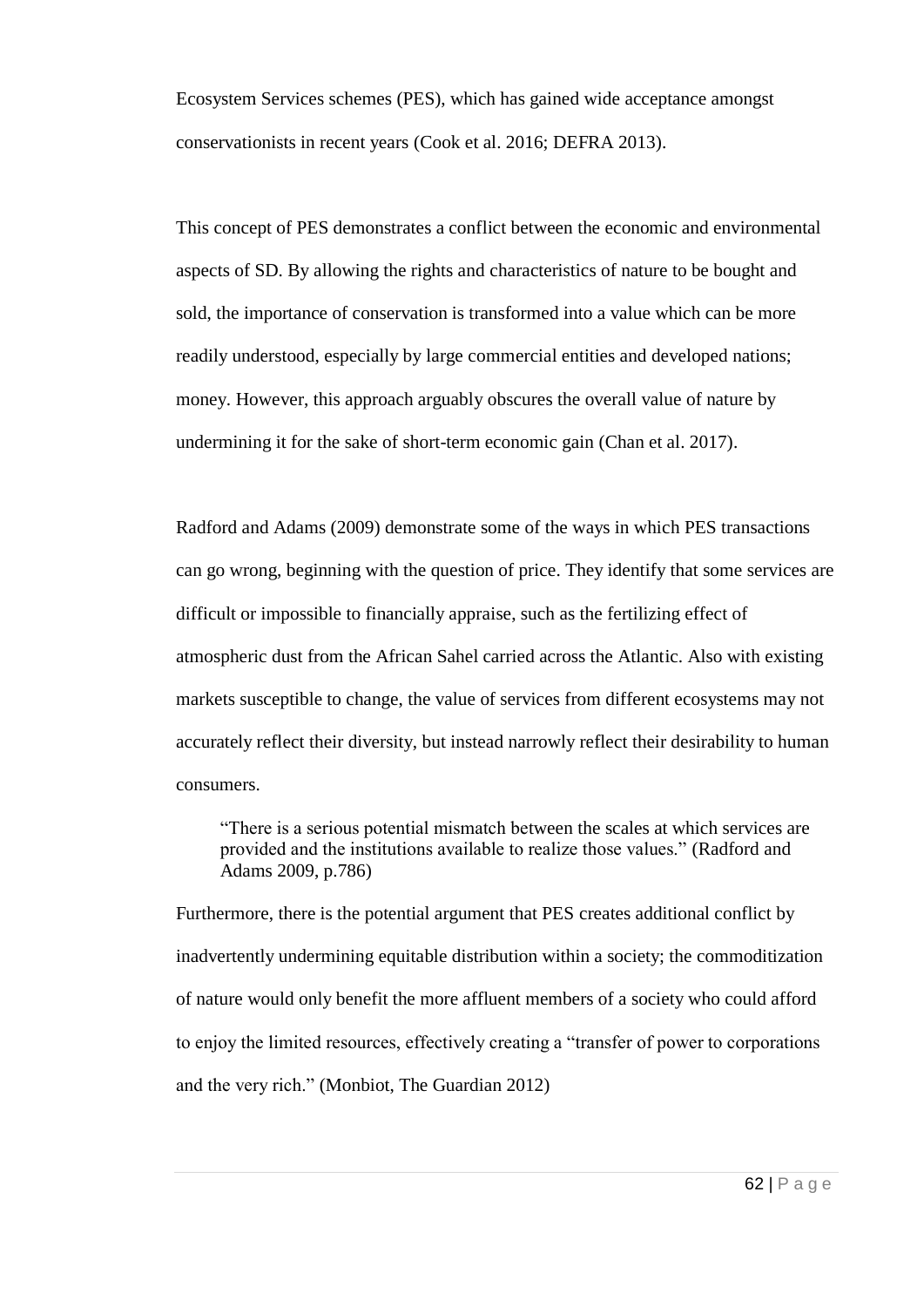Ecosystem Services schemes (PES), which has gained wide acceptance amongst conservationists in recent years (Cook et al. 2016; DEFRA 2013).

This concept of PES demonstrates a conflict between the economic and environmental aspects of SD. By allowing the rights and characteristics of nature to be bought and sold, the importance of conservation is transformed into a value which can be more readily understood, especially by large commercial entities and developed nations; money. However, this approach arguably obscures the overall value of nature by undermining it for the sake of short-term economic gain (Chan et al. 2017).

Radford and Adams (2009) demonstrate some of the ways in which PES transactions can go wrong, beginning with the question of price. They identify that some services are difficult or impossible to financially appraise, such as the fertilizing effect of atmospheric dust from the African Sahel carried across the Atlantic. Also with existing markets susceptible to change, the value of services from different ecosystems may not accurately reflect their diversity, but instead narrowly reflect their desirability to human consumers.

> "There is a serious potential mismatch between the scales at which services are provided and the institutions available to realize those values." (Radford and Adams 2009, p.786)

Furthermore, there is the potential argument that PES creates additional conflict by inadvertently undermining equitable distribution within a society; the commoditization of nature would only benefit the more affluent members of a society who could afford to enjoy the limited resources, effectively creating a "transfer of power to corporations and the very rich." (Monbiot, The Guardian 2012)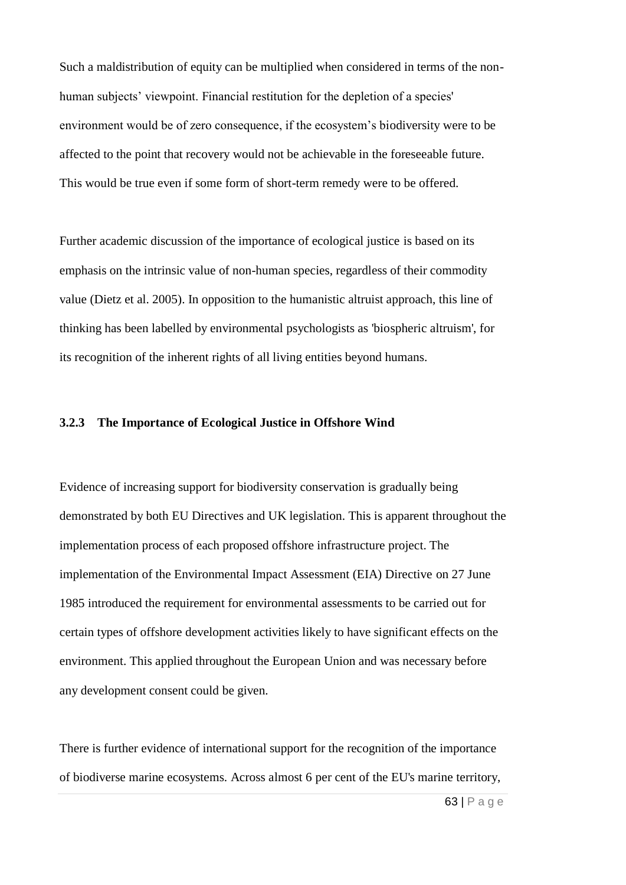Such a maldistribution of equity can be multiplied when considered in terms of the non-human subjects' viewpoint. Financial restitution for the depletion of a species' environment would be of zero consequence, if the ecosystem's biodiversity were to be affected to the point that recovery would not be achievable in the foreseeable future. This would be true even if some form of short-term remedy were to be offered.

Further academic discussion of the importance of ecological justice is based on its emphasis on the intrinsic value of non-human species, regardless of their commodity value (Dietz et al. 2005). In opposition to the humanistic altruist approach, this line of thinking has been labelled by environmental psychologists as 'biospheric altruism', for its recognition of the inherent rights of all living entities beyond humans.

### 3.2.3 The Importance of Ecological Justice in Offshore Wind

Evidence of increasing support for biodiversity conservation is gradually being demonstrated by both EU Directives and UK legislation. This is apparent throughout the implementation process of each proposed offshore infrastructure project. The implementation of the Environmental Impact Assessment (EIA) Directive on 27 June 1985 introduced the requirement for environmental assessments to be carried out for certain types of offshore development activities likely to have significant effects on the environment. This applied throughout the European Union and was necessary before any development consent could be given.

There is further evidence of international support for the recognition of the importance of biodiverse marine ecosystems. Across almost 6 per cent of the EU's marine territory,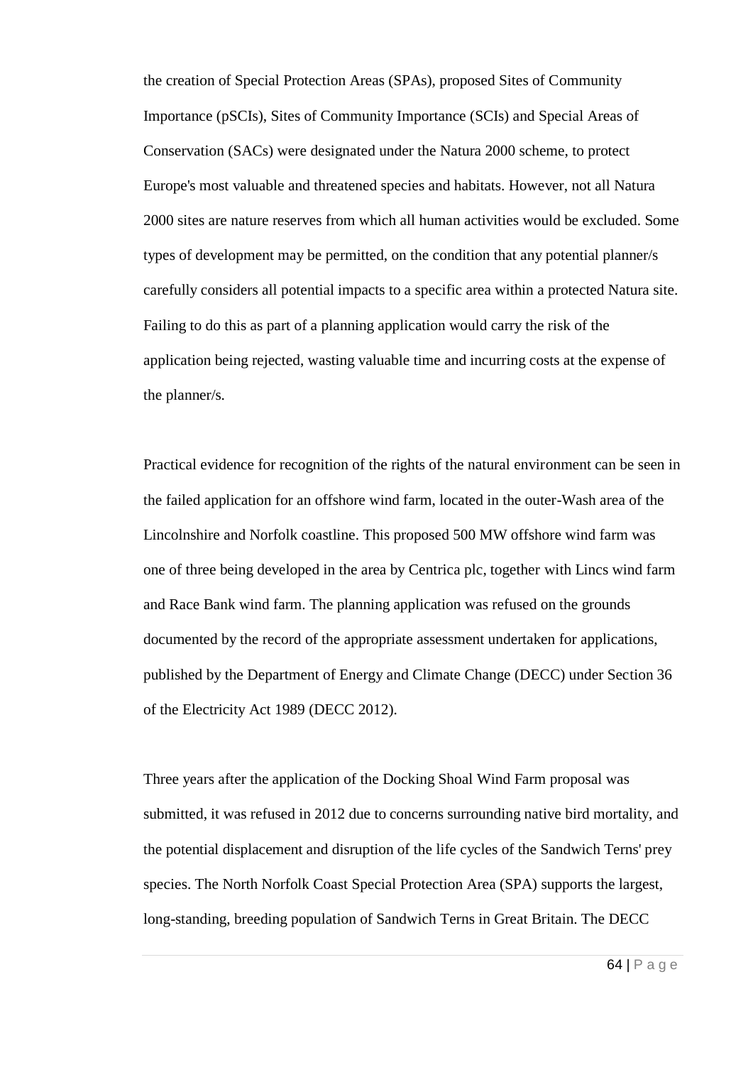the creation of Special Protection Areas (SPAs), proposed Sites of Community Importance (pSCIs), Sites of Community Importance (SCIs) and Special Areas of Conservation (SACs) were designated under the Natura 2000 scheme, to protect Europe's most valuable and threatened species and habitats. However, not all Natura 2000 sites are nature reserves from which all human activities would be excluded. Some types of development may be permitted, on the condition that any potential planner/s carefully considers all potential impacts to a specific area within a protected Natura site. Failing to do this as part of a planning application would carry the risk of the application being rejected, wasting valuable time and incurring costs at the expense of the planner/s.

Practical evidence for recognition of the rights of the natural environment can be seen in the failed application for an offshore wind farm, located in the outer-Wash area of the Lincolnshire and Norfolk coastline. This proposed 500 MW offshore wind farm was one of three being developed in the area by Centrica plc, together with Lincs wind farm and Race Bank wind farm. The planning application was refused on the grounds documented by the record of the appropriate assessment undertaken for applications, published by the Department of Energy and Climate Change (DECC) under Section 36 of the Electricity Act 1989 (DECC 2012).

Three years after the application of the Docking Shoal Wind Farm proposal was submitted, it was refused in 2012 due to concerns surrounding native bird mortality, and the potential displacement and disruption of the life cycles of the Sandwich Terns' prey species. The North Norfolk Coast Special Protection Area (SPA) supports the largest, long-standing, breeding population of Sandwich Terns in Great Britain. The DECC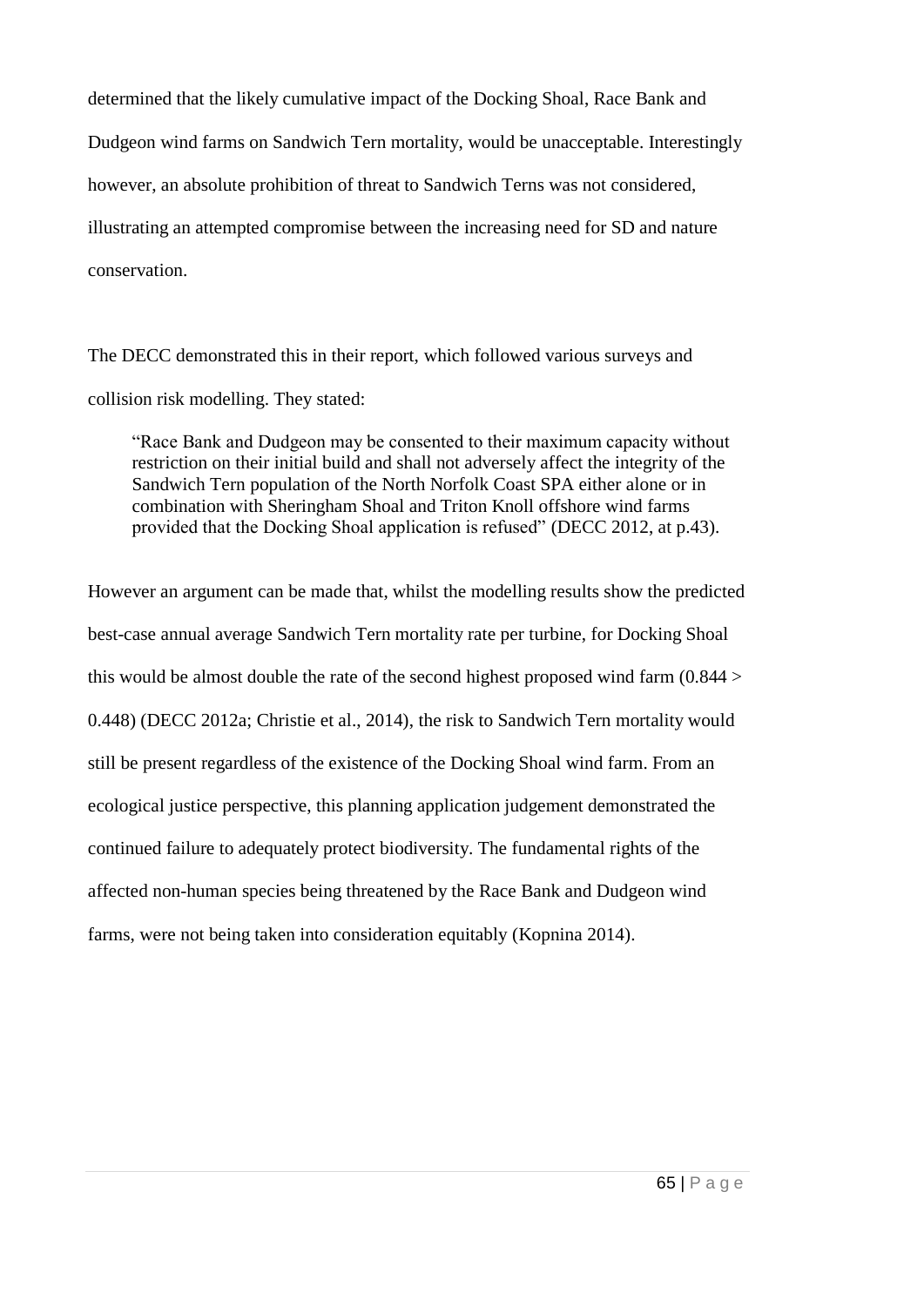determined that the likely cumulative impact of the Docking Shoal, Race Bank and Dudgeon wind farms on Sandwich Tern mortality, would be unacceptable. Interestingly however, an absolute prohibition of threat to Sandwich Terns was not considered, illustrating an attempted compromise between the increasing need for SD and nature conservation.

The DECC demonstrated this in their report, which followed various surveys and collision risk modelling. They stated:

> "Race Bank and Dudgeon may be consented to their maximum capacity without restriction on their initial build and shall not adversely affect the integrity of the Sandwich Tern population of the North Norfolk Coast SPA either alone or in combination with Sheringham Shoal and Triton Knoll offshore wind farms provided that the Docking Shoal application is refused" (DECC 2012, at p.43).

However an argument can be made that, whilst the modelling results show the predicted best-case annual average Sandwich Tern mortality rate per turbine, for Docking Shoal this would be almost double the rate of the second highest proposed wind farm (0.844 > 0.448) (DECC 2012a; Christie et al., 2014), the risk to Sandwich Tern mortality would still be present regardless of the existence of the Docking Shoal wind farm. From an ecological justice perspective, this planning application judgement demonstrated the continued failure to adequately protect biodiversity. The fundamental rights of the affected non-human species being threatened by the Race Bank and Dudgeon wind farms, were not being taken into consideration equitably (Kopnina 2014).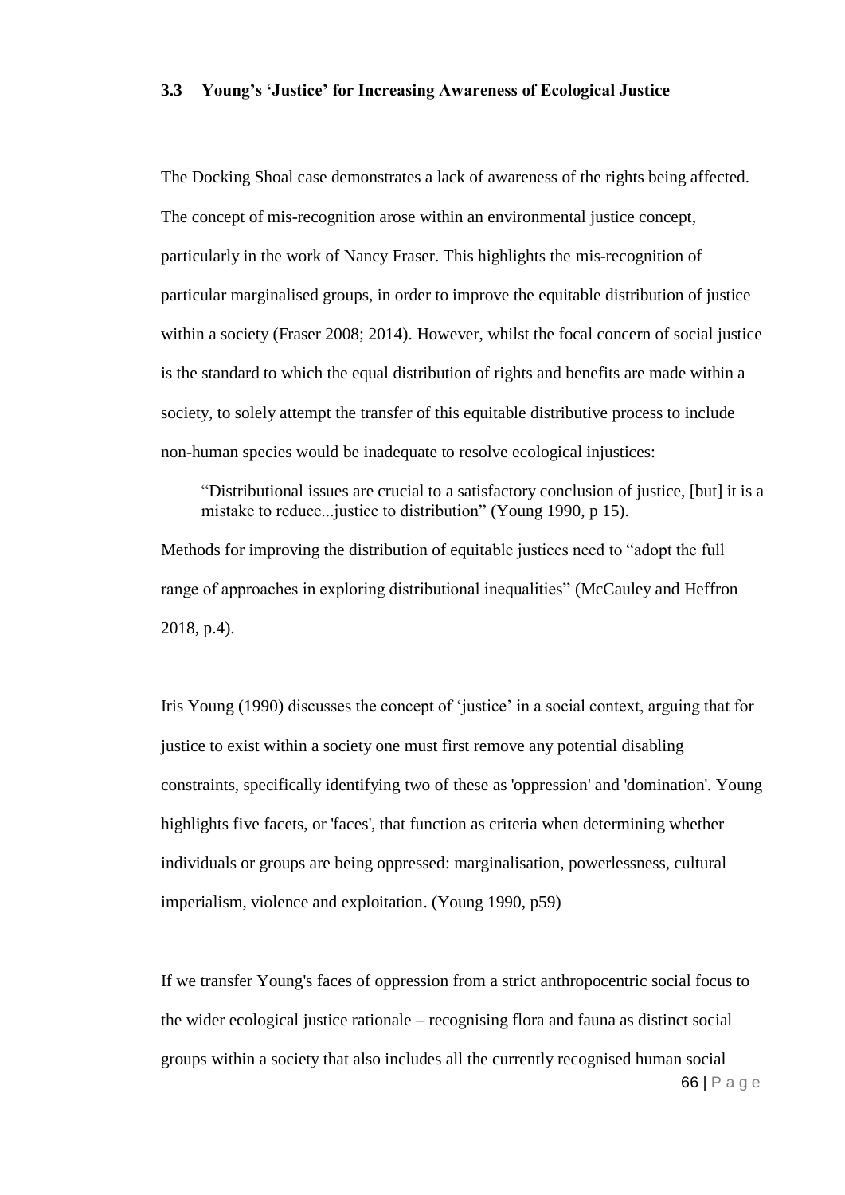### 3.3 Young's 'Justice' for Increasing Awareness of Ecological Justice

The Docking Shoal case demonstrates a lack of awareness of the rights being affected. The concept of mis-recognition arose within an environmental justice concept, particularly in the work of Nancy Fraser. This highlights the mis-recognition of particular marginalised groups, in order to improve the equitable distribution of justice within a society (Fraser 2008; 2014). However, whilst the focal concern of social justice is the standard to which the equal distribution of rights and benefits are made within a society, to solely attempt the transfer of this equitable distributive process to include non-human species would be inadequate to resolve ecological injustices:

> "Distributional issues are crucial to a satisfactory conclusion of justice, [but] it is a mistake to reduce...justice to distribution" (Young 1990, p 15).

Methods for improving the distribution of equitable justices need to "adopt the full range of approaches in exploring distributional inequalities" (McCauley and Heffron 2018, p.4).

Iris Young (1990) discusses the concept of 'justice' in a social context, arguing that for justice to exist within a society one must first remove any potential disabling constraints, specifically identifying two of these as 'oppression' and 'domination'. Young highlights five facets, or 'faces', that function as criteria when determining whether individuals or groups are being oppressed: marginalisation, powerlessness, cultural imperialism, violence and exploitation. (Young 1990, p59)

If we transfer Young's faces of oppression from a strict anthropocentric social focus to the wider ecological justice rationale – recognising flora and fauna as distinct social groups within a society that also includes all the currently recognised human social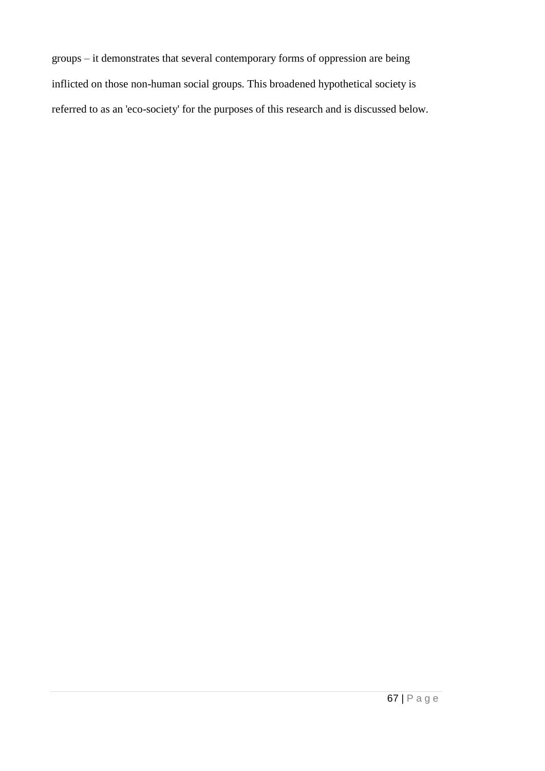groups – it demonstrates that several contemporary forms of oppression are being inflicted on those non-human social groups. This broadened hypothetical society is referred to as an 'eco-society' for the purposes of this research and is discussed below.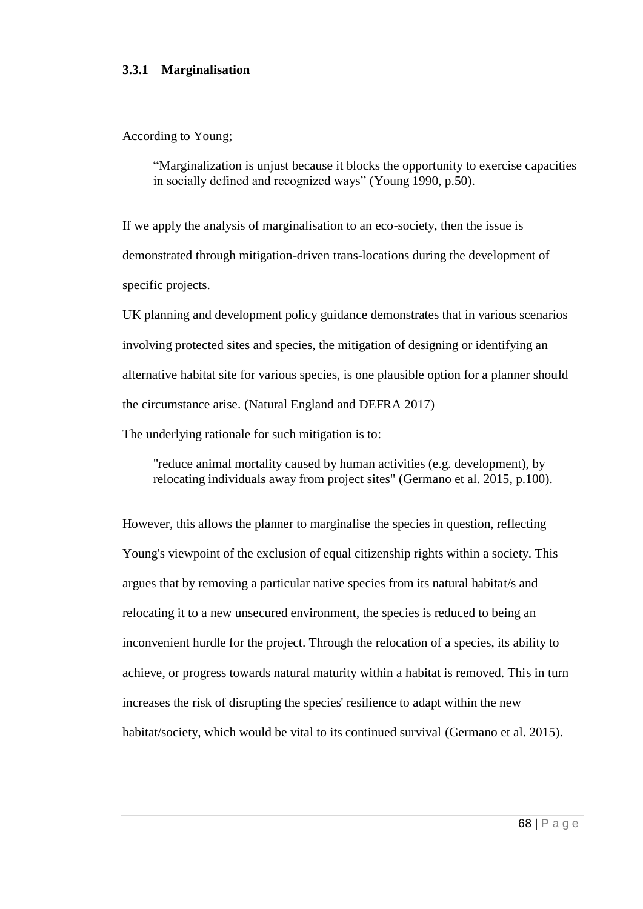### 3.3.1 Marginalisation

According to Young;

> "Marginalization is unjust because it blocks the opportunity to exercise capacities in socially defined and recognized ways" (Young 1990, p.50).

If we apply the analysis of marginalisation to an eco-society, then the issue is demonstrated through mitigation-driven trans-locations during the development of specific projects.

UK planning and development policy guidance demonstrates that in various scenarios involving protected sites and species, the mitigation of designing or identifying an alternative habitat site for various species, is one plausible option for a planner should the circumstance arise. (Natural England and DEFRA 2017)

The underlying rationale for such mitigation is to:

> "reduce animal mortality caused by human activities (e.g. development), by relocating individuals away from project sites" (Germano et al. 2015, p.100).

However, this allows the planner to marginalise the species in question, reflecting Young's viewpoint of the exclusion of equal citizenship rights within a society. This argues that by removing a particular native species from its natural habitat/s and relocating it to a new unsecured environment, the species is reduced to being an inconvenient hurdle for the project. Through the relocation of a species, its ability to achieve, or progress towards natural maturity within a habitat is removed. This in turn increases the risk of disrupting the species' resilience to adapt within the new habitat/society, which would be vital to its continued survival (Germano et al. 2015).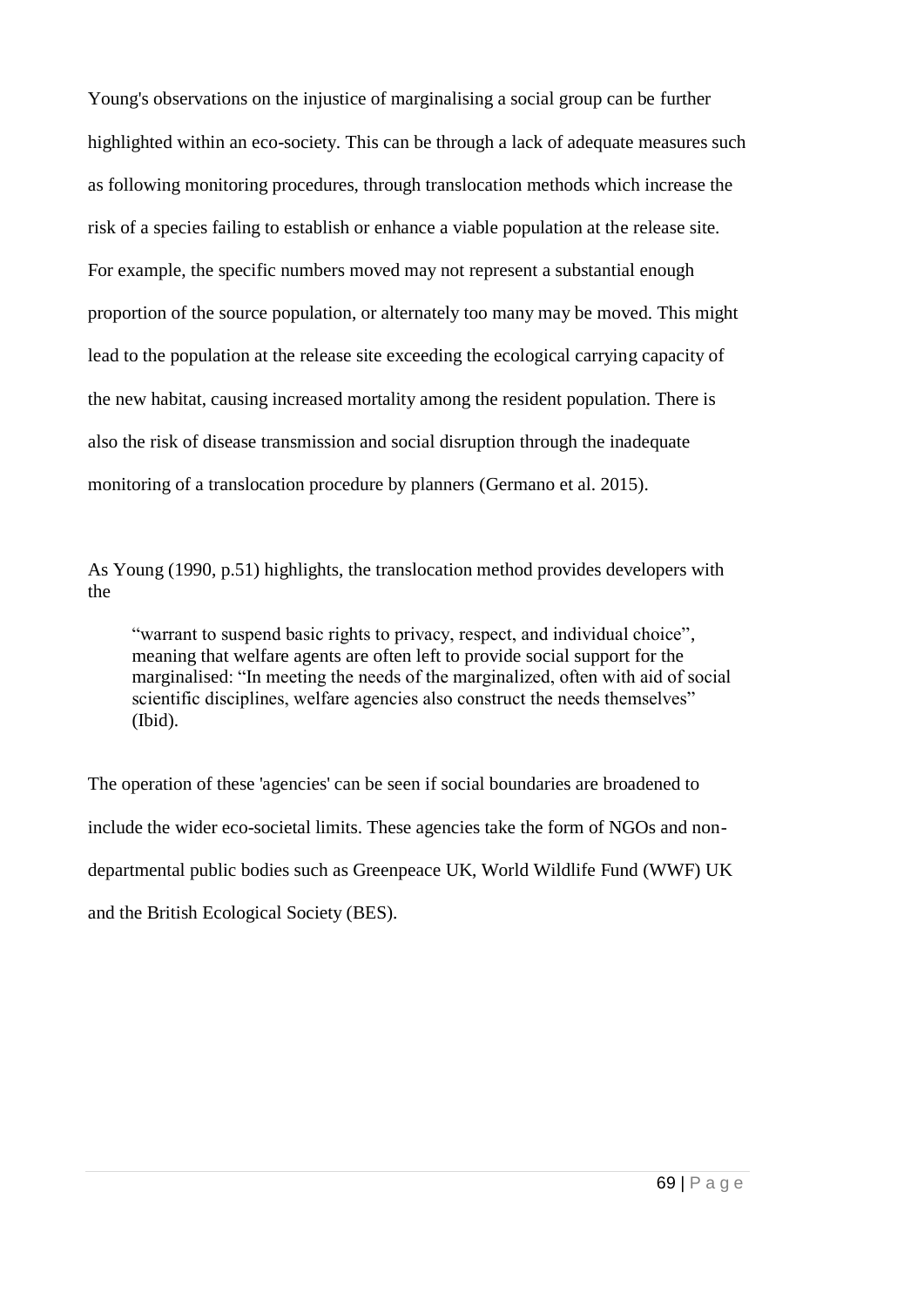Young's observations on the injustice of marginalising a social group can be further highlighted within an eco-society. This can be through a lack of adequate measures such as following monitoring procedures, through translocation methods which increase the risk of a species failing to establish or enhance a viable population at the release site. For example, the specific numbers moved may not represent a substantial enough proportion of the source population, or alternately too many may be moved. This might lead to the population at the release site exceeding the ecological carrying capacity of the new habitat, causing increased mortality among the resident population. There is also the risk of disease transmission and social disruption through the inadequate monitoring of a translocation procedure by planners (Germano et al. 2015).

As Young (1990, p.51) highlights, the translocation method provides developers with the

> "warrant to suspend basic rights to privacy, respect, and individual choice", meaning that welfare agents are often left to provide social support for the marginalised: "In meeting the needs of the marginalized, often with aid of social scientific disciplines, welfare agencies also construct the needs themselves" (Ibid).

The operation of these 'agencies' can be seen if social boundaries are broadened to include the wider eco-societal limits. These agencies take the form of NGOs and non-departmental public bodies such as Greenpeace UK, World Wildlife Fund (WWF) UK and the British Ecological Society (BES).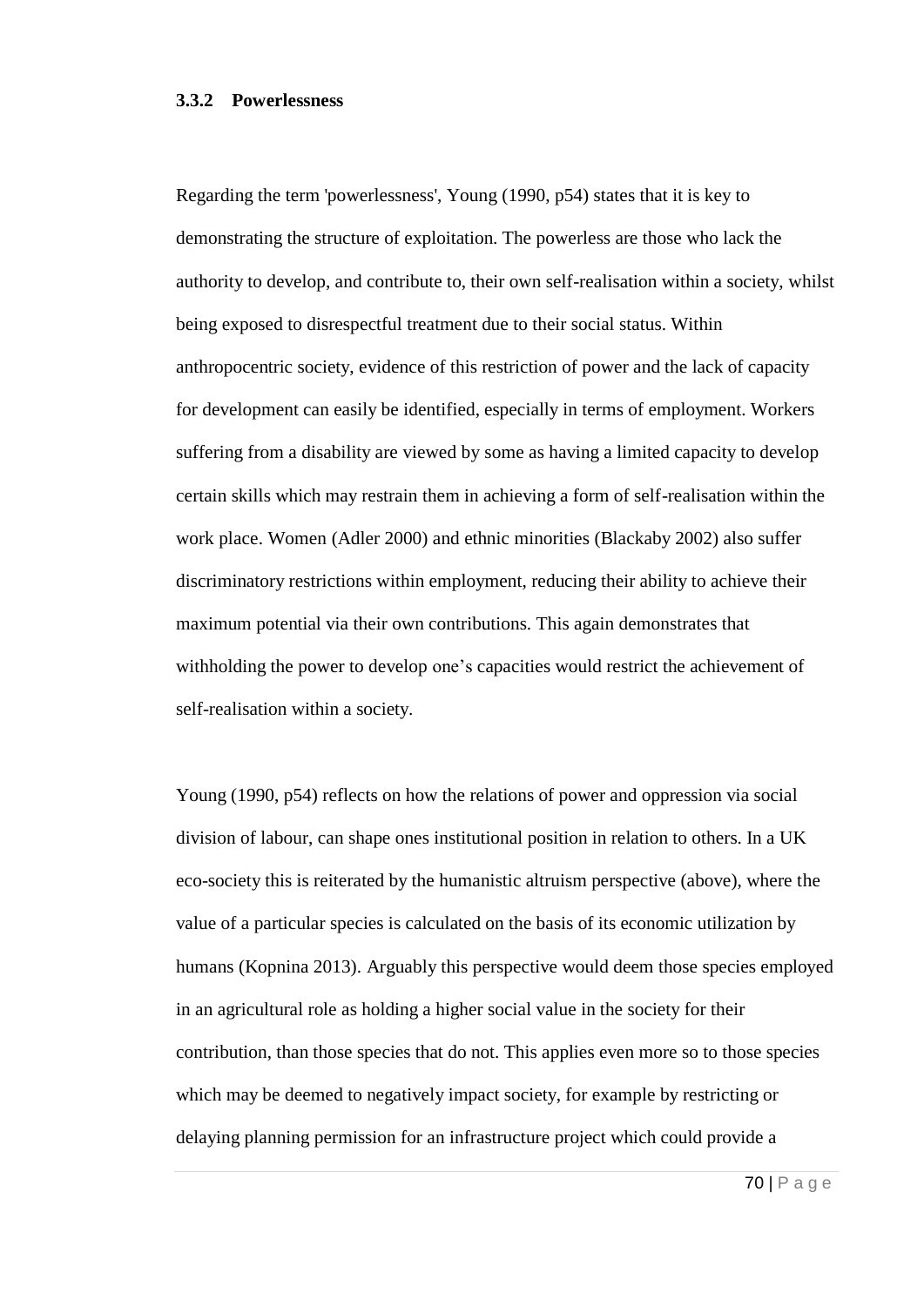### 3.3.2 Powerlessness

Regarding the term 'powerlessness', Young (1990, p54) states that it is key to demonstrating the structure of exploitation. The powerless are those who lack the authority to develop, and contribute to, their own self-realisation within a society, whilst being exposed to disrespectful treatment due to their social status. Within anthropocentric society, evidence of this restriction of power and the lack of capacity for development can easily be identified, especially in terms of employment. Workers suffering from a disability are viewed by some as having a limited capacity to develop certain skills which may restrain them in achieving a form of self-realisation within the work place. Women (Adler 2000) and ethnic minorities (Blackaby 2002) also suffer discriminatory restrictions within employment, reducing their ability to achieve their maximum potential via their own contributions. This again demonstrates that withholding the power to develop one's capacities would restrict the achievement of self-realisation within a society.

Young (1990, p54) reflects on how the relations of power and oppression via social division of labour, can shape ones institutional position in relation to others. In a UK eco-society this is reiterated by the humanistic altruism perspective (above), where the value of a particular species is calculated on the basis of its economic utilization by humans (Kopnina 2013). Arguably this perspective would deem those species employed in an agricultural role as holding a higher social value in the society for their contribution, than those species that do not. This applies even more so to those species which may be deemed to negatively impact society, for example by restricting or delaying planning permission for an infrastructure project which could provide a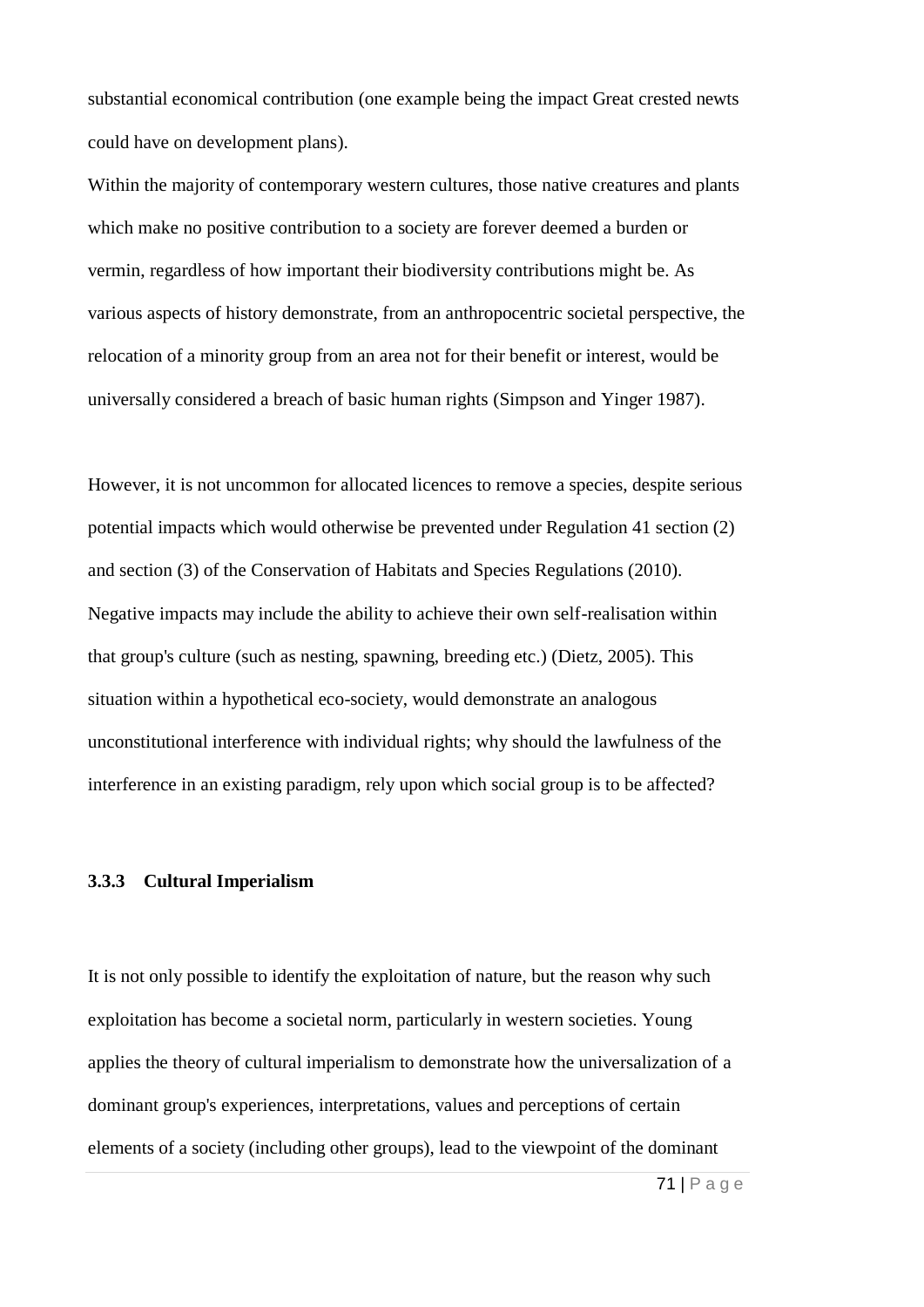substantial economical contribution (one example being the impact Great crested newts could have on development plans).

Within the majority of contemporary western cultures, those native creatures and plants which make no positive contribution to a society are forever deemed a burden or vermin, regardless of how important their biodiversity contributions might be. As various aspects of history demonstrate, from an anthropocentric societal perspective, the relocation of a minority group from an area not for their benefit or interest, would be universally considered a breach of basic human rights (Simpson and Yinger 1987).

However, it is not uncommon for allocated licences to remove a species, despite serious potential impacts which would otherwise be prevented under Regulation 41 section (2) and section (3) of the Conservation of Habitats and Species Regulations (2010). Negative impacts may include the ability to achieve their own self-realisation within that group's culture (such as nesting, spawning, breeding etc.) (Dietz, 2005). This situation within a hypothetical eco-society, would demonstrate an analogous unconstitutional interference with individual rights; why should the lawfulness of the interference in an existing paradigm, rely upon which social group is to be affected?

### 3.3.3 Cultural Imperialism

It is not only possible to identify the exploitation of nature, but the reason why such exploitation has become a societal norm, particularly in western societies. Young applies the theory of cultural imperialism to demonstrate how the universalization of a dominant group's experiences, interpretations, values and perceptions of certain elements of a society (including other groups), lead to the viewpoint of the dominant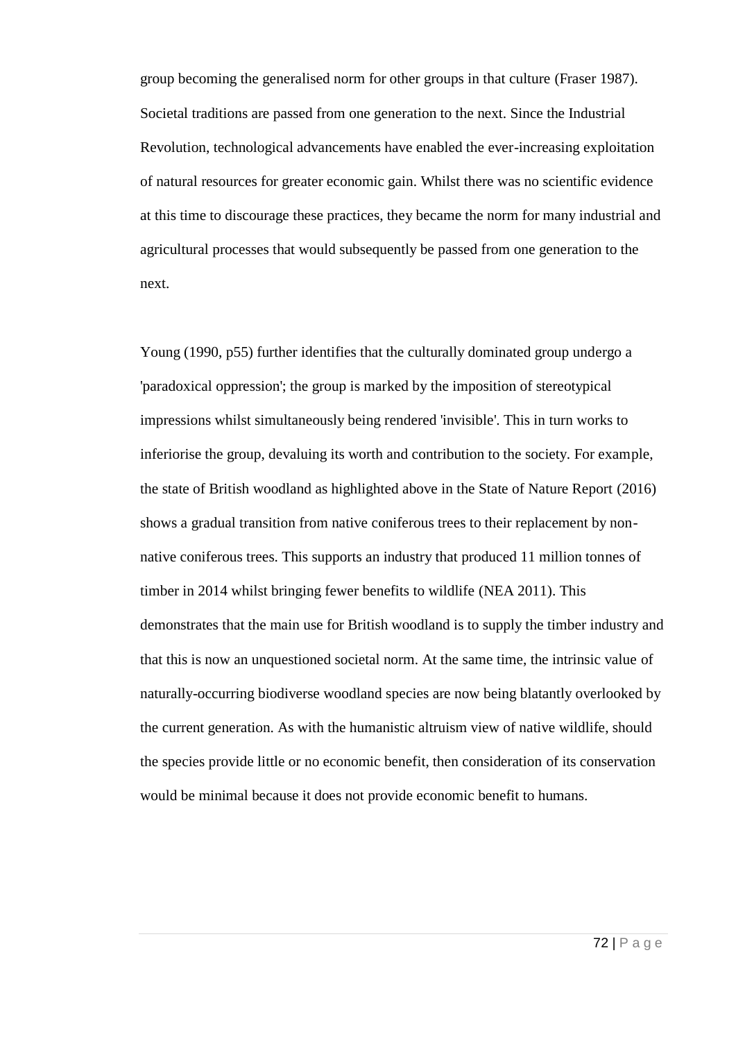group becoming the generalised norm for other groups in that culture (Fraser 1987). Societal traditions are passed from one generation to the next. Since the Industrial Revolution, technological advancements have enabled the ever-increasing exploitation of natural resources for greater economic gain. Whilst there was no scientific evidence at this time to discourage these practices, they became the norm for many industrial and agricultural processes that would subsequently be passed from one generation to the next.

Young (1990, p55) further identifies that the culturally dominated group undergo a 'paradoxical oppression'; the group is marked by the imposition of stereotypical impressions whilst simultaneously being rendered 'invisible'. This in turn works to inferiorise the group, devaluing its worth and contribution to the society. For example, the state of British woodland as highlighted above in the State of Nature Report (2016) shows a gradual transition from native coniferous trees to their replacement by non-native coniferous trees. This supports an industry that produced 11 million tonnes of timber in 2014 whilst bringing fewer benefits to wildlife (NEA 2011). This demonstrates that the main use for British woodland is to supply the timber industry and that this is now an unquestioned societal norm. At the same time, the intrinsic value of naturally-occurring biodiverse woodland species are now being blatantly overlooked by the current generation. As with the humanistic altruism view of native wildlife, should the species provide little or no economic benefit, then consideration of its conservation would be minimal because it does not provide economic benefit to humans.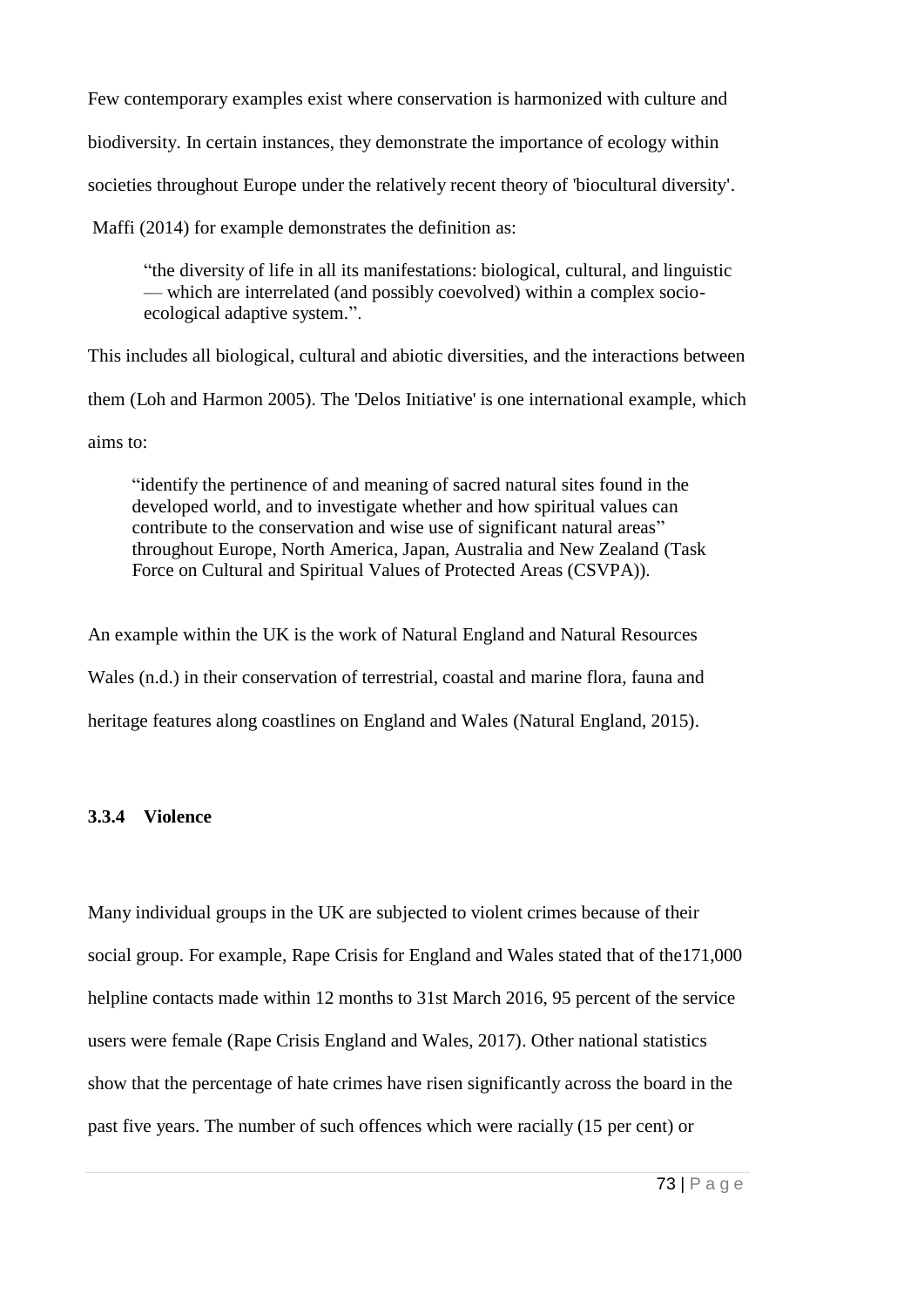Few contemporary examples exist where conservation is harmonized with culture and biodiversity. In certain instances, they demonstrate the importance of ecology within societies throughout Europe under the relatively recent theory of 'biocultural diversity'. Maffi (2014) for example demonstrates the definition as:

> “the diversity of life in all its manifestations: biological, cultural, and linguistic — which are interrelated (and possibly coevolved) within a complex socio-ecological adaptive system.”.

This includes all biological, cultural and abiotic diversities, and the interactions between them (Loh and Harmon 2005). The 'Delos Initiative' is one international example, which aims to:

> “identify the pertinence of and meaning of sacred natural sites found in the developed world, and to investigate whether and how spiritual values can contribute to the conservation and wise use of significant natural areas” throughout Europe, North America, Japan, Australia and New Zealand (Task Force on Cultural and Spiritual Values of Protected Areas (CSVPA)).

An example within the UK is the work of Natural England and Natural Resources Wales (n.d.) in their conservation of terrestrial, coastal and marine flora, fauna and heritage features along coastlines on England and Wales (Natural England, 2015).

### 3.3.4 Violence

Many individual groups in the UK are subjected to violent crimes because of their social group. For example, Rape Crisis for England and Wales stated that of the171,000 helpline contacts made within 12 months to 31st March 2016, 95 percent of the service users were female (Rape Crisis England and Wales, 2017). Other national statistics show that the percentage of hate crimes have risen significantly across the board in the past five years. The number of such offences which were racially (15 per cent) or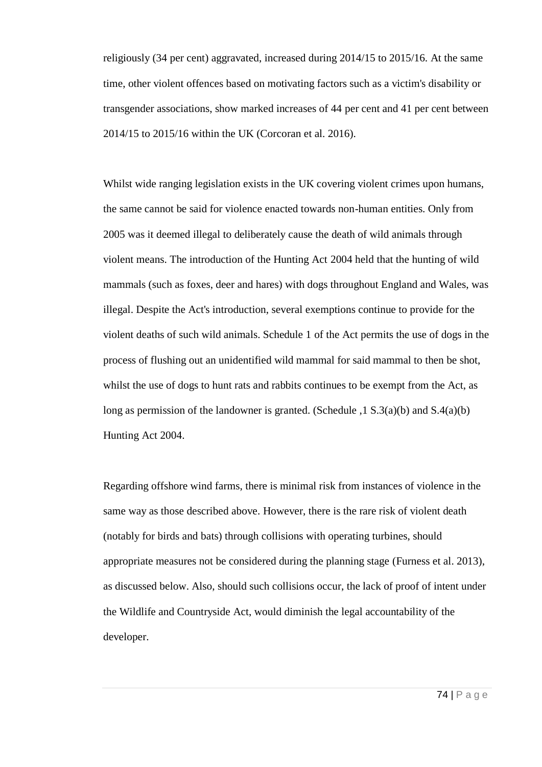religiously (34 per cent) aggravated, increased during 2014/15 to 2015/16. At the same time, other violent offences based on motivating factors such as a victim's disability or transgender associations, show marked increases of 44 per cent and 41 per cent between 2014/15 to 2015/16 within the UK (Corcoran et al. 2016).

Whilst wide ranging legislation exists in the UK covering violent crimes upon humans, the same cannot be said for violence enacted towards non-human entities. Only from 2005 was it deemed illegal to deliberately cause the death of wild animals through violent means. The introduction of the Hunting Act 2004 held that the hunting of wild mammals (such as foxes, deer and hares) with dogs throughout England and Wales, was illegal. Despite the Act's introduction, several exemptions continue to provide for the violent deaths of such wild animals. Schedule 1 of the Act permits the use of dogs in the process of flushing out an unidentified wild mammal for said mammal to then be shot, whilst the use of dogs to hunt rats and rabbits continues to be exempt from the Act, as long as permission of the landowner is granted. (Schedule ,1 S.3(a)(b) and S.4(a)(b) Hunting Act 2004.

Regarding offshore wind farms, there is minimal risk from instances of violence in the same way as those described above. However, there is the rare risk of violent death (notably for birds and bats) through collisions with operating turbines, should appropriate measures not be considered during the planning stage (Furness et al. 2013), as discussed below. Also, should such collisions occur, the lack of proof of intent under the Wildlife and Countryside Act, would diminish the legal accountability of the developer.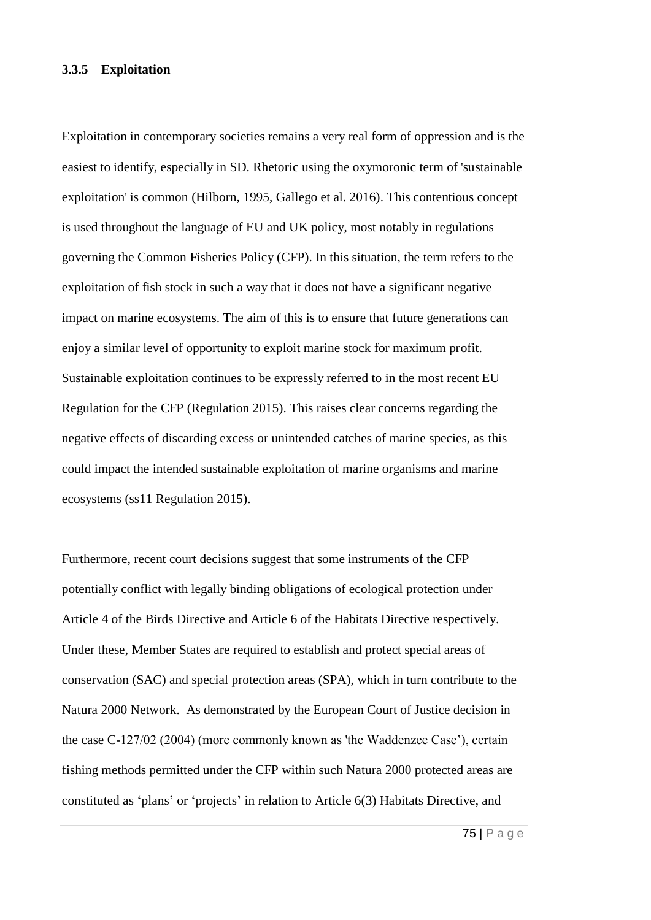### 3.3.5 Exploitation

Exploitation in contemporary societies remains a very real form of oppression and is the easiest to identify, especially in SD. Rhetoric using the oxymoronic term of 'sustainable exploitation' is common (Hilborn, 1995, Gallego et al. 2016). This contentious concept is used throughout the language of EU and UK policy, most notably in regulations governing the Common Fisheries Policy (CFP). In this situation, the term refers to the exploitation of fish stock in such a way that it does not have a significant negative impact on marine ecosystems. The aim of this is to ensure that future generations can enjoy a similar level of opportunity to exploit marine stock for maximum profit. Sustainable exploitation continues to be expressly referred to in the most recent EU Regulation for the CFP (Regulation 2015). This raises clear concerns regarding the negative effects of discarding excess or unintended catches of marine species, as this could impact the intended sustainable exploitation of marine organisms and marine ecosystems (ss11 Regulation 2015).

Furthermore, recent court decisions suggest that some instruments of the CFP potentially conflict with legally binding obligations of ecological protection under Article 4 of the Birds Directive and Article 6 of the Habitats Directive respectively. Under these, Member States are required to establish and protect special areas of conservation (SAC) and special protection areas (SPA), which in turn contribute to the Natura 2000 Network. As demonstrated by the European Court of Justice decision in the case C-127/02 (2004) (more commonly known as 'the Waddenzee Case'), certain fishing methods permitted under the CFP within such Natura 2000 protected areas are constituted as 'plans' or 'projects' in relation to Article 6(3) Habitats Directive, and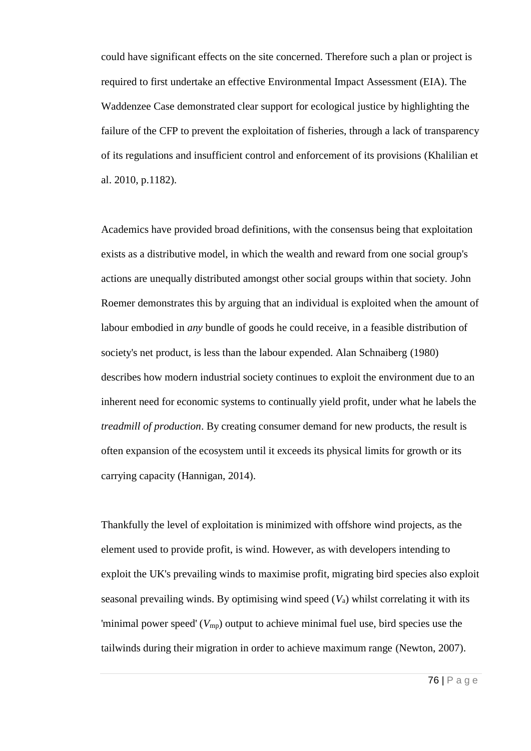could have significant effects on the site concerned. Therefore such a plan or project is required to first undertake an effective Environmental Impact Assessment (EIA). The Waddenzee Case demonstrated clear support for ecological justice by highlighting the failure of the CFP to prevent the exploitation of fisheries, through a lack of transparency of its regulations and insufficient control and enforcement of its provisions (Khalilian et al. 2010, p.1182).

Academics have provided broad definitions, with the consensus being that exploitation exists as a distributive model, in which the wealth and reward from one social group's actions are unequally distributed amongst other social groups within that society. John Roemer demonstrates this by arguing that an individual is exploited when the amount of labour embodied in *any* bundle of goods he could receive, in a feasible distribution of society's net product, is less than the labour expended. Alan Schnaiberg (1980) describes how modern industrial society continues to exploit the environment due to an inherent need for economic systems to continually yield profit, under what he labels the *treadmill of production*. By creating consumer demand for new products, the result is often expansion of the ecosystem until it exceeds its physical limits for growth or its carrying capacity (Hannigan, 2014).

Thankfully the level of exploitation is minimized with offshore wind projects, as the element used to provide profit, is wind. However, as with developers intending to exploit the UK's prevailing winds to maximise profit, migrating bird species also exploit seasonal prevailing winds. By optimising wind speed ($V_a$) whilst correlating it with its 'minimal power speed' ($V_{mp}$) output to achieve minimal fuel use, bird species use the tailwinds during their migration in order to achieve maximum range (Newton, 2007).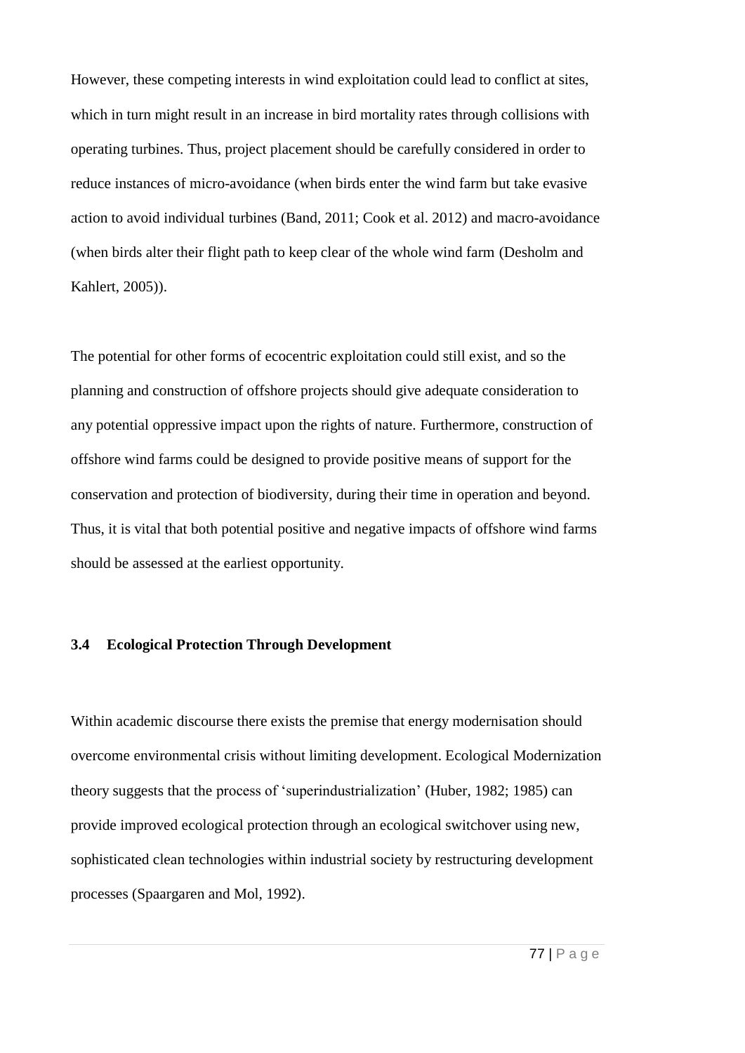However, these competing interests in wind exploitation could lead to conflict at sites, which in turn might result in an increase in bird mortality rates through collisions with operating turbines. Thus, project placement should be carefully considered in order to reduce instances of micro-avoidance (when birds enter the wind farm but take evasive action to avoid individual turbines (Band, 2011; Cook et al. 2012) and macro-avoidance (when birds alter their flight path to keep clear of the whole wind farm (Desholm and Kahlert, 2005)).

The potential for other forms of ecocentric exploitation could still exist, and so the planning and construction of offshore projects should give adequate consideration to any potential oppressive impact upon the rights of nature. Furthermore, construction of offshore wind farms could be designed to provide positive means of support for the conservation and protection of biodiversity, during their time in operation and beyond. Thus, it is vital that both potential positive and negative impacts of offshore wind farms should be assessed at the earliest opportunity.

### 3.4 Ecological Protection Through Development

Within academic discourse there exists the premise that energy modernisation should overcome environmental crisis without limiting development. Ecological Modernization theory suggests that the process of 'superindustrialization' (Huber, 1982; 1985) can provide improved ecological protection through an ecological switchover using new, sophisticated clean technologies within industrial society by restructuring development processes (Spaargaren and Mol, 1992).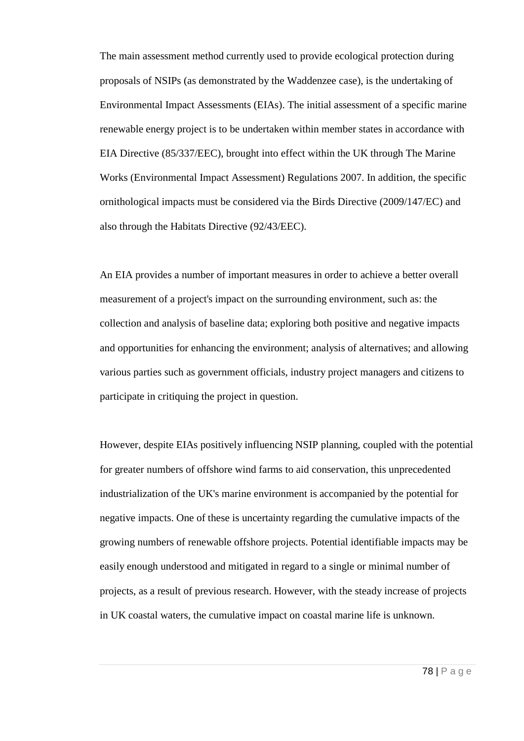The main assessment method currently used to provide ecological protection during proposals of NSIPs (as demonstrated by the Waddenzee case), is the undertaking of Environmental Impact Assessments (EIAs). The initial assessment of a specific marine renewable energy project is to be undertaken within member states in accordance with EIA Directive (85/337/EEC), brought into effect within the UK through The Marine Works (Environmental Impact Assessment) Regulations 2007. In addition, the specific ornithological impacts must be considered via the Birds Directive (2009/147/EC) and also through the Habitats Directive (92/43/EEC).

An EIA provides a number of important measures in order to achieve a better overall measurement of a project's impact on the surrounding environment, such as: the collection and analysis of baseline data; exploring both positive and negative impacts and opportunities for enhancing the environment; analysis of alternatives; and allowing various parties such as government officials, industry project managers and citizens to participate in critiquing the project in question.

However, despite EIAs positively influencing NSIP planning, coupled with the potential for greater numbers of offshore wind farms to aid conservation, this unprecedented industrialization of the UK's marine environment is accompanied by the potential for negative impacts. One of these is uncertainty regarding the cumulative impacts of the growing numbers of renewable offshore projects. Potential identifiable impacts may be easily enough understood and mitigated in regard to a single or minimal number of projects, as a result of previous research. However, with the steady increase of projects in UK coastal waters, the cumulative impact on coastal marine life is unknown.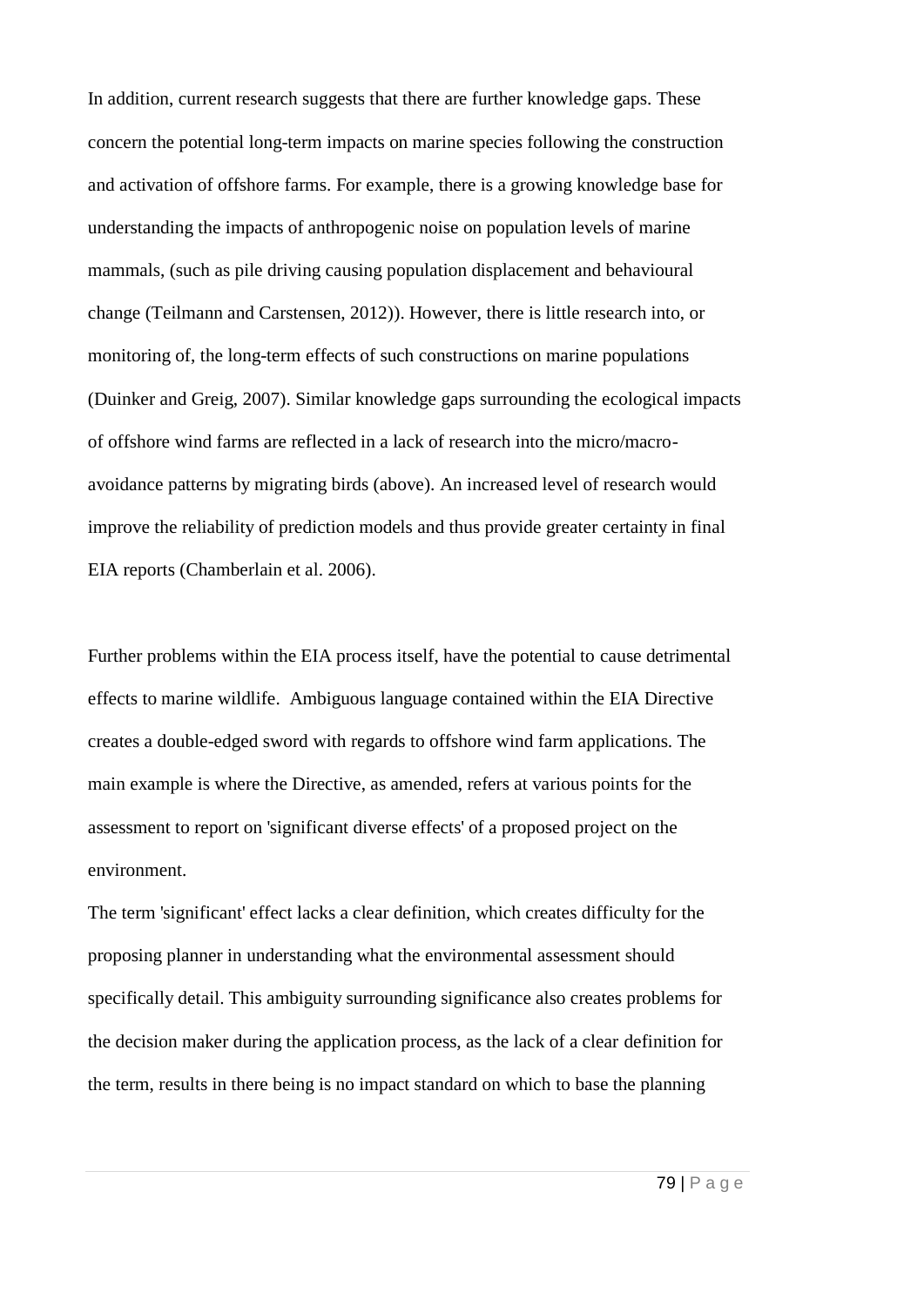In addition, current research suggests that there are further knowledge gaps. These concern the potential long-term impacts on marine species following the construction and activation of offshore farms. For example, there is a growing knowledge base for understanding the impacts of anthropogenic noise on population levels of marine mammals, (such as pile driving causing population displacement and behavioural change (Teilmann and Carstensen, 2012)). However, there is little research into, or monitoring of, the long-term effects of such constructions on marine populations (Duinker and Greig, 2007). Similar knowledge gaps surrounding the ecological impacts of offshore wind farms are reflected in a lack of research into the micro/macro-avoidance patterns by migrating birds (above). An increased level of research would improve the reliability of prediction models and thus provide greater certainty in final EIA reports (Chamberlain et al. 2006).

Further problems within the EIA process itself, have the potential to cause detrimental effects to marine wildlife. Ambiguous language contained within the EIA Directive creates a double-edged sword with regards to offshore wind farm applications. The main example is where the Directive, as amended, refers at various points for the assessment to report on 'significant diverse effects' of a proposed project on the environment.

The term 'significant' effect lacks a clear definition, which creates difficulty for the proposing planner in understanding what the environmental assessment should specifically detail. This ambiguity surrounding significance also creates problems for the decision maker during the application process, as the lack of a clear definition for the term, results in there being is no impact standard on which to base the planning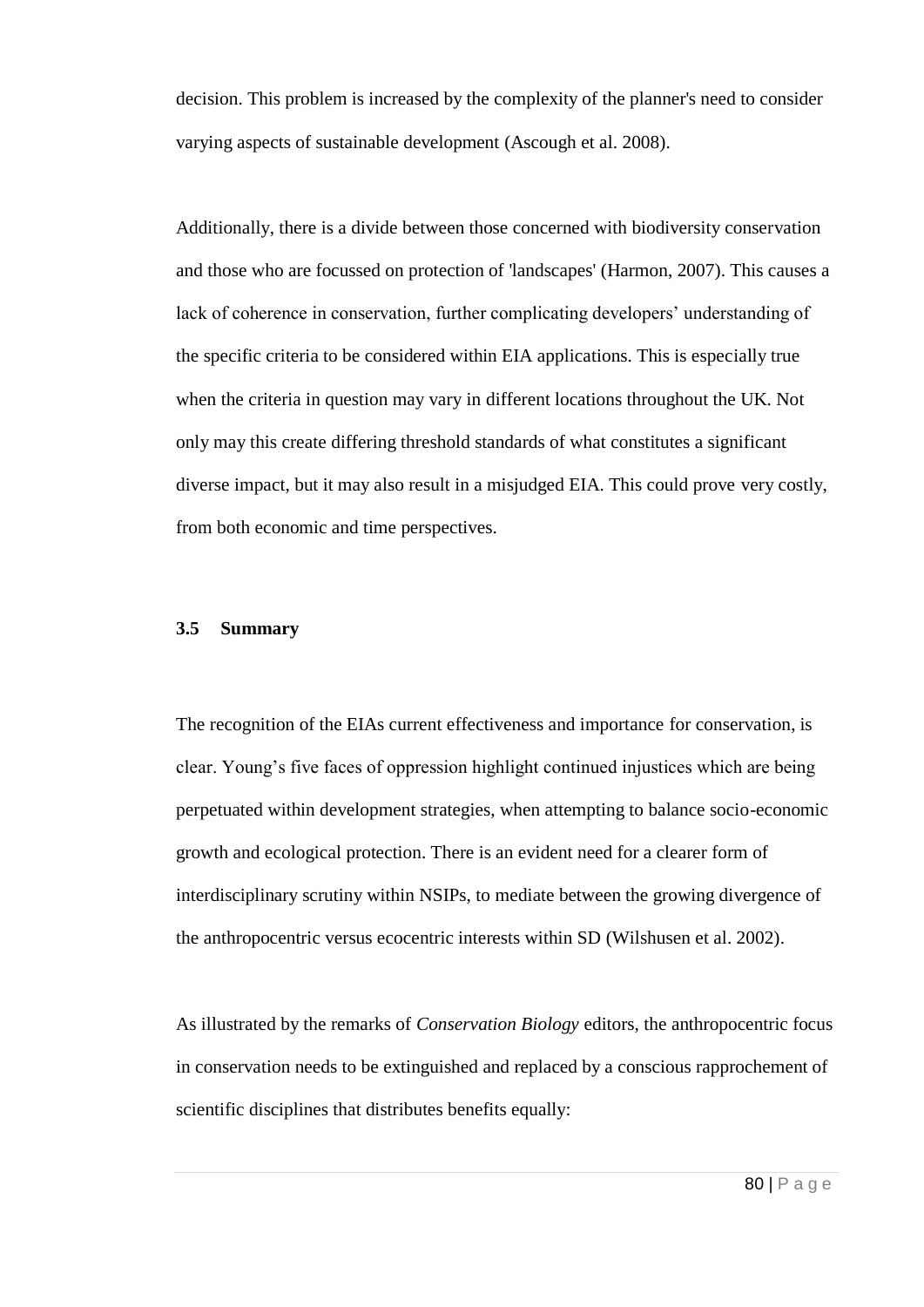decision. This problem is increased by the complexity of the planner's need to consider varying aspects of sustainable development (Ascough et al. 2008).

Additionally, there is a divide between those concerned with biodiversity conservation and those who are focussed on protection of 'landscapes' (Harmon, 2007). This causes a lack of coherence in conservation, further complicating developers' understanding of the specific criteria to be considered within EIA applications. This is especially true when the criteria in question may vary in different locations throughout the UK. Not only may this create differing threshold standards of what constitutes a significant diverse impact, but it may also result in a misjudged EIA. This could prove very costly, from both economic and time perspectives.

### 3.5 Summary

The recognition of the EIAs current effectiveness and importance for conservation, is clear. Young's five faces of oppression highlight continued injustices which are being perpetuated within development strategies, when attempting to balance socio-economic growth and ecological protection. There is an evident need for a clearer form of interdisciplinary scrutiny within NSIPs, to mediate between the growing divergence of the anthropocentric versus ecocentric interests within SD (Wilshusen et al. 2002).

As illustrated by the remarks of *Conservation Biology* editors, the anthropocentric focus in conservation needs to be extinguished and replaced by a conscious rapprochement of scientific disciplines that distributes benefits equally: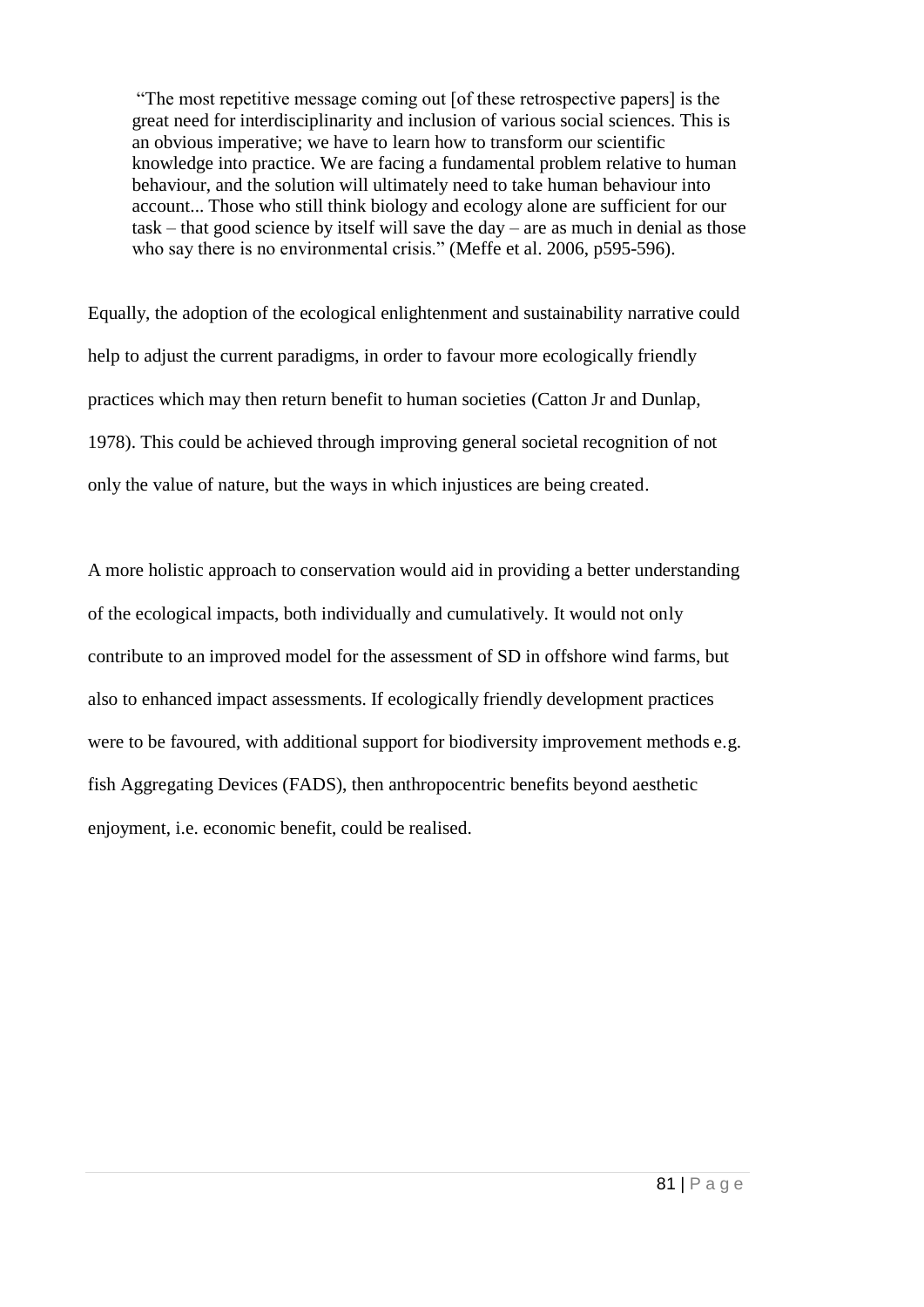> "The most repetitive message coming out [of these retrospective papers] is the great need for interdisciplinarity and inclusion of various social sciences. This is an obvious imperative; we have to learn how to transform our scientific knowledge into practice. We are facing a fundamental problem relative to human behaviour, and the solution will ultimately need to take human behaviour into account... Those who still think biology and ecology alone are sufficient for our task – that good science by itself will save the day – are as much in denial as those who say there is no environmental crisis." (Meffe et al. 2006, p595-596).

Equally, the adoption of the ecological enlightenment and sustainability narrative could help to adjust the current paradigms, in order to favour more ecologically friendly practices which may then return benefit to human societies (Catton Jr and Dunlap, 1978). This could be achieved through improving general societal recognition of not only the value of nature, but the ways in which injustices are being created.

A more holistic approach to conservation would aid in providing a better understanding of the ecological impacts, both individually and cumulatively. It would not only contribute to an improved model for the assessment of SD in offshore wind farms, but also to enhanced impact assessments. If ecologically friendly development practices were to be favoured, with additional support for biodiversity improvement methods e.g. fish Aggregating Devices (FADS), then anthropocentric benefits beyond aesthetic enjoyment, i.e. economic benefit, could be realised.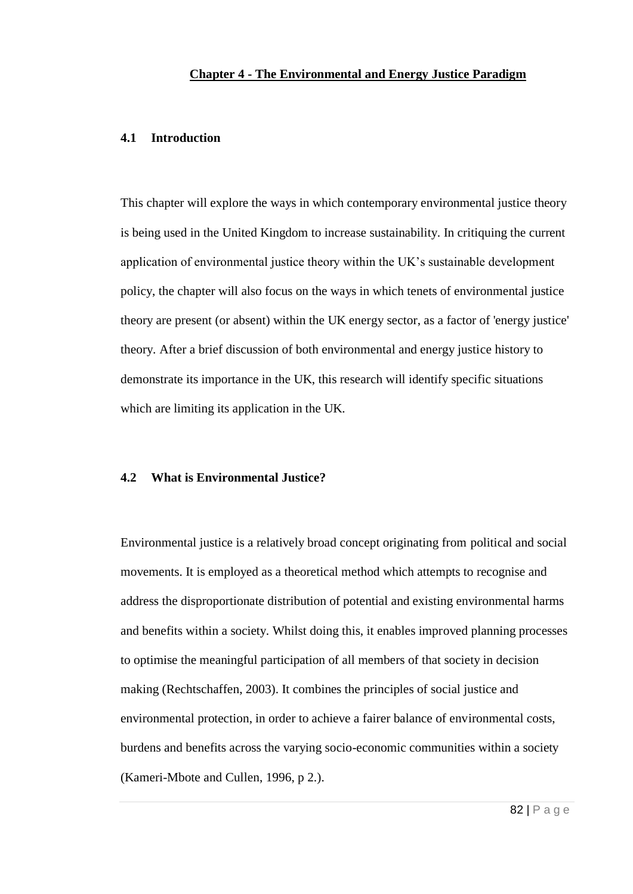## Chapter 4 - The Environmental and Energy Justice Paradigm

### 4.1 Introduction

This chapter will explore the ways in which contemporary environmental justice theory is being used in the United Kingdom to increase sustainability. In critiquing the current application of environmental justice theory within the UK's sustainable development policy, the chapter will also focus on the ways in which tenets of environmental justice theory are present (or absent) within the UK energy sector, as a factor of 'energy justice' theory. After a brief discussion of both environmental and energy justice history to demonstrate its importance in the UK, this research will identify specific situations which are limiting its application in the UK.

### 4.2 What is Environmental Justice?

Environmental justice is a relatively broad concept originating from political and social movements. It is employed as a theoretical method which attempts to recognise and address the disproportionate distribution of potential and existing environmental harms and benefits within a society. Whilst doing this, it enables improved planning processes to optimise the meaningful participation of all members of that society in decision making (Rechtschaffen, 2003). It combines the principles of social justice and environmental protection, in order to achieve a fairer balance of environmental costs, burdens and benefits across the varying socio-economic communities within a society (Kameri-Mbote and Cullen, 1996, p 2.).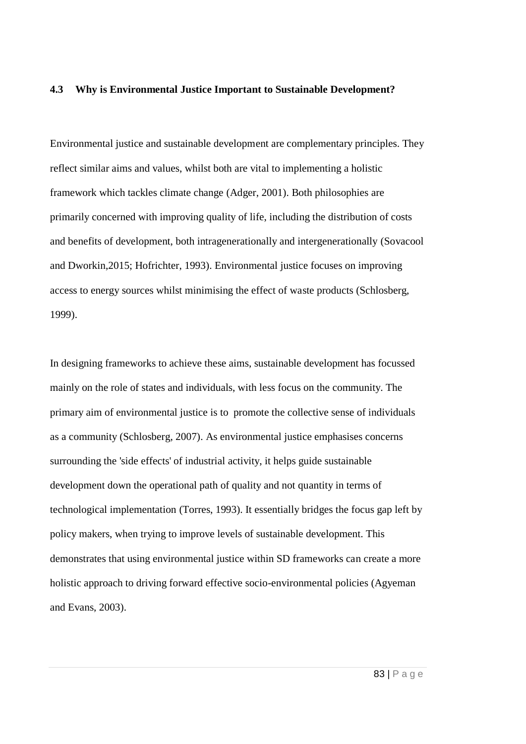### 4.3 Why is Environmental Justice Important to Sustainable Development?

Environmental justice and sustainable development are complementary principles. They reflect similar aims and values, whilst both are vital to implementing a holistic framework which tackles climate change (Adger, 2001). Both philosophies are primarily concerned with improving quality of life, including the distribution of costs and benefits of development, both intragenerationally and intergenerationally (Sovacool and Dworkin,2015; Hofrichter, 1993). Environmental justice focuses on improving access to energy sources whilst minimising the effect of waste products (Schlosberg, 1999).

In designing frameworks to achieve these aims, sustainable development has focussed mainly on the role of states and individuals, with less focus on the community. The primary aim of environmental justice is to promote the collective sense of individuals as a community (Schlosberg, 2007). As environmental justice emphasises concerns surrounding the 'side effects' of industrial activity, it helps guide sustainable development down the operational path of quality and not quantity in terms of technological implementation (Torres, 1993). It essentially bridges the focus gap left by policy makers, when trying to improve levels of sustainable development. This demonstrates that using environmental justice within SD frameworks can create a more holistic approach to driving forward effective socio-environmental policies (Agyeman and Evans, 2003).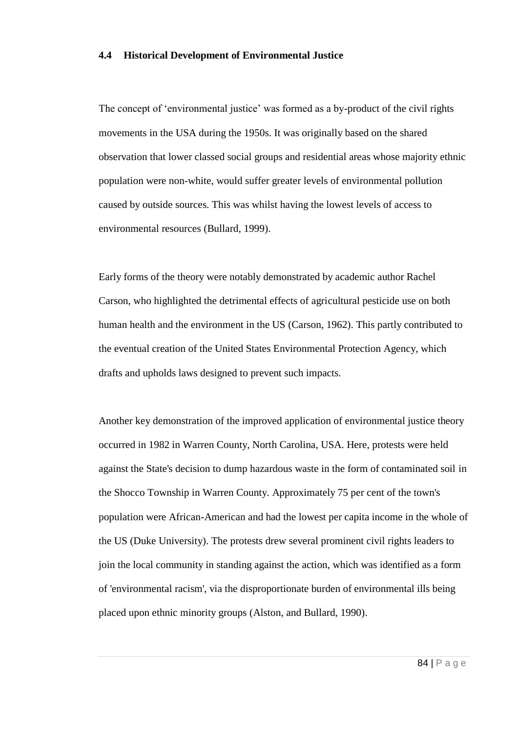### 4.4 Historical Development of Environmental Justice

The concept of 'environmental justice' was formed as a by-product of the civil rights movements in the USA during the 1950s. It was originally based on the shared observation that lower classed social groups and residential areas whose majority ethnic population were non-white, would suffer greater levels of environmental pollution caused by outside sources. This was whilst having the lowest levels of access to environmental resources (Bullard, 1999).

Early forms of the theory were notably demonstrated by academic author Rachel Carson, who highlighted the detrimental effects of agricultural pesticide use on both human health and the environment in the US (Carson, 1962). This partly contributed to the eventual creation of the United States Environmental Protection Agency, which drafts and upholds laws designed to prevent such impacts.

Another key demonstration of the improved application of environmental justice theory occurred in 1982 in Warren County, North Carolina, USA. Here, protests were held against the State's decision to dump hazardous waste in the form of contaminated soil in the Shocco Township in Warren County. Approximately 75 per cent of the town's population were African-American and had the lowest per capita income in the whole of the US (Duke University). The protests drew several prominent civil rights leaders to join the local community in standing against the action, which was identified as a form of 'environmental racism', via the disproportionate burden of environmental ills being placed upon ethnic minority groups (Alston, and Bullard, 1990).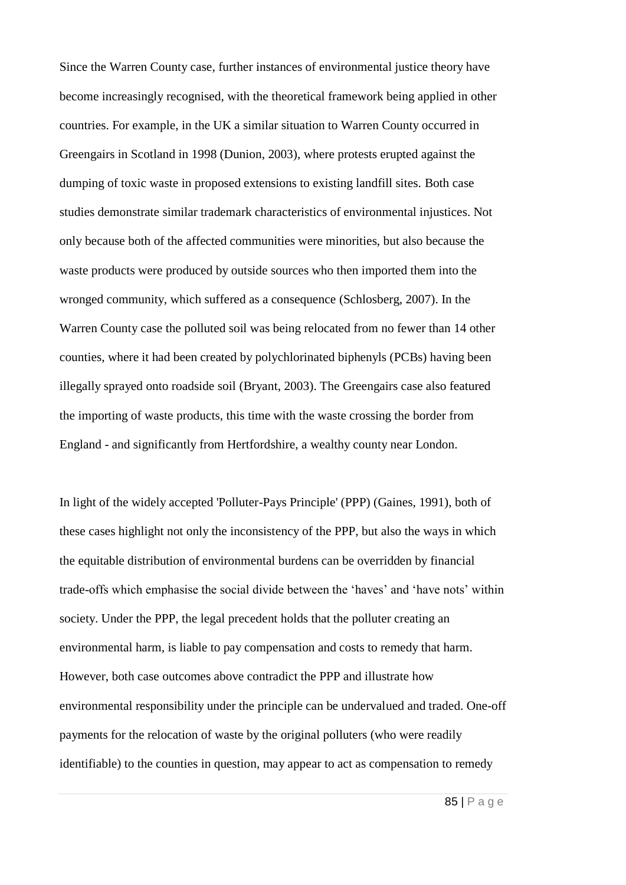Since the Warren County case, further instances of environmental justice theory have become increasingly recognised, with the theoretical framework being applied in other countries. For example, in the UK a similar situation to Warren County occurred in Greengairs in Scotland in 1998 (Dunion, 2003), where protests erupted against the dumping of toxic waste in proposed extensions to existing landfill sites. Both case studies demonstrate similar trademark characteristics of environmental injustices. Not only because both of the affected communities were minorities, but also because the waste products were produced by outside sources who then imported them into the wronged community, which suffered as a consequence (Schlosberg, 2007). In the Warren County case the polluted soil was being relocated from no fewer than 14 other counties, where it had been created by polychlorinated biphenyls (PCBs) having been illegally sprayed onto roadside soil (Bryant, 2003). The Greengairs case also featured the importing of waste products, this time with the waste crossing the border from England - and significantly from Hertfordshire, a wealthy county near London.

In light of the widely accepted 'Polluter-Pays Principle' (PPP) (Gaines, 1991), both of these cases highlight not only the inconsistency of the PPP, but also the ways in which the equitable distribution of environmental burdens can be overridden by financial trade-offs which emphasise the social divide between the 'haves' and 'have nots' within society. Under the PPP, the legal precedent holds that the polluter creating an environmental harm, is liable to pay compensation and costs to remedy that harm. However, both case outcomes above contradict the PPP and illustrate how environmental responsibility under the principle can be undervalued and traded. One-off payments for the relocation of waste by the original polluters (who were readily identifiable) to the counties in question, may appear to act as compensation to remedy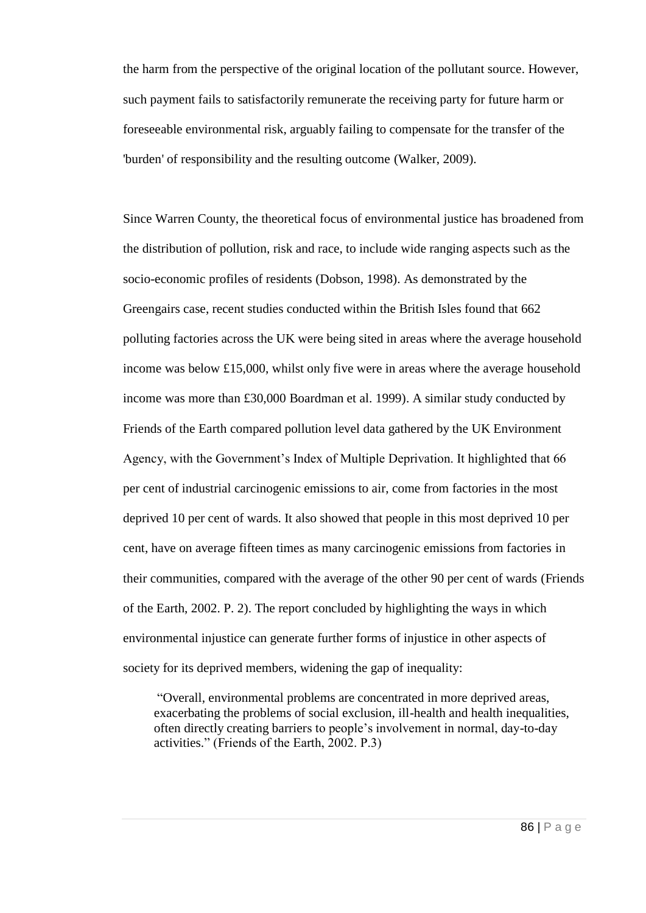the harm from the perspective of the original location of the pollutant source. However, such payment fails to satisfactorily remunerate the receiving party for future harm or foreseeable environmental risk, arguably failing to compensate for the transfer of the 'burden' of responsibility and the resulting outcome (Walker, 2009).

Since Warren County, the theoretical focus of environmental justice has broadened from the distribution of pollution, risk and race, to include wide ranging aspects such as the socio-economic profiles of residents (Dobson, 1998). As demonstrated by the Greengairs case, recent studies conducted within the British Isles found that 662 polluting factories across the UK were being sited in areas where the average household income was below £15,000, whilst only five were in areas where the average household income was more than £30,000 Boardman et al. 1999). A similar study conducted by Friends of the Earth compared pollution level data gathered by the UK Environment Agency, with the Government's Index of Multiple Deprivation. It highlighted that 66 per cent of industrial carcinogenic emissions to air, come from factories in the most deprived 10 per cent of wards. It also showed that people in this most deprived 10 per cent, have on average fifteen times as many carcinogenic emissions from factories in their communities, compared with the average of the other 90 per cent of wards (Friends of the Earth, 2002. P. 2). The report concluded by highlighting the ways in which environmental injustice can generate further forms of injustice in other aspects of society for its deprived members, widening the gap of inequality:

> "Overall, environmental problems are concentrated in more deprived areas, exacerbating the problems of social exclusion, ill-health and health inequalities, often directly creating barriers to people's involvement in normal, day-to-day activities." (Friends of the Earth, 2002. P.3)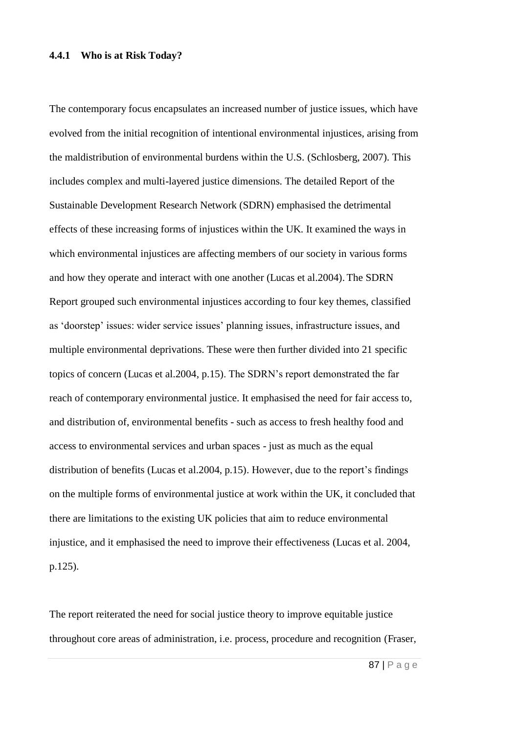### 4.4.1 Who is at Risk Today?

The contemporary focus encapsulates an increased number of justice issues, which have evolved from the initial recognition of intentional environmental injustices, arising from the maldistribution of environmental burdens within the U.S. (Schlosberg, 2007). This includes complex and multi-layered justice dimensions. The detailed Report of the Sustainable Development Research Network (SDRN) emphasised the detrimental effects of these increasing forms of injustices within the UK. It examined the ways in which environmental injustices are affecting members of our society in various forms and how they operate and interact with one another (Lucas et al.2004). The SDRN Report grouped such environmental injustices according to four key themes, classified as 'doorstep' issues: wider service issues' planning issues, infrastructure issues, and multiple environmental deprivations. These were then further divided into 21 specific topics of concern (Lucas et al.2004, p.15). The SDRN's report demonstrated the far reach of contemporary environmental justice. It emphasised the need for fair access to, and distribution of, environmental benefits - such as access to fresh healthy food and access to environmental services and urban spaces - just as much as the equal distribution of benefits (Lucas et al.2004, p.15). However, due to the report's findings on the multiple forms of environmental justice at work within the UK, it concluded that there are limitations to the existing UK policies that aim to reduce environmental injustice, and it emphasised the need to improve their effectiveness (Lucas et al. 2004, p.125).

The report reiterated the need for social justice theory to improve equitable justice throughout core areas of administration, i.e. process, procedure and recognition (Fraser,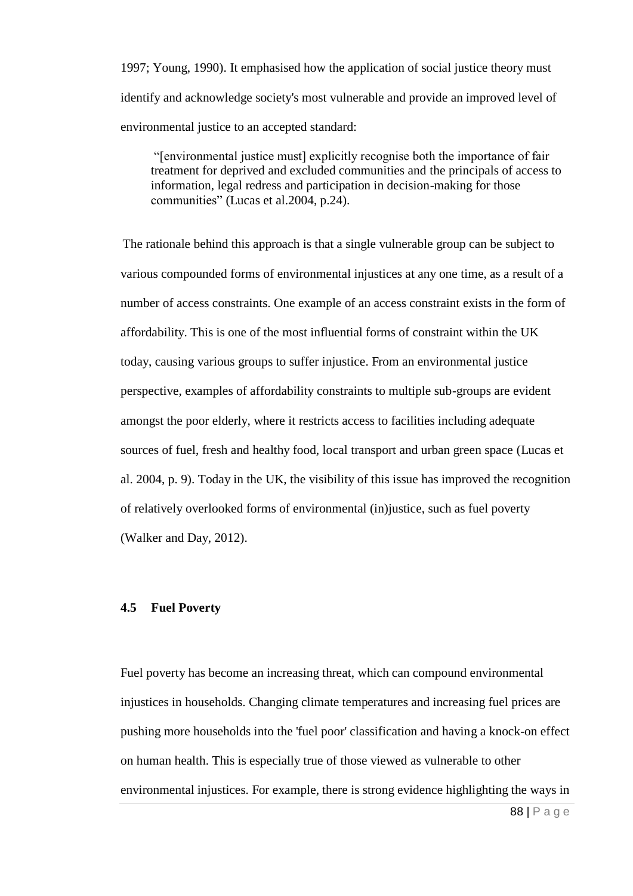1997; Young, 1990). It emphasised how the application of social justice theory must identify and acknowledge society's most vulnerable and provide an improved level of environmental justice to an accepted standard:

> "[environmental justice must] explicitly recognise both the importance of fair treatment for deprived and excluded communities and the principals of access to information, legal redress and participation in decision-making for those communities" (Lucas et al.2004, p.24).

The rationale behind this approach is that a single vulnerable group can be subject to various compounded forms of environmental injustices at any one time, as a result of a number of access constraints. One example of an access constraint exists in the form of affordability. This is one of the most influential forms of constraint within the UK today, causing various groups to suffer injustice. From an environmental justice perspective, examples of affordability constraints to multiple sub-groups are evident amongst the poor elderly, where it restricts access to facilities including adequate sources of fuel, fresh and healthy food, local transport and urban green space (Lucas et al. 2004, p. 9). Today in the UK, the visibility of this issue has improved the recognition of relatively overlooked forms of environmental (in)justice, such as fuel poverty (Walker and Day, 2012).

### 4.5 Fuel Poverty

Fuel poverty has become an increasing threat, which can compound environmental injustices in households. Changing climate temperatures and increasing fuel prices are pushing more households into the 'fuel poor' classification and having a knock-on effect on human health. This is especially true of those viewed as vulnerable to other environmental injustices. For example, there is strong evidence highlighting the ways in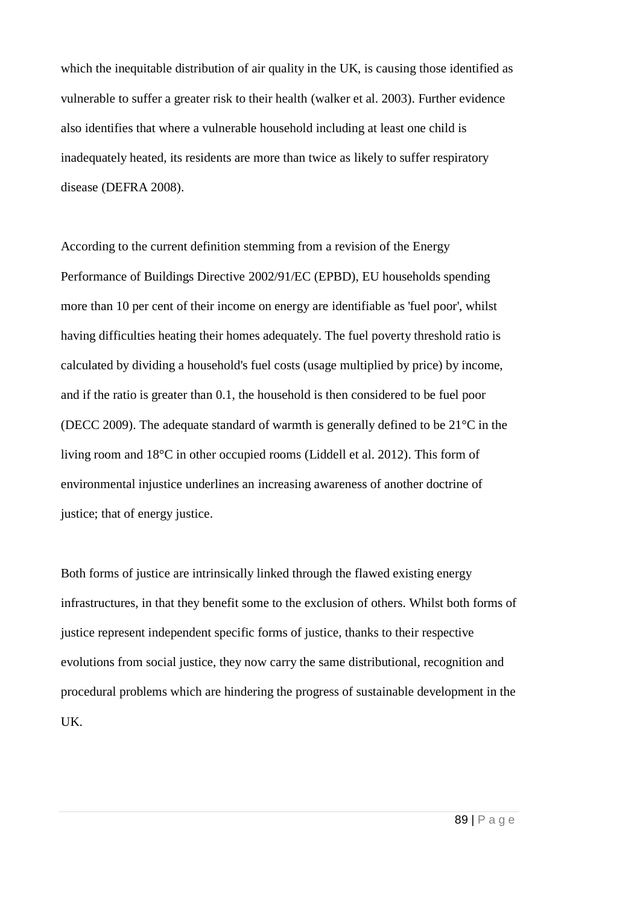which the inequitable distribution of air quality in the UK, is causing those identified as vulnerable to suffer a greater risk to their health (walker et al. 2003). Further evidence also identifies that where a vulnerable household including at least one child is inadequately heated, its residents are more than twice as likely to suffer respiratory disease (DEFRA 2008).

According to the current definition stemming from a revision of the Energy Performance of Buildings Directive 2002/91/EC (EPBD), EU households spending more than 10 per cent of their income on energy are identifiable as 'fuel poor', whilst having difficulties heating their homes adequately. The fuel poverty threshold ratio is calculated by dividing a household's fuel costs (usage multiplied by price) by income, and if the ratio is greater than 0.1, the household is then considered to be fuel poor (DECC 2009). The adequate standard of warmth is generally defined to be 21°C in the living room and 18°C in other occupied rooms (Liddell et al. 2012). This form of environmental injustice underlines an increasing awareness of another doctrine of justice; that of energy justice.

Both forms of justice are intrinsically linked through the flawed existing energy infrastructures, in that they benefit some to the exclusion of others. Whilst both forms of justice represent independent specific forms of justice, thanks to their respective evolutions from social justice, they now carry the same distributional, recognition and procedural problems which are hindering the progress of sustainable development in the UK.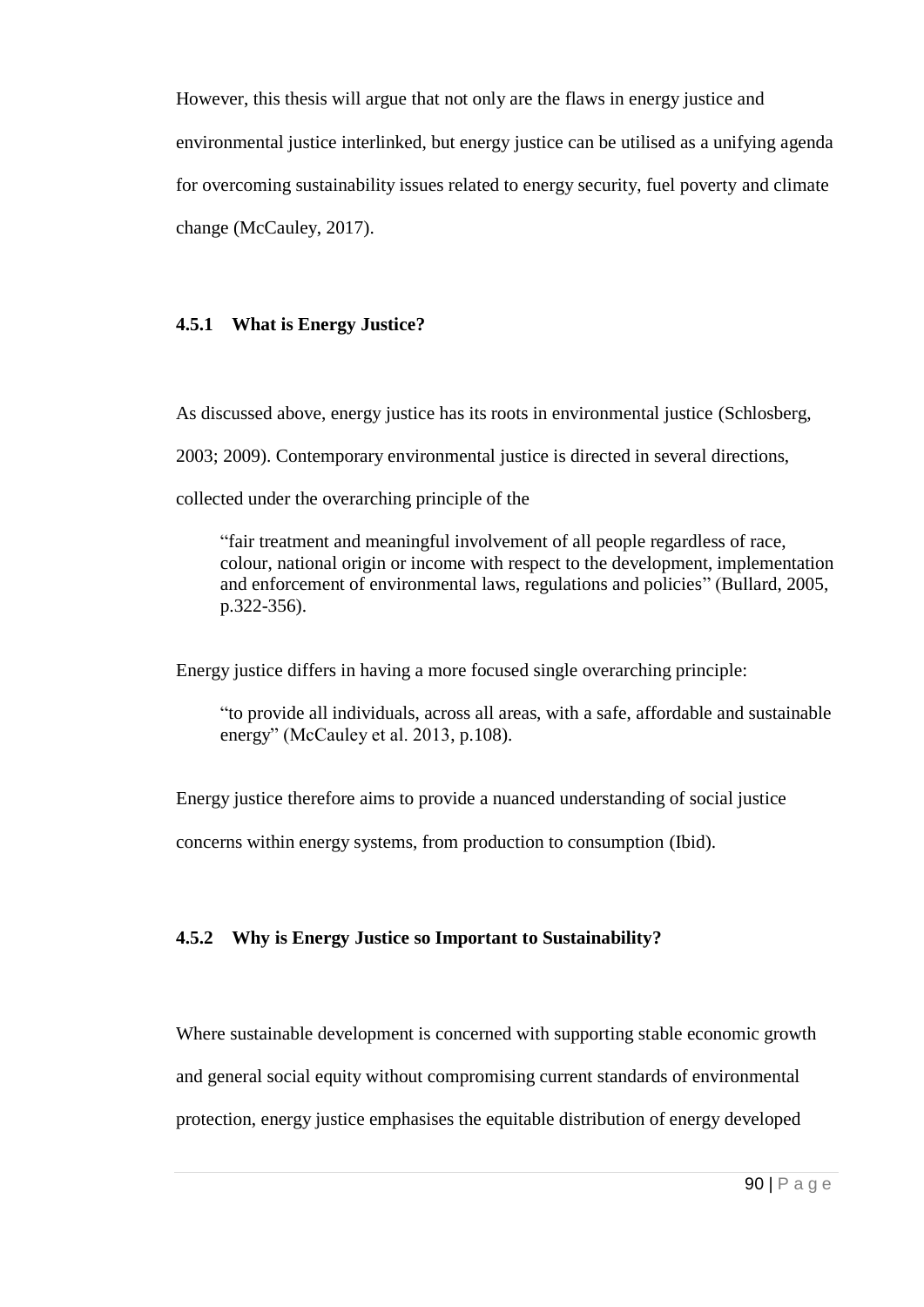However, this thesis will argue that not only are the flaws in energy justice and environmental justice interlinked, but energy justice can be utilised as a unifying agenda for overcoming sustainability issues related to energy security, fuel poverty and climate change (McCauley, 2017).

### 4.5.1 What is Energy Justice?

As discussed above, energy justice has its roots in environmental justice (Schlosberg, 2003; 2009). Contemporary environmental justice is directed in several directions, collected under the overarching principle of the

> "fair treatment and meaningful involvement of all people regardless of race, colour, national origin or income with respect to the development, implementation and enforcement of environmental laws, regulations and policies" (Bullard, 2005, p.322-356).

Energy justice differs in having a more focused single overarching principle:

> "to provide all individuals, across all areas, with a safe, affordable and sustainable energy" (McCauley et al. 2013, p.108).

Energy justice therefore aims to provide a nuanced understanding of social justice concerns within energy systems, from production to consumption (Ibid).

### 4.5.2 Why is Energy Justice so Important to Sustainability?

Where sustainable development is concerned with supporting stable economic growth and general social equity without compromising current standards of environmental protection, energy justice emphasises the equitable distribution of energy developed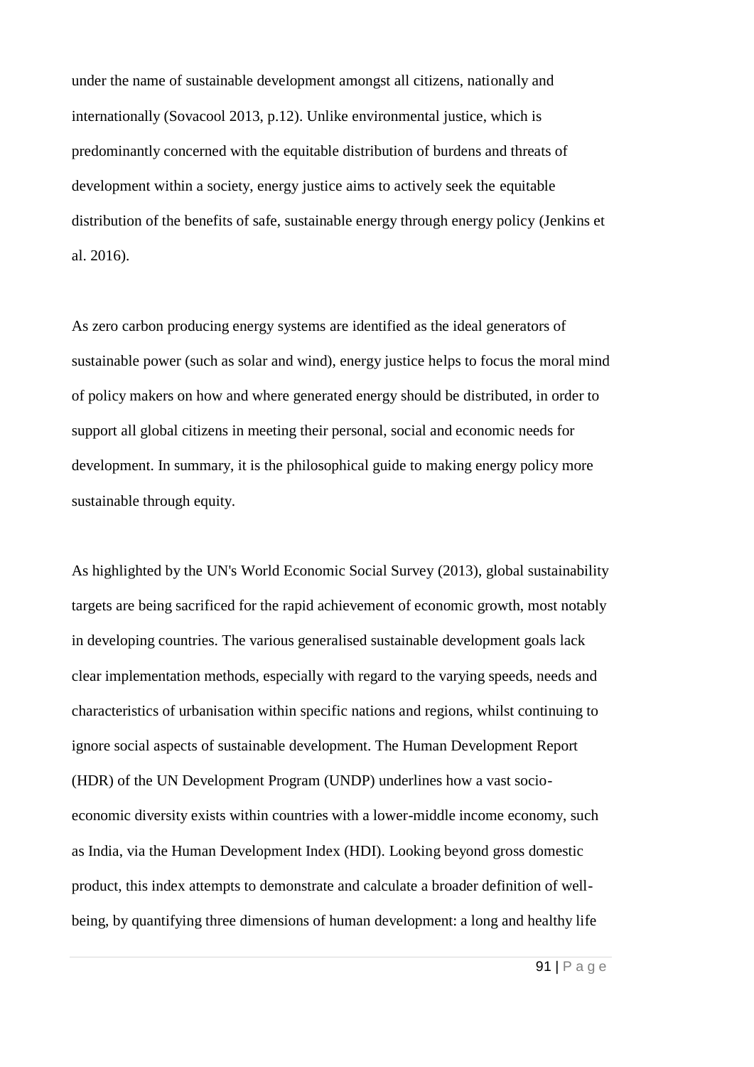under the name of sustainable development amongst all citizens, nationally and internationally (Sovacool 2013, p.12). Unlike environmental justice, which is predominantly concerned with the equitable distribution of burdens and threats of development within a society, energy justice aims to actively seek the equitable distribution of the benefits of safe, sustainable energy through energy policy (Jenkins et al. 2016).

As zero carbon producing energy systems are identified as the ideal generators of sustainable power (such as solar and wind), energy justice helps to focus the moral mind of policy makers on how and where generated energy should be distributed, in order to support all global citizens in meeting their personal, social and economic needs for development. In summary, it is the philosophical guide to making energy policy more sustainable through equity.

As highlighted by the UN's World Economic Social Survey (2013), global sustainability targets are being sacrificed for the rapid achievement of economic growth, most notably in developing countries. The various generalised sustainable development goals lack clear implementation methods, especially with regard to the varying speeds, needs and characteristics of urbanisation within specific nations and regions, whilst continuing to ignore social aspects of sustainable development. The Human Development Report (HDR) of the UN Development Program (UNDP) underlines how a vast socio-economic diversity exists within countries with a lower-middle income economy, such as India, via the Human Development Index (HDI). Looking beyond gross domestic product, this index attempts to demonstrate and calculate a broader definition of well-being, by quantifying three dimensions of human development: a long and healthy life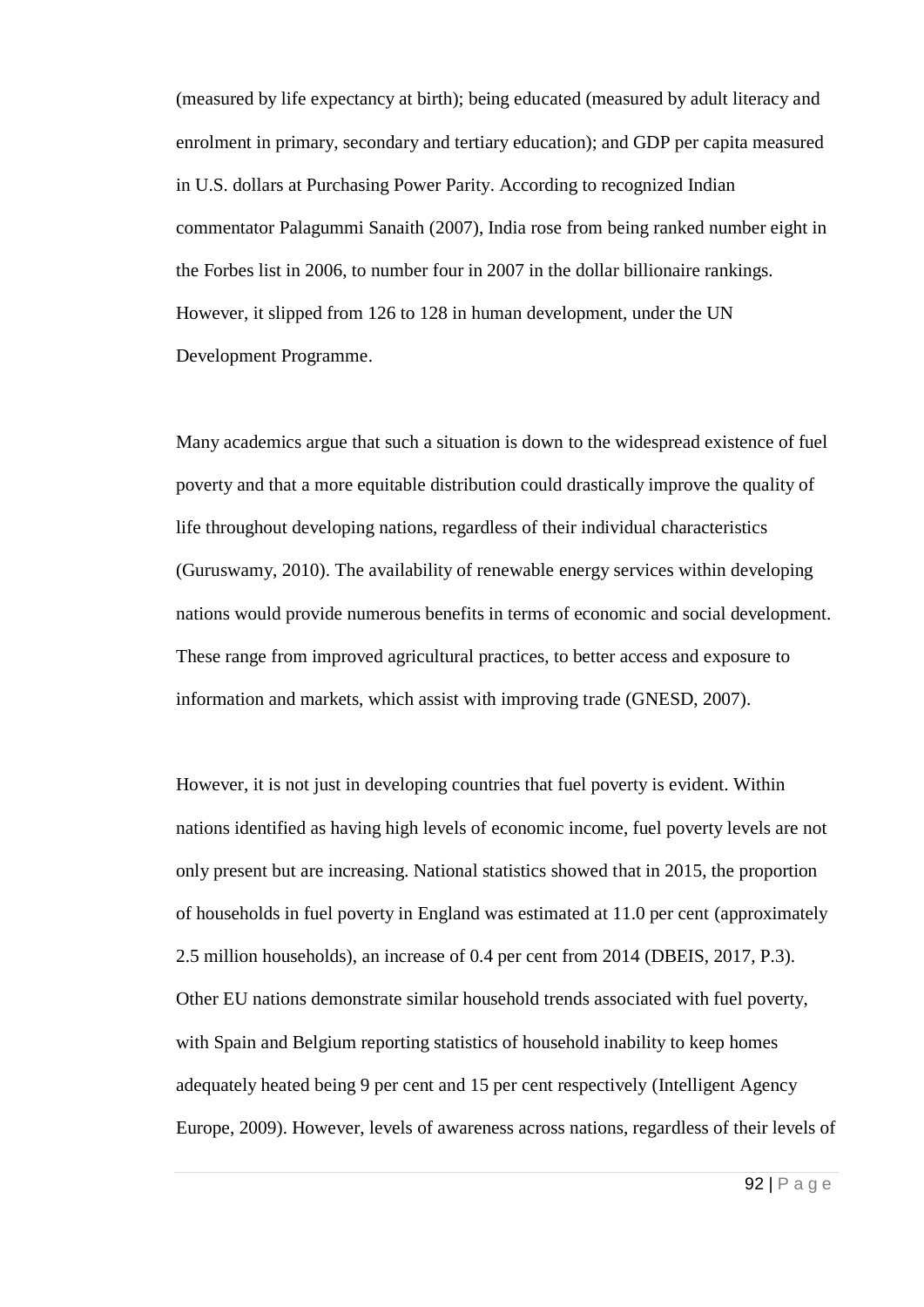(measured by life expectancy at birth); being educated (measured by adult literacy and enrolment in primary, secondary and tertiary education); and GDP per capita measured in U.S. dollars at Purchasing Power Parity. According to recognized Indian commentator Palagummi Sanaith (2007), India rose from being ranked number eight in the Forbes list in 2006, to number four in 2007 in the dollar billionaire rankings. However, it slipped from 126 to 128 in human development, under the UN Development Programme.

Many academics argue that such a situation is down to the widespread existence of fuel poverty and that a more equitable distribution could drastically improve the quality of life throughout developing nations, regardless of their individual characteristics (Guruswamy, 2010). The availability of renewable energy services within developing nations would provide numerous benefits in terms of economic and social development. These range from improved agricultural practices, to better access and exposure to information and markets, which assist with improving trade (GNESD, 2007).

However, it is not just in developing countries that fuel poverty is evident. Within nations identified as having high levels of economic income, fuel poverty levels are not only present but are increasing. National statistics showed that in 2015, the proportion of households in fuel poverty in England was estimated at 11.0 per cent (approximately 2.5 million households), an increase of 0.4 per cent from 2014 (DBEIS, 2017, P.3). Other EU nations demonstrate similar household trends associated with fuel poverty, with Spain and Belgium reporting statistics of household inability to keep homes adequately heated being 9 per cent and 15 per cent respectively (Intelligent Agency Europe, 2009). However, levels of awareness across nations, regardless of their levels of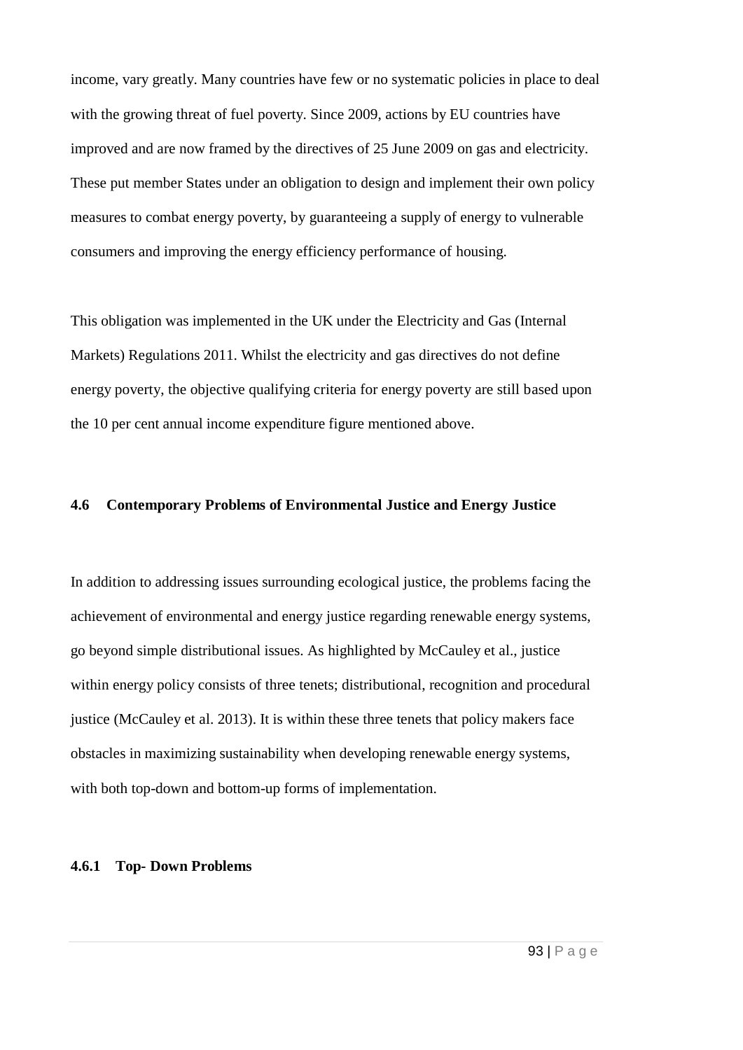income, vary greatly. Many countries have few or no systematic policies in place to deal with the growing threat of fuel poverty. Since 2009, actions by EU countries have improved and are now framed by the directives of 25 June 2009 on gas and electricity. These put member States under an obligation to design and implement their own policy measures to combat energy poverty, by guaranteeing a supply of energy to vulnerable consumers and improving the energy efficiency performance of housing.

This obligation was implemented in the UK under the Electricity and Gas (Internal Markets) Regulations 2011. Whilst the electricity and gas directives do not define energy poverty, the objective qualifying criteria for energy poverty are still based upon the 10 per cent annual income expenditure figure mentioned above.

### 4.6 Contemporary Problems of Environmental Justice and Energy Justice

In addition to addressing issues surrounding ecological justice, the problems facing the achievement of environmental and energy justice regarding renewable energy systems, go beyond simple distributional issues. As highlighted by McCauley et al., justice within energy policy consists of three tenets; distributional, recognition and procedural justice (McCauley et al. 2013). It is within these three tenets that policy makers face obstacles in maximizing sustainability when developing renewable energy systems, with both top-down and bottom-up forms of implementation.

#### 4.6.1 Top- Down Problems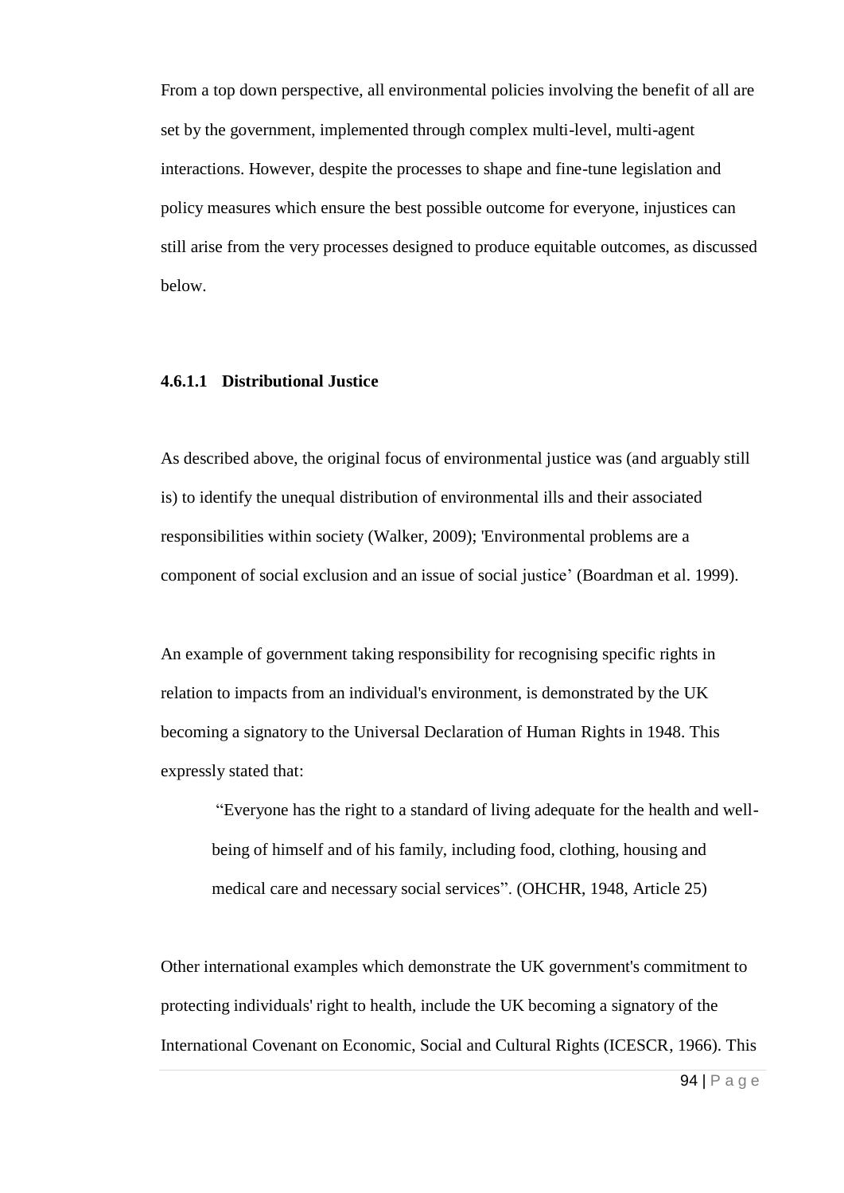From a top down perspective, all environmental policies involving the benefit of all are set by the government, implemented through complex multi-level, multi-agent interactions. However, despite the processes to shape and fine-tune legislation and policy measures which ensure the best possible outcome for everyone, injustices can still arise from the very processes designed to produce equitable outcomes, as discussed below.

#### 4.6.1.1 Distributional Justice

As described above, the original focus of environmental justice was (and arguably still is) to identify the unequal distribution of environmental ills and their associated responsibilities within society (Walker, 2009); 'Environmental problems are a component of social exclusion and an issue of social justice' (Boardman et al. 1999).

An example of government taking responsibility for recognising specific rights in relation to impacts from an individual's environment, is demonstrated by the UK becoming a signatory to the Universal Declaration of Human Rights in 1948. This expressly stated that:

> "Everyone has the right to a standard of living adequate for the health and well-being of himself and of his family, including food, clothing, housing and medical care and necessary social services". (OHCHR, 1948, Article 25)

Other international examples which demonstrate the UK government's commitment to protecting individuals' right to health, include the UK becoming a signatory of the International Covenant on Economic, Social and Cultural Rights (ICESCR, 1966). This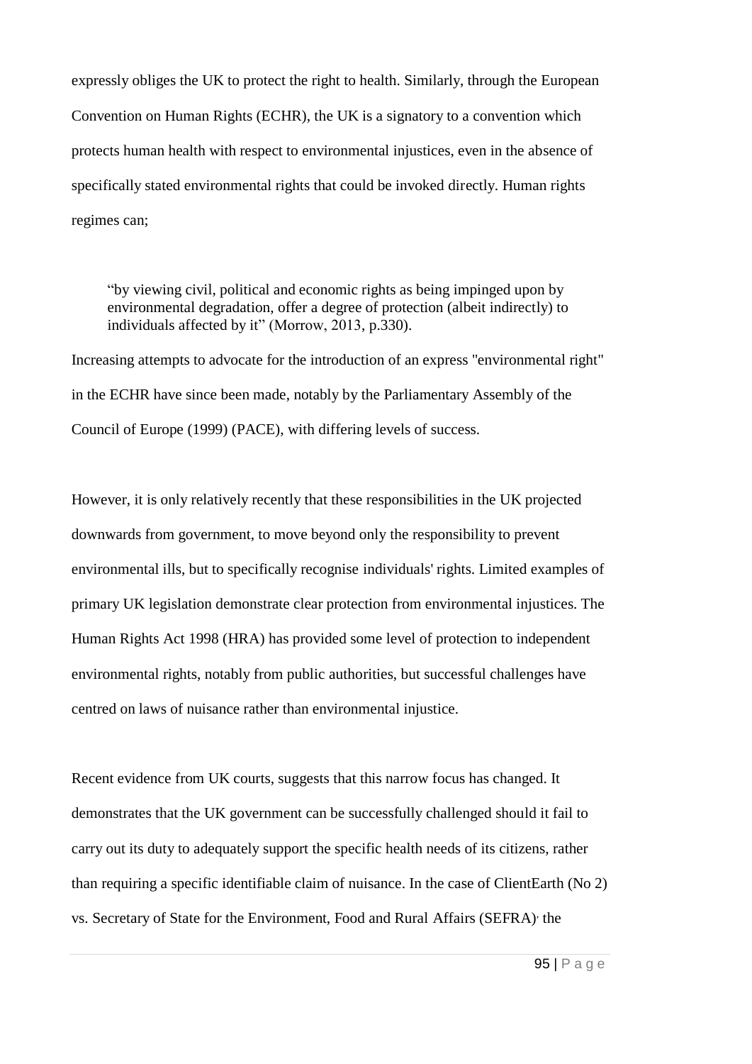expressly obliges the UK to protect the right to health. Similarly, through the European Convention on Human Rights (ECHR), the UK is a signatory to a convention which protects human health with respect to environmental injustices, even in the absence of specifically stated environmental rights that could be invoked directly. Human rights regimes can;

> "by viewing civil, political and economic rights as being impinged upon by environmental degradation, offer a degree of protection (albeit indirectly) to individuals affected by it" (Morrow, 2013, p.330).

Increasing attempts to advocate for the introduction of an express "environmental right" in the ECHR have since been made, notably by the Parliamentary Assembly of the Council of Europe (1999) (PACE), with differing levels of success.

However, it is only relatively recently that these responsibilities in the UK projected downwards from government, to move beyond only the responsibility to prevent environmental ills, but to specifically recognise individuals' rights. Limited examples of primary UK legislation demonstrate clear protection from environmental injustices. The Human Rights Act 1998 (HRA) has provided some level of protection to independent environmental rights, notably from public authorities, but successful challenges have centred on laws of nuisance rather than environmental injustice.

Recent evidence from UK courts, suggests that this narrow focus has changed. It demonstrates that the UK government can be successfully challenged should it fail to carry out its duty to adequately support the specific health needs of its citizens, rather than requiring a specific identifiable claim of nuisance. In the case of ClientEarth (No 2) vs. Secretary of State for the Environment, Food and Rural Affairs (SEFRA), the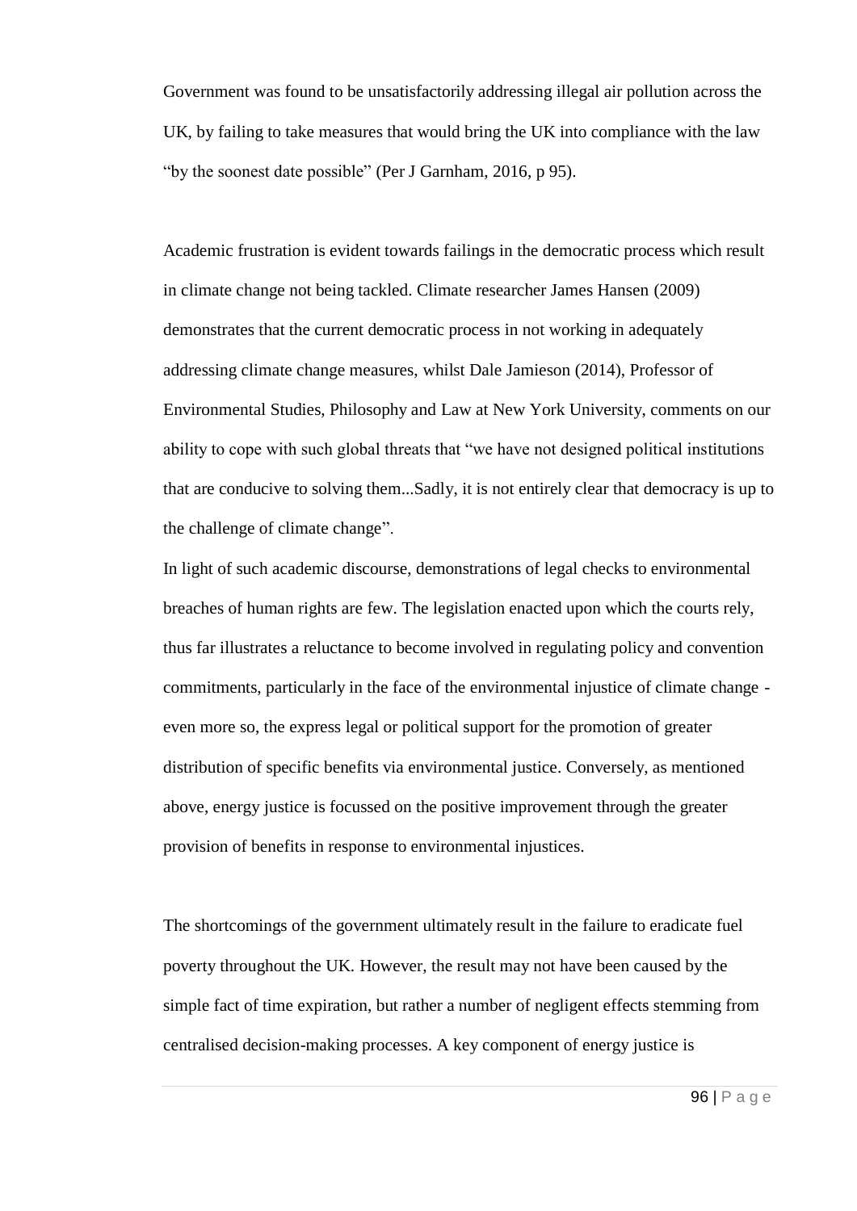Government was found to be unsatisfactorily addressing illegal air pollution across the UK, by failing to take measures that would bring the UK into compliance with the law "by the soonest date possible" (Per J Garnham, 2016, p 95).

Academic frustration is evident towards failings in the democratic process which result in climate change not being tackled. Climate researcher James Hansen (2009) demonstrates that the current democratic process in not working in adequately addressing climate change measures, whilst Dale Jamieson (2014), Professor of Environmental Studies, Philosophy and Law at New York University, comments on our ability to cope with such global threats that "we have not designed political institutions that are conducive to solving them...Sadly, it is not entirely clear that democracy is up to the challenge of climate change".

In light of such academic discourse, demonstrations of legal checks to environmental breaches of human rights are few. The legislation enacted upon which the courts rely, thus far illustrates a reluctance to become involved in regulating policy and convention commitments, particularly in the face of the environmental injustice of climate change - even more so, the express legal or political support for the promotion of greater distribution of specific benefits via environmental justice. Conversely, as mentioned above, energy justice is focussed on the positive improvement through the greater provision of benefits in response to environmental injustices.

The shortcomings of the government ultimately result in the failure to eradicate fuel poverty throughout the UK. However, the result may not have been caused by the simple fact of time expiration, but rather a number of negligent effects stemming from centralised decision-making processes. A key component of energy justice is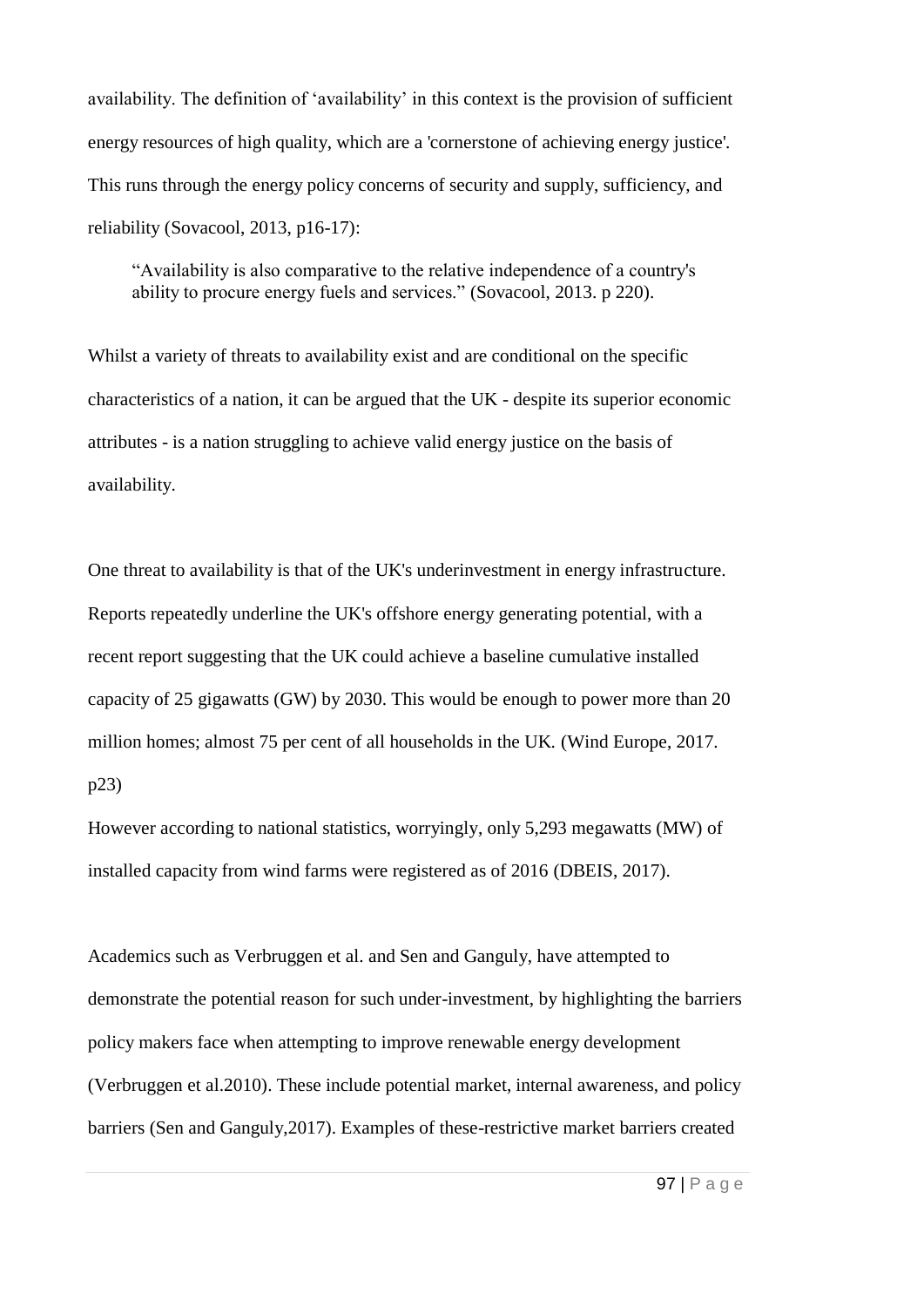availability. The definition of 'availability' in this context is the provision of sufficient energy resources of high quality, which are a 'cornerstone of achieving energy justice'. This runs through the energy policy concerns of security and supply, sufficiency, and reliability (Sovacool, 2013, p16-17):

> "Availability is also comparative to the relative independence of a country's ability to procure energy fuels and services." (Sovacool, 2013. p 220).

Whilst a variety of threats to availability exist and are conditional on the specific characteristics of a nation, it can be argued that the UK - despite its superior economic attributes - is a nation struggling to achieve valid energy justice on the basis of availability.

One threat to availability is that of the UK's underinvestment in energy infrastructure. Reports repeatedly underline the UK's offshore energy generating potential, with a recent report suggesting that the UK could achieve a baseline cumulative installed capacity of 25 gigawatts (GW) by 2030. This would be enough to power more than 20 million homes; almost 75 per cent of all households in the UK. (Wind Europe, 2017. p23)

However according to national statistics, worryingly, only 5,293 megawatts (MW) of installed capacity from wind farms were registered as of 2016 (DBEIS, 2017).

Academics such as Verbruggen et al. and Sen and Ganguly, have attempted to demonstrate the potential reason for such under-investment, by highlighting the barriers policy makers face when attempting to improve renewable energy development (Verbruggen et al.2010). These include potential market, internal awareness, and policy barriers (Sen and Ganguly,2017). Examples of these-restrictive market barriers created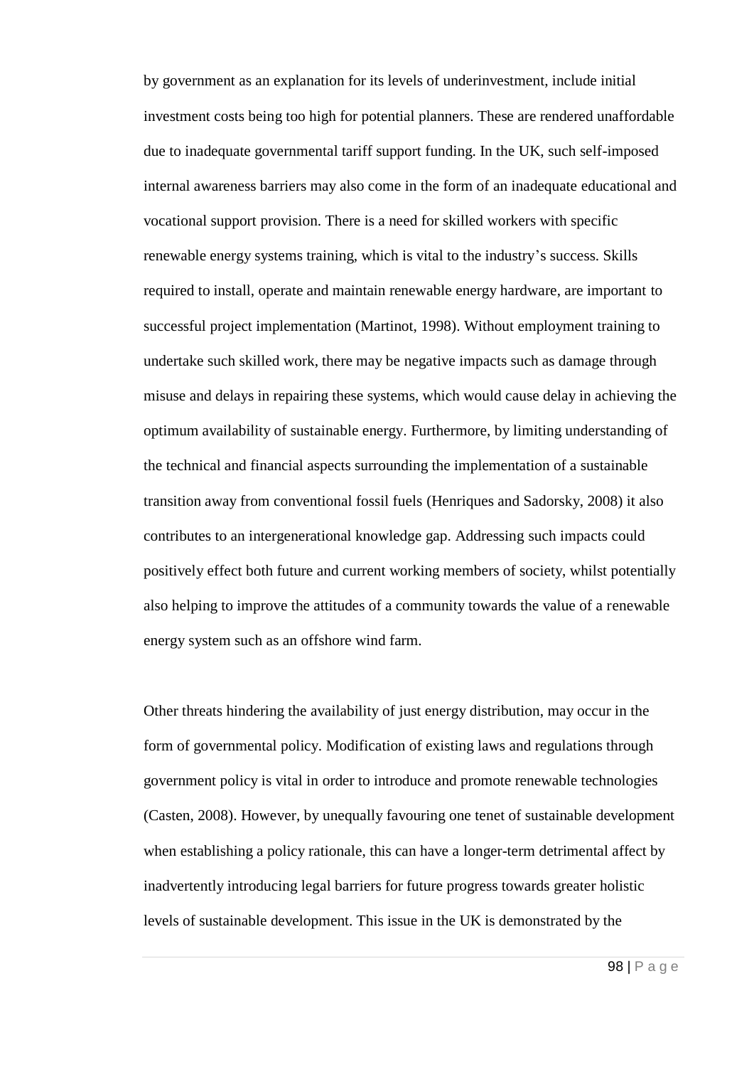by government as an explanation for its levels of underinvestment, include initial investment costs being too high for potential planners. These are rendered unaffordable due to inadequate governmental tariff support funding. In the UK, such self-imposed internal awareness barriers may also come in the form of an inadequate educational and vocational support provision. There is a need for skilled workers with specific renewable energy systems training, which is vital to the industry's success. Skills required to install, operate and maintain renewable energy hardware, are important to successful project implementation (Martinot, 1998). Without employment training to undertake such skilled work, there may be negative impacts such as damage through misuse and delays in repairing these systems, which would cause delay in achieving the optimum availability of sustainable energy. Furthermore, by limiting understanding of the technical and financial aspects surrounding the implementation of a sustainable transition away from conventional fossil fuels (Henriques and Sadorsky, 2008) it also contributes to an intergenerational knowledge gap. Addressing such impacts could positively effect both future and current working members of society, whilst potentially also helping to improve the attitudes of a community towards the value of a renewable energy system such as an offshore wind farm.

Other threats hindering the availability of just energy distribution, may occur in the form of governmental policy. Modification of existing laws and regulations through government policy is vital in order to introduce and promote renewable technologies (Casten, 2008). However, by unequally favouring one tenet of sustainable development when establishing a policy rationale, this can have a longer-term detrimental affect by inadvertently introducing legal barriers for future progress towards greater holistic levels of sustainable development. This issue in the UK is demonstrated by the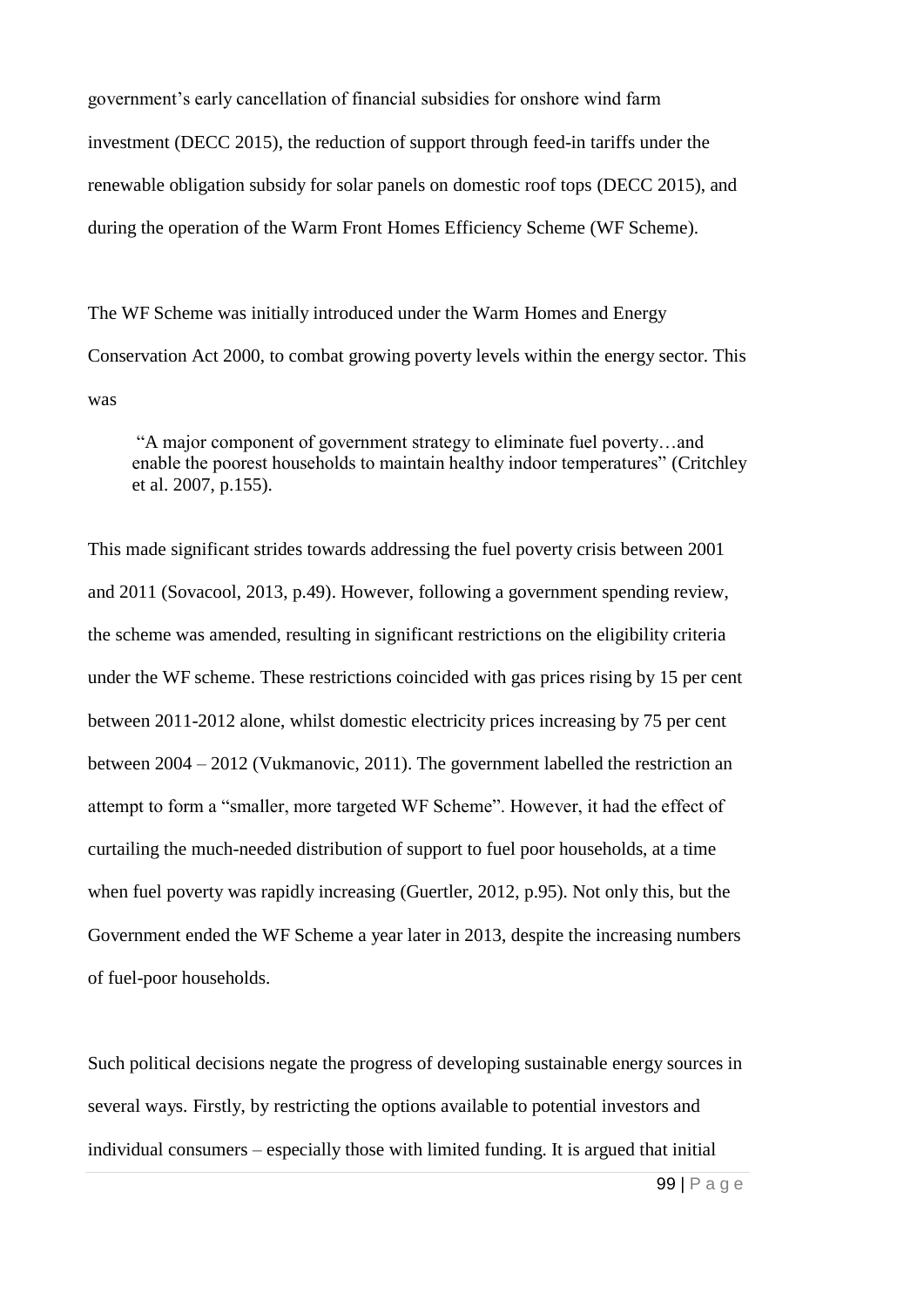government's early cancellation of financial subsidies for onshore wind farm investment (DECC 2015), the reduction of support through feed-in tariffs under the renewable obligation subsidy for solar panels on domestic roof tops (DECC 2015), and during the operation of the Warm Front Homes Efficiency Scheme (WF Scheme).

The WF Scheme was initially introduced under the Warm Homes and Energy Conservation Act 2000, to combat growing poverty levels within the energy sector. This was

> "A major component of government strategy to eliminate fuel poverty…and enable the poorest households to maintain healthy indoor temperatures" (Critchley et al. 2007, p.155).

This made significant strides towards addressing the fuel poverty crisis between 2001 and 2011 (Sovacool, 2013, p.49). However, following a government spending review, the scheme was amended, resulting in significant restrictions on the eligibility criteria under the WF scheme. These restrictions coincided with gas prices rising by 15 per cent between 2011-2012 alone, whilst domestic electricity prices increasing by 75 per cent between 2004 – 2012 (Vukmanovic, 2011). The government labelled the restriction an attempt to form a "smaller, more targeted WF Scheme". However, it had the effect of curtailing the much-needed distribution of support to fuel poor households, at a time when fuel poverty was rapidly increasing (Guertler, 2012, p.95). Not only this, but the Government ended the WF Scheme a year later in 2013, despite the increasing numbers of fuel-poor households.

Such political decisions negate the progress of developing sustainable energy sources in several ways. Firstly, by restricting the options available to potential investors and individual consumers – especially those with limited funding. It is argued that initial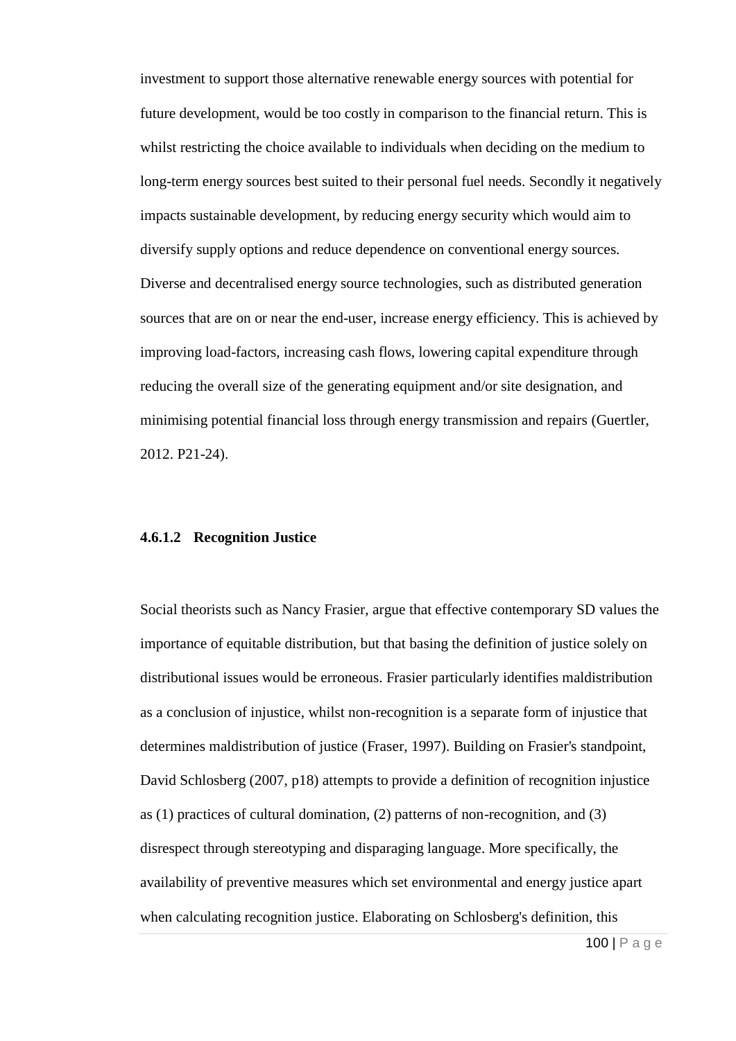investment to support those alternative renewable energy sources with potential for future development, would be too costly in comparison to the financial return. This is whilst restricting the choice available to individuals when deciding on the medium to long-term energy sources best suited to their personal fuel needs. Secondly it negatively impacts sustainable development, by reducing energy security which would aim to diversify supply options and reduce dependence on conventional energy sources. Diverse and decentralised energy source technologies, such as distributed generation sources that are on or near the end-user, increase energy efficiency. This is achieved by improving load-factors, increasing cash flows, lowering capital expenditure through reducing the overall size of the generating equipment and/or site designation, and minimising potential financial loss through energy transmission and repairs (Guertler, 2012. P21-24).

#### 4.6.1.2 Recognition Justice

Social theorists such as Nancy Frasier, argue that effective contemporary SD values the importance of equitable distribution, but that basing the definition of justice solely on distributional issues would be erroneous. Frasier particularly identifies maldistribution as a conclusion of injustice, whilst non-recognition is a separate form of injustice that determines maldistribution of justice (Fraser, 1997). Building on Frasier's standpoint, David Schlosberg (2007, p18) attempts to provide a definition of recognition injustice as (1) practices of cultural domination, (2) patterns of non-recognition, and (3) disrespect through stereotyping and disparaging language. More specifically, the availability of preventive measures which set environmental and energy justice apart when calculating recognition justice. Elaborating on Schlosberg's definition, this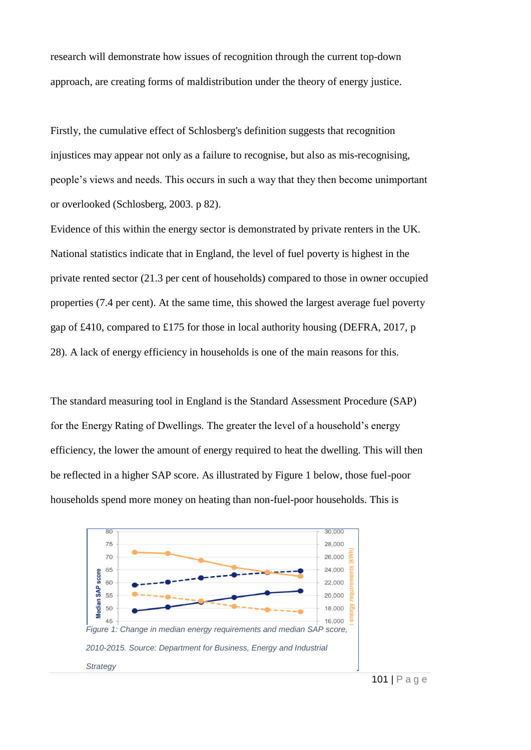research will demonstrate how issues of recognition through the current top-down approach, are creating forms of maldistribution under the theory of energy justice.

Firstly, the cumulative effect of Schlosberg's definition suggests that recognition injustices may appear not only as a failure to recognise, but also as mis-recognising, people's views and needs. This occurs in such a way that they then become unimportant or overlooked (Schlosberg, 2003. p 82).

Evidence of this within the energy sector is demonstrated by private renters in the UK. National statistics indicate that in England, the level of fuel poverty is highest in the private rented sector (21.3 per cent of households) compared to those in owner occupied properties (7.4 per cent). At the same time, this showed the largest average fuel poverty gap of £410, compared to £175 for those in local authority housing (DEFRA, 2017, p 28). A lack of energy efficiency in households is one of the main reasons for this.

The standard measuring tool in England is the Standard Assessment Procedure (SAP) for the Energy Rating of Dwellings. The greater the level of a household's energy efficiency, the lower the amount of energy required to heat the dwelling. This will then be reflected in a higher SAP score. As illustrated by Figure 1 below, those fuel-poor households spend more money on heating than non-fuel-poor households. This is

*Figure 1: Change in median energy requirements and median SAP score, 2010-2015. Source: Department for Business, Energy and Industrial Strategy*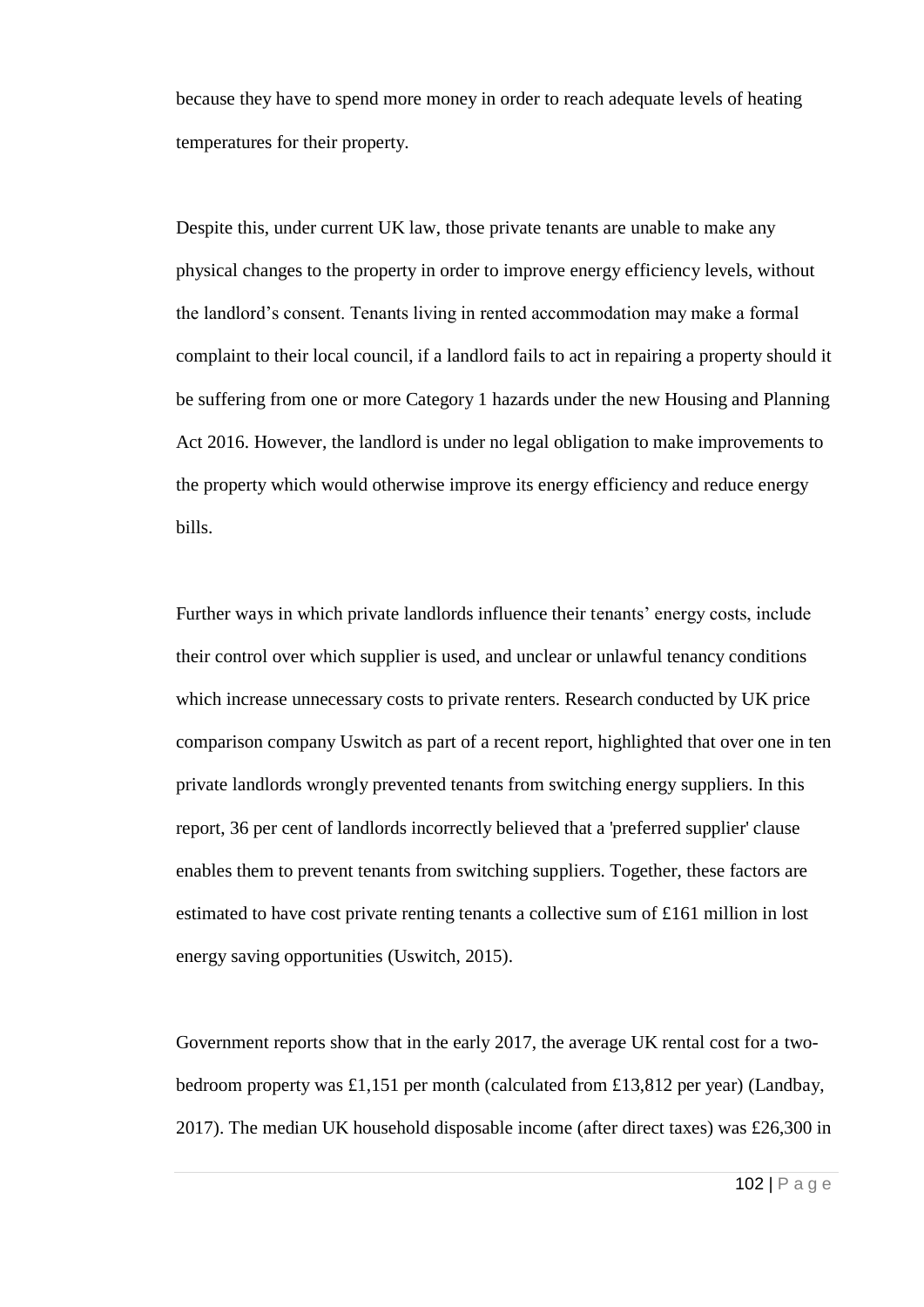because they have to spend more money in order to reach adequate levels of heating temperatures for their property.

Despite this, under current UK law, those private tenants are unable to make any physical changes to the property in order to improve energy efficiency levels, without the landlord's consent. Tenants living in rented accommodation may make a formal complaint to their local council, if a landlord fails to act in repairing a property should it be suffering from one or more Category 1 hazards under the new Housing and Planning Act 2016. However, the landlord is under no legal obligation to make improvements to the property which would otherwise improve its energy efficiency and reduce energy bills.

Further ways in which private landlords influence their tenants' energy costs, include their control over which supplier is used, and unclear or unlawful tenancy conditions which increase unnecessary costs to private renters. Research conducted by UK price comparison company Uswitch as part of a recent report, highlighted that over one in ten private landlords wrongly prevented tenants from switching energy suppliers. In this report, 36 per cent of landlords incorrectly believed that a 'preferred supplier' clause enables them to prevent tenants from switching suppliers. Together, these factors are estimated to have cost private renting tenants a collective sum of £161 million in lost energy saving opportunities (Uswitch, 2015).

Government reports show that in the early 2017, the average UK rental cost for a two-bedroom property was £1,151 per month (calculated from £13,812 per year) (Landbay, 2017). The median UK household disposable income (after direct taxes) was £26,300 in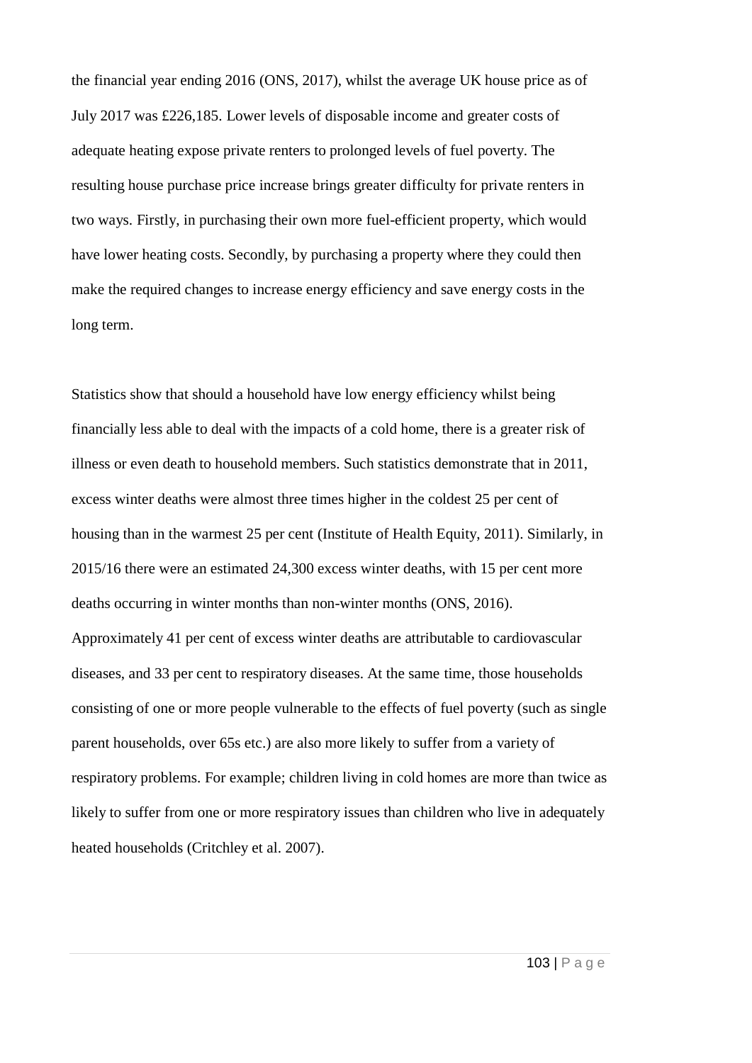the financial year ending 2016 (ONS, 2017), whilst the average UK house price as of July 2017 was £226,185. Lower levels of disposable income and greater costs of adequate heating expose private renters to prolonged levels of fuel poverty. The resulting house purchase price increase brings greater difficulty for private renters in two ways. Firstly, in purchasing their own more fuel-efficient property, which would have lower heating costs. Secondly, by purchasing a property where they could then make the required changes to increase energy efficiency and save energy costs in the long term.

Statistics show that should a household have low energy efficiency whilst being financially less able to deal with the impacts of a cold home, there is a greater risk of illness or even death to household members. Such statistics demonstrate that in 2011, excess winter deaths were almost three times higher in the coldest 25 per cent of housing than in the warmest 25 per cent (Institute of Health Equity, 2011). Similarly, in 2015/16 there were an estimated 24,300 excess winter deaths, with 15 per cent more deaths occurring in winter months than non-winter months (ONS, 2016). Approximately 41 per cent of excess winter deaths are attributable to cardiovascular diseases, and 33 per cent to respiratory diseases. At the same time, those households consisting of one or more people vulnerable to the effects of fuel poverty (such as single parent households, over 65s etc.) are also more likely to suffer from a variety of respiratory problems. For example; children living in cold homes are more than twice as likely to suffer from one or more respiratory issues than children who live in adequately heated households (Critchley et al. 2007).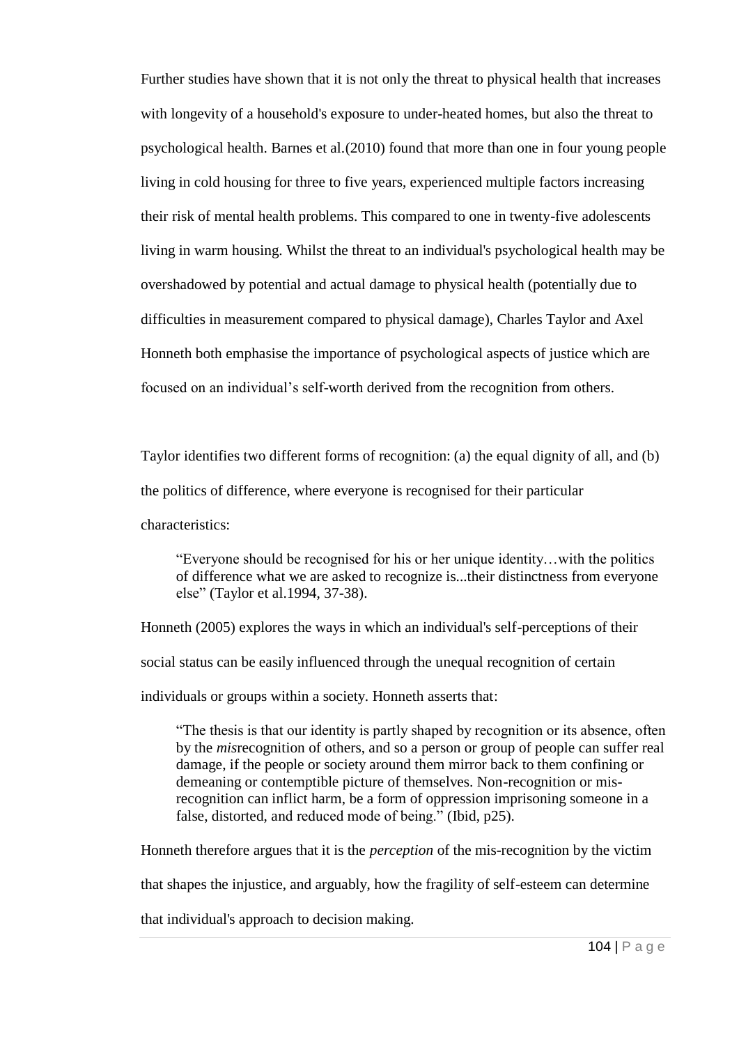Further studies have shown that it is not only the threat to physical health that increases with longevity of a household's exposure to under-heated homes, but also the threat to psychological health. Barnes et al.(2010) found that more than one in four young people living in cold housing for three to five years, experienced multiple factors increasing their risk of mental health problems. This compared to one in twenty-five adolescents living in warm housing. Whilst the threat to an individual's psychological health may be overshadowed by potential and actual damage to physical health (potentially due to difficulties in measurement compared to physical damage), Charles Taylor and Axel Honneth both emphasise the importance of psychological aspects of justice which are focused on an individual’s self-worth derived from the recognition from others.

Taylor identifies two different forms of recognition: (a) the equal dignity of all, and (b) the politics of difference, where everyone is recognised for their particular characteristics:

> “Everyone should be recognised for his or her unique identity…with the politics of difference what we are asked to recognize is...their distinctness from everyone else” (Taylor et al.1994, 37-38).

Honneth (2005) explores the ways in which an individual's self-perceptions of their social status can be easily influenced through the unequal recognition of certain individuals or groups within a society. Honneth asserts that:

> “The thesis is that our identity is partly shaped by recognition or its absence, often by the *mis*recognition of others, and so a person or group of people can suffer real damage, if the people or society around them mirror back to them confining or demeaning or contemptible picture of themselves. Non-recognition or mis-recognition can inflict harm, be a form of oppression imprisoning someone in a false, distorted, and reduced mode of being.” (Ibid, p25).

Honneth therefore argues that it is the *perception* of the mis-recognition by the victim that shapes the injustice, and arguably, how the fragility of self-esteem can determine that individual's approach to decision making.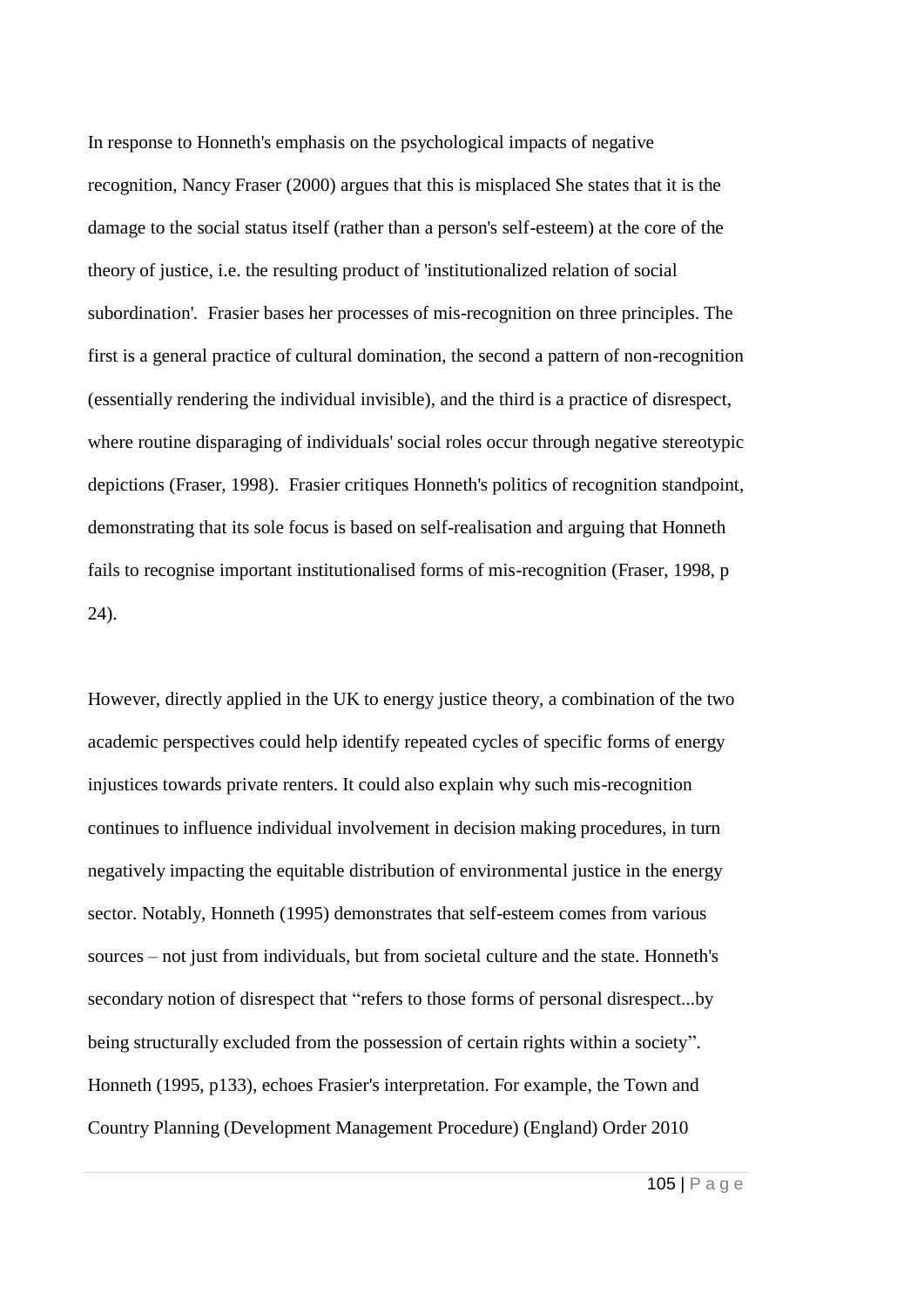In response to Honneth's emphasis on the psychological impacts of negative recognition, Nancy Fraser (2000) argues that this is misplaced She states that it is the damage to the social status itself (rather than a person's self-esteem) at the core of the theory of justice, i.e. the resulting product of 'institutionalized relation of social subordination'. Frasier bases her processes of mis-recognition on three principles. The first is a general practice of cultural domination, the second a pattern of non-recognition (essentially rendering the individual invisible), and the third is a practice of disrespect, where routine disparaging of individuals' social roles occur through negative stereotypic depictions (Fraser, 1998). Frasier critiques Honneth's politics of recognition standpoint, demonstrating that its sole focus is based on self-realisation and arguing that Honneth fails to recognise important institutionalised forms of mis-recognition (Fraser, 1998, p 24).

However, directly applied in the UK to energy justice theory, a combination of the two academic perspectives could help identify repeated cycles of specific forms of energy injustices towards private renters. It could also explain why such mis-recognition continues to influence individual involvement in decision making procedures, in turn negatively impacting the equitable distribution of environmental justice in the energy sector. Notably, Honneth (1995) demonstrates that self-esteem comes from various sources – not just from individuals, but from societal culture and the state. Honneth's secondary notion of disrespect that "refers to those forms of personal disrespect...by being structurally excluded from the possession of certain rights within a society". Honneth (1995, p133), echoes Frasier's interpretation. For example, the Town and Country Planning (Development Management Procedure) (England) Order 2010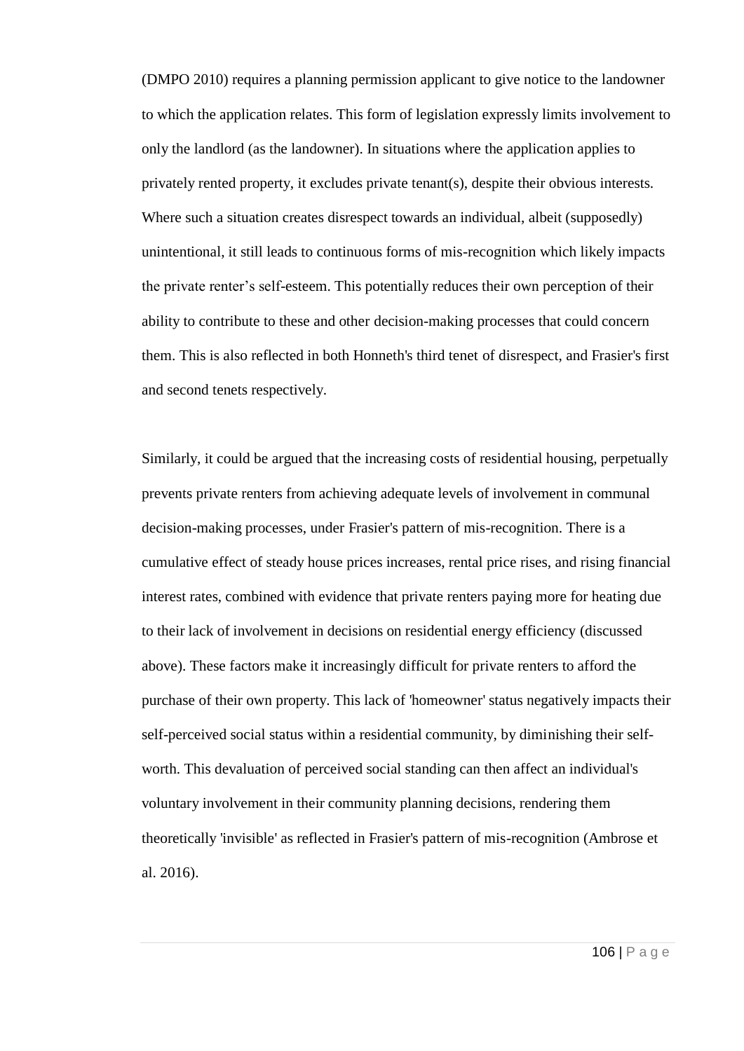(DMPO 2010) requires a planning permission applicant to give notice to the landowner to which the application relates. This form of legislation expressly limits involvement to only the landlord (as the landowner). In situations where the application applies to privately rented property, it excludes private tenant(s), despite their obvious interests. Where such a situation creates disrespect towards an individual, albeit (supposedly) unintentional, it still leads to continuous forms of mis-recognition which likely impacts the private renter's self-esteem. This potentially reduces their own perception of their ability to contribute to these and other decision-making processes that could concern them. This is also reflected in both Honneth's third tenet of disrespect, and Frasier's first and second tenets respectively.

Similarly, it could be argued that the increasing costs of residential housing, perpetually prevents private renters from achieving adequate levels of involvement in communal decision-making processes, under Frasier's pattern of mis-recognition. There is a cumulative effect of steady house prices increases, rental price rises, and rising financial interest rates, combined with evidence that private renters paying more for heating due to their lack of involvement in decisions on residential energy efficiency (discussed above). These factors make it increasingly difficult for private renters to afford the purchase of their own property. This lack of 'homeowner' status negatively impacts their self-perceived social status within a residential community, by diminishing their self-worth. This devaluation of perceived social standing can then affect an individual's voluntary involvement in their community planning decisions, rendering them theoretically 'invisible' as reflected in Frasier's pattern of mis-recognition (Ambrose et al. 2016).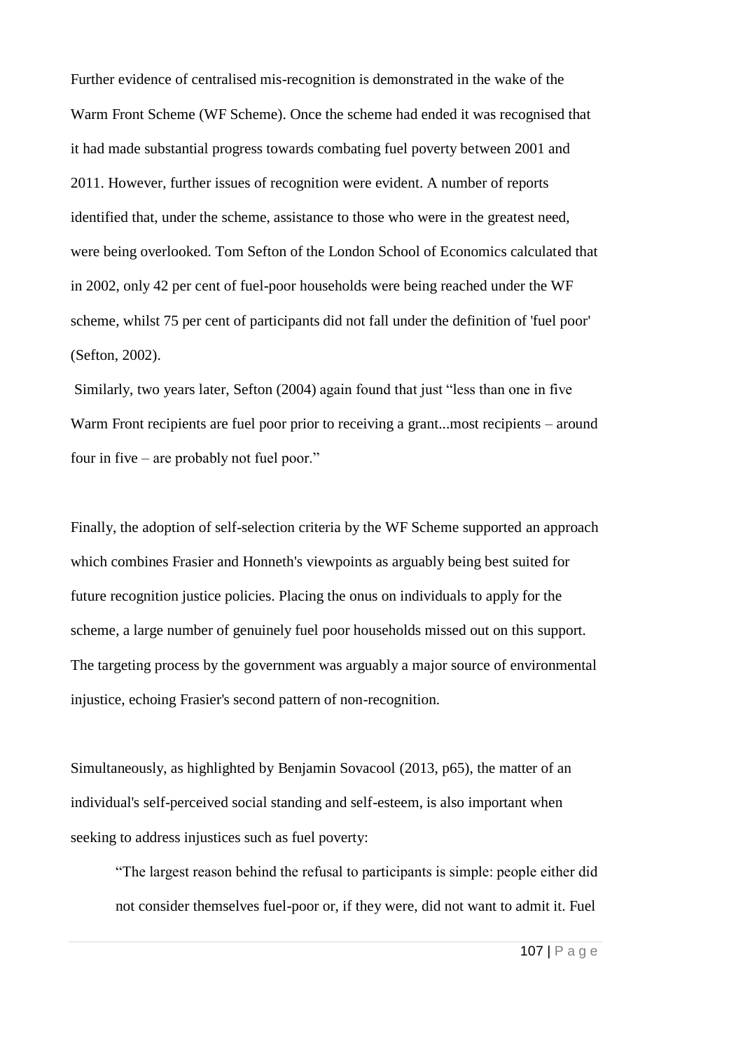Further evidence of centralised mis-recognition is demonstrated in the wake of the Warm Front Scheme (WF Scheme). Once the scheme had ended it was recognised that it had made substantial progress towards combating fuel poverty between 2001 and 2011. However, further issues of recognition were evident. A number of reports identified that, under the scheme, assistance to those who were in the greatest need, were being overlooked. Tom Sefton of the London School of Economics calculated that in 2002, only 42 per cent of fuel-poor households were being reached under the WF scheme, whilst 75 per cent of participants did not fall under the definition of 'fuel poor' (Sefton, 2002).

Similarly, two years later, Sefton (2004) again found that just "less than one in five Warm Front recipients are fuel poor prior to receiving a grant...most recipients – around four in five – are probably not fuel poor."

Finally, the adoption of self-selection criteria by the WF Scheme supported an approach which combines Frasier and Honneth's viewpoints as arguably being best suited for future recognition justice policies. Placing the onus on individuals to apply for the scheme, a large number of genuinely fuel poor households missed out on this support. The targeting process by the government was arguably a major source of environmental injustice, echoing Frasier's second pattern of non-recognition.

Simultaneously, as highlighted by Benjamin Sovacool (2013, p65), the matter of an individual's self-perceived social standing and self-esteem, is also important when seeking to address injustices such as fuel poverty:

> "The largest reason behind the refusal to participants is simple: people either did not consider themselves fuel-poor or, if they were, did not want to admit it. Fuel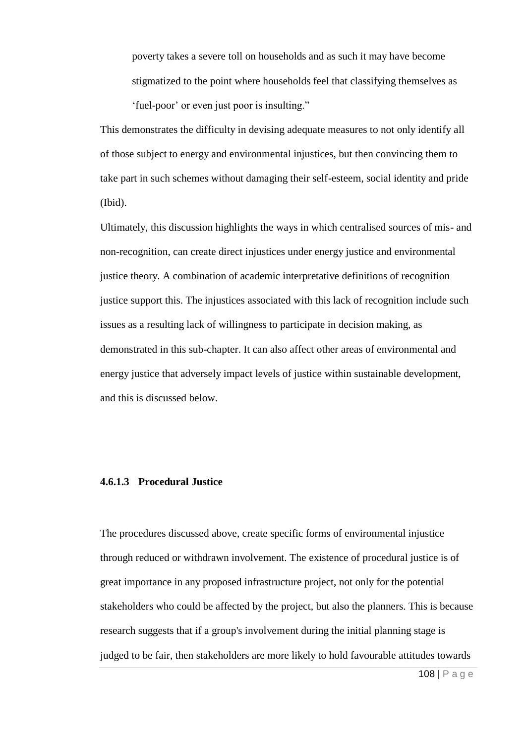> poverty takes a severe toll on households and as such it may have become stigmatized to the point where households feel that classifying themselves as 'fuel-poor' or even just poor is insulting."

This demonstrates the difficulty in devising adequate measures to not only identify all of those subject to energy and environmental injustices, but then convincing them to take part in such schemes without damaging their self-esteem, social identity and pride (Ibid).

Ultimately, this discussion highlights the ways in which centralised sources of mis- and non-recognition, can create direct injustices under energy justice and environmental justice theory. A combination of academic interpretative definitions of recognition justice support this. The injustices associated with this lack of recognition include such issues as a resulting lack of willingness to participate in decision making, as demonstrated in this sub-chapter. It can also affect other areas of environmental and energy justice that adversely impact levels of justice within sustainable development, and this is discussed below.

#### 4.6.1.3 Procedural Justice

The procedures discussed above, create specific forms of environmental injustice through reduced or withdrawn involvement. The existence of procedural justice is of great importance in any proposed infrastructure project, not only for the potential stakeholders who could be affected by the project, but also the planners. This is because research suggests that if a group's involvement during the initial planning stage is judged to be fair, then stakeholders are more likely to hold favourable attitudes towards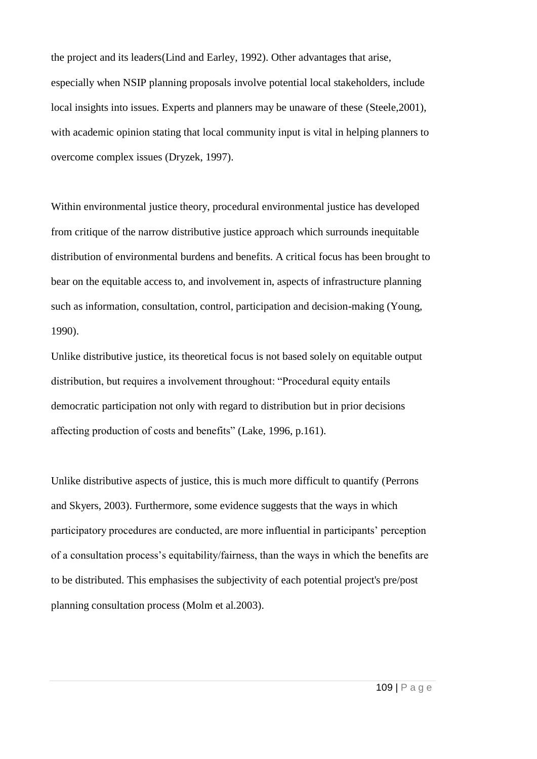the project and its leaders(Lind and Earley, 1992). Other advantages that arise, especially when NSIP planning proposals involve potential local stakeholders, include local insights into issues. Experts and planners may be unaware of these (Steele,2001), with academic opinion stating that local community input is vital in helping planners to overcome complex issues (Dryzek, 1997).

Within environmental justice theory, procedural environmental justice has developed from critique of the narrow distributive justice approach which surrounds inequitable distribution of environmental burdens and benefits. A critical focus has been brought to bear on the equitable access to, and involvement in, aspects of infrastructure planning such as information, consultation, control, participation and decision-making (Young, 1990).

Unlike distributive justice, its theoretical focus is not based solely on equitable output distribution, but requires a involvement throughout: "Procedural equity entails democratic participation not only with regard to distribution but in prior decisions affecting production of costs and benefits" (Lake, 1996, p.161).

Unlike distributive aspects of justice, this is much more difficult to quantify (Perrons and Skyers, 2003). Furthermore, some evidence suggests that the ways in which participatory procedures are conducted, are more influential in participants' perception of a consultation process's equitability/fairness, than the ways in which the benefits are to be distributed. This emphasises the subjectivity of each potential project's pre/post planning consultation process (Molm et al.2003).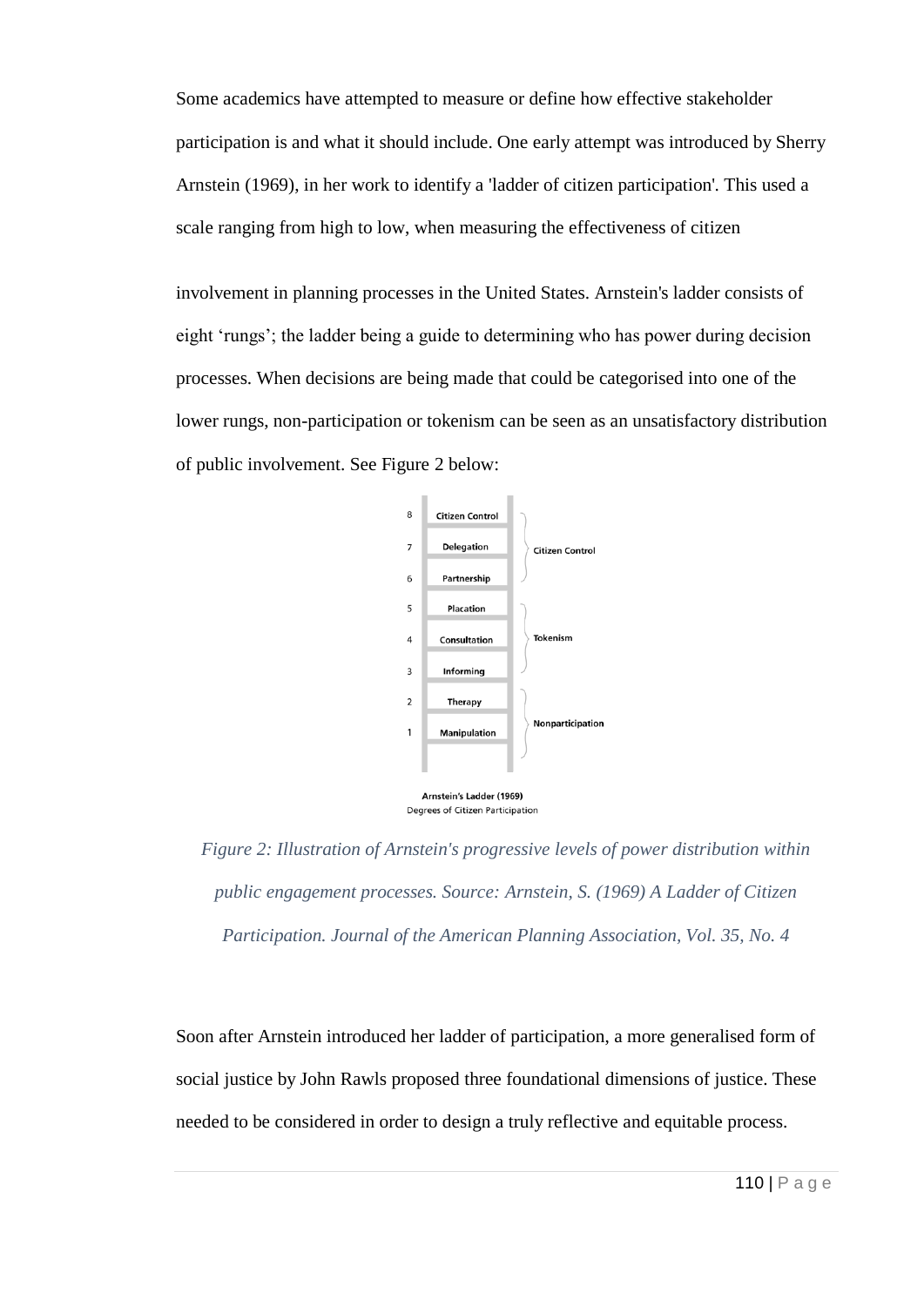Some academics have attempted to measure or define how effective stakeholder participation is and what it should include. One early attempt was introduced by Sherry Arnstein (1969), in her work to identify a 'ladder of citizen participation'. This used a scale ranging from high to low, when measuring the effectiveness of citizen involvement in planning processes in the United States. Arnstein's ladder consists of eight 'rungs'; the ladder being a guide to determining who has power during decision processes. When decisions are being made that could be categorised into one of the lower rungs, non-participation or tokenism can be seen as an unsatisfactory distribution of public involvement. See Figure 2 below:

*Figure 2: Illustration of Arnstein's progressive levels of power distribution within public engagement processes. Source: Arnstein, S. (1969) A Ladder of Citizen Participation. Journal of the American Planning Association, Vol. 35, No. 4*

Soon after Arnstein introduced her ladder of participation, a more generalised form of social justice by John Rawls proposed three foundational dimensions of justice. These needed to be considered in order to design a truly reflective and equitable process.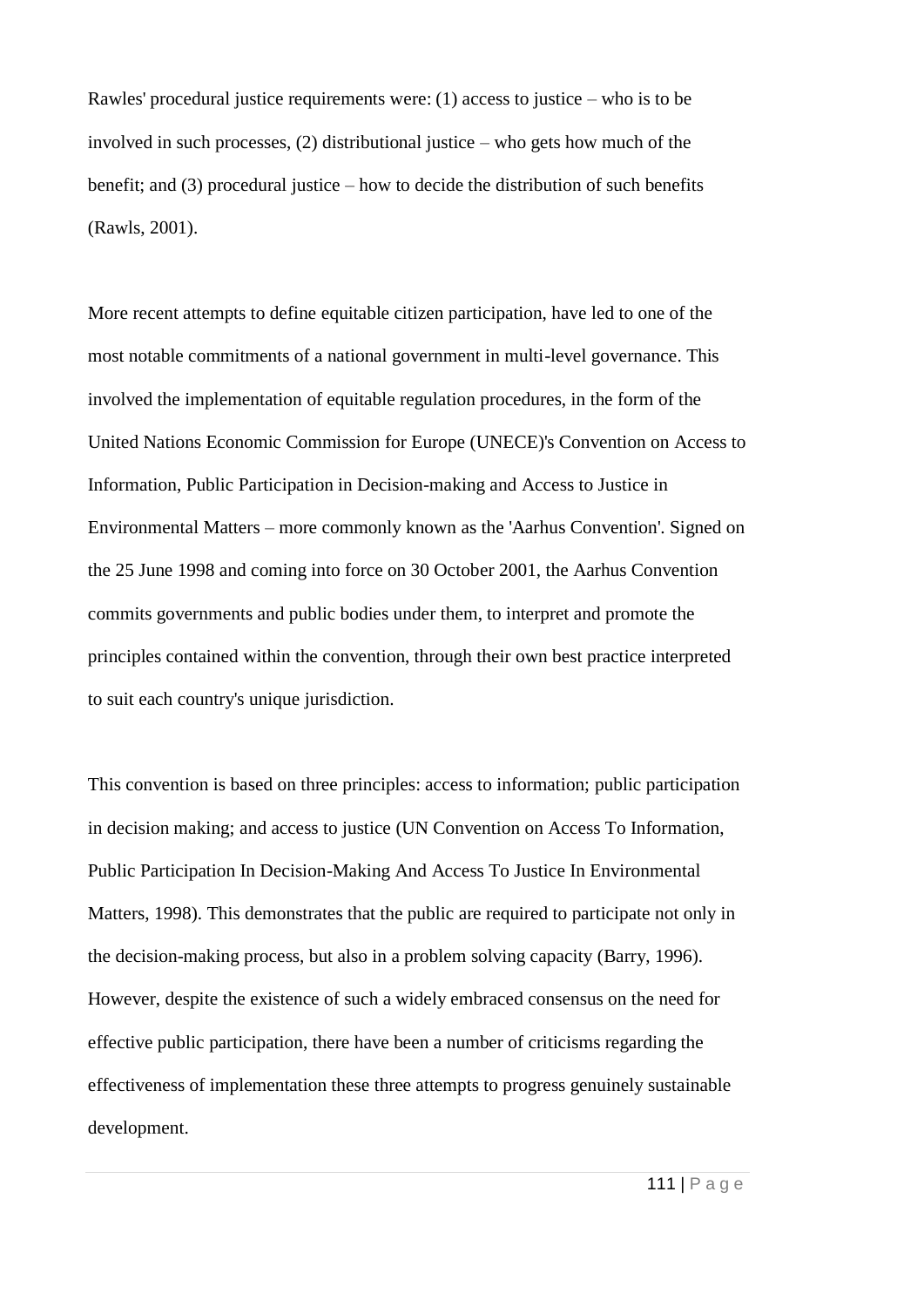Rawles' procedural justice requirements were: (1) access to justice – who is to be involved in such processes, (2) distributional justice – who gets how much of the benefit; and (3) procedural justice – how to decide the distribution of such benefits (Rawls, 2001).

More recent attempts to define equitable citizen participation, have led to one of the most notable commitments of a national government in multi-level governance. This involved the implementation of equitable regulation procedures, in the form of the United Nations Economic Commission for Europe (UNECE)'s Convention on Access to Information, Public Participation in Decision-making and Access to Justice in Environmental Matters – more commonly known as the 'Aarhus Convention'. Signed on the 25 June 1998 and coming into force on 30 October 2001, the Aarhus Convention commits governments and public bodies under them, to interpret and promote the principles contained within the convention, through their own best practice interpreted to suit each country's unique jurisdiction.

This convention is based on three principles: access to information; public participation in decision making; and access to justice (UN Convention on Access To Information, Public Participation In Decision-Making And Access To Justice In Environmental Matters, 1998). This demonstrates that the public are required to participate not only in the decision-making process, but also in a problem solving capacity (Barry, 1996). However, despite the existence of such a widely embraced consensus on the need for effective public participation, there have been a number of criticisms regarding the effectiveness of implementation these three attempts to progress genuinely sustainable development.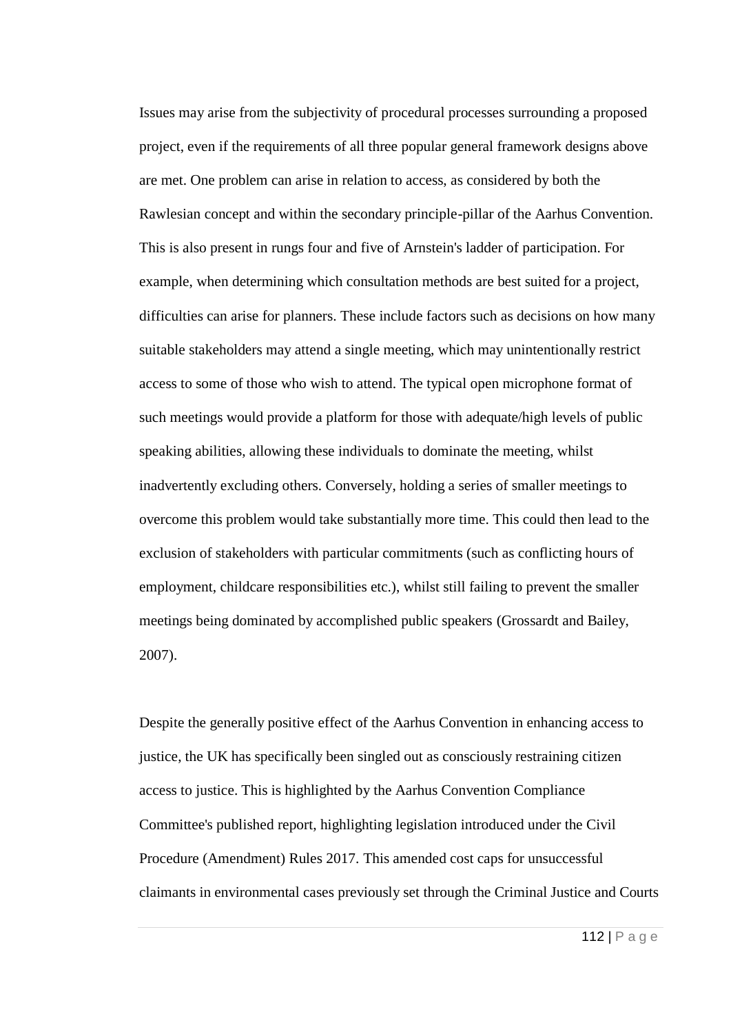Issues may arise from the subjectivity of procedural processes surrounding a proposed project, even if the requirements of all three popular general framework designs above are met. One problem can arise in relation to access, as considered by both the Rawlesian concept and within the secondary principle-pillar of the Aarhus Convention. This is also present in rungs four and five of Arnstein's ladder of participation. For example, when determining which consultation methods are best suited for a project, difficulties can arise for planners. These include factors such as decisions on how many suitable stakeholders may attend a single meeting, which may unintentionally restrict access to some of those who wish to attend. The typical open microphone format of such meetings would provide a platform for those with adequate/high levels of public speaking abilities, allowing these individuals to dominate the meeting, whilst inadvertently excluding others. Conversely, holding a series of smaller meetings to overcome this problem would take substantially more time. This could then lead to the exclusion of stakeholders with particular commitments (such as conflicting hours of employment, childcare responsibilities etc.), whilst still failing to prevent the smaller meetings being dominated by accomplished public speakers (Grossardt and Bailey, 2007).

Despite the generally positive effect of the Aarhus Convention in enhancing access to justice, the UK has specifically been singled out as consciously restraining citizen access to justice. This is highlighted by the Aarhus Convention Compliance Committee's published report, highlighting legislation introduced under the Civil Procedure (Amendment) Rules 2017. This amended cost caps for unsuccessful claimants in environmental cases previously set through the Criminal Justice and Courts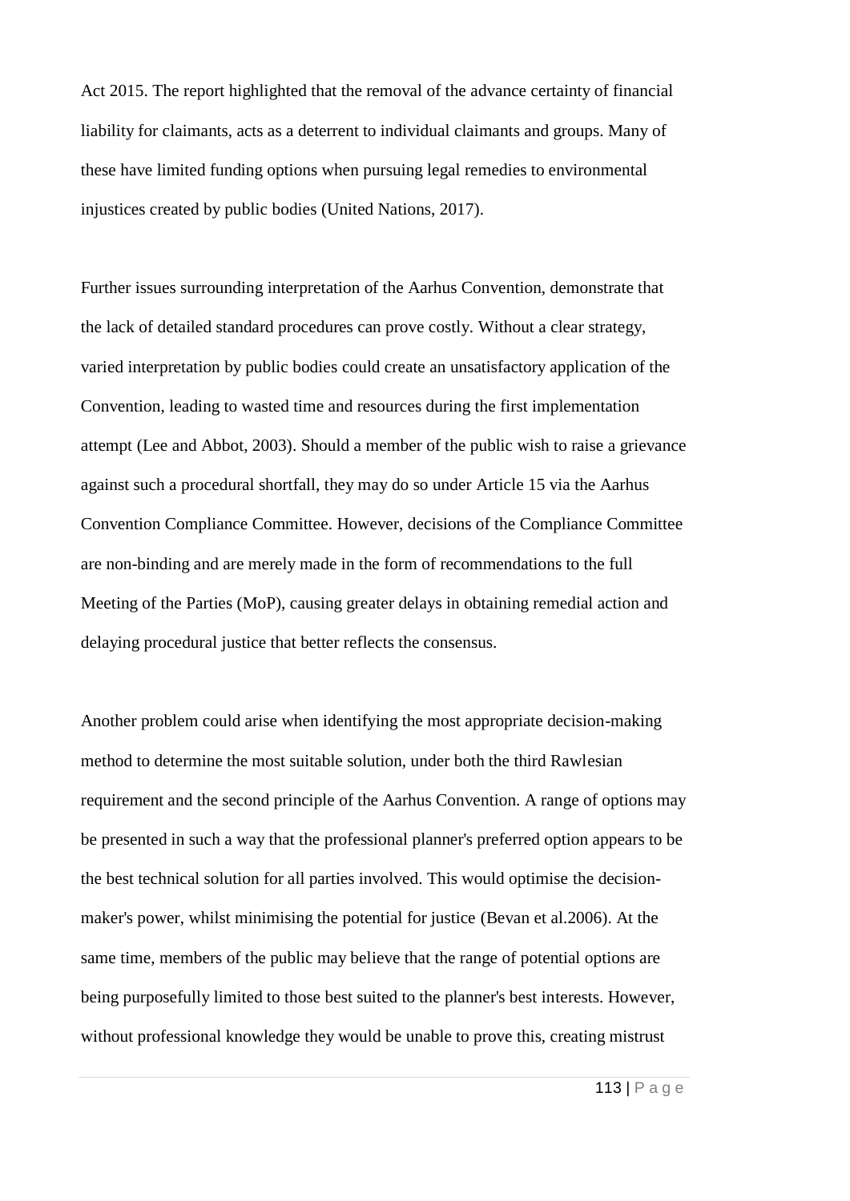Act 2015. The report highlighted that the removal of the advance certainty of financial liability for claimants, acts as a deterrent to individual claimants and groups. Many of these have limited funding options when pursuing legal remedies to environmental injustices created by public bodies (United Nations, 2017).

Further issues surrounding interpretation of the Aarhus Convention, demonstrate that the lack of detailed standard procedures can prove costly. Without a clear strategy, varied interpretation by public bodies could create an unsatisfactory application of the Convention, leading to wasted time and resources during the first implementation attempt (Lee and Abbot, 2003). Should a member of the public wish to raise a grievance against such a procedural shortfall, they may do so under Article 15 via the Aarhus Convention Compliance Committee. However, decisions of the Compliance Committee are non-binding and are merely made in the form of recommendations to the full Meeting of the Parties (MoP), causing greater delays in obtaining remedial action and delaying procedural justice that better reflects the consensus.

Another problem could arise when identifying the most appropriate decision-making method to determine the most suitable solution, under both the third Rawlesian requirement and the second principle of the Aarhus Convention. A range of options may be presented in such a way that the professional planner's preferred option appears to be the best technical solution for all parties involved. This would optimise the decision-maker's power, whilst minimising the potential for justice (Bevan et al.2006). At the same time, members of the public may believe that the range of potential options are being purposefully limited to those best suited to the planner's best interests. However, without professional knowledge they would be unable to prove this, creating mistrust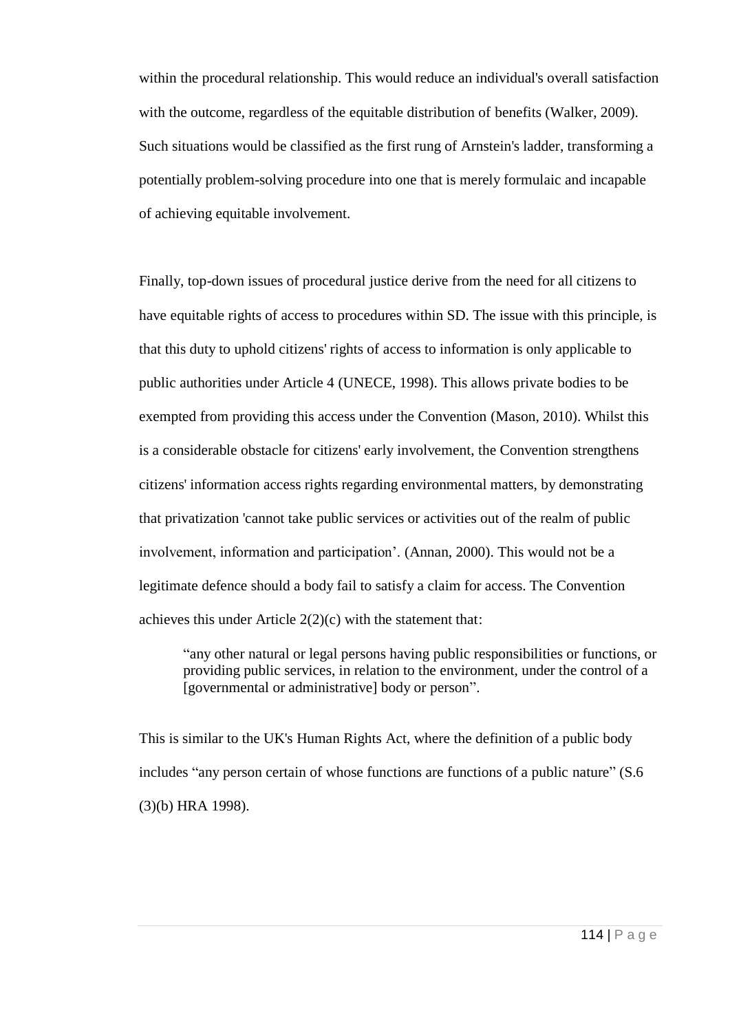within the procedural relationship. This would reduce an individual's overall satisfaction with the outcome, regardless of the equitable distribution of benefits (Walker, 2009). Such situations would be classified as the first rung of Arnstein's ladder, transforming a potentially problem-solving procedure into one that is merely formulaic and incapable of achieving equitable involvement.

Finally, top-down issues of procedural justice derive from the need for all citizens to have equitable rights of access to procedures within SD. The issue with this principle, is that this duty to uphold citizens' rights of access to information is only applicable to public authorities under Article 4 (UNECE, 1998). This allows private bodies to be exempted from providing this access under the Convention (Mason, 2010). Whilst this is a considerable obstacle for citizens' early involvement, the Convention strengthens citizens' information access rights regarding environmental matters, by demonstrating that privatization 'cannot take public services or activities out of the realm of public involvement, information and participation'. (Annan, 2000). This would not be a legitimate defence should a body fail to satisfy a claim for access. The Convention achieves this under Article 2(2)(c) with the statement that:

> "any other natural or legal persons having public responsibilities or functions, or providing public services, in relation to the environment, under the control of a [governmental or administrative] body or person".

This is similar to the UK's Human Rights Act, where the definition of a public body includes "any person certain of whose functions are functions of a public nature" (S.6 (3)(b) HRA 1998).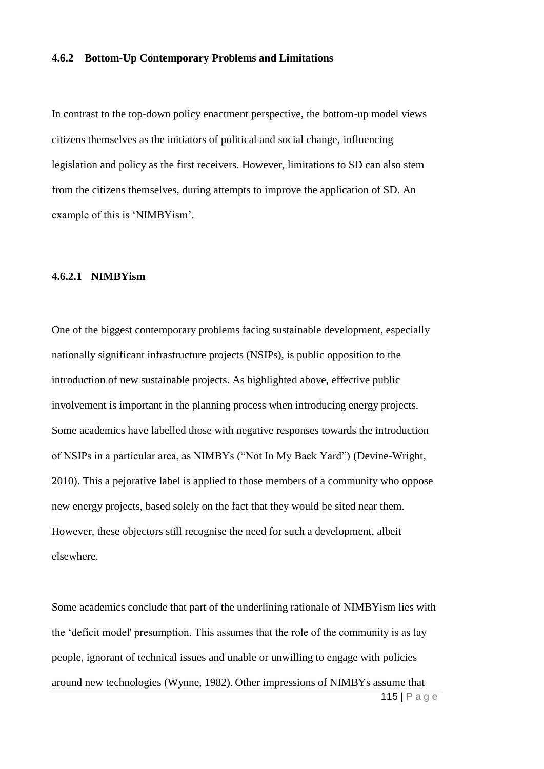### 4.6.2 Bottom-Up Contemporary Problems and Limitations

In contrast to the top-down policy enactment perspective, the bottom-up model views citizens themselves as the initiators of political and social change, influencing legislation and policy as the first receivers. However, limitations to SD can also stem from the citizens themselves, during attempts to improve the application of SD. An example of this is 'NIMBYism'.

#### 4.6.2.1 NIMBYism

One of the biggest contemporary problems facing sustainable development, especially nationally significant infrastructure projects (NSIPs), is public opposition to the introduction of new sustainable projects. As highlighted above, effective public involvement is important in the planning process when introducing energy projects. Some academics have labelled those with negative responses towards the introduction of NSIPs in a particular area, as NIMBYs ("Not In My Back Yard") (Devine-Wright, 2010). This a pejorative label is applied to those members of a community who oppose new energy projects, based solely on the fact that they would be sited near them. However, these objectors still recognise the need for such a development, albeit elsewhere.

Some academics conclude that part of the underlining rationale of NIMBYism lies with the 'deficit model' presumption. This assumes that the role of the community is as lay people, ignorant of technical issues and unable or unwilling to engage with policies around new technologies (Wynne, 1982). Other impressions of NIMBYs assume that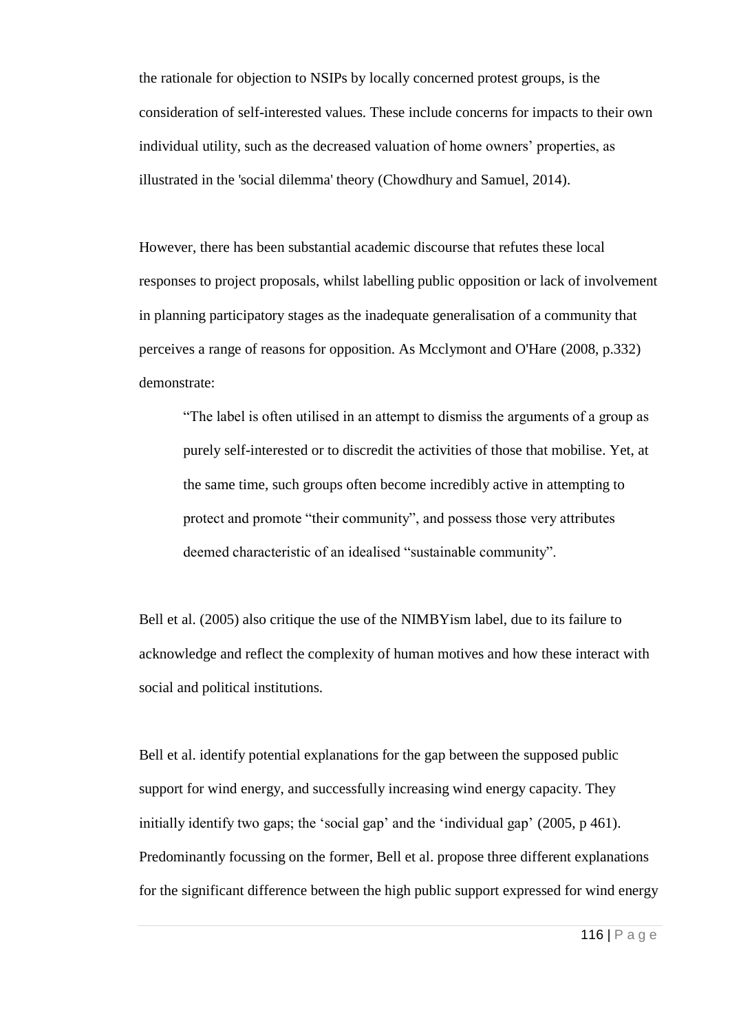the rationale for objection to NSIPs by locally concerned protest groups, is the consideration of self-interested values. These include concerns for impacts to their own individual utility, such as the decreased valuation of home owners' properties, as illustrated in the 'social dilemma' theory (Chowdhury and Samuel, 2014).

However, there has been substantial academic discourse that refutes these local responses to project proposals, whilst labelling public opposition or lack of involvement in planning participatory stages as the inadequate generalisation of a community that perceives a range of reasons for opposition. As Mcclymont and O'Hare (2008, p.332) demonstrate:

> "The label is often utilised in an attempt to dismiss the arguments of a group as purely self-interested or to discredit the activities of those that mobilise. Yet, at the same time, such groups often become incredibly active in attempting to protect and promote "their community", and possess those very attributes deemed characteristic of an idealised "sustainable community".

Bell et al. (2005) also critique the use of the NIMBYism label, due to its failure to acknowledge and reflect the complexity of human motives and how these interact with social and political institutions.

Bell et al. identify potential explanations for the gap between the supposed public support for wind energy, and successfully increasing wind energy capacity. They initially identify two gaps; the 'social gap' and the 'individual gap' (2005, p 461). Predominantly focussing on the former, Bell et al. propose three different explanations for the significant difference between the high public support expressed for wind energy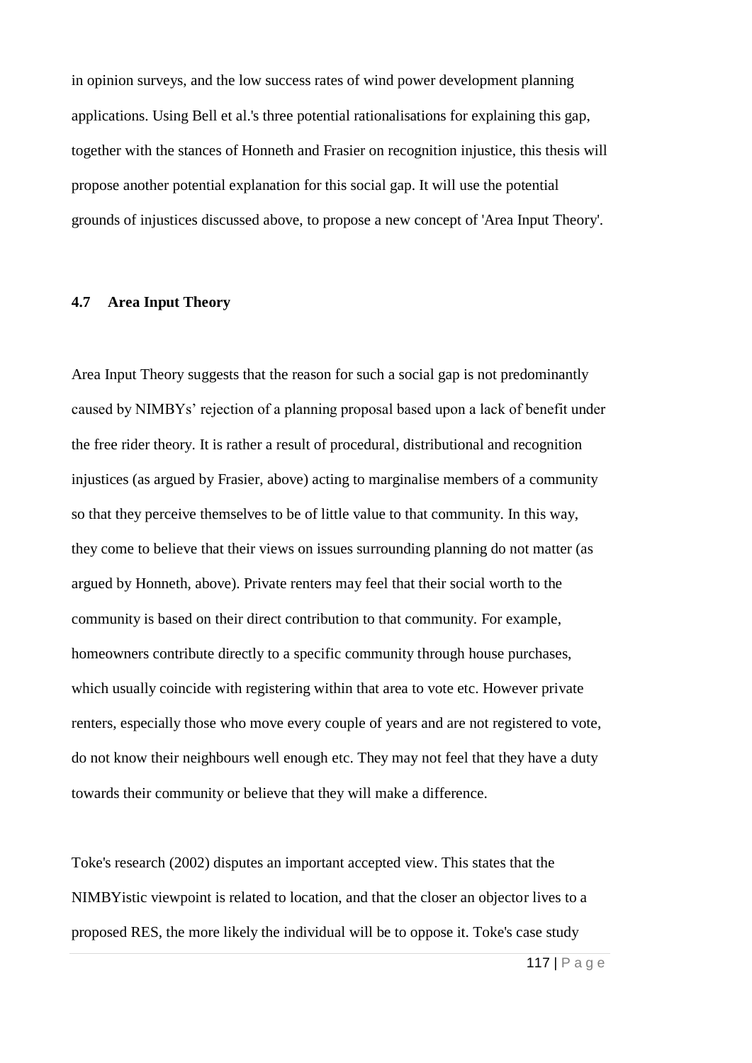in opinion surveys, and the low success rates of wind power development planning applications. Using Bell et al.'s three potential rationalisations for explaining this gap, together with the stances of Honneth and Frasier on recognition injustice, this thesis will propose another potential explanation for this social gap. It will use the potential grounds of injustices discussed above, to propose a new concept of 'Area Input Theory'.

### 4.7 Area Input Theory

Area Input Theory suggests that the reason for such a social gap is not predominantly caused by NIMBYs' rejection of a planning proposal based upon a lack of benefit under the free rider theory. It is rather a result of procedural, distributional and recognition injustices (as argued by Frasier, above) acting to marginalise members of a community so that they perceive themselves to be of little value to that community. In this way, they come to believe that their views on issues surrounding planning do not matter (as argued by Honneth, above). Private renters may feel that their social worth to the community is based on their direct contribution to that community. For example, homeowners contribute directly to a specific community through house purchases, which usually coincide with registering within that area to vote etc. However private renters, especially those who move every couple of years and are not registered to vote, do not know their neighbours well enough etc. They may not feel that they have a duty towards their community or believe that they will make a difference.

Toke's research (2002) disputes an important accepted view. This states that the NIMBYistic viewpoint is related to location, and that the closer an objector lives to a proposed RES, the more likely the individual will be to oppose it. Toke's case study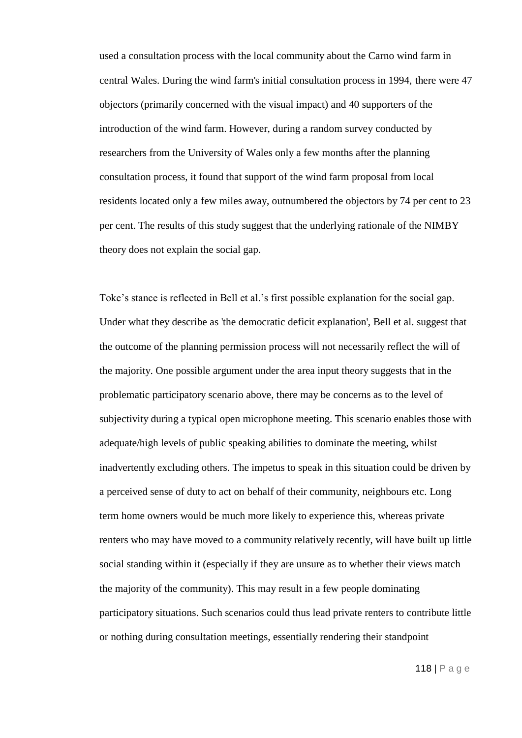used a consultation process with the local community about the Carno wind farm in central Wales. During the wind farm's initial consultation process in 1994, there were 47 objectors (primarily concerned with the visual impact) and 40 supporters of the introduction of the wind farm. However, during a random survey conducted by researchers from the University of Wales only a few months after the planning consultation process, it found that support of the wind farm proposal from local residents located only a few miles away, outnumbered the objectors by 74 per cent to 23 per cent. The results of this study suggest that the underlying rationale of the NIMBY theory does not explain the social gap.

Toke's stance is reflected in Bell et al.'s first possible explanation for the social gap. Under what they describe as 'the democratic deficit explanation', Bell et al. suggest that the outcome of the planning permission process will not necessarily reflect the will of the majority. One possible argument under the area input theory suggests that in the problematic participatory scenario above, there may be concerns as to the level of subjectivity during a typical open microphone meeting. This scenario enables those with adequate/high levels of public speaking abilities to dominate the meeting, whilst inadvertently excluding others. The impetus to speak in this situation could be driven by a perceived sense of duty to act on behalf of their community, neighbours etc. Long term home owners would be much more likely to experience this, whereas private renters who may have moved to a community relatively recently, will have built up little social standing within it (especially if they are unsure as to whether their views match the majority of the community). This may result in a few people dominating participatory situations. Such scenarios could thus lead private renters to contribute little or nothing during consultation meetings, essentially rendering their standpoint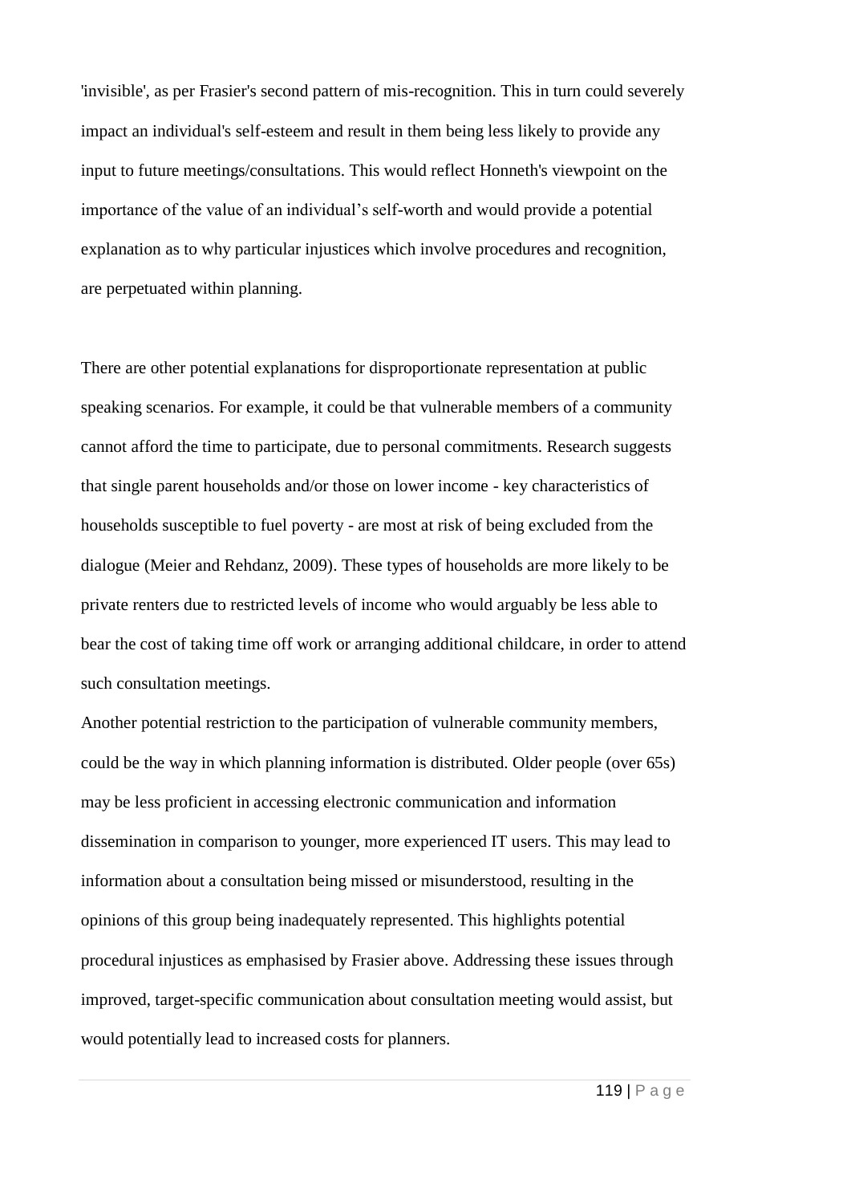'invisible', as per Frasier's second pattern of mis-recognition. This in turn could severely impact an individual's self-esteem and result in them being less likely to provide any input to future meetings/consultations. This would reflect Honneth's viewpoint on the importance of the value of an individual's self-worth and would provide a potential explanation as to why particular injustices which involve procedures and recognition, are perpetuated within planning.

There are other potential explanations for disproportionate representation at public speaking scenarios. For example, it could be that vulnerable members of a community cannot afford the time to participate, due to personal commitments. Research suggests that single parent households and/or those on lower income - key characteristics of households susceptible to fuel poverty - are most at risk of being excluded from the dialogue (Meier and Rehdanz, 2009). These types of households are more likely to be private renters due to restricted levels of income who would arguably be less able to bear the cost of taking time off work or arranging additional childcare, in order to attend such consultation meetings.

Another potential restriction to the participation of vulnerable community members, could be the way in which planning information is distributed. Older people (over 65s) may be less proficient in accessing electronic communication and information dissemination in comparison to younger, more experienced IT users. This may lead to information about a consultation being missed or misunderstood, resulting in the opinions of this group being inadequately represented. This highlights potential procedural injustices as emphasised by Frasier above. Addressing these issues through improved, target-specific communication about consultation meeting would assist, but would potentially lead to increased costs for planners.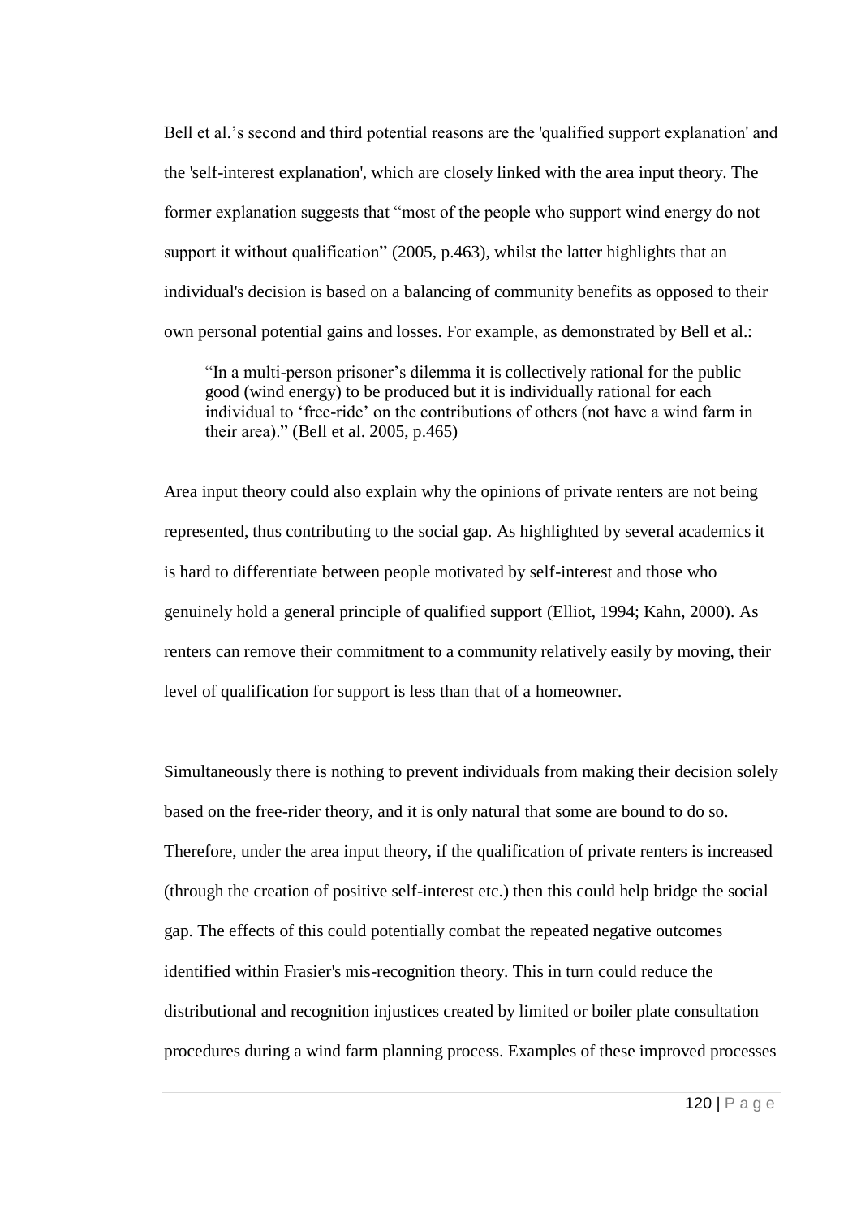Bell et al.'s second and third potential reasons are the 'qualified support explanation' and the 'self-interest explanation', which are closely linked with the area input theory. The former explanation suggests that "most of the people who support wind energy do not support it without qualification" (2005, p.463), whilst the latter highlights that an individual's decision is based on a balancing of community benefits as opposed to their own personal potential gains and losses. For example, as demonstrated by Bell et al.:

> "In a multi-person prisoner's dilemma it is collectively rational for the public good (wind energy) to be produced but it is individually rational for each individual to 'free-ride' on the contributions of others (not have a wind farm in their area)." (Bell et al. 2005, p.465)

Area input theory could also explain why the opinions of private renters are not being represented, thus contributing to the social gap. As highlighted by several academics it is hard to differentiate between people motivated by self-interest and those who genuinely hold a general principle of qualified support (Elliot, 1994; Kahn, 2000). As renters can remove their commitment to a community relatively easily by moving, their level of qualification for support is less than that of a homeowner.

Simultaneously there is nothing to prevent individuals from making their decision solely based on the free-rider theory, and it is only natural that some are bound to do so. Therefore, under the area input theory, if the qualification of private renters is increased (through the creation of positive self-interest etc.) then this could help bridge the social gap. The effects of this could potentially combat the repeated negative outcomes identified within Frasier's mis-recognition theory. This in turn could reduce the distributional and recognition injustices created by limited or boiler plate consultation procedures during a wind farm planning process. Examples of these improved processes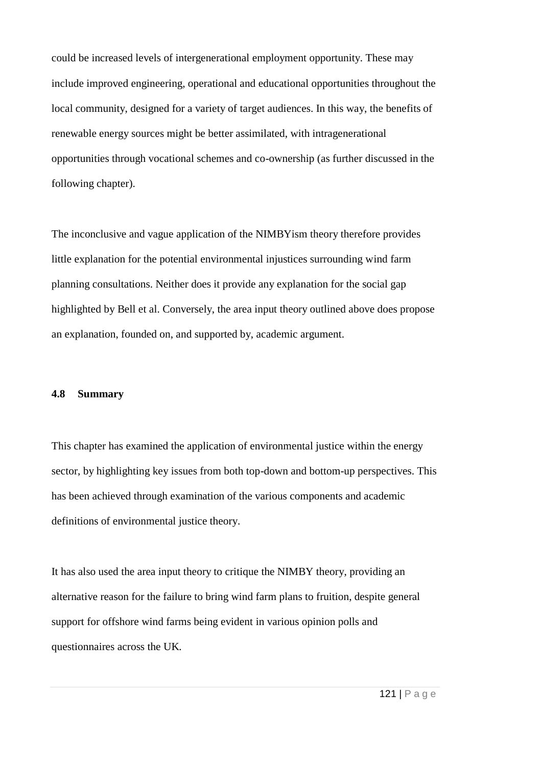could be increased levels of intergenerational employment opportunity. These may include improved engineering, operational and educational opportunities throughout the local community, designed for a variety of target audiences. In this way, the benefits of renewable energy sources might be better assimilated, with intragenerational opportunities through vocational schemes and co-ownership (as further discussed in the following chapter).

The inconclusive and vague application of the NIMBYism theory therefore provides little explanation for the potential environmental injustices surrounding wind farm planning consultations. Neither does it provide any explanation for the social gap highlighted by Bell et al. Conversely, the area input theory outlined above does propose an explanation, founded on, and supported by, academic argument.

### 4.8 Summary

This chapter has examined the application of environmental justice within the energy sector, by highlighting key issues from both top-down and bottom-up perspectives. This has been achieved through examination of the various components and academic definitions of environmental justice theory.

It has also used the area input theory to critique the NIMBY theory, providing an alternative reason for the failure to bring wind farm plans to fruition, despite general support for offshore wind farms being evident in various opinion polls and questionnaires across the UK.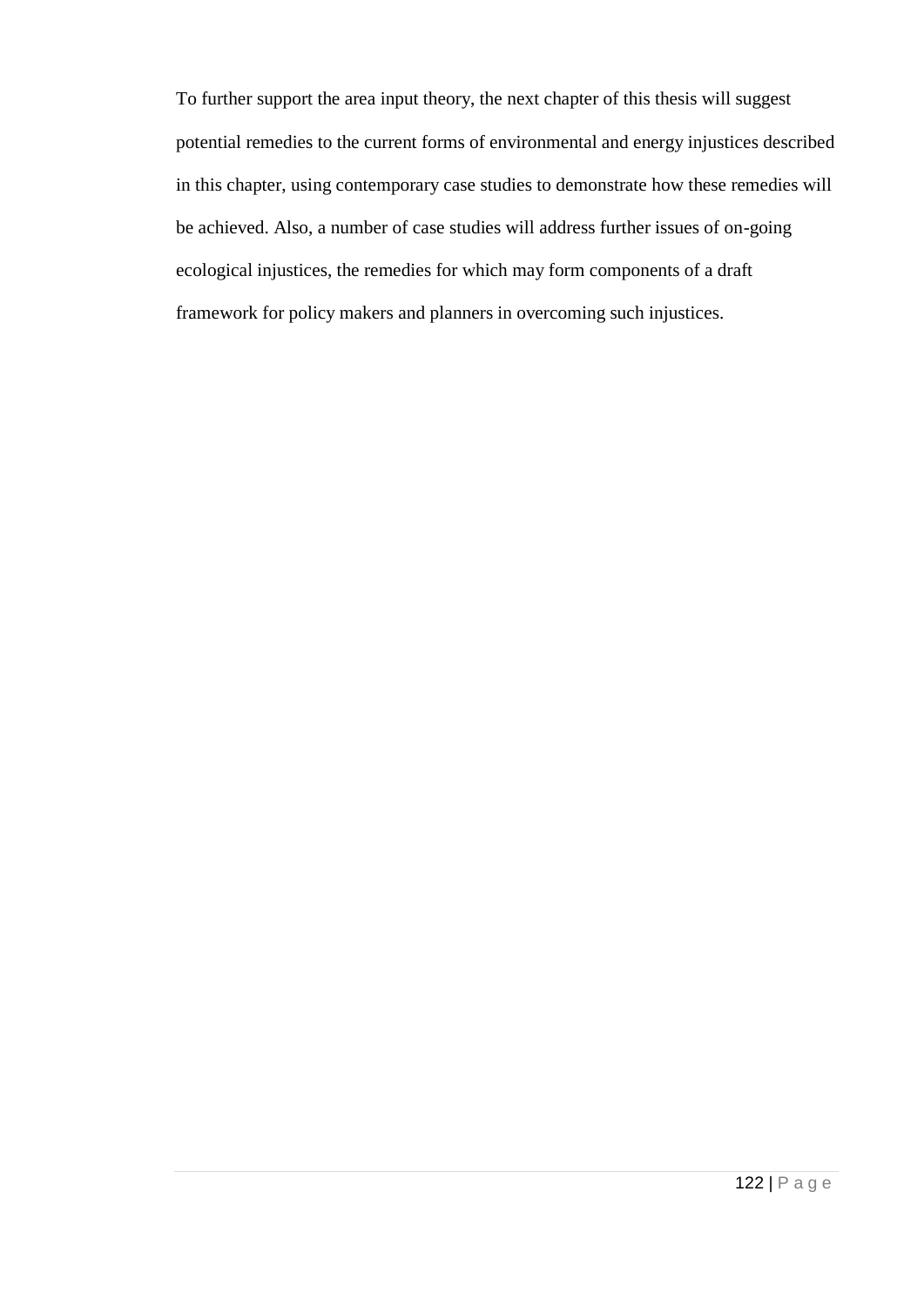To further support the area input theory, the next chapter of this thesis will suggest potential remedies to the current forms of environmental and energy injustices described in this chapter, using contemporary case studies to demonstrate how these remedies will be achieved. Also, a number of case studies will address further issues of on-going ecological injustices, the remedies for which may form components of a draft framework for policy makers and planners in overcoming such injustices.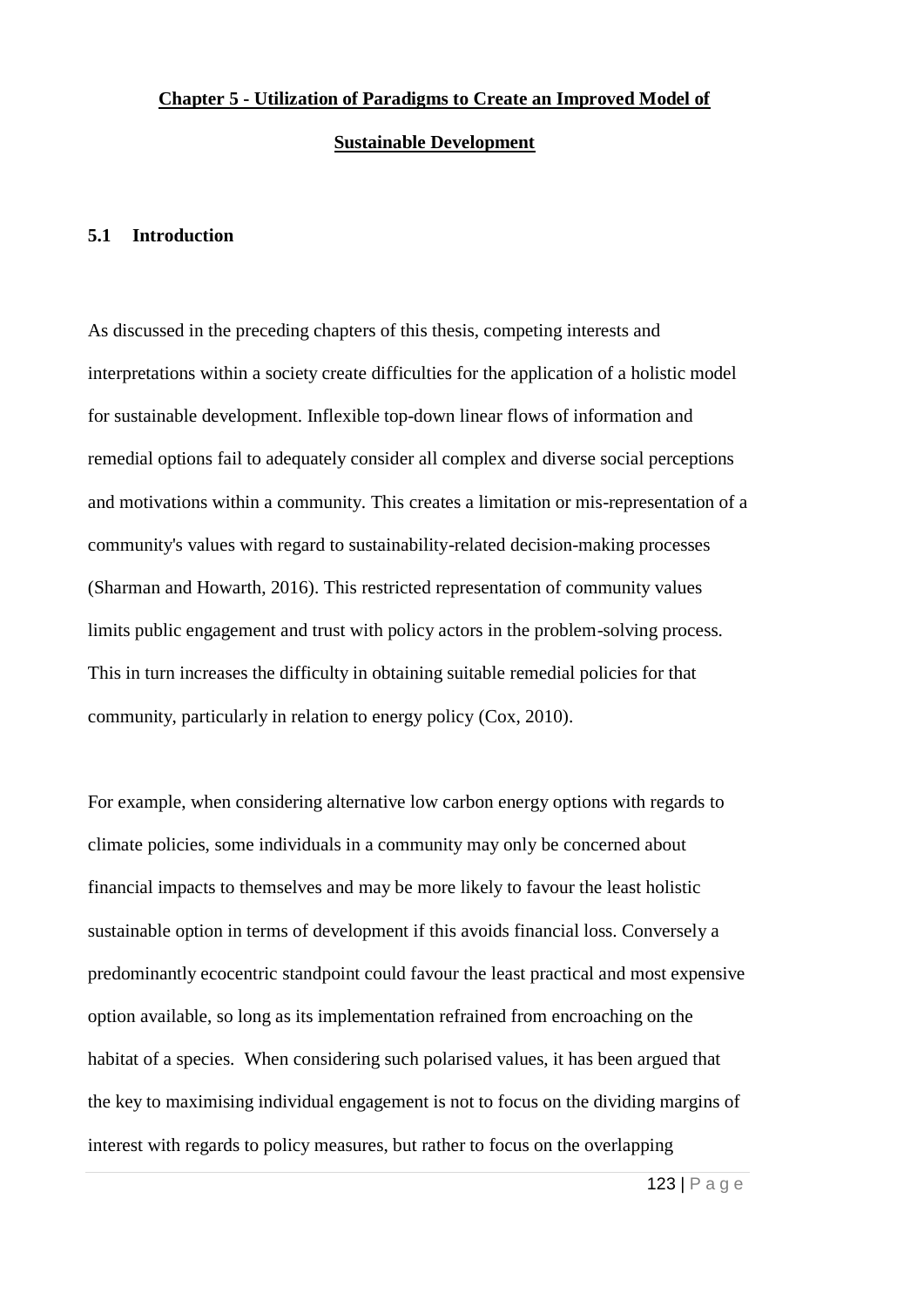# Chapter 5 - Utilization of Paradigms to Create an Improved Model of Sustainable Development

## 5.1 Introduction

As discussed in the preceding chapters of this thesis, competing interests and interpretations within a society create difficulties for the application of a holistic model for sustainable development. Inflexible top-down linear flows of information and remedial options fail to adequately consider all complex and diverse social perceptions and motivations within a community. This creates a limitation or mis-representation of a community's values with regard to sustainability-related decision-making processes (Sharman and Howarth, 2016). This restricted representation of community values limits public engagement and trust with policy actors in the problem-solving process. This in turn increases the difficulty in obtaining suitable remedial policies for that community, particularly in relation to energy policy (Cox, 2010).

For example, when considering alternative low carbon energy options with regards to climate policies, some individuals in a community may only be concerned about financial impacts to themselves and may be more likely to favour the least holistic sustainable option in terms of development if this avoids financial loss. Conversely a predominantly ecocentric standpoint could favour the least practical and most expensive option available, so long as its implementation refrained from encroaching on the habitat of a species. When considering such polarised values, it has been argued that the key to maximising individual engagement is not to focus on the dividing margins of interest with regards to policy measures, but rather to focus on the overlapping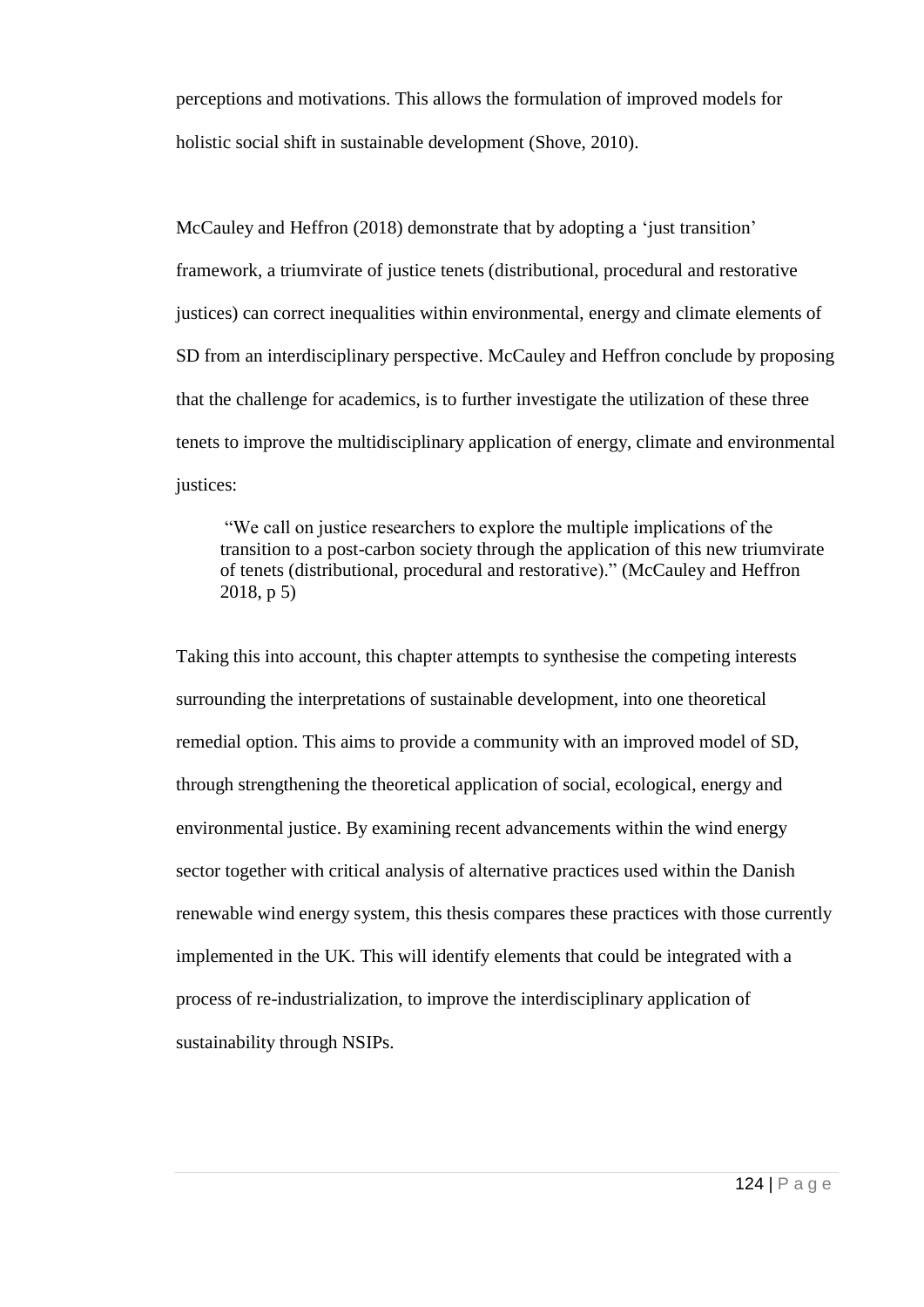perceptions and motivations. This allows the formulation of improved models for holistic social shift in sustainable development (Shove, 2010).

McCauley and Heffron (2018) demonstrate that by adopting a 'just transition' framework, a triumvirate of justice tenets (distributional, procedural and restorative justices) can correct inequalities within environmental, energy and climate elements of SD from an interdisciplinary perspective. McCauley and Heffron conclude by proposing that the challenge for academics, is to further investigate the utilization of these three tenets to improve the multidisciplinary application of energy, climate and environmental justices:

> "We call on justice researchers to explore the multiple implications of the transition to a post-carbon society through the application of this new triumvirate of tenets (distributional, procedural and restorative)." (McCauley and Heffron 2018, p 5)

Taking this into account, this chapter attempts to synthesise the competing interests surrounding the interpretations of sustainable development, into one theoretical remedial option. This aims to provide a community with an improved model of SD, through strengthening the theoretical application of social, ecological, energy and environmental justice. By examining recent advancements within the wind energy sector together with critical analysis of alternative practices used within the Danish renewable wind energy system, this thesis compares these practices with those currently implemented in the UK. This will identify elements that could be integrated with a process of re-industrialization, to improve the interdisciplinary application of sustainability through NSIPs.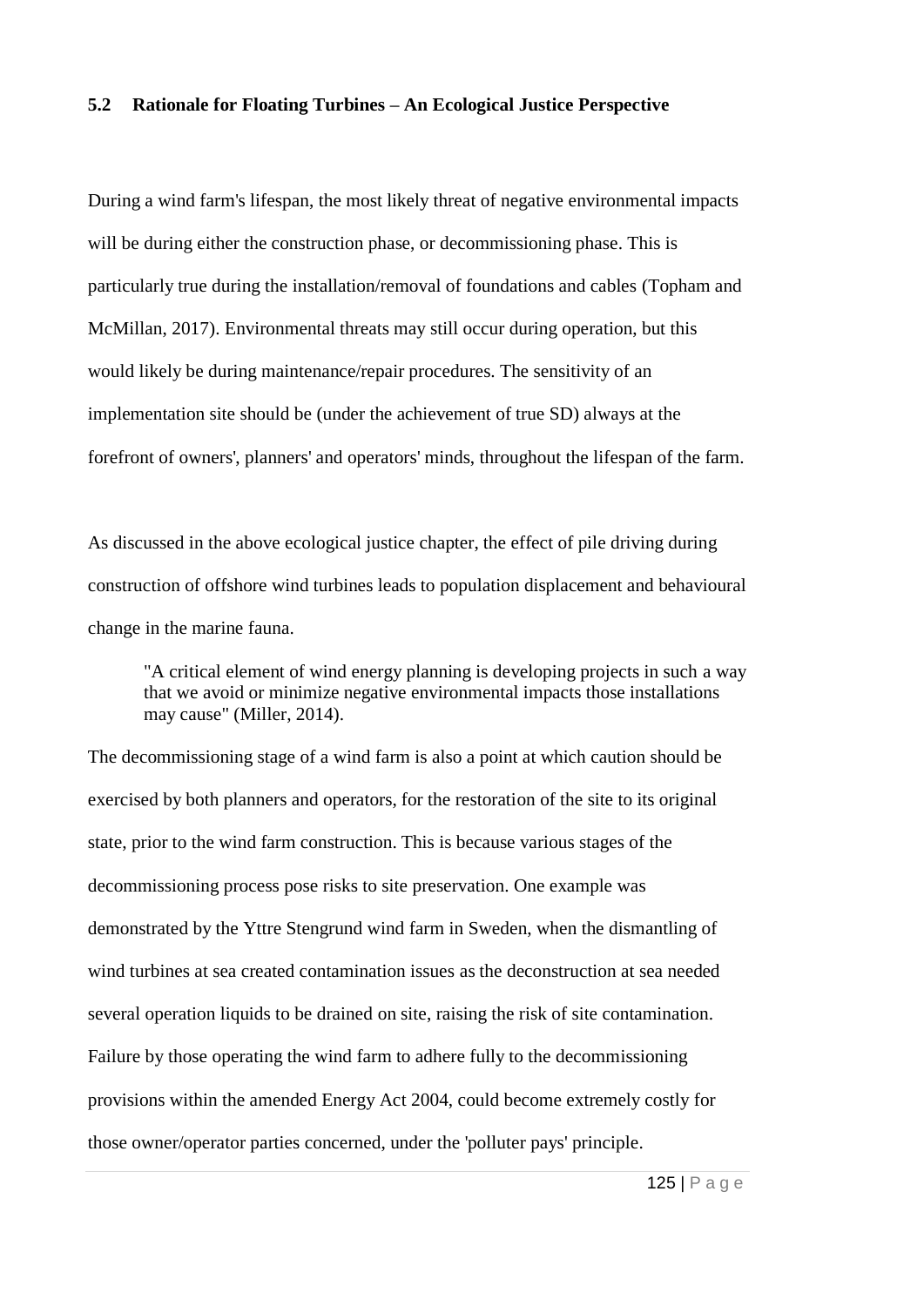### 5.2 Rationale for Floating Turbines – An Ecological Justice Perspective

During a wind farm's lifespan, the most likely threat of negative environmental impacts will be during either the construction phase, or decommissioning phase. This is particularly true during the installation/removal of foundations and cables (Topham and McMillan, 2017). Environmental threats may still occur during operation, but this would likely be during maintenance/repair procedures. The sensitivity of an implementation site should be (under the achievement of true SD) always at the forefront of owners', planners' and operators' minds, throughout the lifespan of the farm.

As discussed in the above ecological justice chapter, the effect of pile driving during construction of offshore wind turbines leads to population displacement and behavioural change in the marine fauna.

> "A critical element of wind energy planning is developing projects in such a way that we avoid or minimize negative environmental impacts those installations may cause" (Miller, 2014).

The decommissioning stage of a wind farm is also a point at which caution should be exercised by both planners and operators, for the restoration of the site to its original state, prior to the wind farm construction. This is because various stages of the decommissioning process pose risks to site preservation. One example was demonstrated by the Yttre Stengrund wind farm in Sweden, when the dismantling of wind turbines at sea created contamination issues as the deconstruction at sea needed several operation liquids to be drained on site, raising the risk of site contamination. Failure by those operating the wind farm to adhere fully to the decommissioning provisions within the amended Energy Act 2004, could become extremely costly for those owner/operator parties concerned, under the 'polluter pays' principle.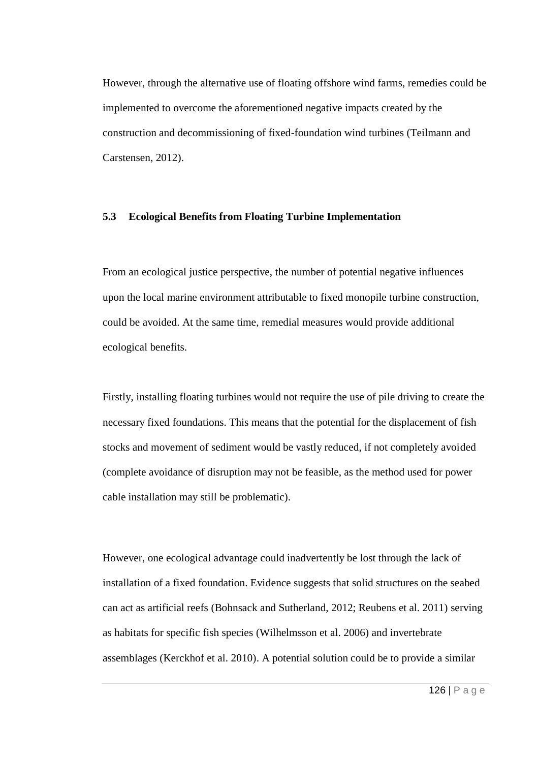However, through the alternative use of floating offshore wind farms, remedies could be implemented to overcome the aforementioned negative impacts created by the construction and decommissioning of fixed-foundation wind turbines (Teilmann and Carstensen, 2012).

### 5.3 Ecological Benefits from Floating Turbine Implementation

From an ecological justice perspective, the number of potential negative influences upon the local marine environment attributable to fixed monopile turbine construction, could be avoided. At the same time, remedial measures would provide additional ecological benefits.

Firstly, installing floating turbines would not require the use of pile driving to create the necessary fixed foundations. This means that the potential for the displacement of fish stocks and movement of sediment would be vastly reduced, if not completely avoided (complete avoidance of disruption may not be feasible, as the method used for power cable installation may still be problematic).

However, one ecological advantage could inadvertently be lost through the lack of installation of a fixed foundation. Evidence suggests that solid structures on the seabed can act as artificial reefs (Bohnsack and Sutherland, 2012; Reubens et al. 2011) serving as habitats for specific fish species (Wilhelmsson et al. 2006) and invertebrate assemblages (Kerckhof et al. 2010). A potential solution could be to provide a similar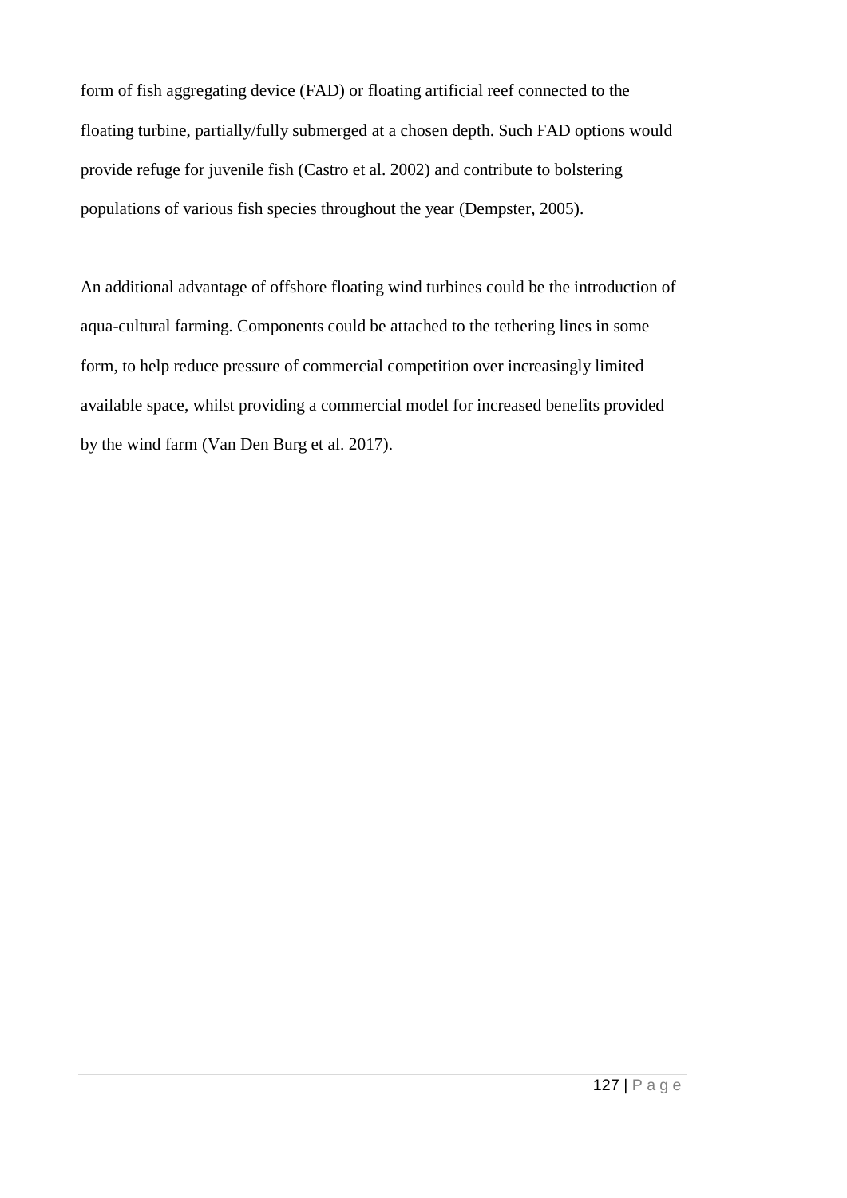form of fish aggregating device (FAD) or floating artificial reef connected to the floating turbine, partially/fully submerged at a chosen depth. Such FAD options would provide refuge for juvenile fish (Castro et al. 2002) and contribute to bolstering populations of various fish species throughout the year (Dempster, 2005).

An additional advantage of offshore floating wind turbines could be the introduction of aqua-cultural farming. Components could be attached to the tethering lines in some form, to help reduce pressure of commercial competition over increasingly limited available space, whilst providing a commercial model for increased benefits provided by the wind farm (Van Den Burg et al. 2017).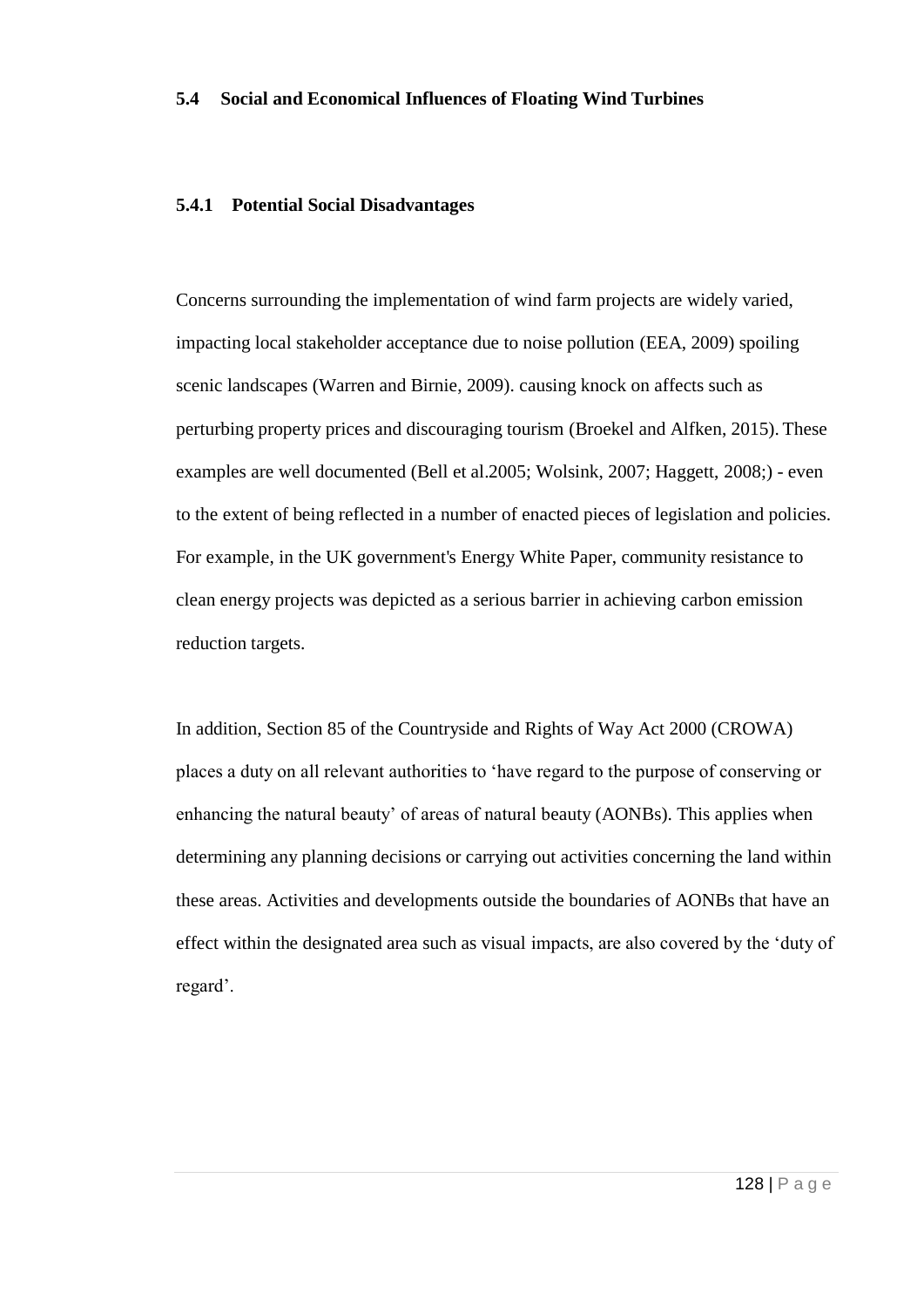### 5.4 Social and Economical Influences of Floating Wind Turbines

#### 5.4.1 Potential Social Disadvantages

Concerns surrounding the implementation of wind farm projects are widely varied, impacting local stakeholder acceptance due to noise pollution (EEA, 2009) spoiling scenic landscapes (Warren and Birnie, 2009). causing knock on affects such as perturbing property prices and discouraging tourism (Broekel and Alfken, 2015). These examples are well documented (Bell et al.2005; Wolsink, 2007; Haggett, 2008;) - even to the extent of being reflected in a number of enacted pieces of legislation and policies. For example, in the UK government's Energy White Paper, community resistance to clean energy projects was depicted as a serious barrier in achieving carbon emission reduction targets.

In addition, Section 85 of the Countryside and Rights of Way Act 2000 (CROWA) places a duty on all relevant authorities to 'have regard to the purpose of conserving or enhancing the natural beauty' of areas of natural beauty (AONBs). This applies when determining any planning decisions or carrying out activities concerning the land within these areas. Activities and developments outside the boundaries of AONBs that have an effect within the designated area such as visual impacts, are also covered by the 'duty of regard'.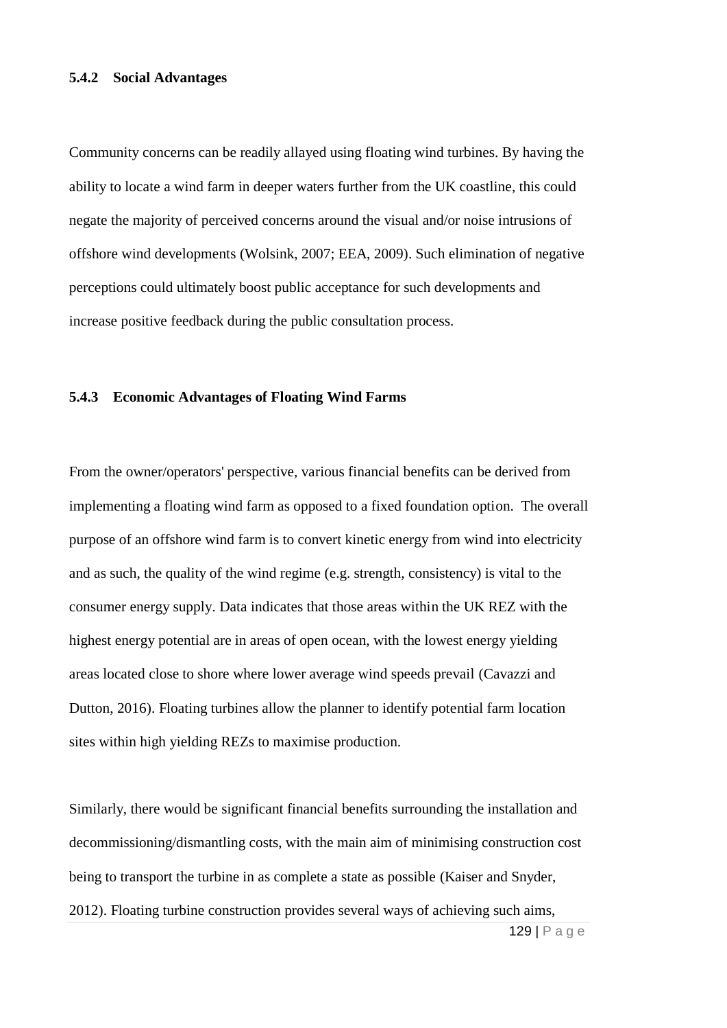### 5.4.2 Social Advantages

Community concerns can be readily allayed using floating wind turbines. By having the ability to locate a wind farm in deeper waters further from the UK coastline, this could negate the majority of perceived concerns around the visual and/or noise intrusions of offshore wind developments (Wolsink, 2007; EEA, 2009). Such elimination of negative perceptions could ultimately boost public acceptance for such developments and increase positive feedback during the public consultation process.

### 5.4.3 Economic Advantages of Floating Wind Farms

From the owner/operators' perspective, various financial benefits can be derived from implementing a floating wind farm as opposed to a fixed foundation option. The overall purpose of an offshore wind farm is to convert kinetic energy from wind into electricity and as such, the quality of the wind regime (e.g. strength, consistency) is vital to the consumer energy supply. Data indicates that those areas within the UK REZ with the highest energy potential are in areas of open ocean, with the lowest energy yielding areas located close to shore where lower average wind speeds prevail (Cavazzi and Dutton, 2016). Floating turbines allow the planner to identify potential farm location sites within high yielding REZs to maximise production.

Similarly, there would be significant financial benefits surrounding the installation and decommissioning/dismantling costs, with the main aim of minimising construction cost being to transport the turbine in as complete a state as possible (Kaiser and Snyder, 2012). Floating turbine construction provides several ways of achieving such aims,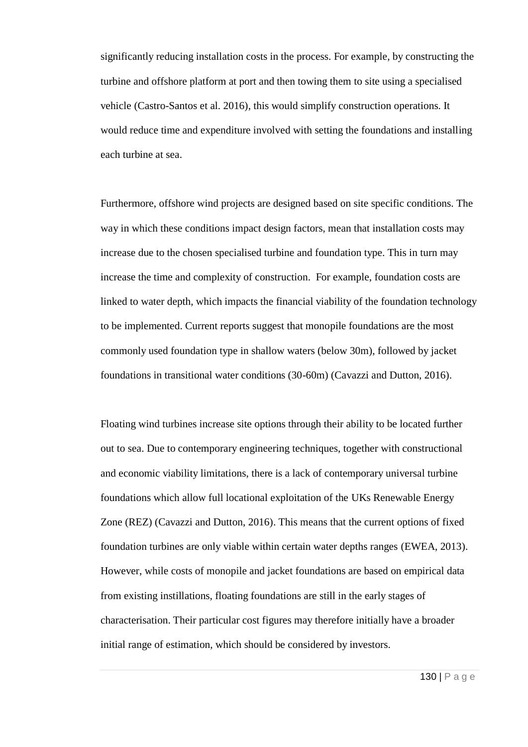significantly reducing installation costs in the process. For example, by constructing the turbine and offshore platform at port and then towing them to site using a specialised vehicle (Castro-Santos et al. 2016), this would simplify construction operations. It would reduce time and expenditure involved with setting the foundations and installing each turbine at sea.

Furthermore, offshore wind projects are designed based on site specific conditions. The way in which these conditions impact design factors, mean that installation costs may increase due to the chosen specialised turbine and foundation type. This in turn may increase the time and complexity of construction. For example, foundation costs are linked to water depth, which impacts the financial viability of the foundation technology to be implemented. Current reports suggest that monopile foundations are the most commonly used foundation type in shallow waters (below 30m), followed by jacket foundations in transitional water conditions (30-60m) (Cavazzi and Dutton, 2016).

Floating wind turbines increase site options through their ability to be located further out to sea. Due to contemporary engineering techniques, together with constructional and economic viability limitations, there is a lack of contemporary universal turbine foundations which allow full locational exploitation of the UKs Renewable Energy Zone (REZ) (Cavazzi and Dutton, 2016). This means that the current options of fixed foundation turbines are only viable within certain water depths ranges (EWEA, 2013). However, while costs of monopile and jacket foundations are based on empirical data from existing instillations, floating foundations are still in the early stages of characterisation. Their particular cost figures may therefore initially have a broader initial range of estimation, which should be considered by investors.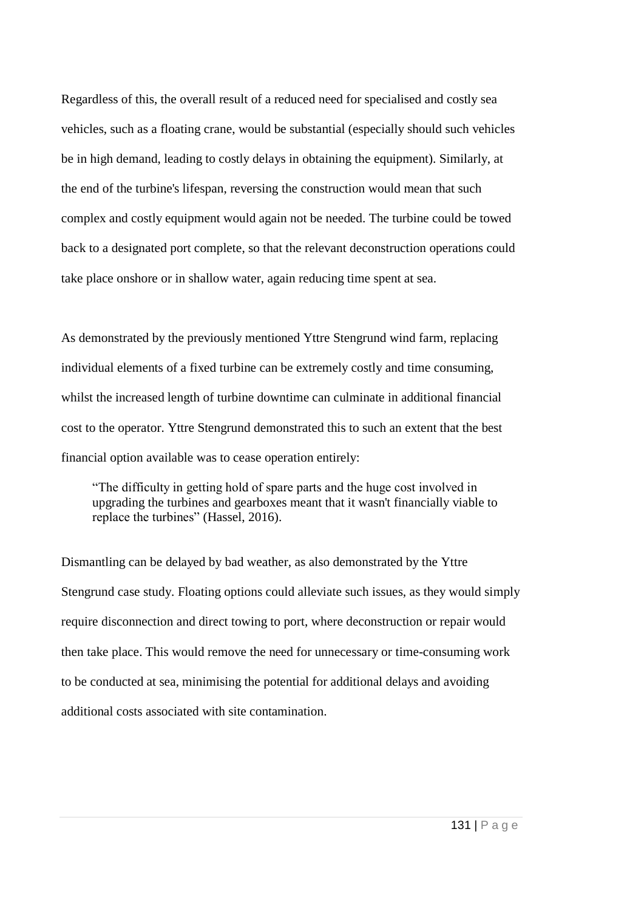Regardless of this, the overall result of a reduced need for specialised and costly sea vehicles, such as a floating crane, would be substantial (especially should such vehicles be in high demand, leading to costly delays in obtaining the equipment). Similarly, at the end of the turbine's lifespan, reversing the construction would mean that such complex and costly equipment would again not be needed. The turbine could be towed back to a designated port complete, so that the relevant deconstruction operations could take place onshore or in shallow water, again reducing time spent at sea.

As demonstrated by the previously mentioned Yttre Stengrund wind farm, replacing individual elements of a fixed turbine can be extremely costly and time consuming, whilst the increased length of turbine downtime can culminate in additional financial cost to the operator. Yttre Stengrund demonstrated this to such an extent that the best financial option available was to cease operation entirely:

> "The difficulty in getting hold of spare parts and the huge cost involved in upgrading the turbines and gearboxes meant that it wasn't financially viable to replace the turbines" (Hassel, 2016).

Dismantling can be delayed by bad weather, as also demonstrated by the Yttre Stengrund case study. Floating options could alleviate such issues, as they would simply require disconnection and direct towing to port, where deconstruction or repair would then take place. This would remove the need for unnecessary or time-consuming work to be conducted at sea, minimising the potential for additional delays and avoiding additional costs associated with site contamination.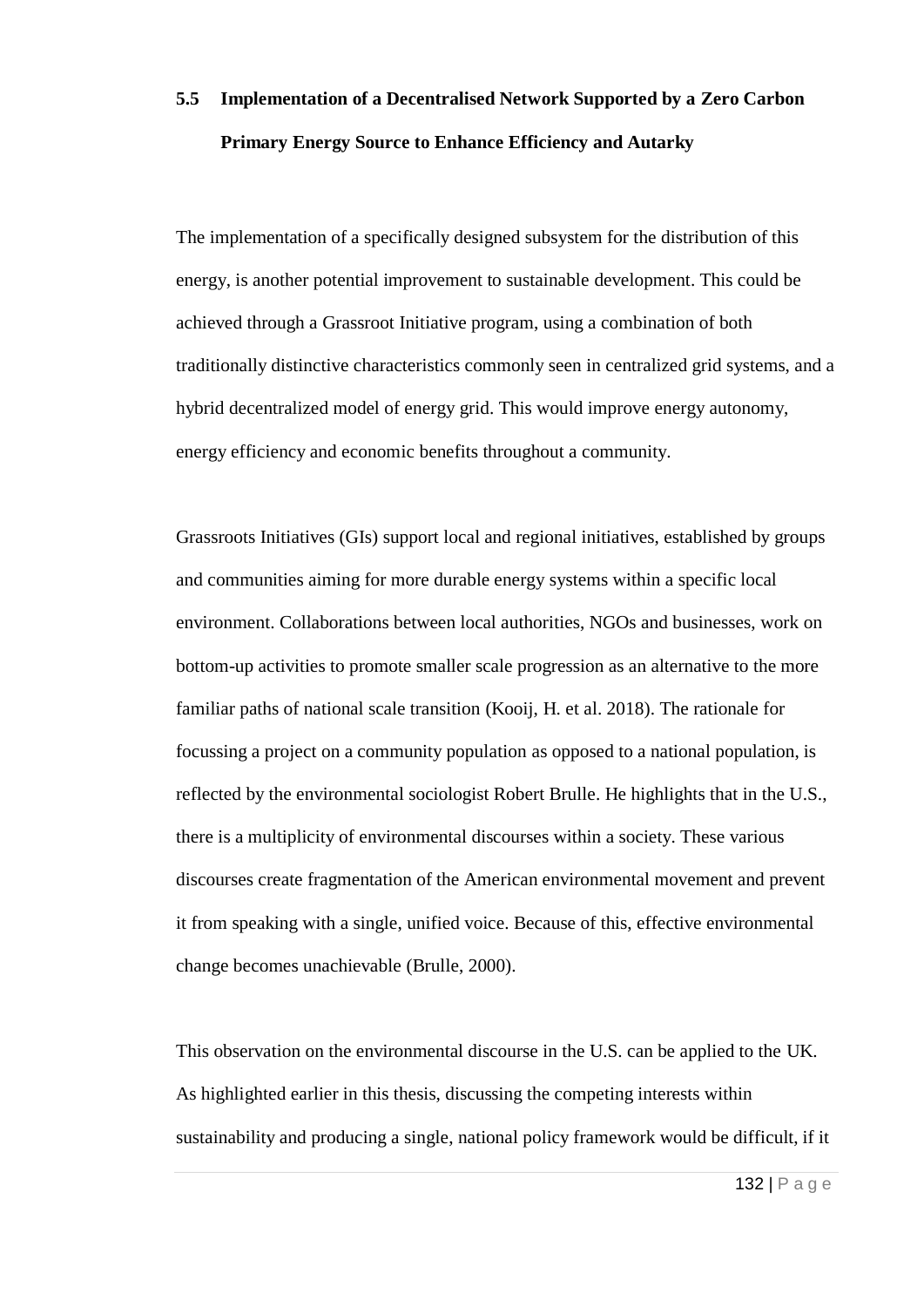## 5.5 Implementation of a Decentralised Network Supported by a Zero Carbon Primary Energy Source to Enhance Efficiency and Autarky

The implementation of a specifically designed subsystem for the distribution of this energy, is another potential improvement to sustainable development. This could be achieved through a Grassroot Initiative program, using a combination of both traditionally distinctive characteristics commonly seen in centralized grid systems, and a hybrid decentralized model of energy grid. This would improve energy autonomy, energy efficiency and economic benefits throughout a community.

Grassroots Initiatives (GIs) support local and regional initiatives, established by groups and communities aiming for more durable energy systems within a specific local environment. Collaborations between local authorities, NGOs and businesses, work on bottom-up activities to promote smaller scale progression as an alternative to the more familiar paths of national scale transition (Kooij, H. et al. 2018). The rationale for focussing a project on a community population as opposed to a national population, is reflected by the environmental sociologist Robert Brulle. He highlights that in the U.S., there is a multiplicity of environmental discourses within a society. These various discourses create fragmentation of the American environmental movement and prevent it from speaking with a single, unified voice. Because of this, effective environmental change becomes unachievable (Brulle, 2000).

This observation on the environmental discourse in the U.S. can be applied to the UK. As highlighted earlier in this thesis, discussing the competing interests within sustainability and producing a single, national policy framework would be difficult, if it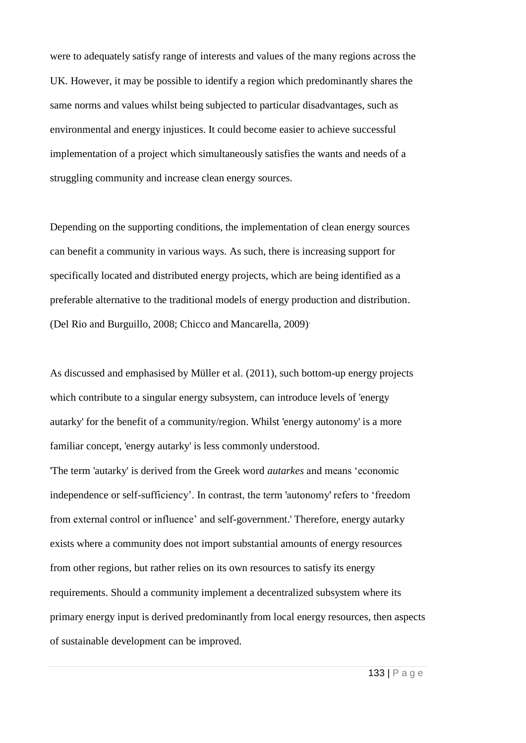were to adequately satisfy range of interests and values of the many regions across the UK. However, it may be possible to identify a region which predominantly shares the same norms and values whilst being subjected to particular disadvantages, such as environmental and energy injustices. It could become easier to achieve successful implementation of a project which simultaneously satisfies the wants and needs of a struggling community and increase clean energy sources.

Depending on the supporting conditions, the implementation of clean energy sources can benefit a community in various ways. As such, there is increasing support for specifically located and distributed energy projects, which are being identified as a preferable alternative to the traditional models of energy production and distribution. (Del Rio and Burguillo, 2008; Chicco and Mancarella, 2009).

As discussed and emphasised by Müller et al. (2011), such bottom-up energy projects which contribute to a singular energy subsystem, can introduce levels of 'energy autarky' for the benefit of a community/region. Whilst 'energy autonomy' is a more familiar concept, 'energy autarky' is less commonly understood.

'The term 'autarky' is derived from the Greek word *autarkes* and means 'economic independence or self-sufficiency'. In contrast, the term 'autonomy' refers to 'freedom from external control or influence' and self-government.' Therefore, energy autarky exists where a community does not import substantial amounts of energy resources from other regions, but rather relies on its own resources to satisfy its energy requirements. Should a community implement a decentralized subsystem where its primary energy input is derived predominantly from local energy resources, then aspects of sustainable development can be improved.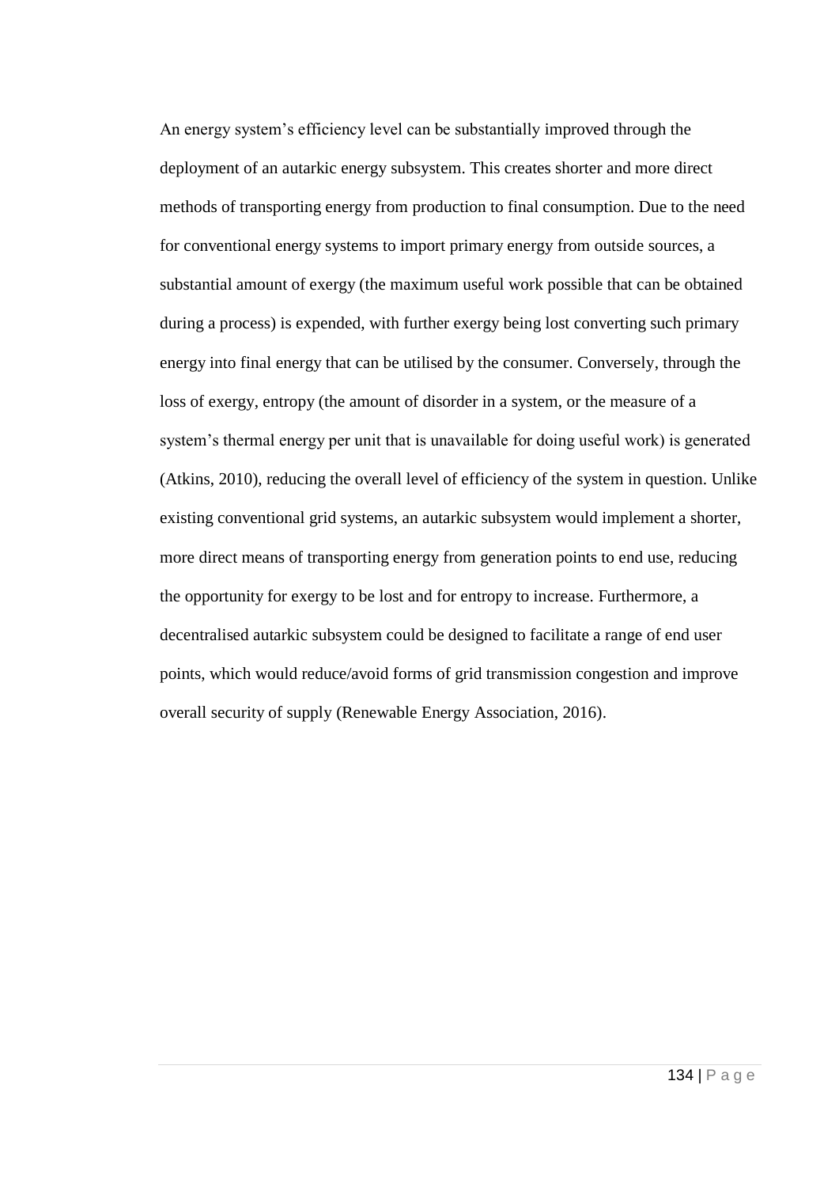An energy system's efficiency level can be substantially improved through the deployment of an autarkic energy subsystem. This creates shorter and more direct methods of transporting energy from production to final consumption. Due to the need for conventional energy systems to import primary energy from outside sources, a substantial amount of exergy (the maximum useful work possible that can be obtained during a process) is expended, with further exergy being lost converting such primary energy into final energy that can be utilised by the consumer. Conversely, through the loss of exergy, entropy (the amount of disorder in a system, or the measure of a system's thermal energy per unit that is unavailable for doing useful work) is generated (Atkins, 2010), reducing the overall level of efficiency of the system in question. Unlike existing conventional grid systems, an autarkic subsystem would implement a shorter, more direct means of transporting energy from generation points to end use, reducing the opportunity for exergy to be lost and for entropy to increase. Furthermore, a decentralised autarkic subsystem could be designed to facilitate a range of end user points, which would reduce/avoid forms of grid transmission congestion and improve overall security of supply (Renewable Energy Association, 2016).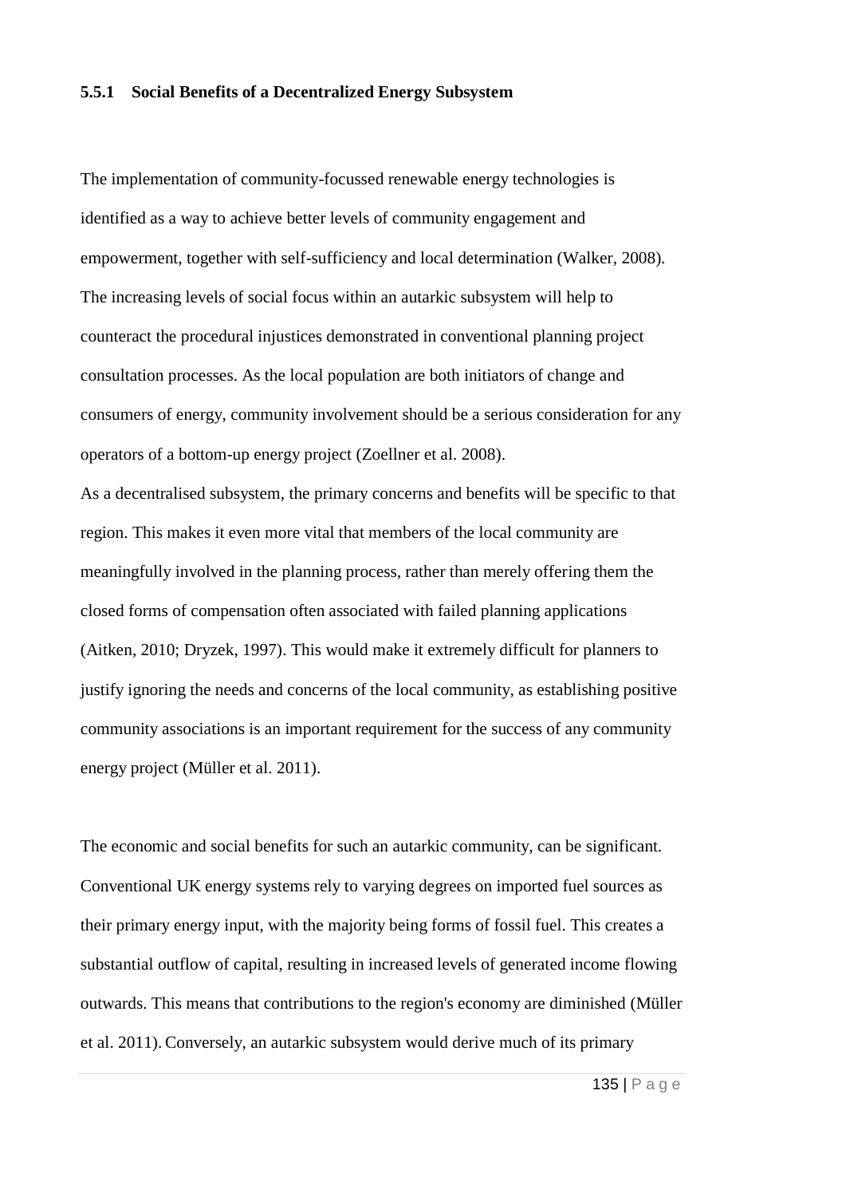### 5.5.1 Social Benefits of a Decentralized Energy Subsystem

The implementation of community-focussed renewable energy technologies is identified as a way to achieve better levels of community engagement and empowerment, together with self-sufficiency and local determination (Walker, 2008). The increasing levels of social focus within an autarkic subsystem will help to counteract the procedural injustices demonstrated in conventional planning project consultation processes. As the local population are both initiators of change and consumers of energy, community involvement should be a serious consideration for any operators of a bottom-up energy project (Zoellner et al. 2008).

As a decentralised subsystem, the primary concerns and benefits will be specific to that region. This makes it even more vital that members of the local community are meaningfully involved in the planning process, rather than merely offering them the closed forms of compensation often associated with failed planning applications (Aitken, 2010; Dryzek, 1997). This would make it extremely difficult for planners to justify ignoring the needs and concerns of the local community, as establishing positive community associations is an important requirement for the success of any community energy project (Müller et al. 2011).

The economic and social benefits for such an autarkic community, can be significant. Conventional UK energy systems rely to varying degrees on imported fuel sources as their primary energy input, with the majority being forms of fossil fuel. This creates a substantial outflow of capital, resulting in increased levels of generated income flowing outwards. This means that contributions to the region's economy are diminished (Müller et al. 2011). Conversely, an autarkic subsystem would derive much of its primary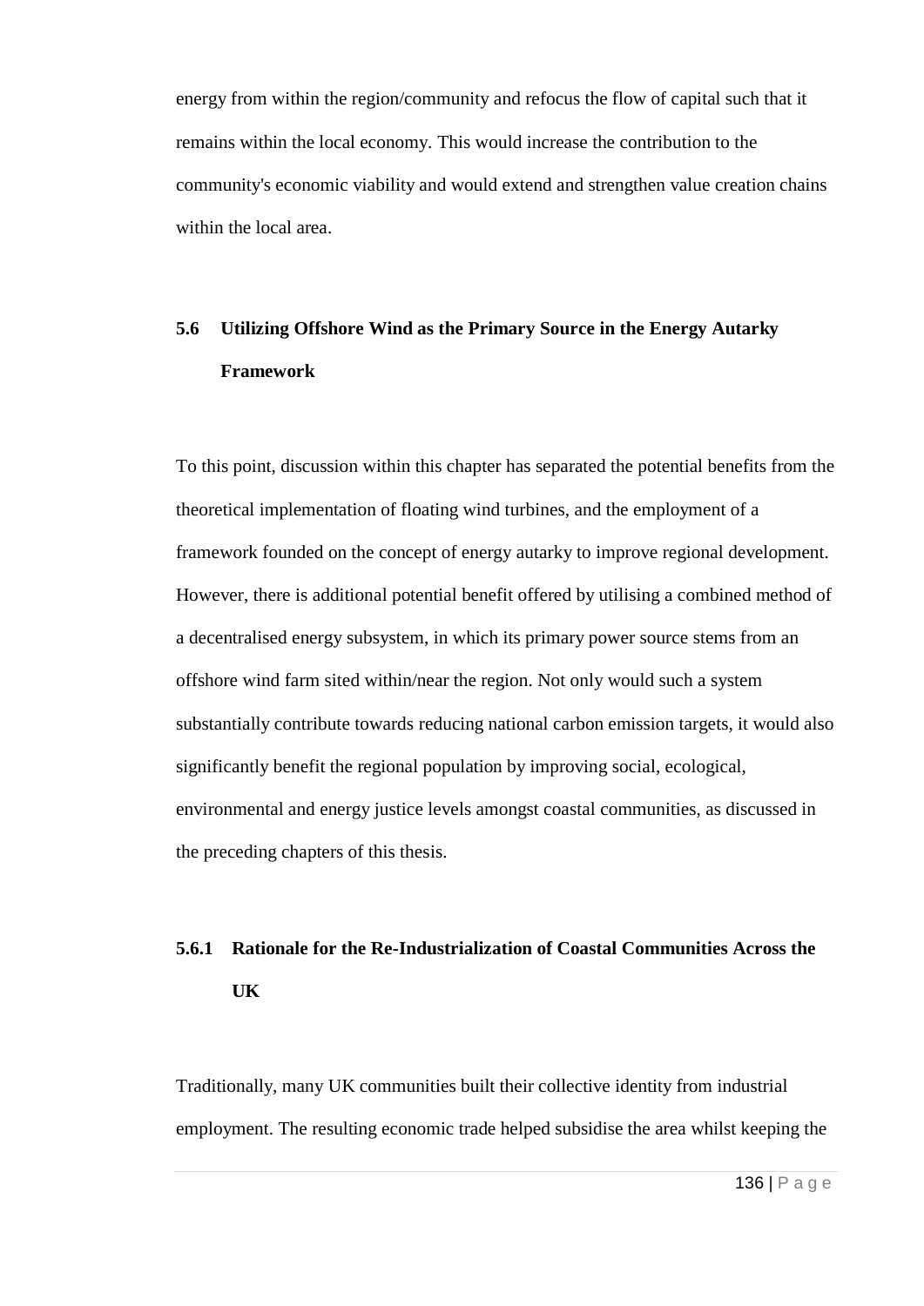energy from within the region/community and refocus the flow of capital such that it remains within the local economy. This would increase the contribution to the community's economic viability and would extend and strengthen value creation chains within the local area.

### 5.6 Utilizing Offshore Wind as the Primary Source in the Energy Autarky Framework

To this point, discussion within this chapter has separated the potential benefits from the theoretical implementation of floating wind turbines, and the employment of a framework founded on the concept of energy autarky to improve regional development. However, there is additional potential benefit offered by utilising a combined method of a decentralised energy subsystem, in which its primary power source stems from an offshore wind farm sited within/near the region. Not only would such a system substantially contribute towards reducing national carbon emission targets, it would also significantly benefit the regional population by improving social, ecological, environmental and energy justice levels amongst coastal communities, as discussed in the preceding chapters of this thesis.

#### 5.6.1 Rationale for the Re-Industrialization of Coastal Communities Across the UK

Traditionally, many UK communities built their collective identity from industrial employment. The resulting economic trade helped subsidise the area whilst keeping the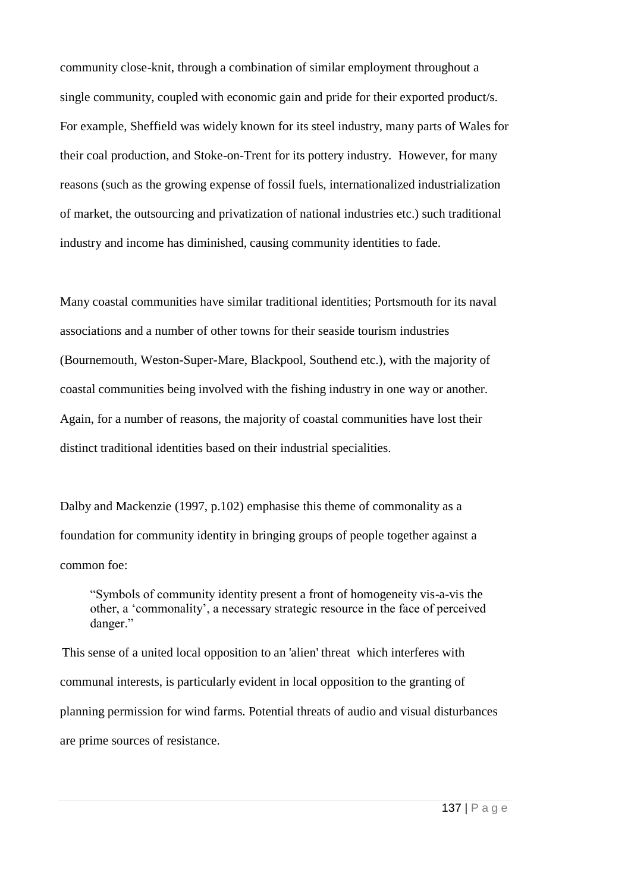community close-knit, through a combination of similar employment throughout a single community, coupled with economic gain and pride for their exported product/s. For example, Sheffield was widely known for its steel industry, many parts of Wales for their coal production, and Stoke-on-Trent for its pottery industry. However, for many reasons (such as the growing expense of fossil fuels, internationalized industrialization of market, the outsourcing and privatization of national industries etc.) such traditional industry and income has diminished, causing community identities to fade.

Many coastal communities have similar traditional identities; Portsmouth for its naval associations and a number of other towns for their seaside tourism industries (Bournemouth, Weston-Super-Mare, Blackpool, Southend etc.), with the majority of coastal communities being involved with the fishing industry in one way or another. Again, for a number of reasons, the majority of coastal communities have lost their distinct traditional identities based on their industrial specialities.

Dalby and Mackenzie (1997, p.102) emphasise this theme of commonality as a foundation for community identity in bringing groups of people together against a common foe:

> "Symbols of community identity present a front of homogeneity vis-a-vis the other, a 'commonality', a necessary strategic resource in the face of perceived danger."

This sense of a united local opposition to an 'alien' threat which interferes with communal interests, is particularly evident in local opposition to the granting of planning permission for wind farms. Potential threats of audio and visual disturbances are prime sources of resistance.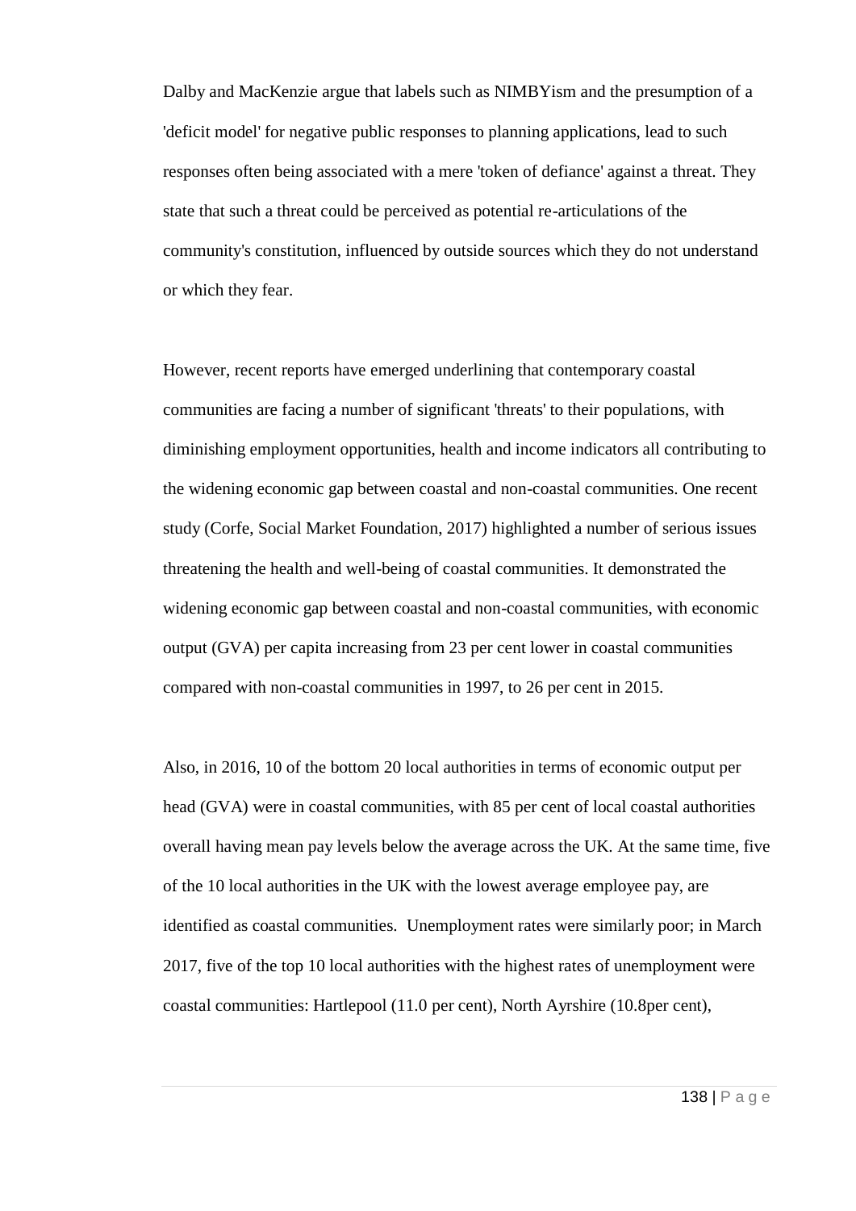Dalby and MacKenzie argue that labels such as NIMBYism and the presumption of a 'deficit model' for negative public responses to planning applications, lead to such responses often being associated with a mere 'token of defiance' against a threat. They state that such a threat could be perceived as potential re-articulations of the community's constitution, influenced by outside sources which they do not understand or which they fear.

However, recent reports have emerged underlining that contemporary coastal communities are facing a number of significant 'threats' to their populations, with diminishing employment opportunities, health and income indicators all contributing to the widening economic gap between coastal and non-coastal communities. One recent study (Corfe, Social Market Foundation, 2017) highlighted a number of serious issues threatening the health and well-being of coastal communities. It demonstrated the widening economic gap between coastal and non-coastal communities, with economic output (GVA) per capita increasing from 23 per cent lower in coastal communities compared with non-coastal communities in 1997, to 26 per cent in 2015.

Also, in 2016, 10 of the bottom 20 local authorities in terms of economic output per head (GVA) were in coastal communities, with 85 per cent of local coastal authorities overall having mean pay levels below the average across the UK. At the same time, five of the 10 local authorities in the UK with the lowest average employee pay, are identified as coastal communities. Unemployment rates were similarly poor; in March 2017, five of the top 10 local authorities with the highest rates of unemployment were coastal communities: Hartlepool (11.0 per cent), North Ayrshire (10.8per cent),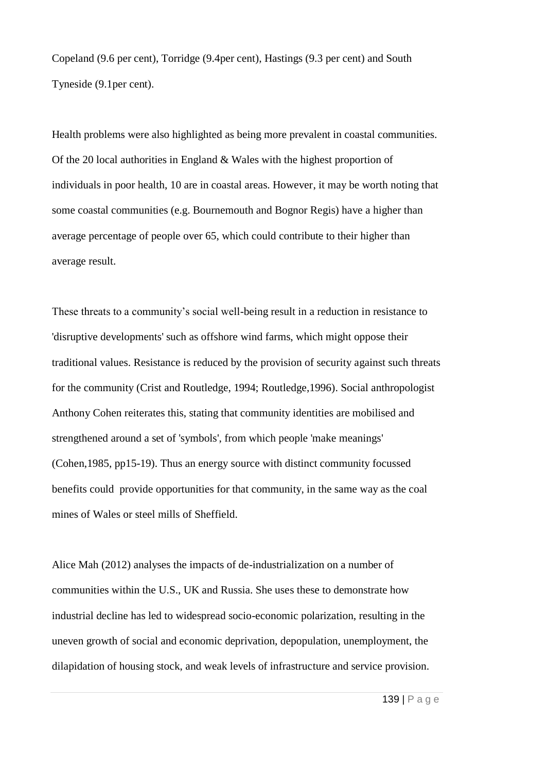Copeland (9.6 per cent), Torridge (9.4per cent), Hastings (9.3 per cent) and South Tyneside (9.1per cent).

Health problems were also highlighted as being more prevalent in coastal communities. Of the 20 local authorities in England & Wales with the highest proportion of individuals in poor health, 10 are in coastal areas. However, it may be worth noting that some coastal communities (e.g. Bournemouth and Bognor Regis) have a higher than average percentage of people over 65, which could contribute to their higher than average result.

These threats to a community's social well-being result in a reduction in resistance to 'disruptive developments' such as offshore wind farms, which might oppose their traditional values. Resistance is reduced by the provision of security against such threats for the community (Crist and Routledge, 1994; Routledge,1996). Social anthropologist Anthony Cohen reiterates this, stating that community identities are mobilised and strengthened around a set of 'symbols', from which people 'make meanings' (Cohen,1985, pp15-19). Thus an energy source with distinct community focussed benefits could provide opportunities for that community, in the same way as the coal mines of Wales or steel mills of Sheffield.

Alice Mah (2012) analyses the impacts of de-industrialization on a number of communities within the U.S., UK and Russia. She uses these to demonstrate how industrial decline has led to widespread socio-economic polarization, resulting in the uneven growth of social and economic deprivation, depopulation, unemployment, the dilapidation of housing stock, and weak levels of infrastructure and service provision.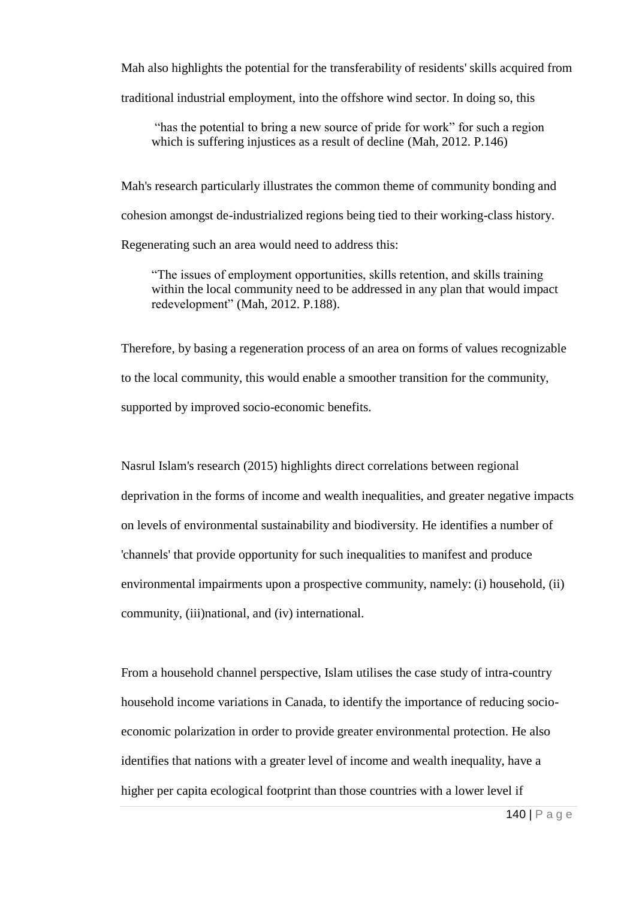Mah also highlights the potential for the transferability of residents' skills acquired from traditional industrial employment, into the offshore wind sector. In doing so, this

> "has the potential to bring a new source of pride for work" for such a region which is suffering injustices as a result of decline (Mah, 2012. P.146)

Mah's research particularly illustrates the common theme of community bonding and cohesion amongst de-industrialized regions being tied to their working-class history. Regenerating such an area would need to address this:

> "The issues of employment opportunities, skills retention, and skills training within the local community need to be addressed in any plan that would impact redevelopment" (Mah, 2012. P.188).

Therefore, by basing a regeneration process of an area on forms of values recognizable to the local community, this would enable a smoother transition for the community, supported by improved socio-economic benefits.

Nasrul Islam's research (2015) highlights direct correlations between regional deprivation in the forms of income and wealth inequalities, and greater negative impacts on levels of environmental sustainability and biodiversity. He identifies a number of 'channels' that provide opportunity for such inequalities to manifest and produce environmental impairments upon a prospective community, namely: (i) household, (ii) community, (iii)national, and (iv) international.

From a household channel perspective, Islam utilises the case study of intra-country household income variations in Canada, to identify the importance of reducing socio-economic polarization in order to provide greater environmental protection. He also identifies that nations with a greater level of income and wealth inequality, have a higher per capita ecological footprint than those countries with a lower level if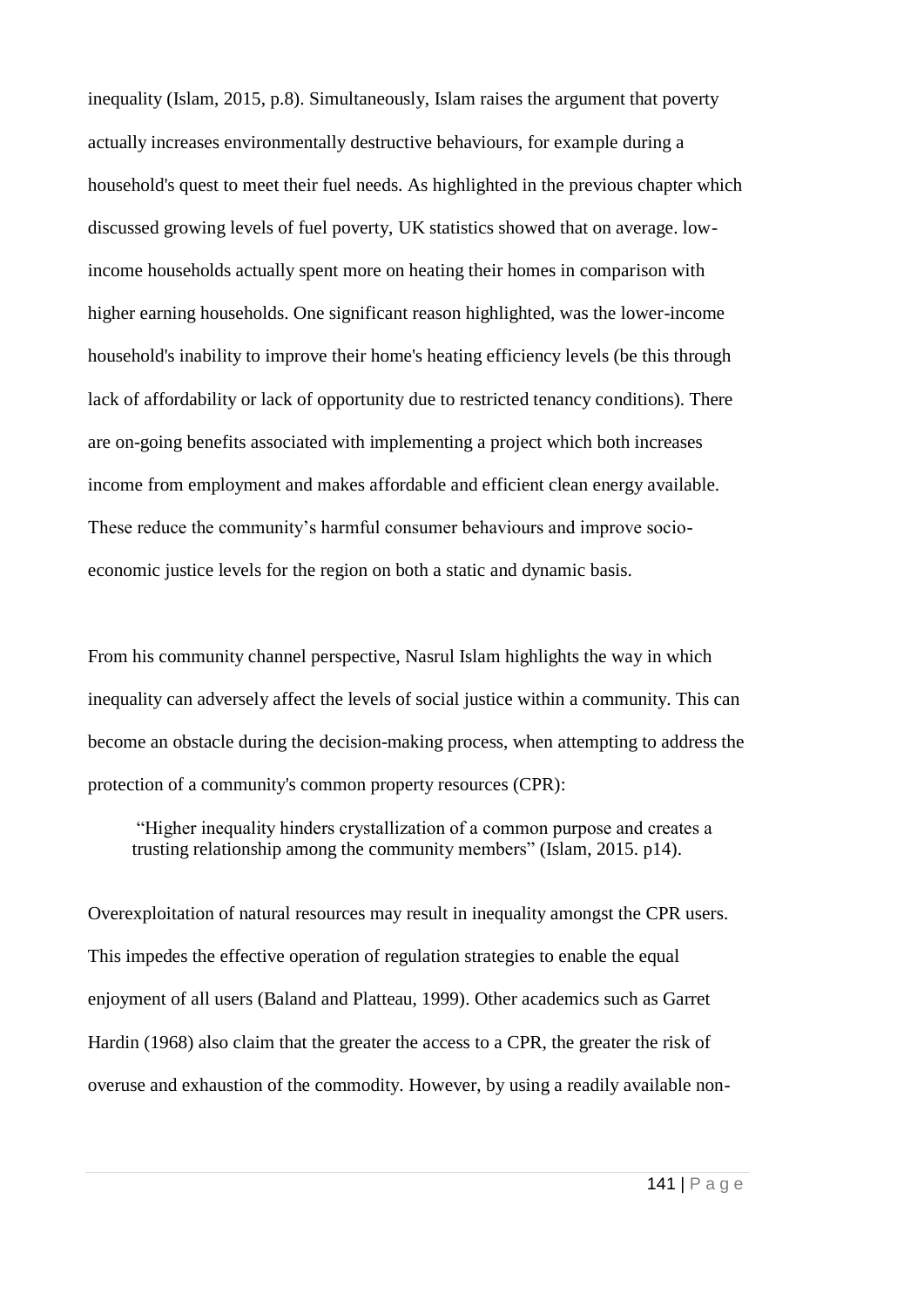inequality (Islam, 2015, p.8). Simultaneously, Islam raises the argument that poverty actually increases environmentally destructive behaviours, for example during a household's quest to meet their fuel needs. As highlighted in the previous chapter which discussed growing levels of fuel poverty, UK statistics showed that on average. low-income households actually spent more on heating their homes in comparison with higher earning households. One significant reason highlighted, was the lower-income household's inability to improve their home's heating efficiency levels (be this through lack of affordability or lack of opportunity due to restricted tenancy conditions). There are on-going benefits associated with implementing a project which both increases income from employment and makes affordable and efficient clean energy available. These reduce the community's harmful consumer behaviours and improve socio-economic justice levels for the region on both a static and dynamic basis.

From his community channel perspective, Nasrul Islam highlights the way in which inequality can adversely affect the levels of social justice within a community. This can become an obstacle during the decision-making process, when attempting to address the protection of a community's common property resources (CPR):

> "Higher inequality hinders crystallization of a common purpose and creates a trusting relationship among the community members" (Islam, 2015. p14).

Overexploitation of natural resources may result in inequality amongst the CPR users. This impedes the effective operation of regulation strategies to enable the equal enjoyment of all users (Baland and Platteau, 1999). Other academics such as Garret Hardin (1968) also claim that the greater the access to a CPR, the greater the risk of overuse and exhaustion of the commodity. However, by using a readily available non-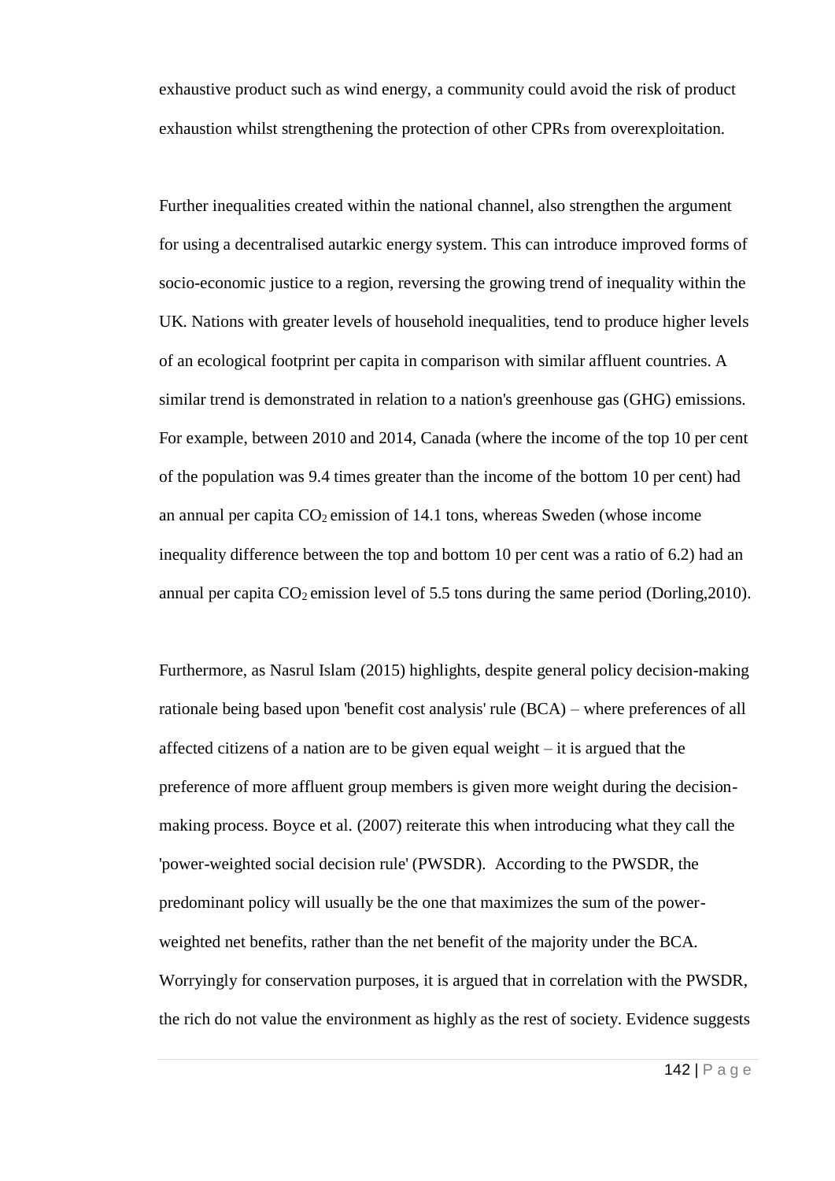exhaustive product such as wind energy, a community could avoid the risk of product exhaustion whilst strengthening the protection of other CPRs from overexploitation.

Further inequalities created within the national channel, also strengthen the argument for using a decentralised autarkic energy system. This can introduce improved forms of socio-economic justice to a region, reversing the growing trend of inequality within the UK. Nations with greater levels of household inequalities, tend to produce higher levels of an ecological footprint per capita in comparison with similar affluent countries. A similar trend is demonstrated in relation to a nation's greenhouse gas (GHG) emissions. For example, between 2010 and 2014, Canada (where the income of the top 10 per cent of the population was 9.4 times greater than the income of the bottom 10 per cent) had an annual per capita $CO_2$ emission of 14.1 tons, whereas Sweden (whose income inequality difference between the top and bottom 10 per cent was a ratio of 6.2) had an annual per capita $CO_2$ emission level of 5.5 tons during the same period (Dorling,2010).

Furthermore, as Nasrul Islam (2015) highlights, despite general policy decision-making rationale being based upon 'benefit cost analysis' rule (BCA) – where preferences of all affected citizens of a nation are to be given equal weight – it is argued that the preference of more affluent group members is given more weight during the decision-making process. Boyce et al. (2007) reiterate this when introducing what they call the 'power-weighted social decision rule' (PWSDR). According to the PWSDR, the predominant policy will usually be the one that maximizes the sum of the power-weighted net benefits, rather than the net benefit of the majority under the BCA. Worryingly for conservation purposes, it is argued that in correlation with the PWSDR, the rich do not value the environment as highly as the rest of society. Evidence suggests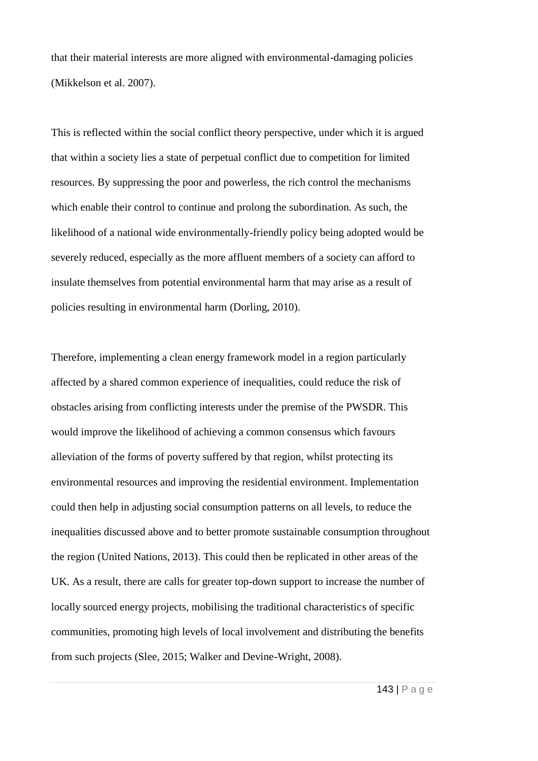that their material interests are more aligned with environmental-damaging policies (Mikkelson et al. 2007).

This is reflected within the social conflict theory perspective, under which it is argued that within a society lies a state of perpetual conflict due to competition for limited resources. By suppressing the poor and powerless, the rich control the mechanisms which enable their control to continue and prolong the subordination. As such, the likelihood of a national wide environmentally-friendly policy being adopted would be severely reduced, especially as the more affluent members of a society can afford to insulate themselves from potential environmental harm that may arise as a result of policies resulting in environmental harm (Dorling, 2010).

Therefore, implementing a clean energy framework model in a region particularly affected by a shared common experience of inequalities, could reduce the risk of obstacles arising from conflicting interests under the premise of the PWSDR. This would improve the likelihood of achieving a common consensus which favours alleviation of the forms of poverty suffered by that region, whilst protecting its environmental resources and improving the residential environment. Implementation could then help in adjusting social consumption patterns on all levels, to reduce the inequalities discussed above and to better promote sustainable consumption throughout the region (United Nations, 2013). This could then be replicated in other areas of the UK. As a result, there are calls for greater top-down support to increase the number of locally sourced energy projects, mobilising the traditional characteristics of specific communities, promoting high levels of local involvement and distributing the benefits from such projects (Slee, 2015; Walker and Devine-Wright, 2008).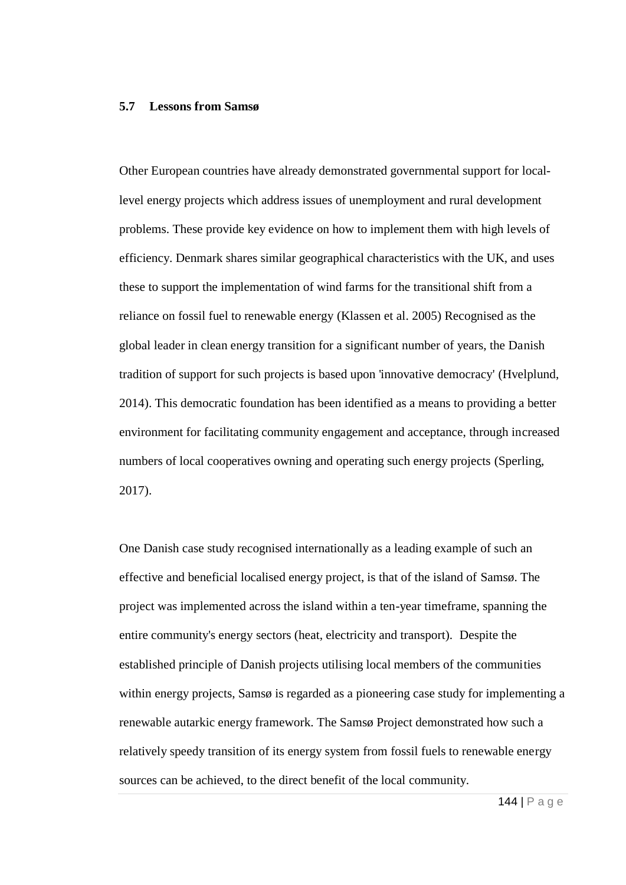### 5.7 Lessons from Samsø

Other European countries have already demonstrated governmental support for local-level energy projects which address issues of unemployment and rural development problems. These provide key evidence on how to implement them with high levels of efficiency. Denmark shares similar geographical characteristics with the UK, and uses these to support the implementation of wind farms for the transitional shift from a reliance on fossil fuel to renewable energy (Klassen et al. 2005) Recognised as the global leader in clean energy transition for a significant number of years, the Danish tradition of support for such projects is based upon 'innovative democracy' (Hvelplund, 2014). This democratic foundation has been identified as a means to providing a better environment for facilitating community engagement and acceptance, through increased numbers of local cooperatives owning and operating such energy projects (Sperling, 2017).

One Danish case study recognised internationally as a leading example of such an effective and beneficial localised energy project, is that of the island of Samsø. The project was implemented across the island within a ten-year timeframe, spanning the entire community's energy sectors (heat, electricity and transport). Despite the established principle of Danish projects utilising local members of the communities within energy projects, Samsø is regarded as a pioneering case study for implementing a renewable autarkic energy framework. The Samsø Project demonstrated how such a relatively speedy transition of its energy system from fossil fuels to renewable energy sources can be achieved, to the direct benefit of the local community.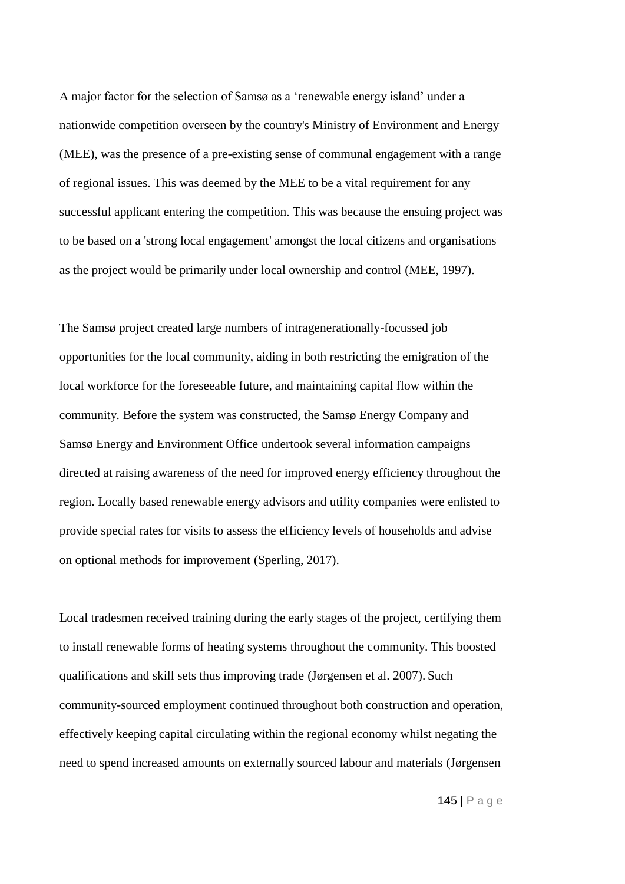A major factor for the selection of Samsø as a 'renewable energy island' under a nationwide competition overseen by the country's Ministry of Environment and Energy (MEE), was the presence of a pre-existing sense of communal engagement with a range of regional issues. This was deemed by the MEE to be a vital requirement for any successful applicant entering the competition. This was because the ensuing project was to be based on a 'strong local engagement' amongst the local citizens and organisations as the project would be primarily under local ownership and control (MEE, 1997).

The Samsø project created large numbers of intragenerationally-focussed job opportunities for the local community, aiding in both restricting the emigration of the local workforce for the foreseeable future, and maintaining capital flow within the community. Before the system was constructed, the Samsø Energy Company and Samsø Energy and Environment Office undertook several information campaigns directed at raising awareness of the need for improved energy efficiency throughout the region. Locally based renewable energy advisors and utility companies were enlisted to provide special rates for visits to assess the efficiency levels of households and advise on optional methods for improvement (Sperling, 2017).

Local tradesmen received training during the early stages of the project, certifying them to install renewable forms of heating systems throughout the community. This boosted qualifications and skill sets thus improving trade (Jørgensen et al. 2007). Such community-sourced employment continued throughout both construction and operation, effectively keeping capital circulating within the regional economy whilst negating the need to spend increased amounts on externally sourced labour and materials (Jørgensen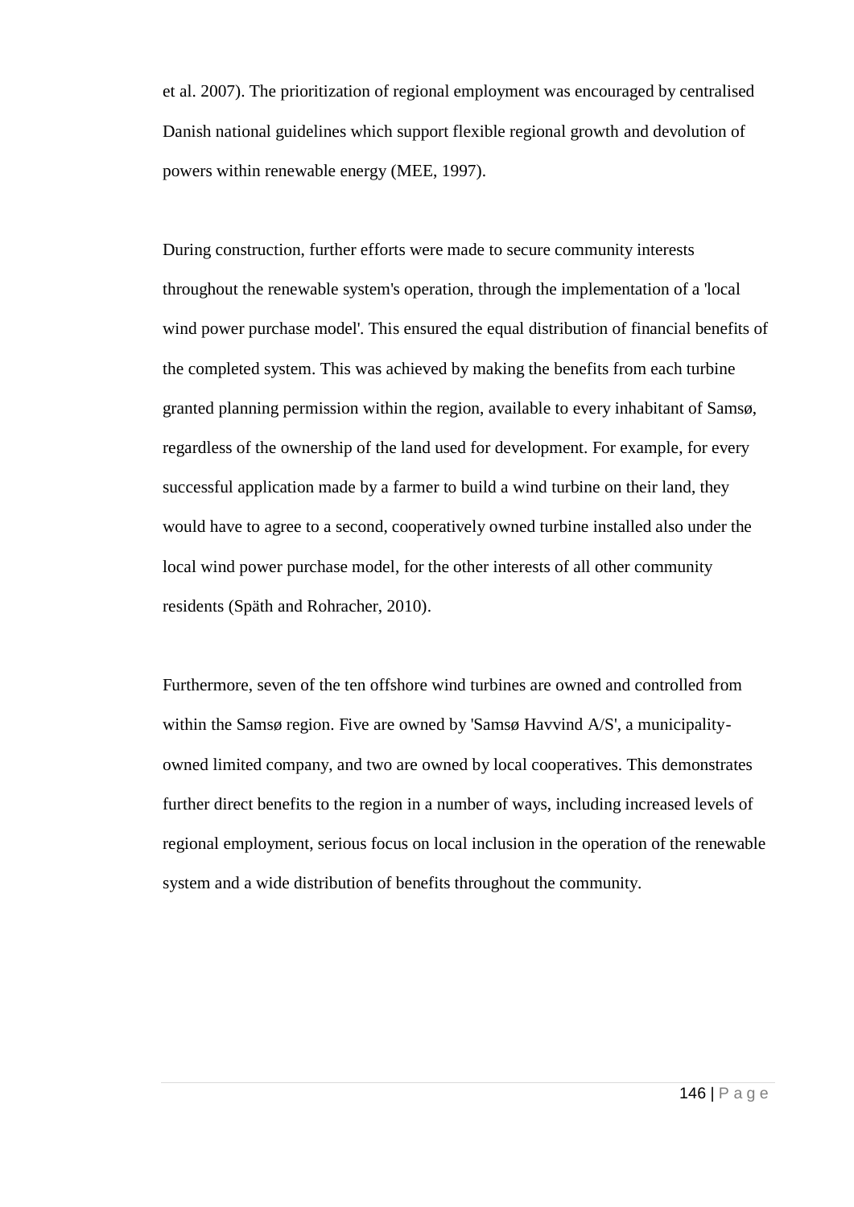et al. 2007). The prioritization of regional employment was encouraged by centralised Danish national guidelines which support flexible regional growth and devolution of powers within renewable energy (MEE, 1997).

During construction, further efforts were made to secure community interests throughout the renewable system's operation, through the implementation of a 'local wind power purchase model'. This ensured the equal distribution of financial benefits of the completed system. This was achieved by making the benefits from each turbine granted planning permission within the region, available to every inhabitant of Samsø, regardless of the ownership of the land used for development. For example, for every successful application made by a farmer to build a wind turbine on their land, they would have to agree to a second, cooperatively owned turbine installed also under the local wind power purchase model, for the other interests of all other community residents (Späth and Rohracher, 2010).

Furthermore, seven of the ten offshore wind turbines are owned and controlled from within the Samsø region. Five are owned by 'Samsø Havvind A/S', a municipality-owned limited company, and two are owned by local cooperatives. This demonstrates further direct benefits to the region in a number of ways, including increased levels of regional employment, serious focus on local inclusion in the operation of the renewable system and a wide distribution of benefits throughout the community.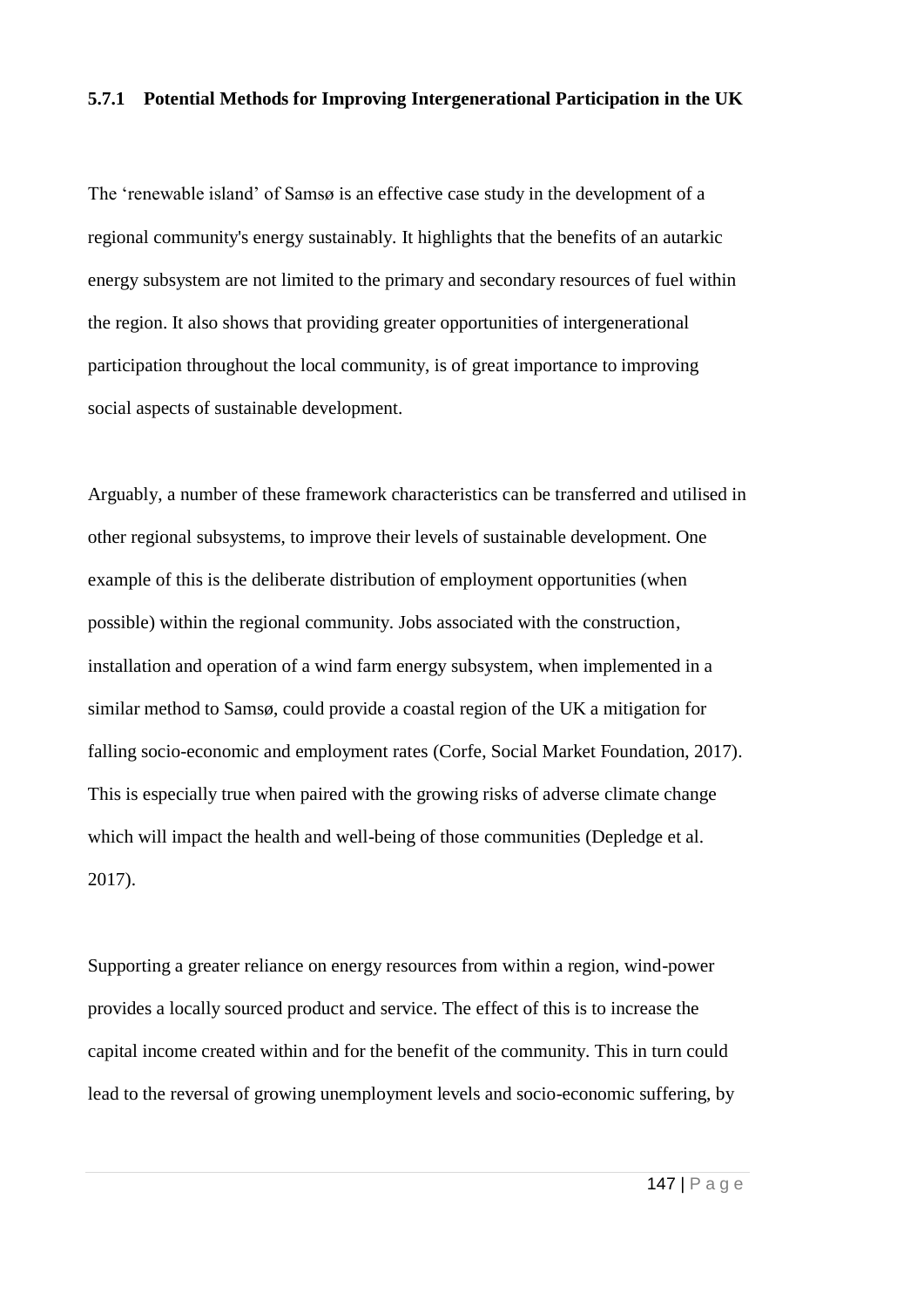### 5.7.1 Potential Methods for Improving Intergenerational Participation in the UK

The 'renewable island' of Samsø is an effective case study in the development of a regional community's energy sustainably. It highlights that the benefits of an autarkic energy subsystem are not limited to the primary and secondary resources of fuel within the region. It also shows that providing greater opportunities of intergenerational participation throughout the local community, is of great importance to improving social aspects of sustainable development.

Arguably, a number of these framework characteristics can be transferred and utilised in other regional subsystems, to improve their levels of sustainable development. One example of this is the deliberate distribution of employment opportunities (when possible) within the regional community. Jobs associated with the construction, installation and operation of a wind farm energy subsystem, when implemented in a similar method to Samsø, could provide a coastal region of the UK a mitigation for falling socio-economic and employment rates (Corfe, Social Market Foundation, 2017). This is especially true when paired with the growing risks of adverse climate change which will impact the health and well-being of those communities (Depledge et al. 2017).

Supporting a greater reliance on energy resources from within a region, wind-power provides a locally sourced product and service. The effect of this is to increase the capital income created within and for the benefit of the community. This in turn could lead to the reversal of growing unemployment levels and socio-economic suffering, by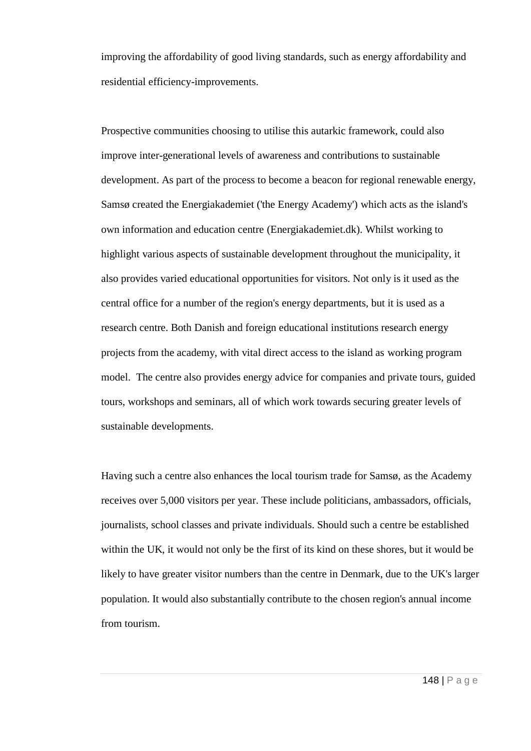improving the affordability of good living standards, such as energy affordability and residential efficiency-improvements.

Prospective communities choosing to utilise this autarkic framework, could also improve inter-generational levels of awareness and contributions to sustainable development. As part of the process to become a beacon for regional renewable energy, Samsø created the Energiakademiet ('the Energy Academy') which acts as the island's own information and education centre (Energiakademiet.dk). Whilst working to highlight various aspects of sustainable development throughout the municipality, it also provides varied educational opportunities for visitors. Not only is it used as the central office for a number of the region's energy departments, but it is used as a research centre. Both Danish and foreign educational institutions research energy projects from the academy, with vital direct access to the island as working program model. The centre also provides energy advice for companies and private tours, guided tours, workshops and seminars, all of which work towards securing greater levels of sustainable developments.

Having such a centre also enhances the local tourism trade for Samsø, as the Academy receives over 5,000 visitors per year. These include politicians, ambassadors, officials, journalists, school classes and private individuals. Should such a centre be established within the UK, it would not only be the first of its kind on these shores, but it would be likely to have greater visitor numbers than the centre in Denmark, due to the UK's larger population. It would also substantially contribute to the chosen region's annual income from tourism.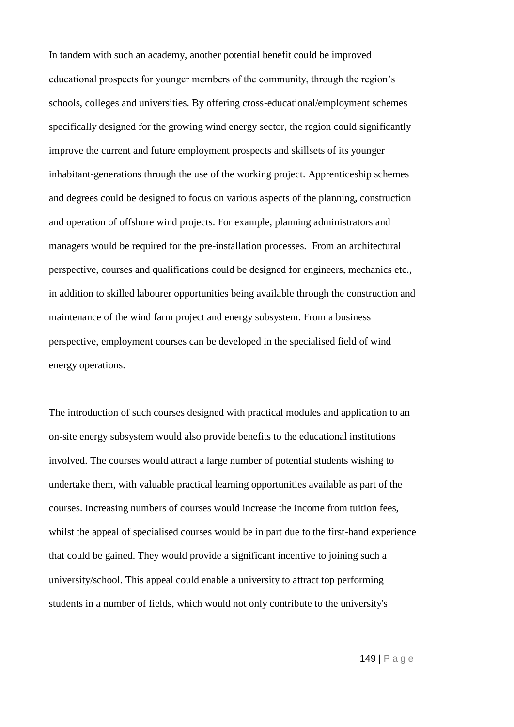In tandem with such an academy, another potential benefit could be improved educational prospects for younger members of the community, through the region's schools, colleges and universities. By offering cross-educational/employment schemes specifically designed for the growing wind energy sector, the region could significantly improve the current and future employment prospects and skillsets of its younger inhabitant-generations through the use of the working project. Apprenticeship schemes and degrees could be designed to focus on various aspects of the planning, construction and operation of offshore wind projects. For example, planning administrators and managers would be required for the pre-installation processes. From an architectural perspective, courses and qualifications could be designed for engineers, mechanics etc., in addition to skilled labourer opportunities being available through the construction and maintenance of the wind farm project and energy subsystem. From a business perspective, employment courses can be developed in the specialised field of wind energy operations.

The introduction of such courses designed with practical modules and application to an on-site energy subsystem would also provide benefits to the educational institutions involved. The courses would attract a large number of potential students wishing to undertake them, with valuable practical learning opportunities available as part of the courses. Increasing numbers of courses would increase the income from tuition fees, whilst the appeal of specialised courses would be in part due to the first-hand experience that could be gained. They would provide a significant incentive to joining such a university/school. This appeal could enable a university to attract top performing students in a number of fields, which would not only contribute to the university's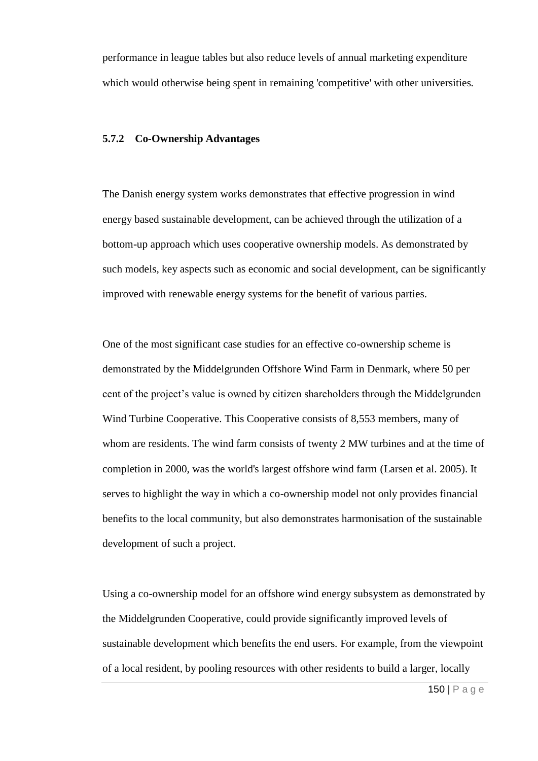performance in league tables but also reduce levels of annual marketing expenditure which would otherwise being spent in remaining 'competitive' with other universities.

### 5.7.2 Co-Ownership Advantages

The Danish energy system works demonstrates that effective progression in wind energy based sustainable development, can be achieved through the utilization of a bottom-up approach which uses cooperative ownership models. As demonstrated by such models, key aspects such as economic and social development, can be significantly improved with renewable energy systems for the benefit of various parties.

One of the most significant case studies for an effective co-ownership scheme is demonstrated by the Middelgrunden Offshore Wind Farm in Denmark, where 50 per cent of the project's value is owned by citizen shareholders through the Middelgrunden Wind Turbine Cooperative. This Cooperative consists of 8,553 members, many of whom are residents. The wind farm consists of twenty 2 MW turbines and at the time of completion in 2000, was the world's largest offshore wind farm (Larsen et al. 2005). It serves to highlight the way in which a co-ownership model not only provides financial benefits to the local community, but also demonstrates harmonisation of the sustainable development of such a project.

Using a co-ownership model for an offshore wind energy subsystem as demonstrated by the Middelgrunden Cooperative, could provide significantly improved levels of sustainable development which benefits the end users. For example, from the viewpoint of a local resident, by pooling resources with other residents to build a larger, locally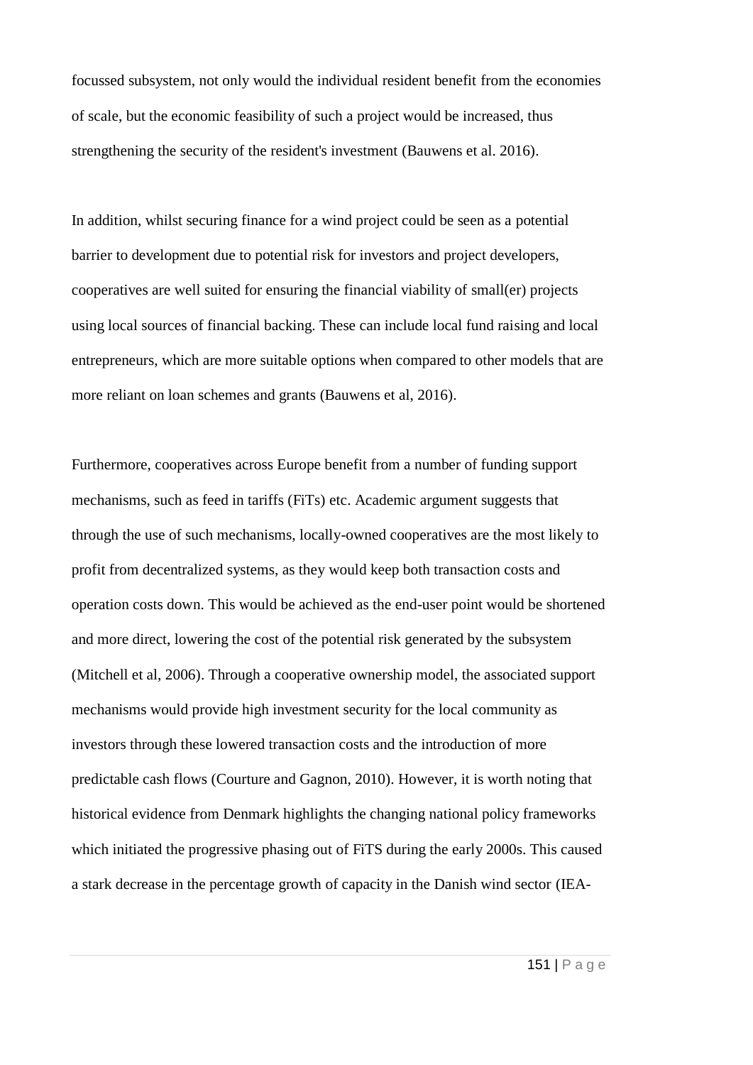focussed subsystem, not only would the individual resident benefit from the economies of scale, but the economic feasibility of such a project would be increased, thus strengthening the security of the resident's investment (Bauwens et al. 2016).

In addition, whilst securing finance for a wind project could be seen as a potential barrier to development due to potential risk for investors and project developers, cooperatives are well suited for ensuring the financial viability of small(er) projects using local sources of financial backing. These can include local fund raising and local entrepreneurs, which are more suitable options when compared to other models that are more reliant on loan schemes and grants (Bauwens et al, 2016).

Furthermore, cooperatives across Europe benefit from a number of funding support mechanisms, such as feed in tariffs (FiTs) etc. Academic argument suggests that through the use of such mechanisms, locally-owned cooperatives are the most likely to profit from decentralized systems, as they would keep both transaction costs and operation costs down. This would be achieved as the end-user point would be shortened and more direct, lowering the cost of the potential risk generated by the subsystem (Mitchell et al, 2006). Through a cooperative ownership model, the associated support mechanisms would provide high investment security for the local community as investors through these lowered transaction costs and the introduction of more predictable cash flows (Courture and Gagnon, 2010). However, it is worth noting that historical evidence from Denmark highlights the changing national policy frameworks which initiated the progressive phasing out of FiTS during the early 2000s. This caused a stark decrease in the percentage growth of capacity in the Danish wind sector (IEA-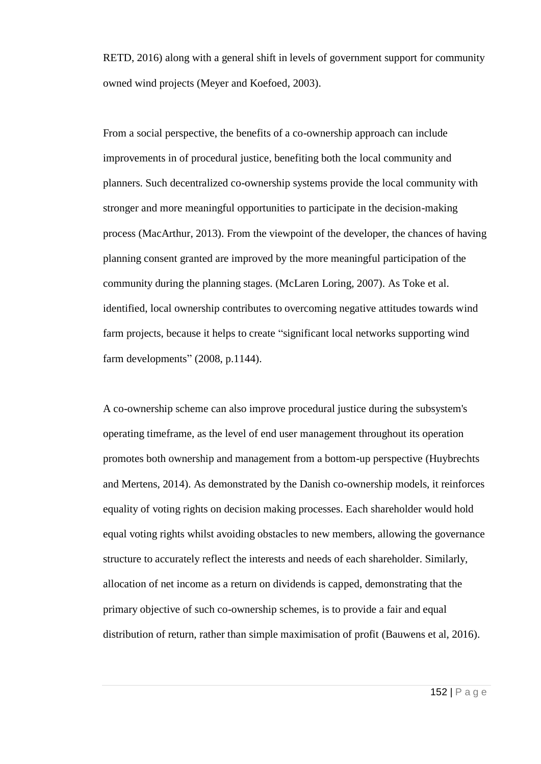RETD, 2016) along with a general shift in levels of government support for community owned wind projects (Meyer and Koefoed, 2003).

From a social perspective, the benefits of a co-ownership approach can include improvements in of procedural justice, benefiting both the local community and planners. Such decentralized co-ownership systems provide the local community with stronger and more meaningful opportunities to participate in the decision-making process (MacArthur, 2013). From the viewpoint of the developer, the chances of having planning consent granted are improved by the more meaningful participation of the community during the planning stages. (McLaren Loring, 2007). As Toke et al. identified, local ownership contributes to overcoming negative attitudes towards wind farm projects, because it helps to create "significant local networks supporting wind farm developments" (2008, p.1144).

A co-ownership scheme can also improve procedural justice during the subsystem's operating timeframe, as the level of end user management throughout its operation promotes both ownership and management from a bottom-up perspective (Huybrechts and Mertens, 2014). As demonstrated by the Danish co-ownership models, it reinforces equality of voting rights on decision making processes. Each shareholder would hold equal voting rights whilst avoiding obstacles to new members, allowing the governance structure to accurately reflect the interests and needs of each shareholder. Similarly, allocation of net income as a return on dividends is capped, demonstrating that the primary objective of such co-ownership schemes, is to provide a fair and equal distribution of return, rather than simple maximisation of profit (Bauwens et al, 2016).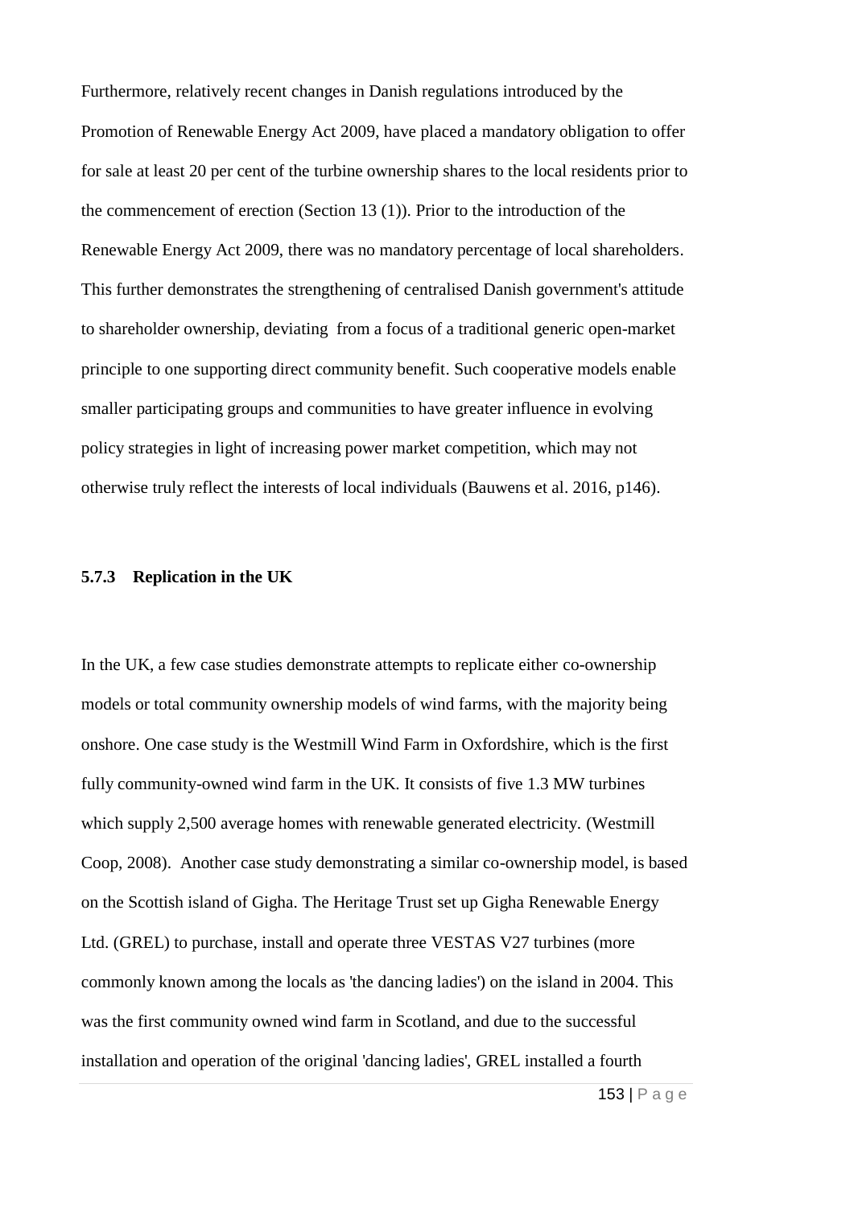Furthermore, relatively recent changes in Danish regulations introduced by the Promotion of Renewable Energy Act 2009, have placed a mandatory obligation to offer for sale at least 20 per cent of the turbine ownership shares to the local residents prior to the commencement of erection (Section 13 (1)). Prior to the introduction of the Renewable Energy Act 2009, there was no mandatory percentage of local shareholders. This further demonstrates the strengthening of centralised Danish government's attitude to shareholder ownership, deviating from a focus of a traditional generic open-market principle to one supporting direct community benefit. Such cooperative models enable smaller participating groups and communities to have greater influence in evolving policy strategies in light of increasing power market competition, which may not otherwise truly reflect the interests of local individuals (Bauwens et al. 2016, p146).

### 5.7.3 Replication in the UK

In the UK, a few case studies demonstrate attempts to replicate either co-ownership models or total community ownership models of wind farms, with the majority being onshore. One case study is the Westmill Wind Farm in Oxfordshire, which is the first fully community-owned wind farm in the UK. It consists of five 1.3 MW turbines which supply 2,500 average homes with renewable generated electricity. (Westmill Coop, 2008). Another case study demonstrating a similar co-ownership model, is based on the Scottish island of Gigha. The Heritage Trust set up Gigha Renewable Energy Ltd. (GREL) to purchase, install and operate three VESTAS V27 turbines (more commonly known among the locals as 'the dancing ladies') on the island in 2004. This was the first community owned wind farm in Scotland, and due to the successful installation and operation of the original 'dancing ladies', GREL installed a fourth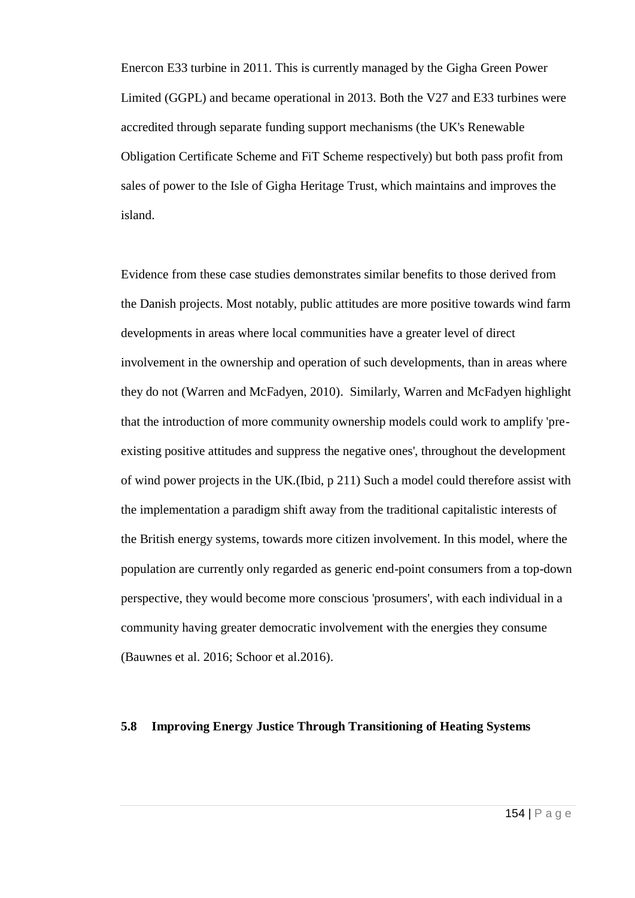Enercon E33 turbine in 2011. This is currently managed by the Gigha Green Power Limited (GGPL) and became operational in 2013. Both the V27 and E33 turbines were accredited through separate funding support mechanisms (the UK's Renewable Obligation Certificate Scheme and FiT Scheme respectively) but both pass profit from sales of power to the Isle of Gigha Heritage Trust, which maintains and improves the island.

Evidence from these case studies demonstrates similar benefits to those derived from the Danish projects. Most notably, public attitudes are more positive towards wind farm developments in areas where local communities have a greater level of direct involvement in the ownership and operation of such developments, than in areas where they do not (Warren and McFadyen, 2010). Similarly, Warren and McFadyen highlight that the introduction of more community ownership models could work to amplify 'pre-existing positive attitudes and suppress the negative ones', throughout the development of wind power projects in the UK.(Ibid, p 211) Such a model could therefore assist with the implementation a paradigm shift away from the traditional capitalistic interests of the British energy systems, towards more citizen involvement. In this model, where the population are currently only regarded as generic end-point consumers from a top-down perspective, they would become more conscious 'prosumers', with each individual in a community having greater democratic involvement with the energies they consume (Bauwnes et al. 2016; Schoor et al.2016).

### 5.8 Improving Energy Justice Through Transitioning of Heating Systems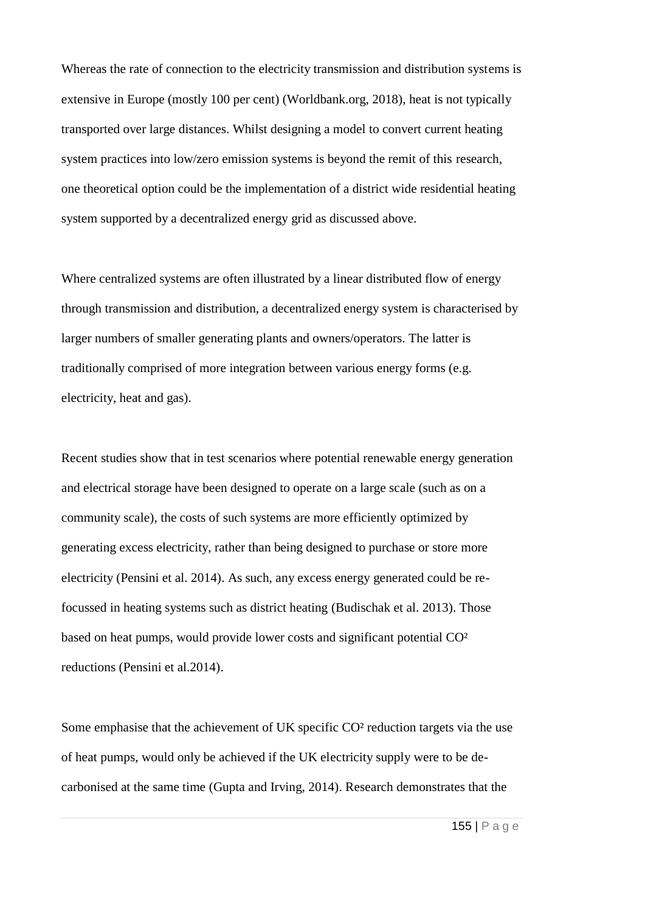Whereas the rate of connection to the electricity transmission and distribution systems is extensive in Europe (mostly 100 per cent) (Worldbank.org, 2018), heat is not typically transported over large distances. Whilst designing a model to convert current heating system practices into low/zero emission systems is beyond the remit of this research, one theoretical option could be the implementation of a district wide residential heating system supported by a decentralized energy grid as discussed above.

Where centralized systems are often illustrated by a linear distributed flow of energy through transmission and distribution, a decentralized energy system is characterised by larger numbers of smaller generating plants and owners/operators. The latter is traditionally comprised of more integration between various energy forms (e.g. electricity, heat and gas).

Recent studies show that in test scenarios where potential renewable energy generation and electrical storage have been designed to operate on a large scale (such as on a community scale), the costs of such systems are more efficiently optimized by generating excess electricity, rather than being designed to purchase or store more electricity (Pensini et al. 2014). As such, any excess energy generated could be re-focussed in heating systems such as district heating (Budischak et al. 2013). Those based on heat pumps, would provide lower costs and significant potential $CO^2$ reductions (Pensini et al.2014).

Some emphasise that the achievement of UK specific $CO^2$ reduction targets via the use of heat pumps, would only be achieved if the UK electricity supply were to be de-carbonised at the same time (Gupta and Irving, 2014). Research demonstrates that the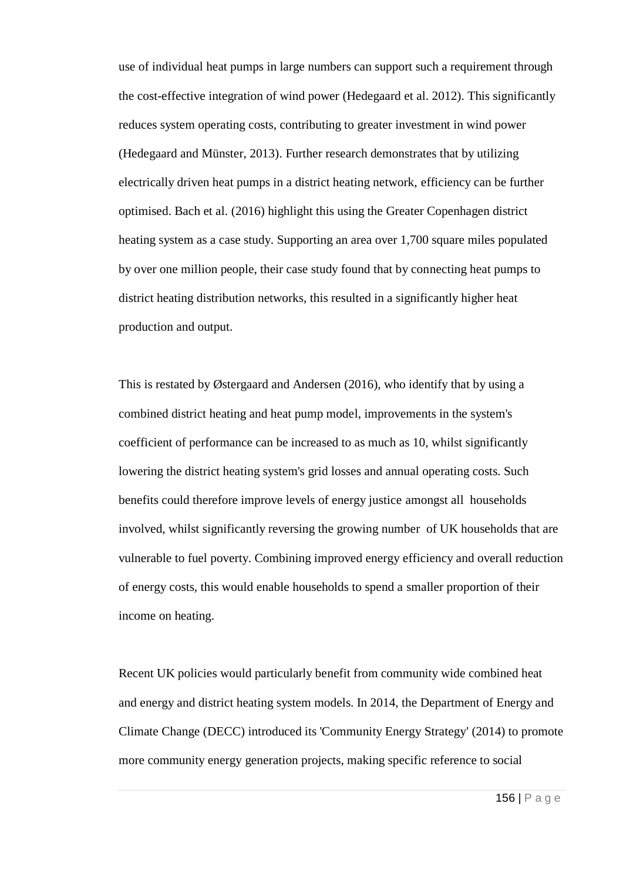use of individual heat pumps in large numbers can support such a requirement through the cost-effective integration of wind power (Hedegaard et al. 2012). This significantly reduces system operating costs, contributing to greater investment in wind power (Hedegaard and Münster, 2013). Further research demonstrates that by utilizing electrically driven heat pumps in a district heating network, efficiency can be further optimised. Bach et al. (2016) highlight this using the Greater Copenhagen district heating system as a case study. Supporting an area over 1,700 square miles populated by over one million people, their case study found that by connecting heat pumps to district heating distribution networks, this resulted in a significantly higher heat production and output.

This is restated by Østergaard and Andersen (2016), who identify that by using a combined district heating and heat pump model, improvements in the system's coefficient of performance can be increased to as much as 10, whilst significantly lowering the district heating system's grid losses and annual operating costs. Such benefits could therefore improve levels of energy justice amongst all households involved, whilst significantly reversing the growing number of UK households that are vulnerable to fuel poverty. Combining improved energy efficiency and overall reduction of energy costs, this would enable households to spend a smaller proportion of their income on heating.

Recent UK policies would particularly benefit from community wide combined heat and energy and district heating system models. In 2014, the Department of Energy and Climate Change (DECC) introduced its 'Community Energy Strategy' (2014) to promote more community energy generation projects, making specific reference to social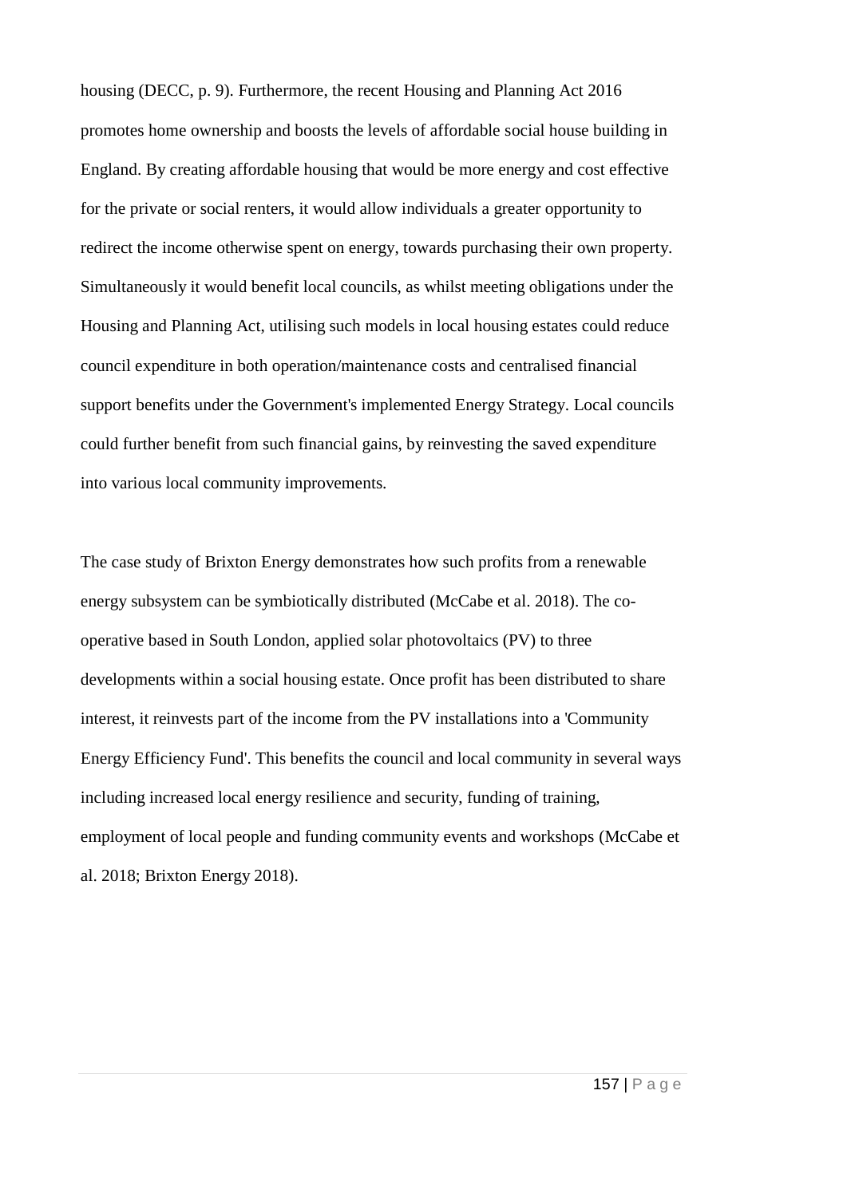housing (DECC, p. 9). Furthermore, the recent Housing and Planning Act 2016 promotes home ownership and boosts the levels of affordable social house building in England. By creating affordable housing that would be more energy and cost effective for the private or social renters, it would allow individuals a greater opportunity to redirect the income otherwise spent on energy, towards purchasing their own property. Simultaneously it would benefit local councils, as whilst meeting obligations under the Housing and Planning Act, utilising such models in local housing estates could reduce council expenditure in both operation/maintenance costs and centralised financial support benefits under the Government's implemented Energy Strategy. Local councils could further benefit from such financial gains, by reinvesting the saved expenditure into various local community improvements.

The case study of Brixton Energy demonstrates how such profits from a renewable energy subsystem can be symbiotically distributed (McCabe et al. 2018). The co-operative based in South London, applied solar photovoltaics (PV) to three developments within a social housing estate. Once profit has been distributed to share interest, it reinvests part of the income from the PV installations into a 'Community Energy Efficiency Fund'. This benefits the council and local community in several ways including increased local energy resilience and security, funding of training, employment of local people and funding community events and workshops (McCabe et al. 2018; Brixton Energy 2018).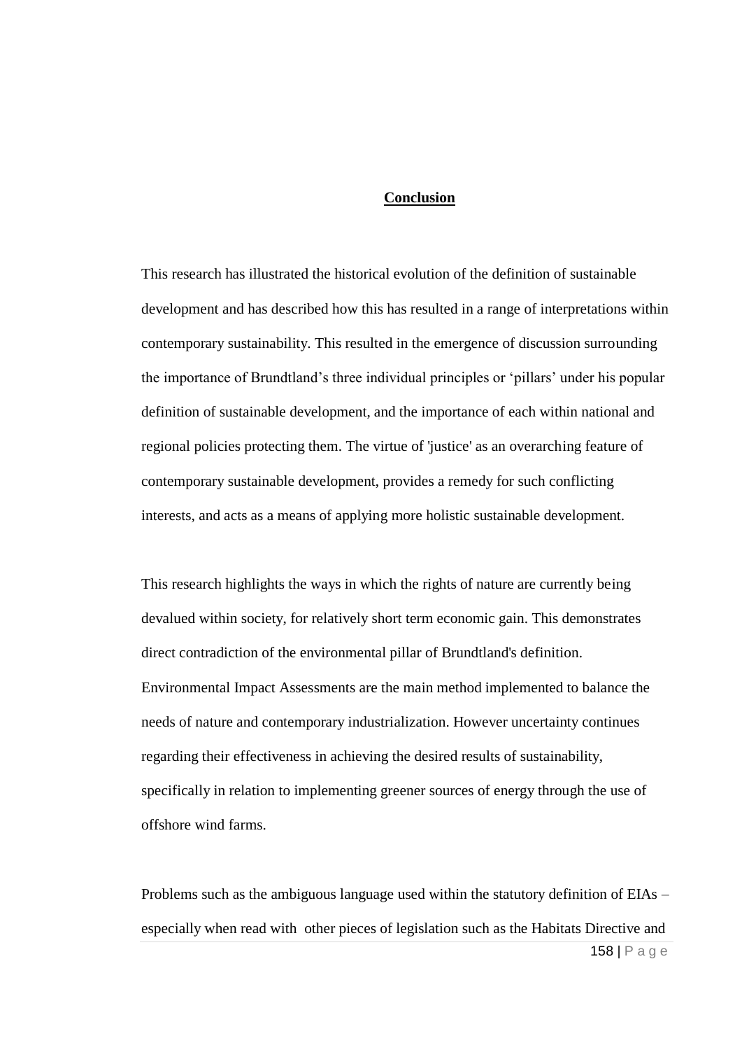# Conclusion

This research has illustrated the historical evolution of the definition of sustainable development and has described how this has resulted in a range of interpretations within contemporary sustainability. This resulted in the emergence of discussion surrounding the importance of Brundtland's three individual principles or 'pillars' under his popular definition of sustainable development, and the importance of each within national and regional policies protecting them. The virtue of 'justice' as an overarching feature of contemporary sustainable development, provides a remedy for such conflicting interests, and acts as a means of applying more holistic sustainable development.

This research highlights the ways in which the rights of nature are currently being devalued within society, for relatively short term economic gain. This demonstrates direct contradiction of the environmental pillar of Brundtland's definition. Environmental Impact Assessments are the main method implemented to balance the needs of nature and contemporary industrialization. However uncertainty continues regarding their effectiveness in achieving the desired results of sustainability, specifically in relation to implementing greener sources of energy through the use of offshore wind farms.

Problems such as the ambiguous language used within the statutory definition of EIAs – especially when read with other pieces of legislation such as the Habitats Directive and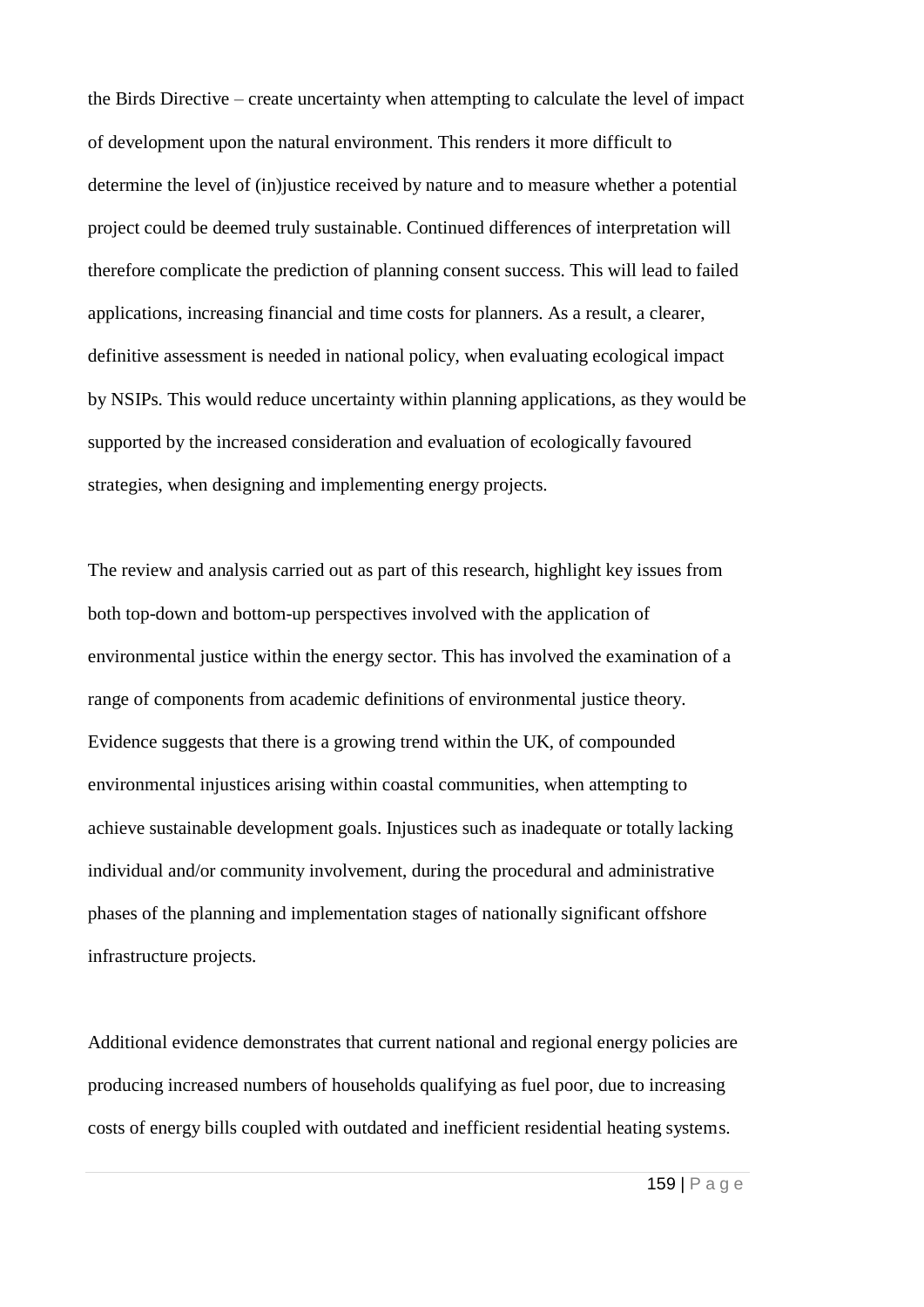the Birds Directive – create uncertainty when attempting to calculate the level of impact of development upon the natural environment. This renders it more difficult to determine the level of (in)justice received by nature and to measure whether a potential project could be deemed truly sustainable. Continued differences of interpretation will therefore complicate the prediction of planning consent success. This will lead to failed applications, increasing financial and time costs for planners. As a result, a clearer, definitive assessment is needed in national policy, when evaluating ecological impact by NSIPs. This would reduce uncertainty within planning applications, as they would be supported by the increased consideration and evaluation of ecologically favoured strategies, when designing and implementing energy projects.

The review and analysis carried out as part of this research, highlight key issues from both top-down and bottom-up perspectives involved with the application of environmental justice within the energy sector. This has involved the examination of a range of components from academic definitions of environmental justice theory. Evidence suggests that there is a growing trend within the UK, of compounded environmental injustices arising within coastal communities, when attempting to achieve sustainable development goals. Injustices such as inadequate or totally lacking individual and/or community involvement, during the procedural and administrative phases of the planning and implementation stages of nationally significant offshore infrastructure projects.

Additional evidence demonstrates that current national and regional energy policies are producing increased numbers of households qualifying as fuel poor, due to increasing costs of energy bills coupled with outdated and inefficient residential heating systems.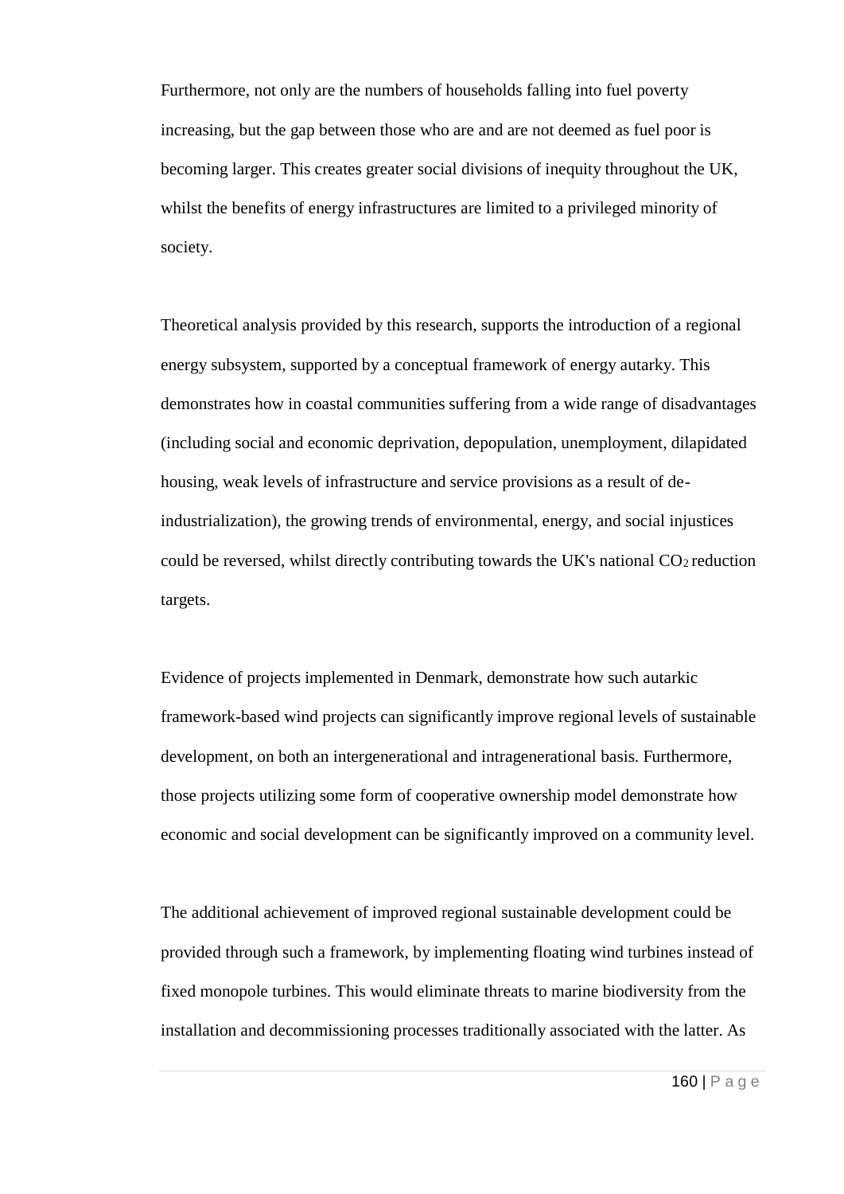Furthermore, not only are the numbers of households falling into fuel poverty increasing, but the gap between those who are and are not deemed as fuel poor is becoming larger. This creates greater social divisions of inequity throughout the UK, whilst the benefits of energy infrastructures are limited to a privileged minority of society.

Theoretical analysis provided by this research, supports the introduction of a regional energy subsystem, supported by a conceptual framework of energy autarky. This demonstrates how in coastal communities suffering from a wide range of disadvantages (including social and economic deprivation, depopulation, unemployment, dilapidated housing, weak levels of infrastructure and service provisions as a result of de-industrialization), the growing trends of environmental, energy, and social injustices could be reversed, whilst directly contributing towards the UK's national $CO_2$ reduction targets.

Evidence of projects implemented in Denmark, demonstrate how such autarkic framework-based wind projects can significantly improve regional levels of sustainable development, on both an intergenerational and intragenerational basis. Furthermore, those projects utilizing some form of cooperative ownership model demonstrate how economic and social development can be significantly improved on a community level.

The additional achievement of improved regional sustainable development could be provided through such a framework, by implementing floating wind turbines instead of fixed monopole turbines. This would eliminate threats to marine biodiversity from the installation and decommissioning processes traditionally associated with the latter. As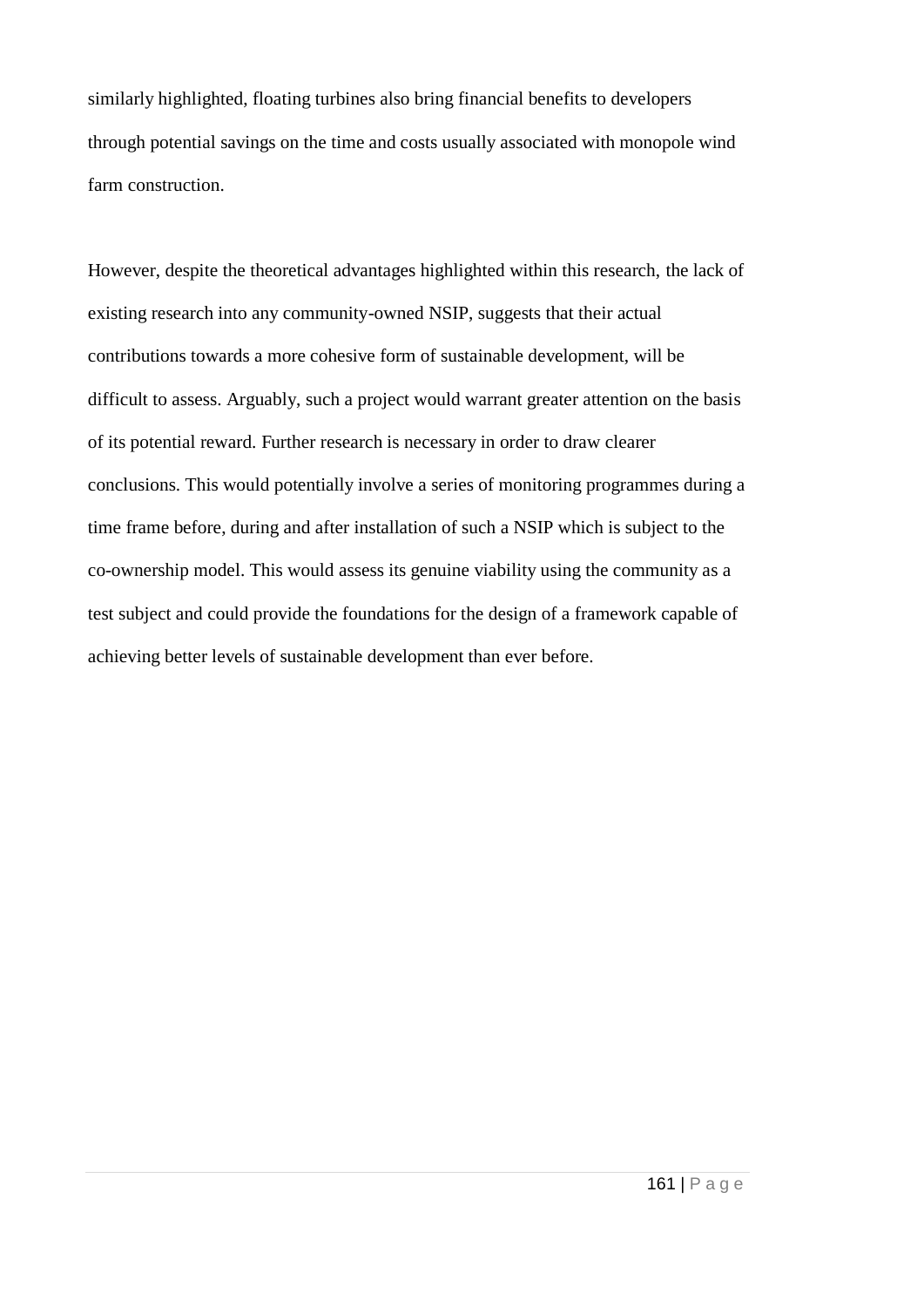similarly highlighted, floating turbines also bring financial benefits to developers through potential savings on the time and costs usually associated with monopole wind farm construction.

However, despite the theoretical advantages highlighted within this research, the lack of existing research into any community-owned NSIP, suggests that their actual contributions towards a more cohesive form of sustainable development, will be difficult to assess. Arguably, such a project would warrant greater attention on the basis of its potential reward. Further research is necessary in order to draw clearer conclusions. This would potentially involve a series of monitoring programmes during a time frame before, during and after installation of such a NSIP which is subject to the co-ownership model. This would assess its genuine viability using the community as a test subject and could provide the foundations for the design of a framework capable of achieving better levels of sustainable development than ever before.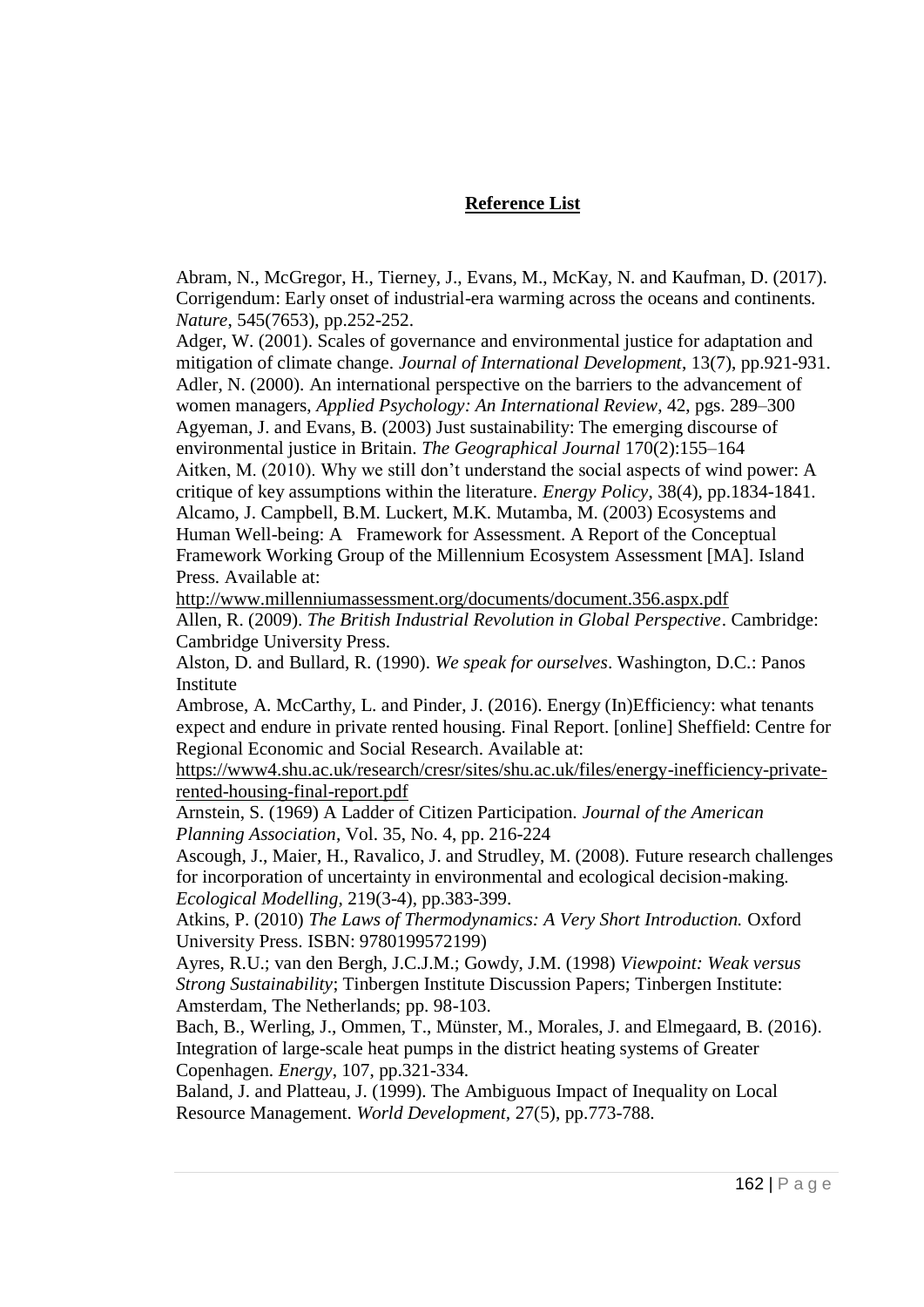## Reference List

Abram, N., McGregor, H., Tierney, J., Evans, M., McKay, N. and Kaufman, D. (2017). Corrigendum: Early onset of industrial-era warming across the oceans and continents. *Nature*, 545(7653), pp.252-252.

Adger, W. (2001). Scales of governance and environmental justice for adaptation and mitigation of climate change. *Journal of International Development*, 13(7), pp.921-931.

Adler, N. (2000). An international perspective on the barriers to the advancement of women managers, *Applied Psychology: An International Review*, 42, pgs. 289–300

Agyeman, J. and Evans, B. (2003) Just sustainability: The emerging discourse of environmental justice in Britain. *The Geographical Journal* 170(2):155–164

Aitken, M. (2010). Why we still don't understand the social aspects of wind power: A critique of key assumptions within the literature. *Energy Policy*, 38(4), pp.1834-1841.

Alcamo, J. Campbell, B.M. Luckert, M.K. Mutamba, M. (2003) Ecosystems and Human Well-being: A Framework for Assessment. A Report of the Conceptual Framework Working Group of the Millennium Ecosystem Assessment [MA]. Island Press. Available at: http://www.millenniumassessment.org/documents/document.356.aspx.pdf

Allen, R. (2009). *The British Industrial Revolution in Global Perspective*. Cambridge: Cambridge University Press.

Alston, D. and Bullard, R. (1990). *We speak for ourselves*. Washington, D.C.: Panos Institute

Ambrose, A. McCarthy, L. and Pinder, J. (2016). Energy (In)Efficiency: what tenants expect and endure in private rented housing. Final Report. [online] Sheffield: Centre for Regional Economic and Social Research. Available at: https://www4.shu.ac.uk/research/cresr/sites/shu.ac.uk/files/energy-inefficiency-private-rented-housing-final-report.pdf

Arnstein, S. (1969) A Ladder of Citizen Participation. *Journal of the American Planning Association*, Vol. 35, No. 4, pp. 216-224

Ascough, J., Maier, H., Ravalico, J. and Strudley, M. (2008). Future research challenges for incorporation of uncertainty in environmental and ecological decision-making. *Ecological Modelling*, 219(3-4), pp.383-399.

Atkins, P. (2010) *The Laws of Thermodynamics: A Very Short Introduction.* Oxford University Press. ISBN: 9780199572199)

Ayres, R.U.; van den Bergh, J.C.J.M.; Gowdy, J.M. (1998) *Viewpoint: Weak versus Strong Sustainability*; Tinbergen Institute Discussion Papers; Tinbergen Institute: Amsterdam, The Netherlands; pp. 98-103.

Bach, B., Werling, J., Ommen, T., Münster, M., Morales, J. and Elmegaard, B. (2016). Integration of large-scale heat pumps in the district heating systems of Greater Copenhagen. *Energy*, 107, pp.321-334.

Baland, J. and Platteau, J. (1999). The Ambiguous Impact of Inequality on Local Resource Management. *World Development*, 27(5), pp.773-788.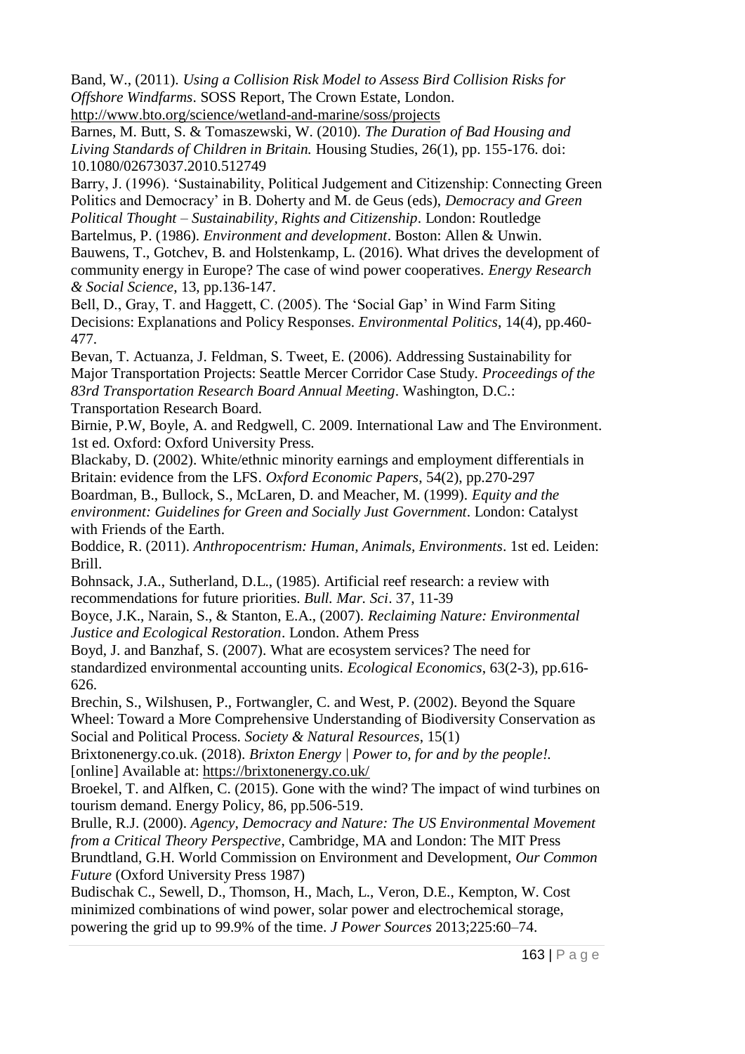Band, W., (2011). *Using a Collision Risk Model to Assess Bird Collision Risks for Offshore Windfarms*. SOSS Report, The Crown Estate, London. http://www.bto.org/science/wetland-and-marine/soss/projects

Barnes, M. Butt, S. & Tomaszewski, W. (2010). *The Duration of Bad Housing and Living Standards of Children in Britain.* Housing Studies, 26(1), pp. 155-176. doi: 10.1080/02673037.2010.512749

Barry, J. (1996). 'Sustainability, Political Judgement and Citizenship: Connecting Green Politics and Democracy' in B. Doherty and M. de Geus (eds), *Democracy and Green Political Thought – Sustainability, Rights and Citizenship*. London: Routledge

Bartelmus, P. (1986). *Environment and development*. Boston: Allen & Unwin.

Bauwens, T., Gotchev, B. and Holstenkamp, L. (2016). What drives the development of community energy in Europe? The case of wind power cooperatives. *Energy Research & Social Science*, 13, pp.136-147.

Bell, D., Gray, T. and Haggett, C. (2005). The 'Social Gap' in Wind Farm Siting Decisions: Explanations and Policy Responses. *Environmental Politics*, 14(4), pp.460-477.

Bevan, T. Actuanza, J. Feldman, S. Tweet, E. (2006). Addressing Sustainability for Major Transportation Projects: Seattle Mercer Corridor Case Study. *Proceedings of the 83rd Transportation Research Board Annual Meeting*. Washington, D.C.: Transportation Research Board.

Birnie, P.W, Boyle, A. and Redgwell, C. 2009. International Law and The Environment. 1st ed. Oxford: Oxford University Press.

Blackaby, D. (2002). White/ethnic minority earnings and employment differentials in Britain: evidence from the LFS. *Oxford Economic Papers*, 54(2), pp.270-297

Boardman, B., Bullock, S., McLaren, D. and Meacher, M. (1999). *Equity and the environment: Guidelines for Green and Socially Just Government*. London: Catalyst with Friends of the Earth.

Boddice, R. (2011). *Anthropocentrism: Human, Animals, Environments*. 1st ed. Leiden: Brill.

Bohnsack, J.A., Sutherland, D.L., (1985). Artificial reef research: a review with recommendations for future priorities. *Bull. Mar. Sci*. 37, 11-39

Boyce, J.K., Narain, S., & Stanton, E.A., (2007). *Reclaiming Nature: Environmental Justice and Ecological Restoration*. London. Athem Press

Boyd, J. and Banzhaf, S. (2007). What are ecosystem services? The need for standardized environmental accounting units. *Ecological Economics*, 63(2-3), pp.616-626.

Brechin, S., Wilshusen, P., Fortwangler, C. and West, P. (2002). Beyond the Square Wheel: Toward a More Comprehensive Understanding of Biodiversity Conservation as Social and Political Process. *Society & Natural Resources*, 15(1)

Brixtonenergy.co.uk. (2018). *Brixton Energy | Power to, for and by the people!.* [online] Available at: https://brixtonenergy.co.uk/

Broekel, T. and Alfken, C. (2015). Gone with the wind? The impact of wind turbines on tourism demand. Energy Policy, 86, pp.506-519.

Brulle, R.J. (2000). *Agency, Democracy and Nature: The US Environmental Movement from a Critical Theory Perspective*, Cambridge, MA and London: The MIT Press

Brundtland, G.H. World Commission on Environment and Development, *Our Common Future* (Oxford University Press 1987)

Budischak C., Sewell, D., Thomson, H., Mach, L., Veron, D.E., Kempton, W. Cost minimized combinations of wind power, solar power and electrochemical storage, powering the grid up to 99.9% of the time. *J Power Sources* 2013;225:60–74.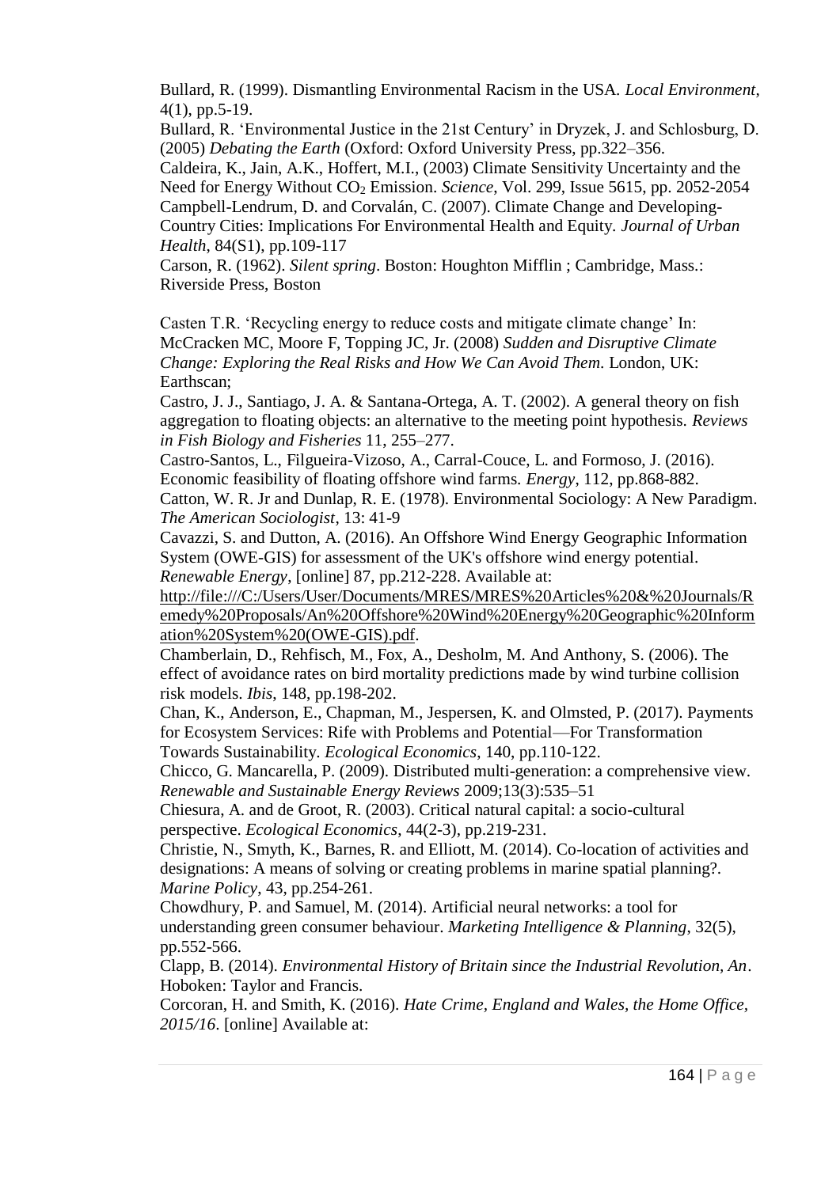Bullard, R. (1999). Dismantling Environmental Racism in the USA. *Local Environment*, 4(1), pp.5-19.

Bullard, R. 'Environmental Justice in the 21st Century' in Dryzek, J. and Schlosburg, D. (2005) *Debating the Earth* (Oxford: Oxford University Press, pp.322–356.

Caldeira, K., Jain, A.K., Hoffert, M.I., (2003) Climate Sensitivity Uncertainty and the Need for Energy Without $CO_2$ Emission. *Science*, Vol. 299, Issue 5615, pp. 2052-2054

Campbell-Lendrum, D. and Corvalán, C. (2007). Climate Change and Developing-Country Cities: Implications For Environmental Health and Equity. *Journal of Urban Health*, 84(S1), pp.109-117

Carson, R. (1962). *Silent spring*. Boston: Houghton Mifflin ; Cambridge, Mass.: Riverside Press, Boston

Casten T.R. 'Recycling energy to reduce costs and mitigate climate change' In: McCracken MC, Moore F, Topping JC, Jr. (2008) *Sudden and Disruptive Climate Change: Exploring the Real Risks and How We Can Avoid Them*. London, UK: Earthscan;

Castro, J. J., Santiago, J. A. & Santana-Ortega, A. T. (2002). A general theory on fish aggregation to floating objects: an alternative to the meeting point hypothesis. *Reviews in Fish Biology and Fisheries* 11, 255–277.

Castro-Santos, L., Filgueira-Vizoso, A., Carral-Couce, L. and Formoso, J. (2016). Economic feasibility of floating offshore wind farms. *Energy*, 112, pp.868-882.

Catton, W. R. Jr and Dunlap, R. E. (1978). Environmental Sociology: A New Paradigm. *The American Sociologist*, 13: 41-9

Cavazzi, S. and Dutton, A. (2016). An Offshore Wind Energy Geographic Information System (OWE-GIS) for assessment of the UK's offshore wind energy potential. *Renewable Energy*, [online] 87, pp.212-228. Available at: http://file:///C:/Users/User/Documents/MRES/MRES%20Articles%20&%20Journals/Remedy%20Proposals/An%20Offshore%20Wind%20Energy%20Geographic%20Information%20System%20(OWE-GIS).pdf.

Chamberlain, D., Rehfisch, M., Fox, A., Desholm, M. And Anthony, S. (2006). The effect of avoidance rates on bird mortality predictions made by wind turbine collision risk models. *Ibis*, 148, pp.198-202.

Chan, K., Anderson, E., Chapman, M., Jespersen, K. and Olmsted, P. (2017). Payments for Ecosystem Services: Rife with Problems and Potential—For Transformation Towards Sustainability. *Ecological Economics*, 140, pp.110-122.

Chicco, G. Mancarella, P. (2009). Distributed multi-generation: a comprehensive view. *Renewable and Sustainable Energy Reviews* 2009;13(3):535–51

Chiesura, A. and de Groot, R. (2003). Critical natural capital: a socio-cultural perspective. *Ecological Economics*, 44(2-3), pp.219-231.

Christie, N., Smyth, K., Barnes, R. and Elliott, M. (2014). Co-location of activities and designations: A means of solving or creating problems in marine spatial planning?. *Marine Policy*, 43, pp.254-261.

Chowdhury, P. and Samuel, M. (2014). Artificial neural networks: a tool for understanding green consumer behaviour. *Marketing Intelligence & Planning*, 32(5), pp.552-566.

Clapp, B. (2014). *Environmental History of Britain since the Industrial Revolution, An*. Hoboken: Taylor and Francis.

Corcoran, H. and Smith, K. (2016). *Hate Crime, England and Wales, the Home Office, 2015/16*. [online] Available at: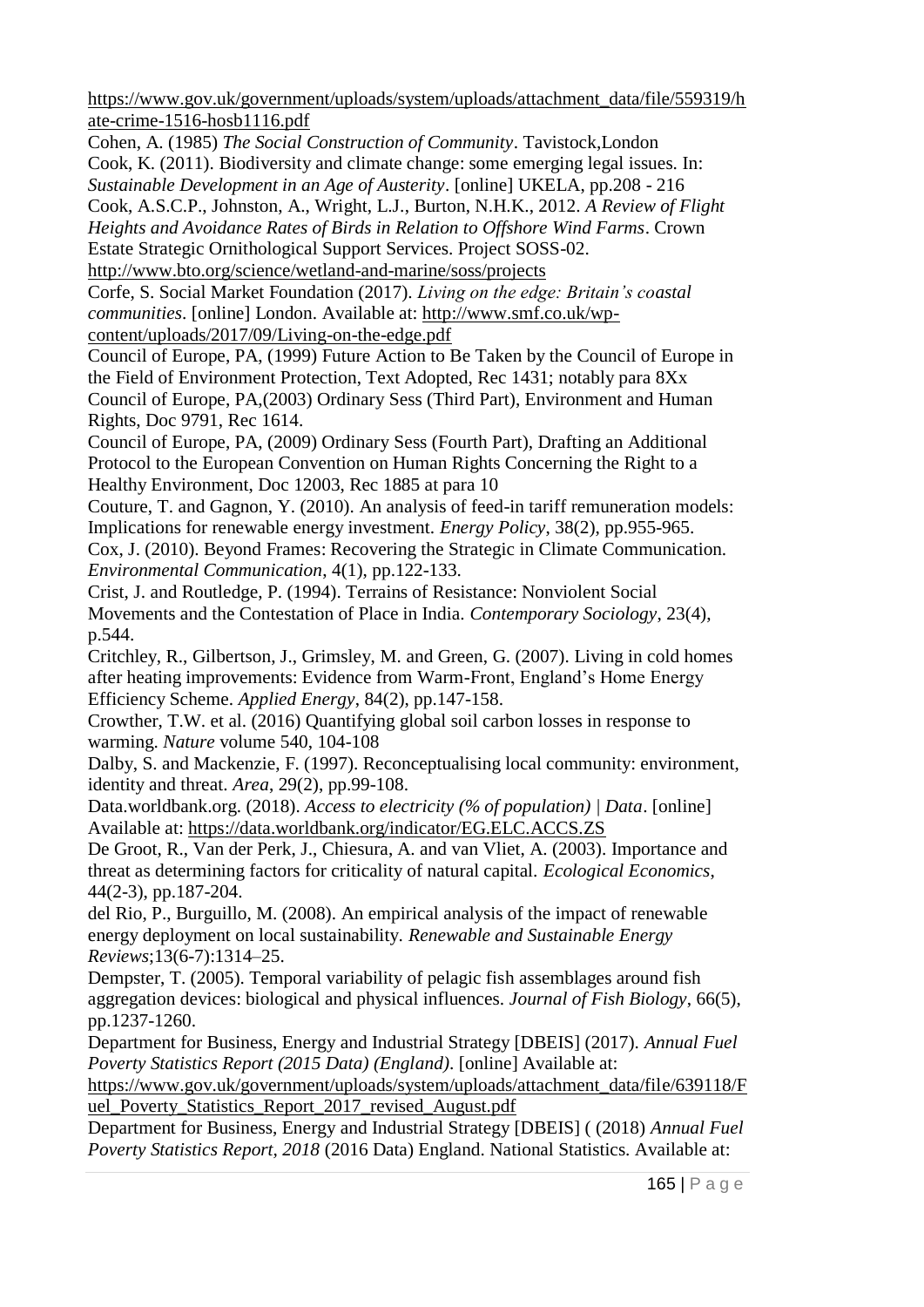https://www.gov.uk/government/uploads/system/uploads/attachment_data/file/559319/hate-crime-1516-hosb1116.pdf

Cohen, A. (1985) *The Social Construction of Community*. Tavistock,London

Cook, K. (2011). Biodiversity and climate change: some emerging legal issues. In: *Sustainable Development in an Age of Austerity*. [online] UKELA, pp.208 - 216

Cook, A.S.C.P., Johnston, A., Wright, L.J., Burton, N.H.K., 2012. *A Review of Flight Heights and Avoidance Rates of Birds in Relation to Offshore Wind Farms*. Crown Estate Strategic Ornithological Support Services. Project SOSS-02. http://www.bto.org/science/wetland-and-marine/soss/projects

Corfe, S. Social Market Foundation (2017). *Living on the edge: Britain's coastal communities*. [online] London. Available at: http://www.smf.co.uk/wp-content/uploads/2017/09/Living-on-the-edge.pdf

Council of Europe, PA, (1999) Future Action to Be Taken by the Council of Europe in the Field of Environment Protection, Text Adopted, Rec 1431; notably para 8Xx

Council of Europe, PA,(2003) Ordinary Sess (Third Part), Environment and Human Rights, Doc 9791, Rec 1614.

Council of Europe, PA, (2009) Ordinary Sess (Fourth Part), Drafting an Additional Protocol to the European Convention on Human Rights Concerning the Right to a Healthy Environment, Doc 12003, Rec 1885 at para 10

Couture, T. and Gagnon, Y. (2010). An analysis of feed-in tariff remuneration models: Implications for renewable energy investment. *Energy Policy*, 38(2), pp.955-965.

Cox, J. (2010). Beyond Frames: Recovering the Strategic in Climate Communication. *Environmental Communication*, 4(1), pp.122-133.

Crist, J. and Routledge, P. (1994). Terrains of Resistance: Nonviolent Social Movements and the Contestation of Place in India. *Contemporary Sociology*, 23(4), p.544.

Critchley, R., Gilbertson, J., Grimsley, M. and Green, G. (2007). Living in cold homes after heating improvements: Evidence from Warm-Front, England's Home Energy Efficiency Scheme. *Applied Energy*, 84(2), pp.147-158.

Crowther, T.W. et al. (2016) Quantifying global soil carbon losses in response to warming. *Nature* volume 540, 104-108

Dalby, S. and Mackenzie, F. (1997). Reconceptualising local community: environment, identity and threat. *Area*, 29(2), pp.99-108.

Data.worldbank.org. (2018). *Access to electricity (% of population) | Data*. [online] Available at: https://data.worldbank.org/indicator/EG.ELC.ACCS.ZS

De Groot, R., Van der Perk, J., Chiesura, A. and van Vliet, A. (2003). Importance and threat as determining factors for criticality of natural capital. *Ecological Economics*, 44(2-3), pp.187-204.

del Rio, P., Burguillo, M. (2008). An empirical analysis of the impact of renewable energy deployment on local sustainability. *Renewable and Sustainable Energy Reviews*;13(6-7):1314–25.

Dempster, T. (2005). Temporal variability of pelagic fish assemblages around fish aggregation devices: biological and physical influences. *Journal of Fish Biology*, 66(5), pp.1237-1260.

Department for Business, Energy and Industrial Strategy [DBEIS] (2017). *Annual Fuel Poverty Statistics Report (2015 Data) (England)*. [online] Available at: https://www.gov.uk/government/uploads/system/uploads/attachment_data/file/639118/Fuel_Poverty_Statistics_Report_2017_revised_August.pdf

Department for Business, Energy and Industrial Strategy [DBEIS] ( (2018) *Annual Fuel Poverty Statistics Report, 2018* (2016 Data) England. National Statistics. Available at: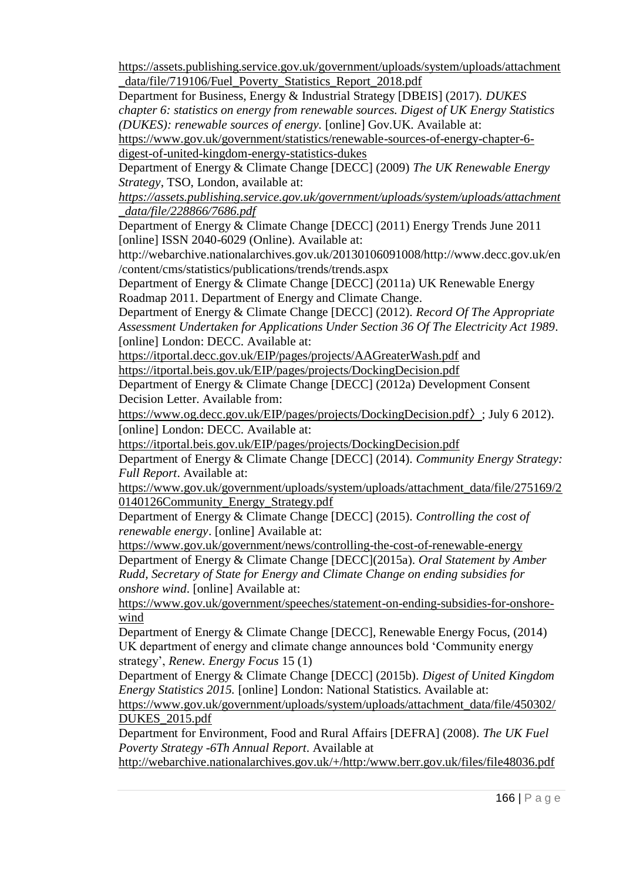https://assets.publishing.service.gov.uk/government/uploads/system/uploads/attachment_data/file/719106/Fuel_Poverty_Statistics_Report_2018.pdf

Department for Business, Energy & Industrial Strategy [DBEIS] (2017). *DUKES chapter 6: statistics on energy from renewable sources. Digest of UK Energy Statistics (DUKES): renewable sources of energy.* [online] Gov.UK. Available at: https://www.gov.uk/government/statistics/renewable-sources-of-energy-chapter-6-digest-of-united-kingdom-energy-statistics-dukes

Department of Energy & Climate Change [DECC] (2009) *The UK Renewable Energy Strategy*, TSO, London, available at: *https://assets.publishing.service.gov.uk/government/uploads/system/uploads/attachment_data/file/228866/7686.pdf*

Department of Energy & Climate Change [DECC] (2011) Energy Trends June 2011 [online] ISSN 2040-6029 (Online). Available at: http://webarchive.nationalarchives.gov.uk/20130106091008/http://www.decc.gov.uk/en/content/cms/statistics/publications/trends/trends.aspx

Department of Energy & Climate Change [DECC] (2011a) UK Renewable Energy Roadmap 2011. Department of Energy and Climate Change.

Department of Energy & Climate Change [DECC] (2012). *Record Of The Appropriate Assessment Undertaken for Applications Under Section 36 Of The Electricity Act 1989*. [online] London: DECC. Available at: https://itportal.decc.gov.uk/EIP/pages/projects/AAGreaterWash.pdf and https://itportal.beis.gov.uk/EIP/pages/projects/DockingDecision.pdf

Department of Energy & Climate Change [DECC] (2012a) Development Consent Decision Letter. Available from: https://www.og.decc.gov.uk/EIP/pages/projects/DockingDecision.pdf〉; July 6 2012). [online] London: DECC. Available at: https://itportal.beis.gov.uk/EIP/pages/projects/DockingDecision.pdf

Department of Energy & Climate Change [DECC] (2014). *Community Energy Strategy: Full Report*. Available at: https://www.gov.uk/government/uploads/system/uploads/attachment_data/file/275169/20140126Community_Energy_Strategy.pdf

Department of Energy & Climate Change [DECC] (2015). *Controlling the cost of renewable energy*. [online] Available at: https://www.gov.uk/government/news/controlling-the-cost-of-renewable-energy

Department of Energy & Climate Change [DECC](2015a). *Oral Statement by Amber Rudd, Secretary of State for Energy and Climate Change on ending subsidies for onshore wind*. [online] Available at: https://www.gov.uk/government/speeches/statement-on-ending-subsidies-for-onshore-wind

Department of Energy & Climate Change [DECC], Renewable Energy Focus, (2014) UK department of energy and climate change announces bold 'Community energy strategy', *Renew. Energy Focus* 15 (1)

Department of Energy & Climate Change [DECC] (2015b). *Digest of United Kingdom Energy Statistics 2015.* [online] London: National Statistics. Available at: https://www.gov.uk/government/uploads/system/uploads/attachment_data/file/450302/DUKES_2015.pdf

Department for Environment, Food and Rural Affairs [DEFRA] (2008). *The UK Fuel Poverty Strategy -6Th Annual Report*. Available at http://webarchive.nationalarchives.gov.uk/+/http:/www.berr.gov.uk/files/file48036.pdf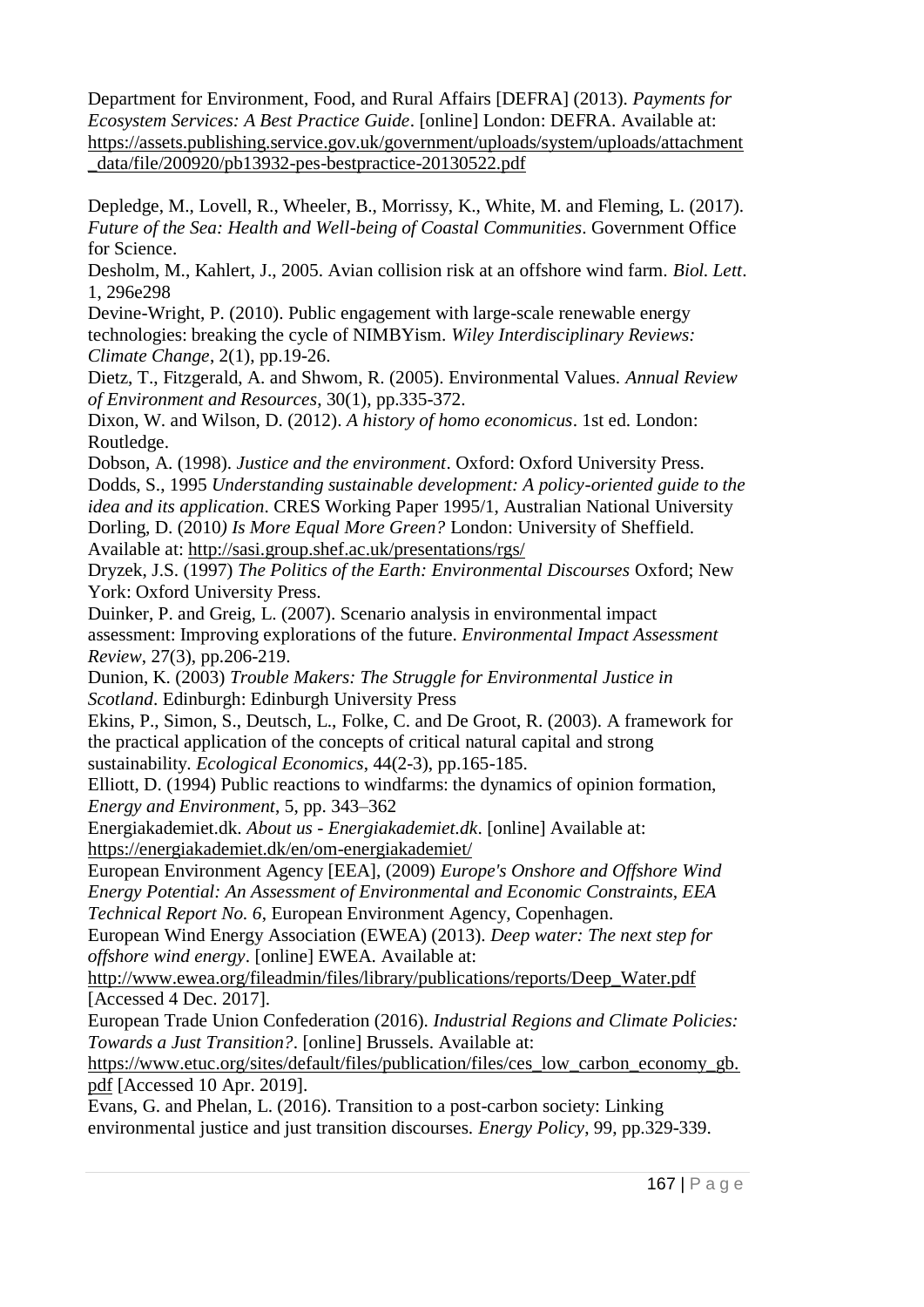Department for Environment, Food, and Rural Affairs [DEFRA] (2013). *Payments for Ecosystem Services: A Best Practice Guide*. [online] London: DEFRA. Available at: https://assets.publishing.service.gov.uk/government/uploads/system/uploads/attachment_data/file/200920/pb13932-pes-bestpractice-20130522.pdf

Depledge, M., Lovell, R., Wheeler, B., Morrissy, K., White, M. and Fleming, L. (2017). *Future of the Sea: Health and Well-being of Coastal Communities*. Government Office for Science.

Desholm, M., Kahlert, J., 2005. Avian collision risk at an offshore wind farm. *Biol. Lett*. 1, 296e298

Devine-Wright, P. (2010). Public engagement with large-scale renewable energy technologies: breaking the cycle of NIMBYism. *Wiley Interdisciplinary Reviews: Climate Change*, 2(1), pp.19-26.

Dietz, T., Fitzgerald, A. and Shwom, R. (2005). Environmental Values. *Annual Review of Environment and Resources*, 30(1), pp.335-372.

Dixon, W. and Wilson, D. (2012). *A history of homo economicus*. 1st ed. London: Routledge.

Dobson, A. (1998). *Justice and the environment*. Oxford: Oxford University Press.

Dodds, S., 1995 *Understanding sustainable development: A policy-oriented guide to the idea and its application*. CRES Working Paper 1995/1, Australian National University

Dorling, D. (2010*) Is More Equal More Green?* London: University of Sheffield. Available at: http://sasi.group.shef.ac.uk/presentations/rgs/

Dryzek, J.S. (1997) *The Politics of the Earth: Environmental Discourses* Oxford; New York: Oxford University Press.

Duinker, P. and Greig, L. (2007). Scenario analysis in environmental impact assessment: Improving explorations of the future. *Environmental Impact Assessment Review*, 27(3), pp.206-219.

Dunion, K. (2003) *Trouble Makers: The Struggle for Environmental Justice in Scotland*. Edinburgh: Edinburgh University Press

Ekins, P., Simon, S., Deutsch, L., Folke, C. and De Groot, R. (2003). A framework for the practical application of the concepts of critical natural capital and strong sustainability. *Ecological Economics*, 44(2-3), pp.165-185.

Elliott, D. (1994) Public reactions to windfarms: the dynamics of opinion formation, *Energy and Environment*, 5, pp. 343–362

Energiakademiet.dk. *About us - Energiakademiet.dk*. [online] Available at: https://energiakademiet.dk/en/om-energiakademiet/

European Environment Agency [EEA], (2009) *Europe's Onshore and Offshore Wind Energy Potential: An Assessment of Environmental and Economic Constraints*, *EEA Technical Report No. 6*, European Environment Agency, Copenhagen.

European Wind Energy Association (EWEA) (2013). *Deep water: The next step for offshore wind energy*. [online] EWEA. Available at: http://www.ewea.org/fileadmin/files/library/publications/reports/Deep_Water.pdf [Accessed 4 Dec. 2017].

European Trade Union Confederation (2016). *Industrial Regions and Climate Policies: Towards a Just Transition?*. [online] Brussels. Available at: https://www.etuc.org/sites/default/files/publication/files/ces_low_carbon_economy_gb.pdf [Accessed 10 Apr. 2019].

Evans, G. and Phelan, L. (2016). Transition to a post-carbon society: Linking environmental justice and just transition discourses. *Energy Policy*, 99, pp.329-339.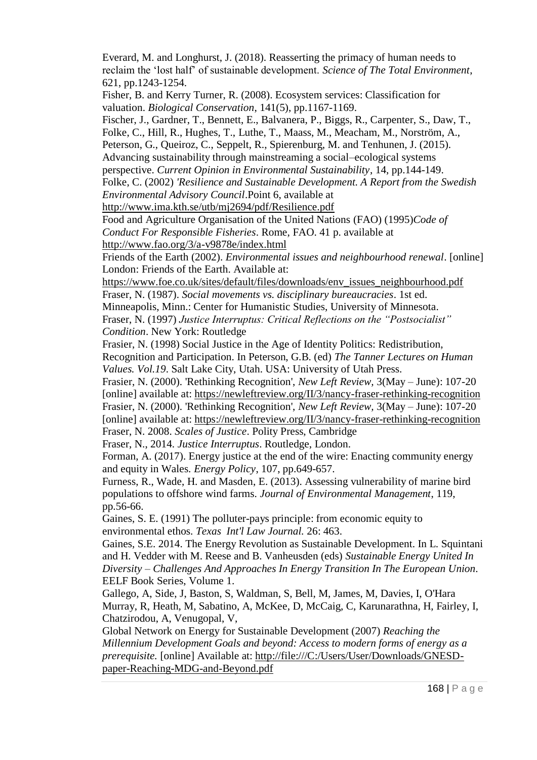Everard, M. and Longhurst, J. (2018). Reasserting the primacy of human needs to reclaim the 'lost half' of sustainable development. *Science of The Total Environment*, 621, pp.1243-1254.

Fisher, B. and Kerry Turner, R. (2008). Ecosystem services: Classification for valuation. *Biological Conservation*, 141(5), pp.1167-1169.

Fischer, J., Gardner, T., Bennett, E., Balvanera, P., Biggs, R., Carpenter, S., Daw, T., Folke, C., Hill, R., Hughes, T., Luthe, T., Maass, M., Meacham, M., Norström, A., Peterson, G., Queiroz, C., Seppelt, R., Spierenburg, M. and Tenhunen, J. (2015). Advancing sustainability through mainstreaming a social–ecological systems perspective. *Current Opinion in Environmental Sustainability*, 14, pp.144-149.

Folke, C. (2002) *'Resilience and Sustainable Development. A Report from the Swedish Environmental Advisory Council*.Point 6, available at http://www.ima.kth.se/utb/mj2694/pdf/Resilience.pdf

Food and Agriculture Organisation of the United Nations (FAO) (1995)*Code of Conduct For Responsible Fisheries*. Rome, FAO. 41 p. available at http://www.fao.org/3/a-v9878e/index.html

Friends of the Earth (2002). *Environmental issues and neighbourhood renewal*. [online] London: Friends of the Earth. Available at: https://www.foe.co.uk/sites/default/files/downloads/env_issues_neighbourhood.pdf

Fraser, N. (1987). *Social movements vs. disciplinary bureaucracies*. 1st ed. Minneapolis, Minn.: Center for Humanistic Studies, University of Minnesota.

Fraser, N. (1997) *Justice Interruptus: Critical Reflections on the "Postsocialist" Condition*. New York: Routledge

Frasier, N. (1998) Social Justice in the Age of Identity Politics: Redistribution, Recognition and Participation. In Peterson, G.B. (ed) *The Tanner Lectures on Human Values. Vol.19*. Salt Lake City, Utah. USA: University of Utah Press.

Frasier, N. (2000). 'Rethinking Recognition', *New Left Review*, 3(May – June): 107-20 [online] available at: https://newleftreview.org/II/3/nancy-fraser-rethinking-recognition

Frasier, N. (2000). 'Rethinking Recognition', *New Left Review*, 3(May – June): 107-20 [online] available at: https://newleftreview.org/II/3/nancy-fraser-rethinking-recognition

Fraser, N. 2008. *Scales of Justice*. Polity Press, Cambridge

Fraser, N., 2014. *Justice Interruptus*. Routledge, London.

Forman, A. (2017). Energy justice at the end of the wire: Enacting community energy and equity in Wales. *Energy Policy*, 107, pp.649-657.

Furness, R., Wade, H. and Masden, E. (2013). Assessing vulnerability of marine bird populations to offshore wind farms. *Journal of Environmental Management*, 119, pp.56-66.

Gaines, S. E. (1991) The polluter-pays principle: from economic equity to environmental ethos. *Texas Int'l Law Journal*. 26: 463.

Gaines, S.E. 2014. The Energy Revolution as Sustainable Development. In L. Squintani and H. Vedder with M. Reese and B. Vanheusden (eds) *Sustainable Energy United In Diversity – Challenges And Approaches In Energy Transition In The European Union*. EELF Book Series, Volume 1.

Gallego, A, Side, J, Baston, S, Waldman, S, Bell, M, James, M, Davies, I, O'Hara Murray, R, Heath, M, Sabatino, A, McKee, D, McCaig, C, Karunarathna, H, Fairley, I, Chatzirodou, A, Venugopal, V,

Global Network on Energy for Sustainable Development (2007) *Reaching the Millennium Development Goals and beyond: Access to modern forms of energy as a prerequisite.* [online] Available at: http://file:///C:/Users/User/Downloads/GNESD-paper-Reaching-MDG-and-Beyond.pdf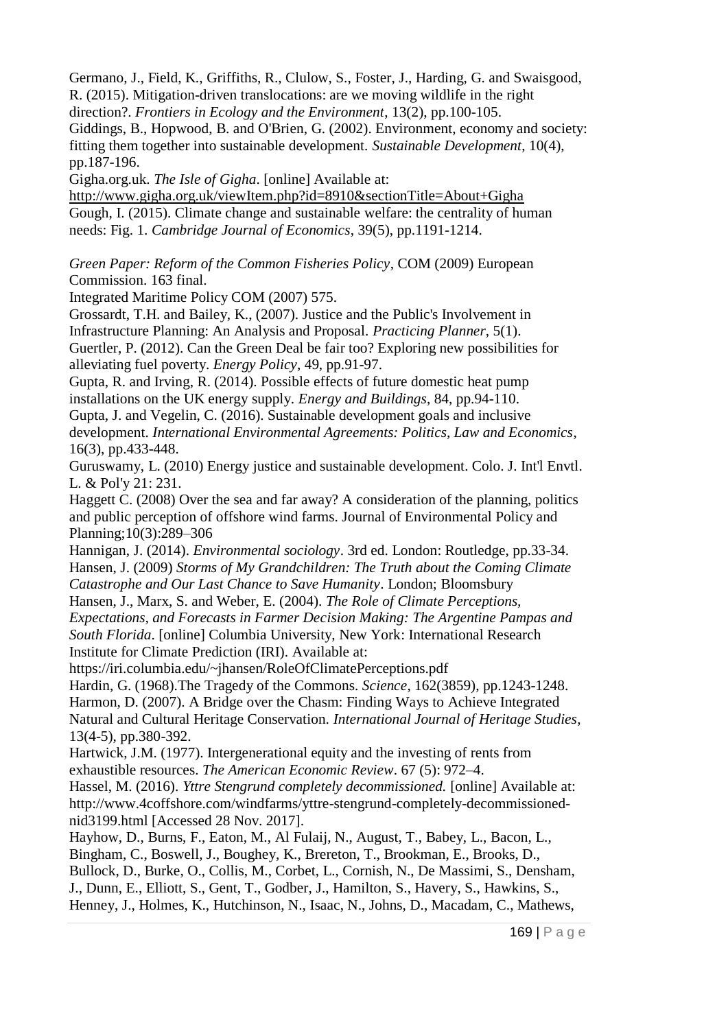Germano, J., Field, K., Griffiths, R., Clulow, S., Foster, J., Harding, G. and Swaisgood, R. (2015). Mitigation-driven translocations: are we moving wildlife in the right direction?. *Frontiers in Ecology and the Environment*, 13(2), pp.100-105.

Giddings, B., Hopwood, B. and O'Brien, G. (2002). Environment, economy and society: fitting them together into sustainable development. *Sustainable Development*, 10(4), pp.187-196.

Gigha.org.uk. *The Isle of Gigha*. [online] Available at: http://www.gigha.org.uk/viewItem.php?id=8910&sectionTitle=About+Gigha

Gough, I. (2015). Climate change and sustainable welfare: the centrality of human needs: Fig. 1. *Cambridge Journal of Economics*, 39(5), pp.1191-1214.

*Green Paper: Reform of the Common Fisheries Policy*, COM (2009) European Commission. 163 final.

Integrated Maritime Policy COM (2007) 575.

Grossardt, T.H. and Bailey, K., (2007). Justice and the Public's Involvement in Infrastructure Planning: An Analysis and Proposal. *Practicing Planner*, 5(1).

Guertler, P. (2012). Can the Green Deal be fair too? Exploring new possibilities for alleviating fuel poverty. *Energy Policy*, 49, pp.91-97.

Gupta, R. and Irving, R. (2014). Possible effects of future domestic heat pump installations on the UK energy supply. *Energy and Buildings*, 84, pp.94-110.

Gupta, J. and Vegelin, C. (2016). Sustainable development goals and inclusive development. *International Environmental Agreements: Politics, Law and Economics*, 16(3), pp.433-448.

Guruswamy, L. (2010) Energy justice and sustainable development. Colo. J. Int'l Envtl. L. & Pol'y 21: 231.

Haggett C. (2008) Over the sea and far away? A consideration of the planning, politics and public perception of offshore wind farms. Journal of Environmental Policy and Planning;10(3):289–306

Hannigan, J. (2014). *Environmental sociology*. 3rd ed. London: Routledge, pp.33-34.

Hansen, J. (2009) *Storms of My Grandchildren: The Truth about the Coming Climate Catastrophe and Our Last Chance to Save Humanity*. London; Bloomsbury

Hansen, J., Marx, S. and Weber, E. (2004). *The Role of Climate Perceptions, Expectations, and Forecasts in Farmer Decision Making: The Argentine Pampas and South Florida*. [online] Columbia University, New York: International Research Institute for Climate Prediction (IRI). Available at: https://iri.columbia.edu/~jhansen/RoleOfClimatePerceptions.pdf

Hardin, G. (1968).The Tragedy of the Commons. *Science*, 162(3859), pp.1243-1248.

Harmon, D. (2007). A Bridge over the Chasm: Finding Ways to Achieve Integrated Natural and Cultural Heritage Conservation. *International Journal of Heritage Studies*, 13(4-5), pp.380-392.

Hartwick, J.M. (1977). Intergenerational equity and the investing of rents from exhaustible resources. *The American Economic Review*. 67 (5): 972–4.

Hassel, M. (2016). *Yttre Stengrund completely decommissioned.* [online] Available at: http://www.4coffshore.com/windfarms/yttre-stengrund-completely-decommissioned-nid3199.html [Accessed 28 Nov. 2017].

Hayhow, D., Burns, F., Eaton, M., Al Fulaij, N., August, T., Babey, L., Bacon, L., Bingham, C., Boswell, J., Boughey, K., Brereton, T., Brookman, E., Brooks, D., Bullock, D., Burke, O., Collis, M., Corbet, L., Cornish, N., De Massimi, S., Densham, J., Dunn, E., Elliott, S., Gent, T., Godber, J., Hamilton, S., Havery, S., Hawkins, S., Henney, J., Holmes, K., Hutchinson, N., Isaac, N., Johns, D., Macadam, C., Mathews,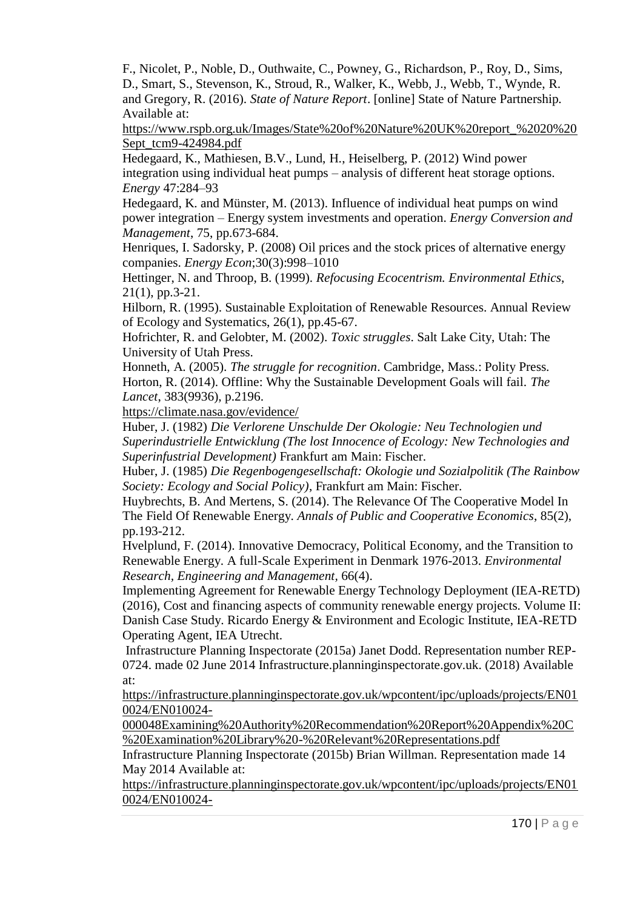F., Nicolet, P., Noble, D., Outhwaite, C., Powney, G., Richardson, P., Roy, D., Sims, D., Smart, S., Stevenson, K., Stroud, R., Walker, K., Webb, J., Webb, T., Wynde, R. and Gregory, R. (2016). *State of Nature Report*. [online] State of Nature Partnership. Available at: https://www.rspb.org.uk/Images/State%20of%20Nature%20UK%20report_%2020%20Sept_tcm9-424984.pdf

Hedegaard, K., Mathiesen, B.V., Lund, H., Heiselberg, P. (2012) Wind power integration using individual heat pumps – analysis of different heat storage options. *Energy* 47:284–93

Hedegaard, K. and Münster, M. (2013). Influence of individual heat pumps on wind power integration – Energy system investments and operation. *Energy Conversion and Management*, 75, pp.673-684.

Henriques, I. Sadorsky, P. (2008) Oil prices and the stock prices of alternative energy companies. *Energy Econ*;30(3):998–1010

Hettinger, N. and Throop, B. (1999). *Refocusing Ecocentrism. Environmental Ethics*, 21(1), pp.3-21.

Hilborn, R. (1995). Sustainable Exploitation of Renewable Resources. Annual Review of Ecology and Systematics, 26(1), pp.45-67.

Hofrichter, R. and Gelobter, M. (2002). *Toxic struggles*. Salt Lake City, Utah: The University of Utah Press.

Honneth, A. (2005). *The struggle for recognition*. Cambridge, Mass.: Polity Press.

Horton, R. (2014). Offline: Why the Sustainable Development Goals will fail. *The Lancet*, 383(9936), p.2196.

https://climate.nasa.gov/evidence/

Huber, J. (1982) *Die Verlorene Unschulde Der Okologie: Neu Technologien und Superindustrielle Entwicklung (The lost Innocence of Ecology: New Technologies and Superinfustrial Development)* Frankfurt am Main: Fischer.

Huber, J. (1985) *Die Regenbogengesellschaft: Okologie und Sozialpolitik (The Rainbow Society: Ecology and Social Policy)*, Frankfurt am Main: Fischer.

Huybrechts, B. And Mertens, S. (2014). The Relevance Of The Cooperative Model In The Field Of Renewable Energy. *Annals of Public and Cooperative Economics*, 85(2), pp.193-212.

Hvelplund, F. (2014). Innovative Democracy, Political Economy, and the Transition to Renewable Energy. A full-Scale Experiment in Denmark 1976-2013. *Environmental Research, Engineering and Management*, 66(4).

Implementing Agreement for Renewable Energy Technology Deployment (IEA-RETD) (2016), Cost and financing aspects of community renewable energy projects. Volume II: Danish Case Study. Ricardo Energy & Environment and Ecologic Institute, IEA-RETD Operating Agent, IEA Utrecht.

Infrastructure Planning Inspectorate (2015a) Janet Dodd. Representation number REP-0724. made 02 June 2014 Infrastructure.planninginspectorate.gov.uk. (2018) Available at: https://infrastructure.planninginspectorate.gov.uk/wpcontent/ipc/uploads/projects/EN010024/EN010024-000048Examining%20Authority%20Recommendation%20Report%20Appendix%20C%20Examination%20Library%20-%20Relevant%20Representations.pdf

Infrastructure Planning Inspectorate (2015b) Brian Willman. Representation made 14 May 2014 Available at: https://infrastructure.planninginspectorate.gov.uk/wpcontent/ipc/uploads/projects/EN010024/EN010024-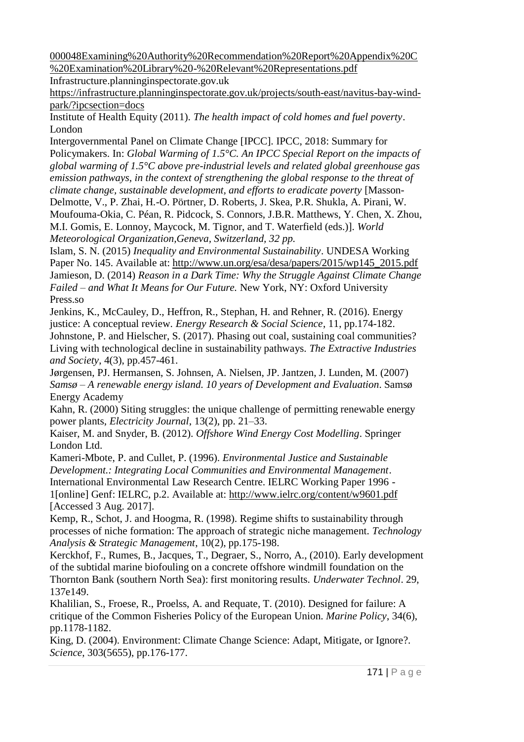000048Examining%20Authority%20Recommendation%20Report%20Appendix%20C%20Examination%20Library%20-%20Relevant%20Representations.pdf

Infrastructure.planninginspectorate.gov.uk https://infrastructure.planninginspectorate.gov.uk/projects/south-east/navitus-bay-wind-park/?ipcsection=docs

Institute of Health Equity (2011). *The health impact of cold homes and fuel poverty*. London

Intergovernmental Panel on Climate Change [IPCC]. IPCC, 2018: Summary for Policymakers. In: *Global Warming of 1.5°C. An IPCC Special Report on the impacts of global warming of 1.5°C above pre-industrial levels and related global greenhouse gas emission pathways, in the context of strengthening the global response to the threat of climate change, sustainable development, and efforts to eradicate poverty* [Masson-Delmotte, V., P. Zhai, H.-O. Pörtner, D. Roberts, J. Skea, P.R. Shukla, A. Pirani, W. Moufouma-Okia, C. Péan, R. Pidcock, S. Connors, J.B.R. Matthews, Y. Chen, X. Zhou, M.I. Gomis, E. Lonnoy, Maycock, M. Tignor, and T. Waterfield (eds.)]. *World Meteorological Organization,Geneva, Switzerland, 32 pp.*

Islam, S. N. (2015) *Inequality and Environmental Sustainability*. UNDESA Working Paper No. 145. Available at: http://www.un.org/esa/desa/papers/2015/wp145_2015.pdf

Jamieson, D. (2014) *Reason in a Dark Time: Why the Struggle Against Climate Change Failed – and What It Means for Our Future.* New York, NY: Oxford University Press.so

Jenkins, K., McCauley, D., Heffron, R., Stephan, H. and Rehner, R. (2016). Energy justice: A conceptual review. *Energy Research & Social Science*, 11, pp.174-182.

Johnstone, P. and Hielscher, S. (2017). Phasing out coal, sustaining coal communities? Living with technological decline in sustainability pathways. *The Extractive Industries and Society*, 4(3), pp.457-461.

Jørgensen, PJ. Hermansen, S. Johnsen, A. Nielsen, JP. Jantzen, J. Lunden, M. (2007) *Samsø – A renewable energy island. 10 years of Development and Evaluation*. Samsø Energy Academy

Kahn, R. (2000) Siting struggles: the unique challenge of permitting renewable energy power plants, *Electricity Journal*, 13(2), pp. 21–33.

Kaiser, M. and Snyder, B. (2012). *Offshore Wind Energy Cost Modelling*. Springer London Ltd.

Kameri-Mbote, P. and Cullet, P. (1996). *Environmental Justice and Sustainable Development.: Integrating Local Communities and Environmental Management*. International Environmental Law Research Centre. IELRC Working Paper 1996 - 1[online] Genf: IELRC, p.2. Available at: http://www.ielrc.org/content/w9601.pdf [Accessed 3 Aug. 2017].

Kemp, R., Schot, J. and Hoogma, R. (1998). Regime shifts to sustainability through processes of niche formation: The approach of strategic niche management. *Technology Analysis & Strategic Management*, 10(2), pp.175-198.

Kerckhof, F., Rumes, B., Jacques, T., Degraer, S., Norro, A., (2010). Early development of the subtidal marine biofouling on a concrete offshore windmill foundation on the Thornton Bank (southern North Sea): first monitoring results. *Underwater Technol*. 29, 137e149.

Khalilian, S., Froese, R., Proelss, A. and Requate, T. (2010). Designed for failure: A critique of the Common Fisheries Policy of the European Union. *Marine Policy*, 34(6), pp.1178-1182.

King, D. (2004). Environment: Climate Change Science: Adapt, Mitigate, or Ignore?. *Science*, 303(5655), pp.176-177.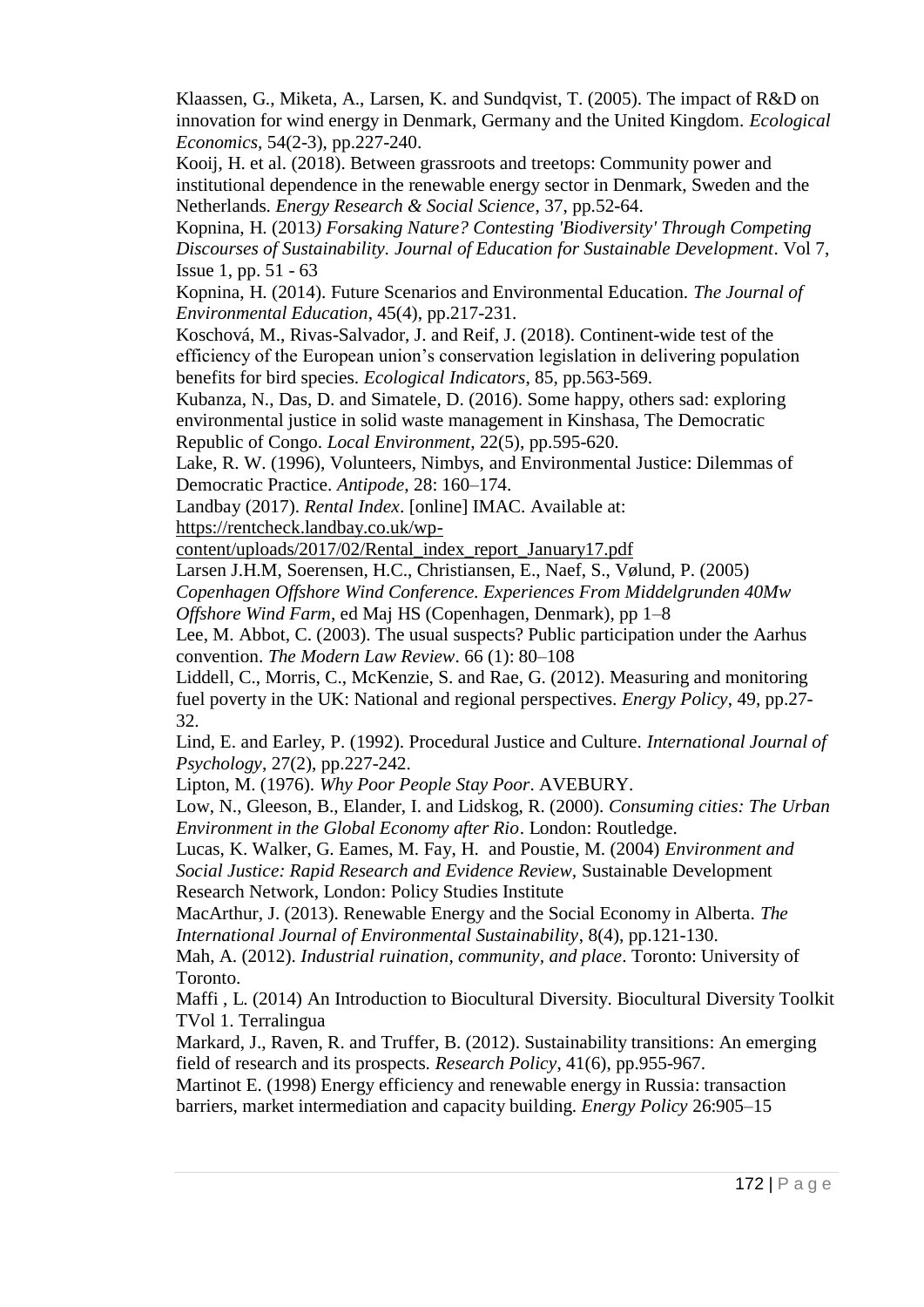Klaassen, G., Miketa, A., Larsen, K. and Sundqvist, T. (2005). The impact of R&D on innovation for wind energy in Denmark, Germany and the United Kingdom. *Ecological Economics*, 54(2-3), pp.227-240.

Kooij, H. et al. (2018). Between grassroots and treetops: Community power and institutional dependence in the renewable energy sector in Denmark, Sweden and the Netherlands. *Energy Research & Social Science*, 37, pp.52-64.

Kopnina, H. (2013*) Forsaking Nature? Contesting 'Biodiversity' Through Competing Discourses of Sustainability. Journal of Education for Sustainable Development*. Vol 7, Issue 1, pp. 51 - 63

Kopnina, H. (2014). Future Scenarios and Environmental Education. *The Journal of Environmental Education*, 45(4), pp.217-231.

Koschová, M., Rivas-Salvador, J. and Reif, J. (2018). Continent-wide test of the efficiency of the European union's conservation legislation in delivering population benefits for bird species. *Ecological Indicators*, 85, pp.563-569.

Kubanza, N., Das, D. and Simatele, D. (2016). Some happy, others sad: exploring environmental justice in solid waste management in Kinshasa, The Democratic Republic of Congo. *Local Environment*, 22(5), pp.595-620.

Lake, R. W. (1996), Volunteers, Nimbys, and Environmental Justice: Dilemmas of Democratic Practice. *Antipode*, 28: 160–174.

Landbay (2017). *Rental Index*. [online] IMAC. Available at: https://rentcheck.landbay.co.uk/wp-content/uploads/2017/02/Rental_index_report_January17.pdf

Larsen J.H.M, Soerensen, H.C., Christiansen, E., Naef, S., Vølund, P. (2005) *Copenhagen Offshore Wind Conference. Experiences From Middelgrunden 40Mw Offshore Wind Farm*, ed Maj HS (Copenhagen, Denmark), pp 1–8

Lee, M. Abbot, C. (2003). The usual suspects? Public participation under the Aarhus convention. *The Modern Law Review*. 66 (1): 80–108

Liddell, C., Morris, C., McKenzie, S. and Rae, G. (2012). Measuring and monitoring fuel poverty in the UK: National and regional perspectives. *Energy Policy*, 49, pp.27-32.

Lind, E. and Earley, P. (1992). Procedural Justice and Culture. *International Journal of Psychology*, 27(2), pp.227-242.

Lipton, M. (1976). *Why Poor People Stay Poor*. AVEBURY.

Low, N., Gleeson, B., Elander, I. and Lidskog, R. (2000). *Consuming cities: The Urban Environment in the Global Economy after Rio*. London: Routledge.

Lucas, K. Walker, G. Eames, M. Fay, H. and Poustie, M. (2004) *Environment and Social Justice: Rapid Research and Evidence Review,* Sustainable Development Research Network, London: Policy Studies Institute

MacArthur, J. (2013). Renewable Energy and the Social Economy in Alberta. *The International Journal of Environmental Sustainability*, 8(4), pp.121-130.

Mah, A. (2012). *Industrial ruination, community, and place*. Toronto: University of Toronto.

Maffi , L. (2014) An Introduction to Biocultural Diversity. Biocultural Diversity Toolkit TVol 1. Terralingua

Markard, J., Raven, R. and Truffer, B. (2012). Sustainability transitions: An emerging field of research and its prospects. *Research Policy*, 41(6), pp.955-967.

Martinot E. (1998) Energy efficiency and renewable energy in Russia: transaction barriers, market intermediation and capacity building. *Energy Policy* 26:905–15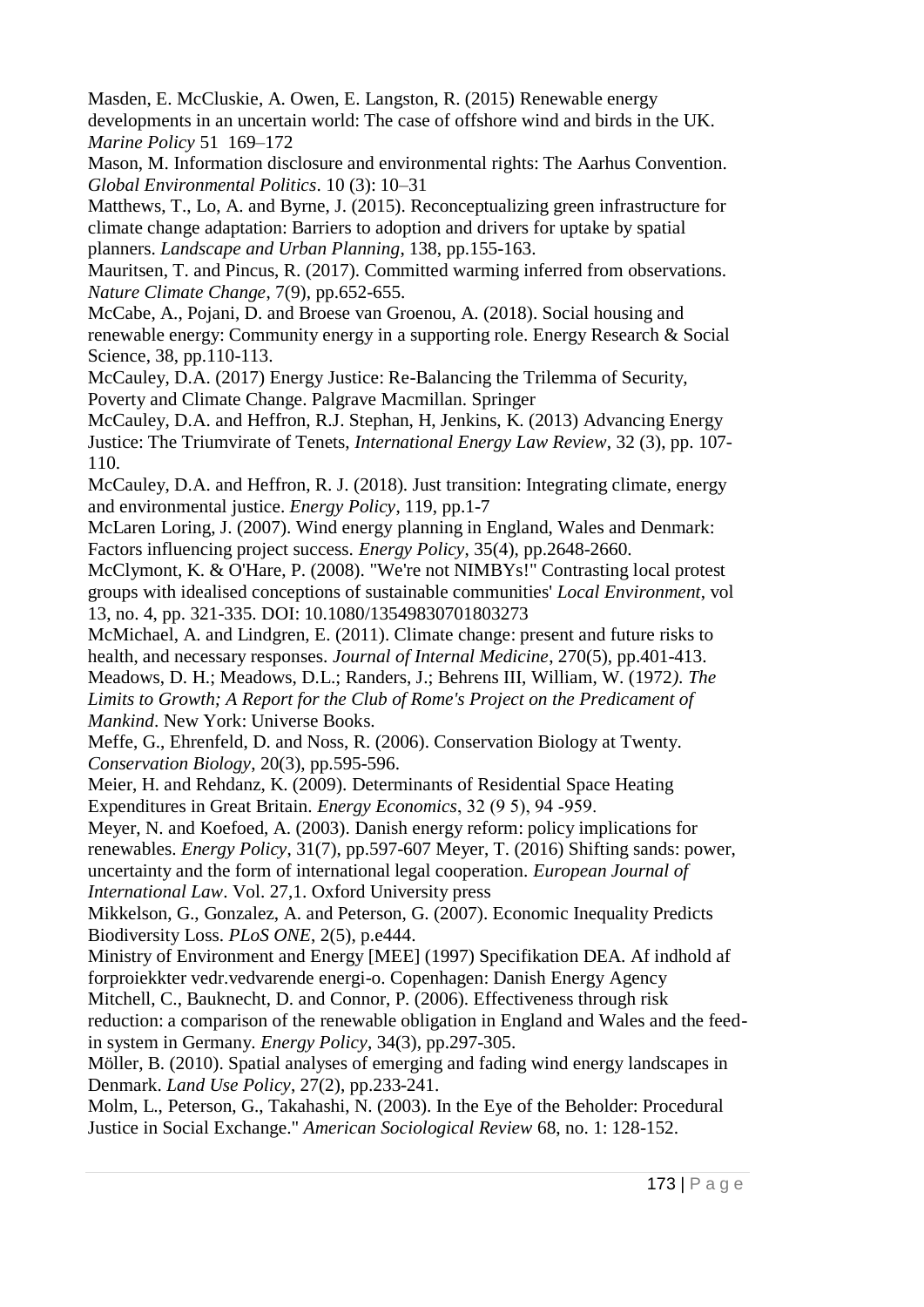Masden, E. McCluskie, A. Owen, E. Langston, R. (2015) Renewable energy developments in an uncertain world: The case of offshore wind and birds in the UK. *Marine Policy* 51 169–172

Mason, M. Information disclosure and environmental rights: The Aarhus Convention. *Global Environmental Politics*. 10 (3): 10–31

Matthews, T., Lo, A. and Byrne, J. (2015). Reconceptualizing green infrastructure for climate change adaptation: Barriers to adoption and drivers for uptake by spatial planners. *Landscape and Urban Planning*, 138, pp.155-163.

Mauritsen, T. and Pincus, R. (2017). Committed warming inferred from observations. *Nature Climate Change*, 7(9), pp.652-655.

McCabe, A., Pojani, D. and Broese van Groenou, A. (2018). Social housing and renewable energy: Community energy in a supporting role. Energy Research & Social Science, 38, pp.110-113.

McCauley, D.A. (2017) Energy Justice: Re-Balancing the Trilemma of Security, Poverty and Climate Change. Palgrave Macmillan. Springer

McCauley, D.A. and Heffron, R.J. Stephan, H, Jenkins, K. (2013) Advancing Energy Justice: The Triumvirate of Tenets, *International Energy Law Review*, 32 (3), pp. 107-110.

McCauley, D.A. and Heffron, R. J. (2018). Just transition: Integrating climate, energy and environmental justice. *Energy Policy*, 119, pp.1-7

McLaren Loring, J. (2007). Wind energy planning in England, Wales and Denmark: Factors influencing project success. *Energy Policy*, 35(4), pp.2648-2660.

McClymont, K. & O'Hare, P. (2008). "We're not NIMBYs!" Contrasting local protest groups with idealised conceptions of sustainable communities' *Local Environment*, vol 13, no. 4, pp. 321-335. DOI: 10.1080/13549830701803273

McMichael, A. and Lindgren, E. (2011). Climate change: present and future risks to health, and necessary responses. *Journal of Internal Medicine*, 270(5), pp.401-413.

Meadows, D. H.; Meadows, D.L.; Randers, J.; Behrens III, William, W. (1972*). The Limits to Growth; A Report for the Club of Rome's Project on the Predicament of Mankind*. New York: Universe Books.

Meffe, G., Ehrenfeld, D. and Noss, R. (2006). Conservation Biology at Twenty. *Conservation Biology*, 20(3), pp.595-596.

Meier, H. and Rehdanz, K. (2009). Determinants of Residential Space Heating Expenditures in Great Britain. *Energy Economics*, 32 (9 5), 94 -959.

Meyer, N. and Koefoed, A. (2003). Danish energy reform: policy implications for renewables. *Energy Policy*, 31(7), pp.597-607 Meyer, T. (2016) Shifting sands: power, uncertainty and the form of international legal cooperation. *European Journal of International Law*. Vol. 27,1. Oxford University press

Mikkelson, G., Gonzalez, A. and Peterson, G. (2007). Economic Inequality Predicts Biodiversity Loss. *PLoS ONE*, 2(5), p.e444.

Ministry of Environment and Energy [MEE] (1997) Specifikation DEA. Af indhold af forproiekkter vedr.vedvarende energi-o. Copenhagen: Danish Energy Agency

Mitchell, C., Bauknecht, D. and Connor, P. (2006). Effectiveness through risk reduction: a comparison of the renewable obligation in England and Wales and the feed-in system in Germany. *Energy Policy*, 34(3), pp.297-305.

Möller, B. (2010). Spatial analyses of emerging and fading wind energy landscapes in Denmark. *Land Use Policy*, 27(2), pp.233-241.

Molm, L., Peterson, G., Takahashi, N. (2003). In the Eye of the Beholder: Procedural Justice in Social Exchange." *American Sociological Review* 68, no. 1: 128-152.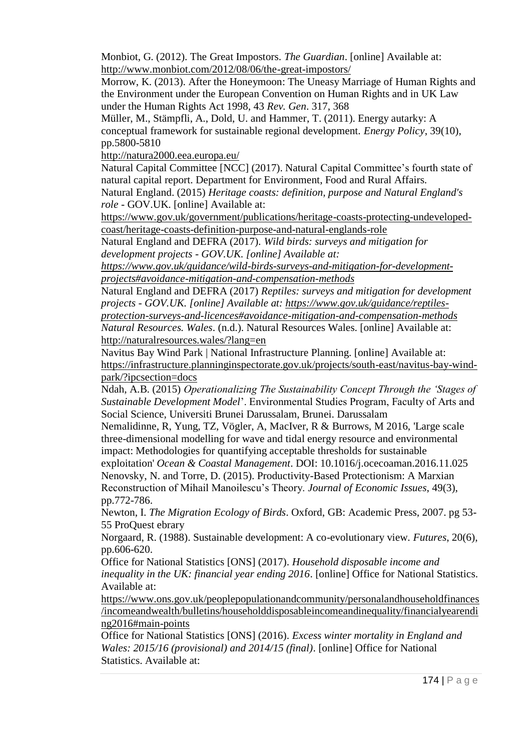Monbiot, G. (2012). The Great Impostors. *The Guardian*. [online] Available at: http://www.monbiot.com/2012/08/06/the-great-impostors/

Morrow, K. (2013). After the Honeymoon: The Uneasy Marriage of Human Rights and the Environment under the European Convention on Human Rights and in UK Law under the Human Rights Act 1998, 43 *Rev. Gen*. 317, 368

Müller, M., Stämpfli, A., Dold, U. and Hammer, T. (2011). Energy autarky: A conceptual framework for sustainable regional development. *Energy Policy*, 39(10), pp.5800-5810

http://natura2000.eea.europa.eu/

Natural Capital Committee [NCC] (2017). Natural Capital Committee's fourth state of natural capital report. Department for Environment, Food and Rural Affairs.

Natural England. (2015) *Heritage coasts: definition, purpose and Natural England's role* - GOV.UK. [online] Available at: https://www.gov.uk/government/publications/heritage-coasts-protecting-undeveloped-coast/heritage-coasts-definition-purpose-and-natural-englands-role

Natural England and DEFRA (2017). *Wild birds: surveys and mitigation for development projects - GOV.UK. [online] Available at: https://www.gov.uk/guidance/wild-birds-surveys-and-mitigation-for-development-projects#avoidance-mitigation-and-compensation-methods*

Natural England and DEFRA (2017) *Reptiles: surveys and mitigation for development projects - GOV.UK. [online] Available at: https://www.gov.uk/guidance/reptiles-protection-surveys-and-licences#avoidance-mitigation-and-compensation-methods*

*Natural Resources. Wales*. (n.d.). Natural Resources Wales. [online] Available at: http://naturalresources.wales/?lang=en

Navitus Bay Wind Park | National Infrastructure Planning. [online] Available at: https://infrastructure.planninginspectorate.gov.uk/projects/south-east/navitus-bay-wind-park/?ipcsection=docs

Ndah, A.B. (2015) *Operationalizing The Sustainability Concept Through the 'Stages of Sustainable Development Model*'. Environmental Studies Program, Faculty of Arts and Social Science, Universiti Brunei Darussalam, Brunei. Darussalam

Nemalidinne, R, Yung, TZ, Vögler, A, MacIver, R & Burrows, M 2016, 'Large scale three-dimensional modelling for wave and tidal energy resource and environmental impact: Methodologies for quantifying acceptable thresholds for sustainable exploitation' *Ocean & Coastal Management*. DOI: 10.1016/j.ocecoaman.2016.11.025

Nenovsky, N. and Torre, D. (2015). Productivity-Based Protectionism: A Marxian Reconstruction of Mihail Manoilescu's Theory. *Journal of Economic Issues*, 49(3), pp.772-786.

Newton, I. *The Migration Ecology of Birds*. Oxford, GB: Academic Press, 2007. pg 53-55 ProQuest ebrary

Norgaard, R. (1988). Sustainable development: A co-evolutionary view. *Futures*, 20(6), pp.606-620.

Office for National Statistics [ONS] (2017). *Household disposable income and inequality in the UK: financial year ending 2016*. [online] Office for National Statistics. Available at: https://www.ons.gov.uk/peoplepopulationandcommunity/personalandhouseholdfinances/incomeandwealth/bulletins/householddisposableincomeandinequality/financialyearending2016#main-points

Office for National Statistics [ONS] (2016). *Excess winter mortality in England and Wales: 2015/16 (provisional) and 2014/15 (final)*. [online] Office for National Statistics. Available at: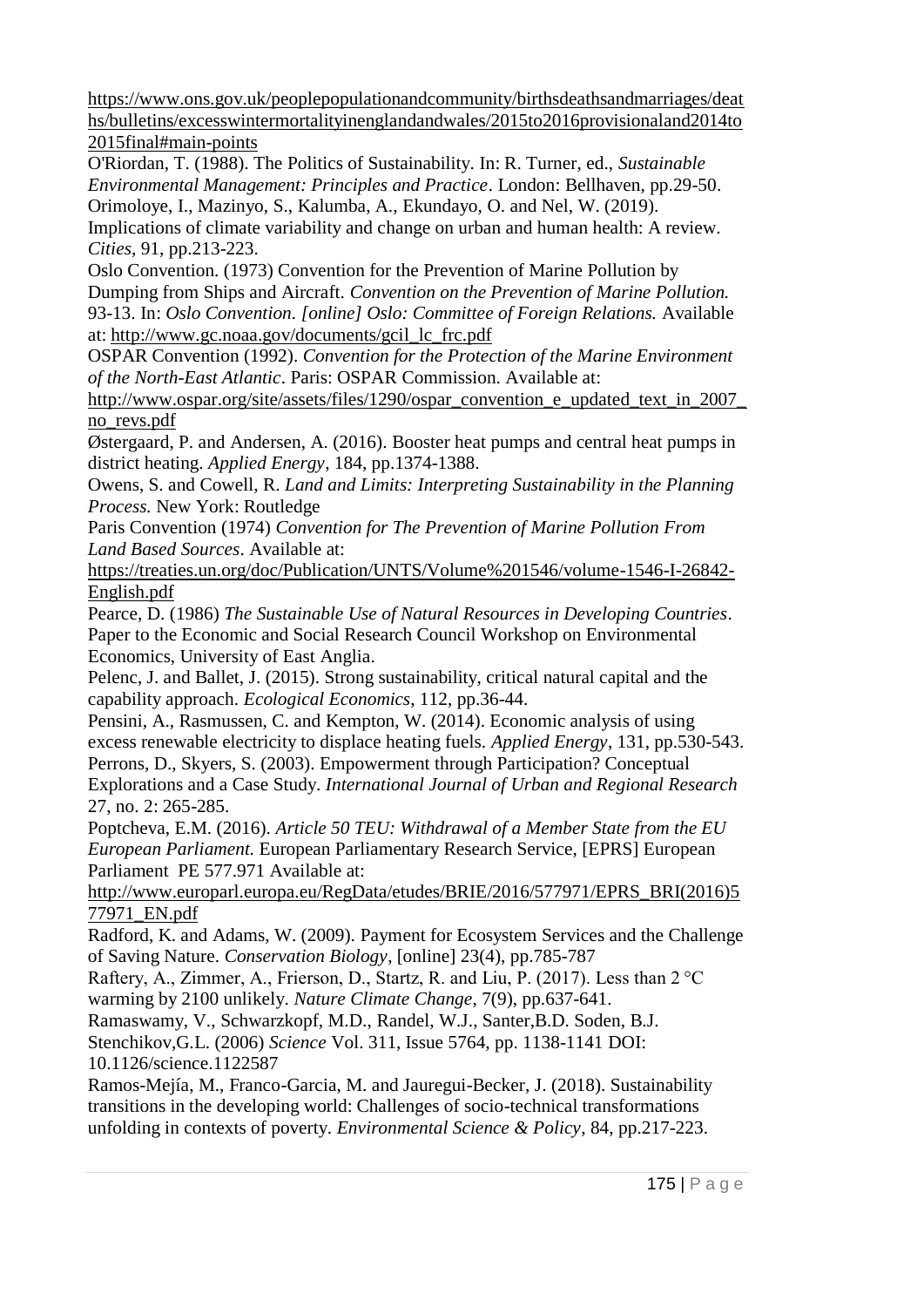https://www.ons.gov.uk/peoplepopulationandcommunity/birthsdeathsandmarriages/deaths/bulletins/excesswintermortalityinenglandandwales/2015to2016provisionaland2014to2015final#main-points

O'Riordan, T. (1988). The Politics of Sustainability. In: R. Turner, ed., *Sustainable Environmental Management: Principles and Practice*. London: Bellhaven, pp.29-50.

Orimoloye, I., Mazinyo, S., Kalumba, A., Ekundayo, O. and Nel, W. (2019). Implications of climate variability and change on urban and human health: A review. *Cities*, 91, pp.213-223.

Oslo Convention. (1973) Convention for the Prevention of Marine Pollution by Dumping from Ships and Aircraft. *Convention on the Prevention of Marine Pollution.* 93-13. In: *Oslo Convention. [online] Oslo: Committee of Foreign Relations.* Available at: http://www.gc.noaa.gov/documents/gcil_lc_frc.pdf

OSPAR Convention (1992). *Convention for the Protection of the Marine Environment of the North-East Atlantic*. Paris: OSPAR Commission. Available at: http://www.ospar.org/site/assets/files/1290/ospar_convention_e_updated_text_in_2007_no_revs.pdf

Østergaard, P. and Andersen, A. (2016). Booster heat pumps and central heat pumps in district heating. *Applied Energy*, 184, pp.1374-1388.

Owens, S. and Cowell, R. *Land and Limits: Interpreting Sustainability in the Planning Process.* New York: Routledge

Paris Convention (1974) *Convention for The Prevention of Marine Pollution From Land Based Sources*. Available at: https://treaties.un.org/doc/Publication/UNTS/Volume%201546/volume-1546-I-26842-English.pdf

Pearce, D. (1986) *The Sustainable Use of Natural Resources in Developing Countries*. Paper to the Economic and Social Research Council Workshop on Environmental Economics, University of East Anglia.

Pelenc, J. and Ballet, J. (2015). Strong sustainability, critical natural capital and the capability approach. *Ecological Economics*, 112, pp.36-44.

Pensini, A., Rasmussen, C. and Kempton, W. (2014). Economic analysis of using excess renewable electricity to displace heating fuels. *Applied Energy*, 131, pp.530-543.

Perrons, D., Skyers, S. (2003). Empowerment through Participation? Conceptual Explorations and a Case Study. *International Journal of Urban and Regional Research* 27, no. 2: 265-285.

Poptcheva, E.M. (2016). *Article 50 TEU: Withdrawal of a Member State from the EU European Parliament.* European Parliamentary Research Service, [EPRS] European Parliament PE 577.971 Available at: http://www.europarl.europa.eu/RegData/etudes/BRIE/2016/577971/EPRS_BRI(2016)577971_EN.pdf

Radford, K. and Adams, W. (2009). Payment for Ecosystem Services and the Challenge of Saving Nature. *Conservation Biology*, [online] 23(4), pp.785-787

Raftery, A., Zimmer, A., Frierson, D., Startz, R. and Liu, P. (2017). Less than 2 °C warming by 2100 unlikely. *Nature Climate Change*, 7(9), pp.637-641.

Ramaswamy, V., Schwarzkopf, M.D., Randel, W.J., Santer,B.D. Soden, B.J. Stenchikov,G.L. (2006) *Science* Vol. 311, Issue 5764, pp. 1138-1141 DOI: 10.1126/science.1122587

Ramos-Mejía, M., Franco-Garcia, M. and Jauregui-Becker, J. (2018). Sustainability transitions in the developing world: Challenges of socio-technical transformations unfolding in contexts of poverty. *Environmental Science & Policy*, 84, pp.217-223.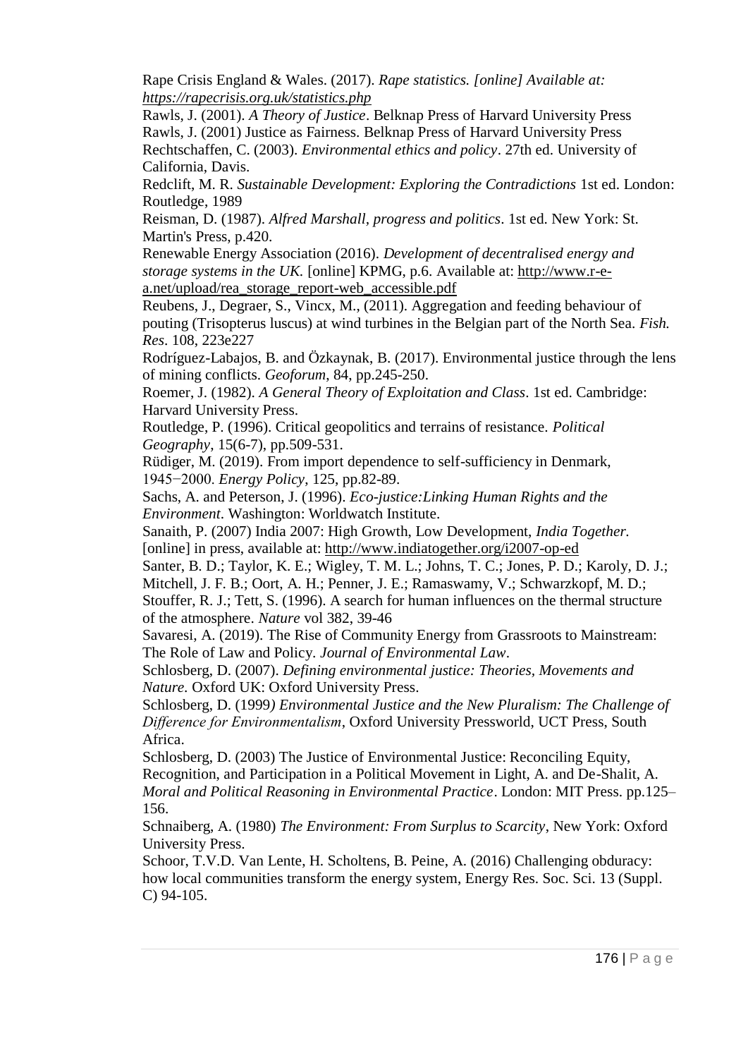Rape Crisis England & Wales. (2017). *Rape statistics. [online] Available at: https://rapecrisis.org.uk/statistics.php*

Rawls, J. (2001). *A Theory of Justice*. Belknap Press of Harvard University Press

Rawls, J. (2001) Justice as Fairness. Belknap Press of Harvard University Press

Rechtschaffen, C. (2003). *Environmental ethics and policy*. 27th ed. University of California, Davis.

Redclift, M. R. *Sustainable Development: Exploring the Contradictions* 1st ed. London: Routledge, 1989

Reisman, D. (1987). *Alfred Marshall, progress and politics*. 1st ed. New York: St. Martin's Press, p.420.

Renewable Energy Association (2016). *Development of decentralised energy and storage systems in the UK.* [online] KPMG, p.6. Available at: http://www.r-e-a.net/upload/rea_storage_report-web_accessible.pdf

Reubens, J., Degraer, S., Vincx, M., (2011). Aggregation and feeding behaviour of pouting (Trisopterus luscus) at wind turbines in the Belgian part of the North Sea. *Fish. Res*. 108, 223e227

Rodríguez-Labajos, B. and Özkaynak, B. (2017). Environmental justice through the lens of mining conflicts. *Geoforum*, 84, pp.245-250.

Roemer, J. (1982). *A General Theory of Exploitation and Class*. 1st ed. Cambridge: Harvard University Press.

Routledge, P. (1996). Critical geopolitics and terrains of resistance. *Political Geography*, 15(6-7), pp.509-531.

Rüdiger, M. (2019). From import dependence to self-sufficiency in Denmark, 1945−2000. *Energy Policy*, 125, pp.82-89.

Sachs, A. and Peterson, J. (1996). *Eco-justice:Linking Human Rights and the Environment*. Washington: Worldwatch Institute.

Sanaith, P. (2007) India 2007: High Growth, Low Development, *India Together.* [online] in press, available at: http://www.indiatogether.org/i2007-op-ed

Santer, B. D.; Taylor, K. E.; Wigley, T. M. L.; Johns, T. C.; Jones, P. D.; Karoly, D. J.; Mitchell, J. F. B.; Oort, A. H.; Penner, J. E.; Ramaswamy, V.; Schwarzkopf, M. D.; Stouffer, R. J.; Tett, S. (1996). A search for human influences on the thermal structure of the atmosphere. *Nature* vol 382, 39-46

Savaresi, A. (2019). The Rise of Community Energy from Grassroots to Mainstream: The Role of Law and Policy. *Journal of Environmental Law*.

Schlosberg, D. (2007). *Defining environmental justice: Theories, Movements and Nature.* Oxford UK: Oxford University Press.

Schlosberg, D. (1999*) Environmental Justice and the New Pluralism: The Challenge of Difference for Environmentalism*, Oxford University Pressworld, UCT Press, South Africa.

Schlosberg, D. (2003) The Justice of Environmental Justice: Reconciling Equity, Recognition, and Participation in a Political Movement in Light, A. and De-Shalit, A. *Moral and Political Reasoning in Environmental Practice*. London: MIT Press. pp.125–156.

Schnaiberg, A. (1980) *The Environment: From Surplus to Scarcity*, New York: Oxford University Press.

Schoor, T.V.D. Van Lente, H. Scholtens, B. Peine, A. (2016) Challenging obduracy: how local communities transform the energy system, Energy Res. Soc. Sci. 13 (Suppl. C) 94-105.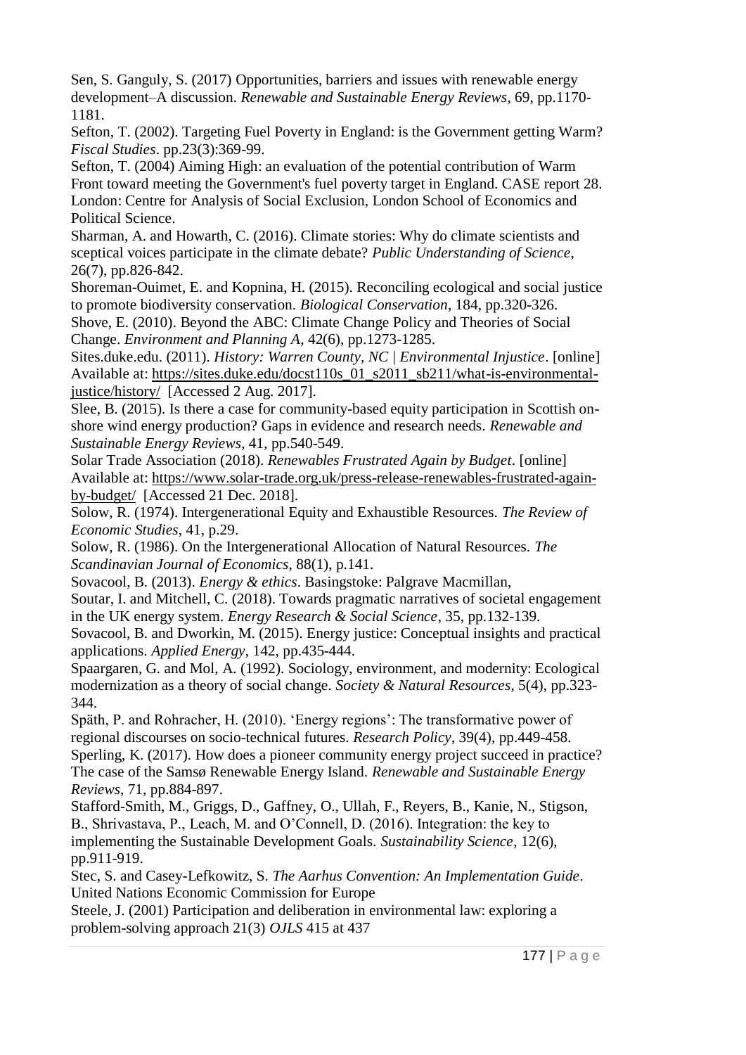Sen, S. Ganguly, S. (2017) Opportunities, barriers and issues with renewable energy development–A discussion. *Renewable and Sustainable Energy Reviews*, 69, pp.1170-1181.

Sefton, T. (2002). Targeting Fuel Poverty in England: is the Government getting Warm? *Fiscal Studies*. pp.23(3):369-99.

Sefton, T. (2004) Aiming High: an evaluation of the potential contribution of Warm Front toward meeting the Government's fuel poverty target in England. CASE report 28. London: Centre for Analysis of Social Exclusion, London School of Economics and Political Science.

Sharman, A. and Howarth, C. (2016). Climate stories: Why do climate scientists and sceptical voices participate in the climate debate? *Public Understanding of Science*, 26(7), pp.826-842.

Shoreman-Ouimet, E. and Kopnina, H. (2015). Reconciling ecological and social justice to promote biodiversity conservation. *Biological Conservation*, 184, pp.320-326.

Shove, E. (2010). Beyond the ABC: Climate Change Policy and Theories of Social Change. *Environment and Planning A*, 42(6), pp.1273-1285.

Sites.duke.edu. (2011). *History: Warren County, NC | Environmental Injustice*. [online] Available at: https://sites.duke.edu/docst110s_01_s2011_sb211/what-is-environmental-justice/history/ [Accessed 2 Aug. 2017].

Slee, B. (2015). Is there a case for community-based equity participation in Scottish on-shore wind energy production? Gaps in evidence and research needs. *Renewable and Sustainable Energy Reviews*, 41, pp.540-549.

Solar Trade Association (2018). *Renewables Frustrated Again by Budget*. [online] Available at: https://www.solar-trade.org.uk/press-release-renewables-frustrated-again-by-budget/ [Accessed 21 Dec. 2018].

Solow, R. (1974). Intergenerational Equity and Exhaustible Resources. *The Review of Economic Studies*, 41, p.29.

Solow, R. (1986). On the Intergenerational Allocation of Natural Resources. *The Scandinavian Journal of Economics*, 88(1), p.141.

Sovacool, B. (2013). *Energy & ethics*. Basingstoke: Palgrave Macmillan,

Soutar, I. and Mitchell, C. (2018). Towards pragmatic narratives of societal engagement in the UK energy system. *Energy Research & Social Science*, 35, pp.132-139.

Sovacool, B. and Dworkin, M. (2015). Energy justice: Conceptual insights and practical applications. *Applied Energy*, 142, pp.435-444.

Spaargaren, G. and Mol, A. (1992). Sociology, environment, and modernity: Ecological modernization as a theory of social change. *Society & Natural Resources*, 5(4), pp.323-344.

Späth, P. and Rohracher, H. (2010). 'Energy regions': The transformative power of regional discourses on socio-technical futures. *Research Policy*, 39(4), pp.449-458.

Sperling, K. (2017). How does a pioneer community energy project succeed in practice? The case of the Samsø Renewable Energy Island. *Renewable and Sustainable Energy Reviews*, 71, pp.884-897.

Stafford-Smith, M., Griggs, D., Gaffney, O., Ullah, F., Reyers, B., Kanie, N., Stigson, B., Shrivastava, P., Leach, M. and O'Connell, D. (2016). Integration: the key to implementing the Sustainable Development Goals. *Sustainability Science*, 12(6), pp.911-919.

Stec, S. and Casey-Lefkowitz, S. *The Aarhus Convention: An Implementation Guide*. United Nations Economic Commission for Europe

Steele, J. (2001) Participation and deliberation in environmental law: exploring a problem-solving approach 21(3) *OJLS* 415 at 437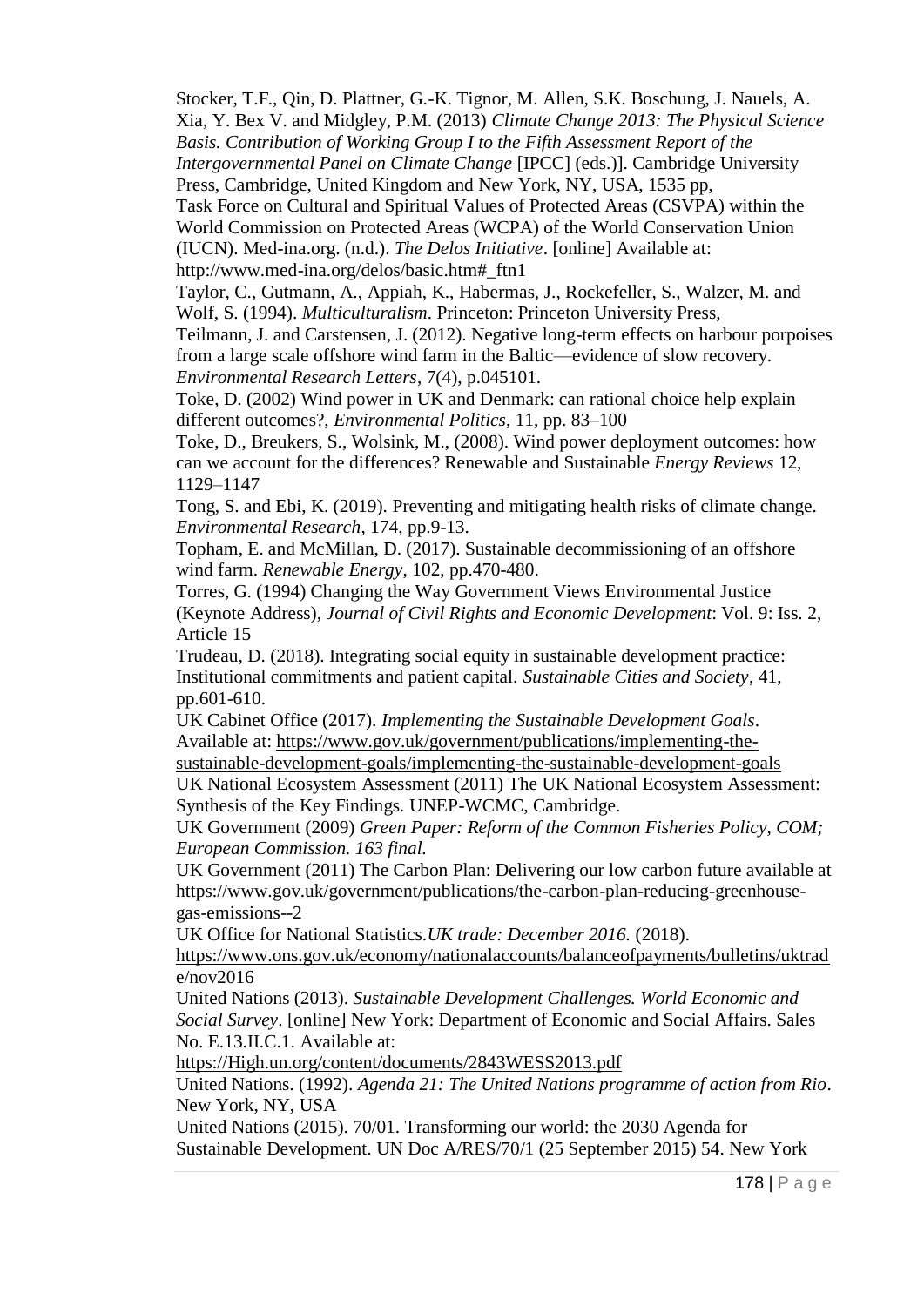Stocker, T.F., Qin, D. Plattner, G.-K. Tignor, M. Allen, S.K. Boschung, J. Nauels, A. Xia, Y. Bex V. and Midgley, P.M. (2013) *Climate Change 2013: The Physical Science Basis. Contribution of Working Group I to the Fifth Assessment Report of the Intergovernmental Panel on Climate Change* [IPCC] (eds.)]. Cambridge University Press, Cambridge, United Kingdom and New York, NY, USA, 1535 pp,

Task Force on Cultural and Spiritual Values of Protected Areas (CSVPA) within the World Commission on Protected Areas (WCPA) of the World Conservation Union (IUCN). Med-ina.org. (n.d.). *The Delos Initiative*. [online] Available at: http://www.med-ina.org/delos/basic.htm#_ftn1

Taylor, C., Gutmann, A., Appiah, K., Habermas, J., Rockefeller, S., Walzer, M. and Wolf, S. (1994). *Multiculturalism*. Princeton: Princeton University Press,

Teilmann, J. and Carstensen, J. (2012). Negative long-term effects on harbour porpoises from a large scale offshore wind farm in the Baltic—evidence of slow recovery. *Environmental Research Letters*, 7(4), p.045101.

Toke, D. (2002) Wind power in UK and Denmark: can rational choice help explain different outcomes?, *Environmental Politics*, 11, pp. 83–100

Toke, D., Breukers, S., Wolsink, M., (2008). Wind power deployment outcomes: how can we account for the differences? Renewable and Sustainable *Energy Reviews* 12, 1129–1147

Tong, S. and Ebi, K. (2019). Preventing and mitigating health risks of climate change. *Environmental Research*, 174, pp.9-13.

Topham, E. and McMillan, D. (2017). Sustainable decommissioning of an offshore wind farm. *Renewable Energy*, 102, pp.470-480.

Torres, G. (1994) Changing the Way Government Views Environmental Justice (Keynote Address), *Journal of Civil Rights and Economic Development*: Vol. 9: Iss. 2, Article 15

Trudeau, D. (2018). Integrating social equity in sustainable development practice: Institutional commitments and patient capital. *Sustainable Cities and Society*, 41, pp.601-610.

UK Cabinet Office (2017). *Implementing the Sustainable Development Goals*. Available at: https://www.gov.uk/government/publications/implementing-the-sustainable-development-goals/implementing-the-sustainable-development-goals

UK National Ecosystem Assessment (2011) The UK National Ecosystem Assessment: Synthesis of the Key Findings. UNEP-WCMC, Cambridge.

UK Government (2009) *Green Paper: Reform of the Common Fisheries Policy, COM; European Commission. 163 final.*

UK Government (2011) The Carbon Plan: Delivering our low carbon future available at https://www.gov.uk/government/publications/the-carbon-plan-reducing-greenhouse-gas-emissions--2

UK Office for National Statistics.*UK trade: December 2016.* (2018). https://www.ons.gov.uk/economy/nationalaccounts/balanceofpayments/bulletins/uktrade/nov2016

United Nations (2013). *Sustainable Development Challenges. World Economic and Social Survey*. [online] New York: Department of Economic and Social Affairs. Sales No. E.13.II.C.1. Available at: https://High.un.org/content/documents/2843WESS2013.pdf

United Nations. (1992). *Agenda 21: The United Nations programme of action from Rio*. New York, NY, USA

United Nations (2015). 70/01. Transforming our world: the 2030 Agenda for Sustainable Development. UN Doc A/RES/70/1 (25 September 2015) 54. New York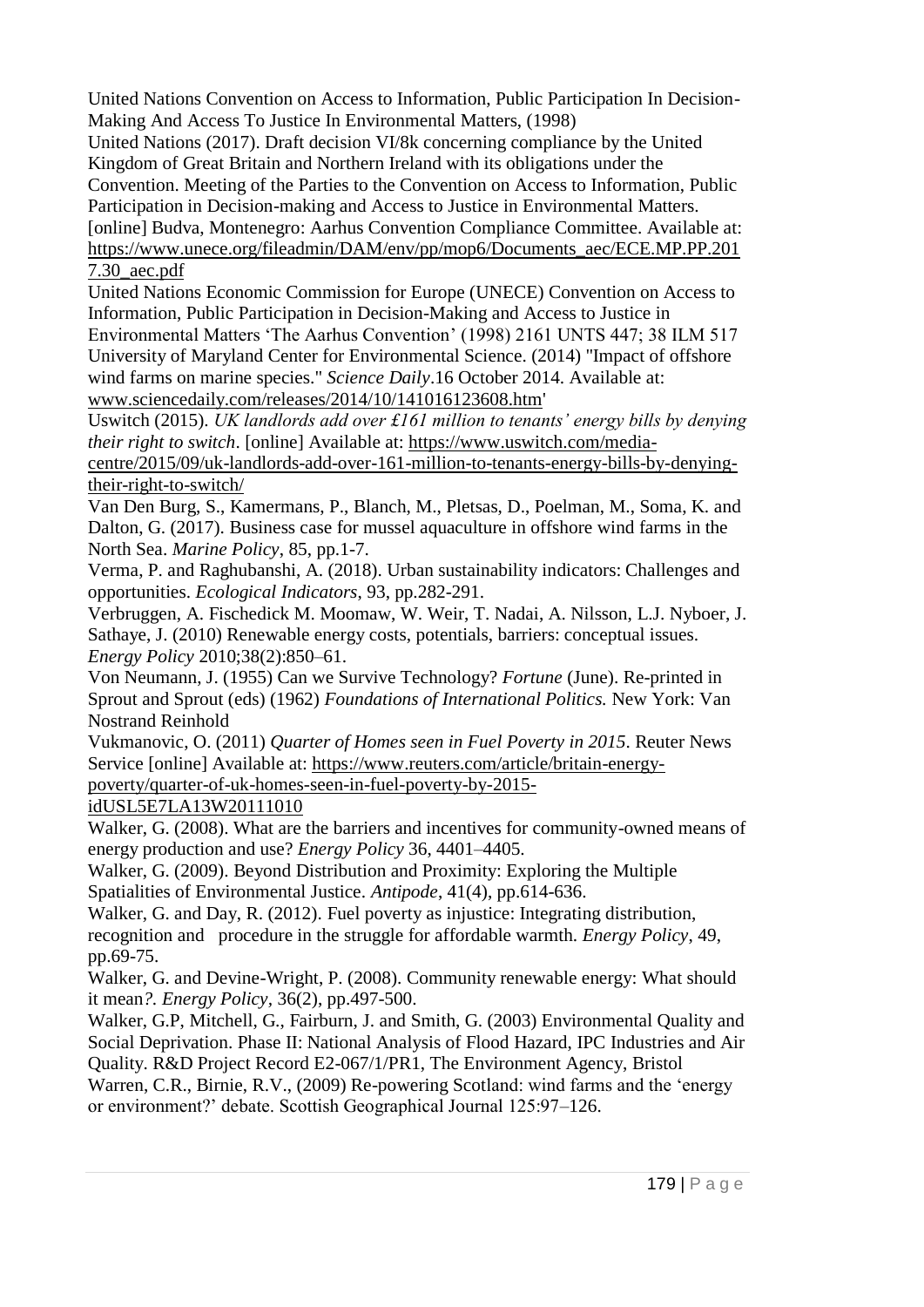United Nations Convention on Access to Information, Public Participation In Decision-Making And Access To Justice In Environmental Matters, (1998)

United Nations (2017). Draft decision VI/8k concerning compliance by the United Kingdom of Great Britain and Northern Ireland with its obligations under the Convention. Meeting of the Parties to the Convention on Access to Information, Public Participation in Decision-making and Access to Justice in Environmental Matters. [online] Budva, Montenegro: Aarhus Convention Compliance Committee. Available at: https://www.unece.org/fileadmin/DAM/env/pp/mop6/Documents_aec/ECE.MP.PP.2017.30_aec.pdf

United Nations Economic Commission for Europe (UNECE) Convention on Access to Information, Public Participation in Decision-Making and Access to Justice in Environmental Matters 'The Aarhus Convention' (1998) 2161 UNTS 447; 38 ILM 517

University of Maryland Center for Environmental Science. (2014) "Impact of offshore wind farms on marine species." *Science Daily*.16 October 2014. Available at: www.sciencedaily.com/releases/2014/10/141016123608.htm'

Uswitch (2015). *UK landlords add over £161 million to tenants' energy bills by denying their right to switch*. [online] Available at: https://www.uswitch.com/media-centre/2015/09/uk-landlords-add-over-161-million-to-tenants-energy-bills-by-denying-their-right-to-switch/

Van Den Burg, S., Kamermans, P., Blanch, M., Pletsas, D., Poelman, M., Soma, K. and Dalton, G. (2017). Business case for mussel aquaculture in offshore wind farms in the North Sea. *Marine Policy*, 85, pp.1-7.

Verma, P. and Raghubanshi, A. (2018). Urban sustainability indicators: Challenges and opportunities. *Ecological Indicators*, 93, pp.282-291.

Verbruggen, A. Fischedick M. Moomaw, W. Weir, T. Nadai, A. Nilsson, L.J. Nyboer, J. Sathaye, J. (2010) Renewable energy costs, potentials, barriers: conceptual issues. *Energy Policy* 2010;38(2):850–61.

Von Neumann, J. (1955) Can we Survive Technology? *Fortune* (June). Re-printed in Sprout and Sprout (eds) (1962) *Foundations of International Politics.* New York: Van Nostrand Reinhold

Vukmanovic, O. (2011) *Quarter of Homes seen in Fuel Poverty in 2015*. Reuter News Service [online] Available at: https://www.reuters.com/article/britain-energy-poverty/quarter-of-uk-homes-seen-in-fuel-poverty-by-2015-idUSL5E7LA13W20111010

Walker, G. (2008). What are the barriers and incentives for community-owned means of energy production and use? *Energy Policy* 36, 4401–4405.

Walker, G. (2009). Beyond Distribution and Proximity: Exploring the Multiple Spatialities of Environmental Justice. *Antipode*, 41(4), pp.614-636.

Walker, G. and Day, R. (2012). Fuel poverty as injustice: Integrating distribution, recognition and procedure in the struggle for affordable warmth. *Energy Policy*, 49, pp.69-75.

Walker, G. and Devine-Wright, P. (2008). Community renewable energy: What should it mean*?. Energy Policy*, 36(2), pp.497-500.

Walker, G.P, Mitchell, G., Fairburn, J. and Smith, G. (2003) Environmental Quality and Social Deprivation. Phase II: National Analysis of Flood Hazard, IPC Industries and Air Quality. R&D Project Record E2-067/1/PR1, The Environment Agency, Bristol

Warren, C.R., Birnie, R.V., (2009) Re-powering Scotland: wind farms and the 'energy or environment?' debate. Scottish Geographical Journal 125:97–126.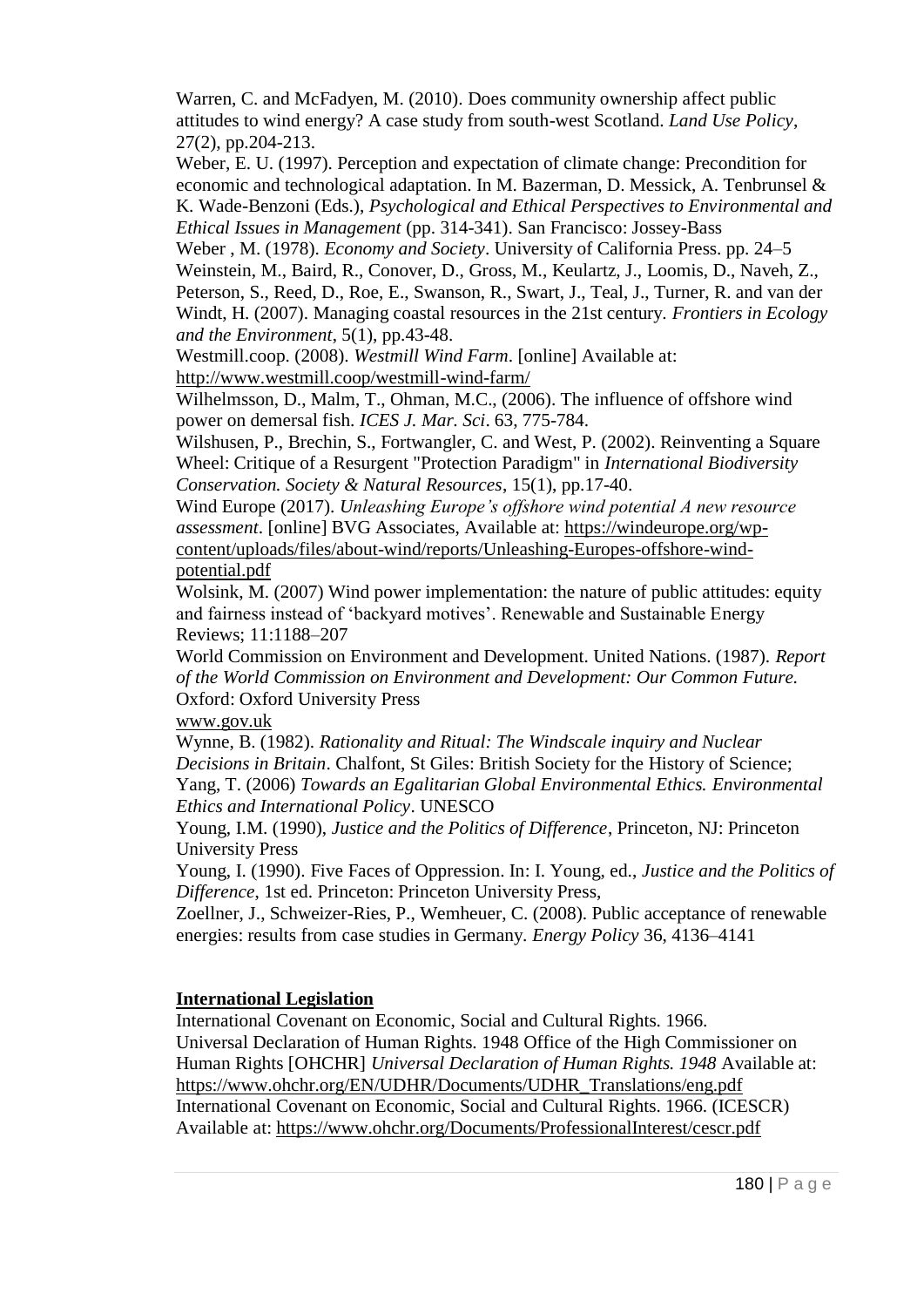Warren, C. and McFadyen, M. (2010). Does community ownership affect public attitudes to wind energy? A case study from south-west Scotland. *Land Use Policy*, 27(2), pp.204-213.

Weber, E. U. (1997). Perception and expectation of climate change: Precondition for economic and technological adaptation. In M. Bazerman, D. Messick, A. Tenbrunsel & K. Wade-Benzoni (Eds.), *Psychological and Ethical Perspectives to Environmental and Ethical Issues in Management* (pp. 314-341). San Francisco: Jossey-Bass

Weber , M. (1978). *Economy and Society*. University of California Press. pp. 24–5

Weinstein, M., Baird, R., Conover, D., Gross, M., Keulartz, J., Loomis, D., Naveh, Z., Peterson, S., Reed, D., Roe, E., Swanson, R., Swart, J., Teal, J., Turner, R. and van der Windt, H. (2007). Managing coastal resources in the 21st century. *Frontiers in Ecology and the Environment*, 5(1), pp.43-48.

Westmill.coop. (2008). *Westmill Wind Farm*. [online] Available at: http://www.westmill.coop/westmill-wind-farm/

Wilhelmsson, D., Malm, T., Ohman, M.C., (2006). The influence of offshore wind power on demersal fish. *ICES J. Mar. Sci*. 63, 775-784.

Wilshusen, P., Brechin, S., Fortwangler, C. and West, P. (2002). Reinventing a Square Wheel: Critique of a Resurgent "Protection Paradigm" in *International Biodiversity Conservation. Society & Natural Resources*, 15(1), pp.17-40.

Wind Europe (2017). *Unleashing Europe's offshore wind potential A new resource assessment*. [online] BVG Associates, Available at: https://windeurope.org/wp-content/uploads/files/about-wind/reports/Unleashing-Europes-offshore-wind-potential.pdf

Wolsink, M. (2007) Wind power implementation: the nature of public attitudes: equity and fairness instead of 'backyard motives'. Renewable and Sustainable Energy Reviews; 11:1188–207

World Commission on Environment and Development. United Nations. (1987). *Report of the World Commission on Environment and Development: Our Common Future.* Oxford: Oxford University Press

www.gov.uk

Wynne, B. (1982). *Rationality and Ritual: The Windscale inquiry and Nuclear Decisions in Britain*. Chalfont, St Giles: British Society for the History of Science;

Yang, T. (2006) *Towards an Egalitarian Global Environmental Ethics. Environmental Ethics and International Policy*. UNESCO

Young, I.M. (1990), *Justice and the Politics of Difference*, Princeton, NJ: Princeton University Press

Young, I. (1990). Five Faces of Oppression. In: I. Young, ed., *Justice and the Politics of Difference*, 1st ed. Princeton: Princeton University Press,

Zoellner, J., Schweizer-Ries, P., Wemheuer, C. (2008). Public acceptance of renewable energies: results from case studies in Germany. *Energy Policy* 36, 4136–4141

**International Legislation**

International Covenant on Economic, Social and Cultural Rights. 1966.

Universal Declaration of Human Rights. 1948 Office of the High Commissioner on Human Rights [OHCHR] *Universal Declaration of Human Rights. 1948* Available at: https://www.ohchr.org/EN/UDHR/Documents/UDHR_Translations/eng.pdf

International Covenant on Economic, Social and Cultural Rights. 1966. (ICESCR) Available at: https://www.ohchr.org/Documents/ProfessionalInterest/cescr.pdf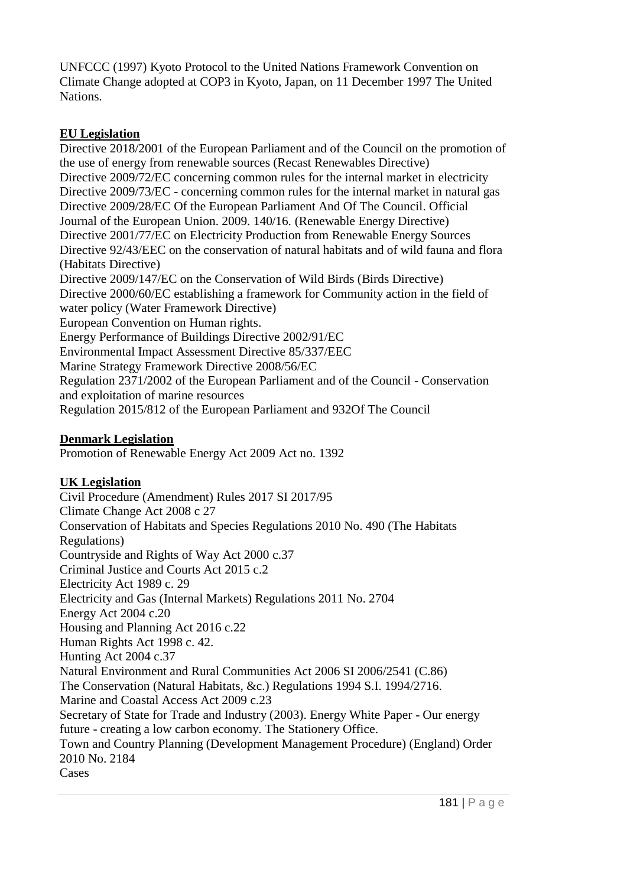UNFCCC (1997) Kyoto Protocol to the United Nations Framework Convention on Climate Change adopted at COP3 in Kyoto, Japan, on 11 December 1997 The United Nations.

**EU Legislation**

Directive 2018/2001 of the European Parliament and of the Council on the promotion of the use of energy from renewable sources (Recast Renewables Directive)
Directive 2009/72/EC concerning common rules for the internal market in electricity
Directive 2009/73/EC - concerning common rules for the internal market in natural gas
Directive 2009/28/EC Of the European Parliament And Of The Council. Official Journal of the European Union. 2009. 140/16. (Renewable Energy Directive)
Directive 2001/77/EC on Electricity Production from Renewable Energy Sources
Directive 92/43/EEC on the conservation of natural habitats and of wild fauna and flora (Habitats Directive)
Directive 2009/147/EC on the Conservation of Wild Birds (Birds Directive)
Directive 2000/60/EC establishing a framework for Community action in the field of water policy (Water Framework Directive)
European Convention on Human rights.
Energy Performance of Buildings Directive 2002/91/EC
Environmental Impact Assessment Directive 85/337/EEC
Marine Strategy Framework Directive 2008/56/EC
Regulation 2371/2002 of the European Parliament and of the Council - Conservation and exploitation of marine resources
Regulation 2015/812 of the European Parliament and 932Of The Council

**Denmark Legislation**

Promotion of Renewable Energy Act 2009 Act no. 1392

**UK Legislation**

Civil Procedure (Amendment) Rules 2017 SI 2017/95
Climate Change Act 2008 c 27
Conservation of Habitats and Species Regulations 2010 No. 490 (The Habitats Regulations)
Countryside and Rights of Way Act 2000 c.37
Criminal Justice and Courts Act 2015 c.2
Electricity Act 1989 c. 29
Electricity and Gas (Internal Markets) Regulations 2011 No. 2704
Energy Act 2004 c.20
Housing and Planning Act 2016 c.22
Human Rights Act 1998 c. 42.
Hunting Act 2004 c.37
Natural Environment and Rural Communities Act 2006 SI 2006/2541 (C.86)
The Conservation (Natural Habitats, &c.) Regulations 1994 S.I. 1994/2716.
Marine and Coastal Access Act 2009 c.23
Secretary of State for Trade and Industry (2003). Energy White Paper - Our energy future - creating a low carbon economy. The Stationery Office.
Town and Country Planning (Development Management Procedure) (England) Order 2010 No. 2184
Cases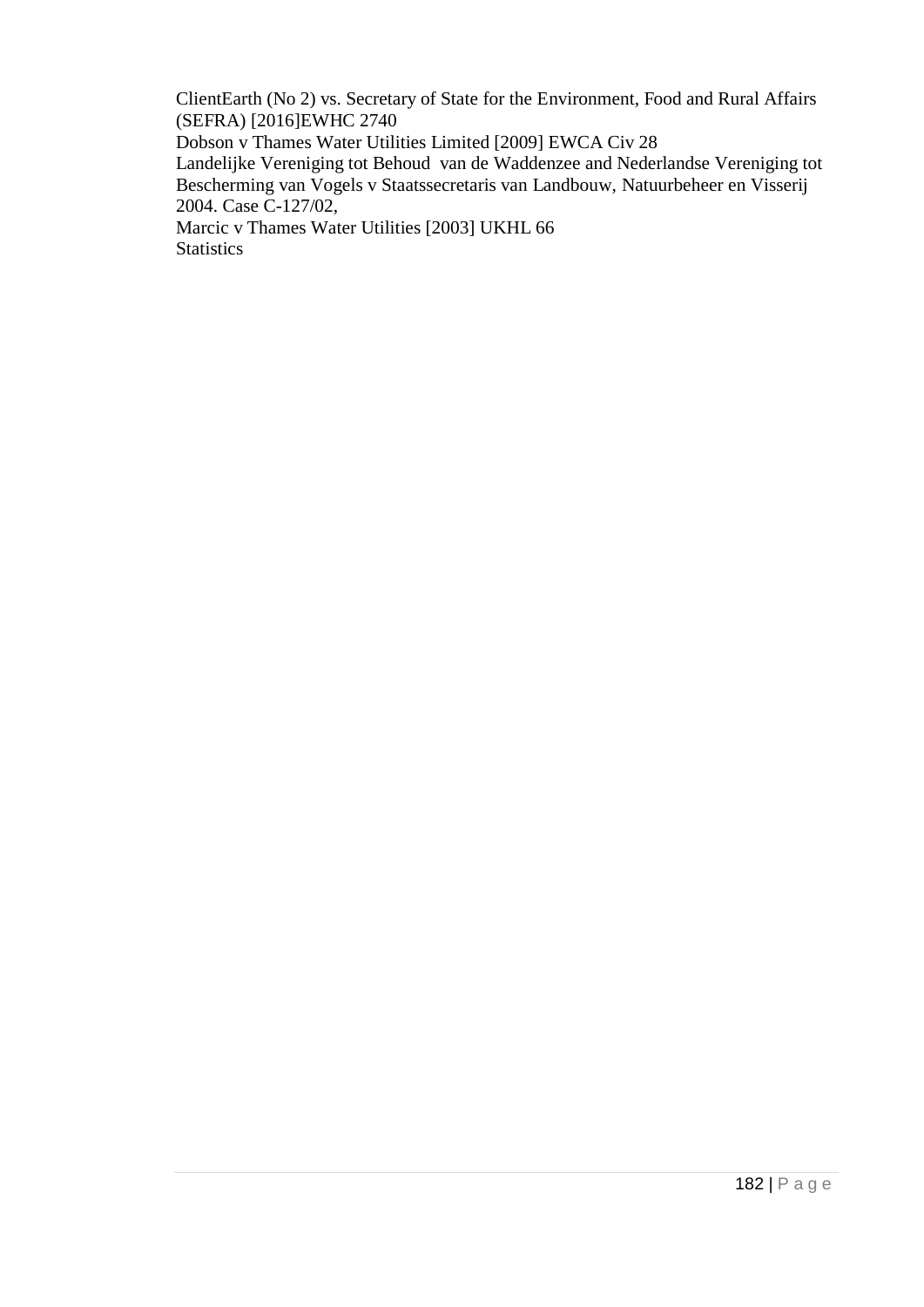ClientEarth (No 2) vs. Secretary of State for the Environment, Food and Rural Affairs (SEFRA) [2016]EWHC 2740

Dobson v Thames Water Utilities Limited [2009] EWCA Civ 28

Landelijke Vereniging tot Behoud van de Waddenzee and Nederlandse Vereniging tot Bescherming van Vogels v Staatssecretaris van Landbouw, Natuurbeheer en Visserij 2004. Case C-127/02,

Marcic v Thames Water Utilities [2003] UKHL 66

Statistics